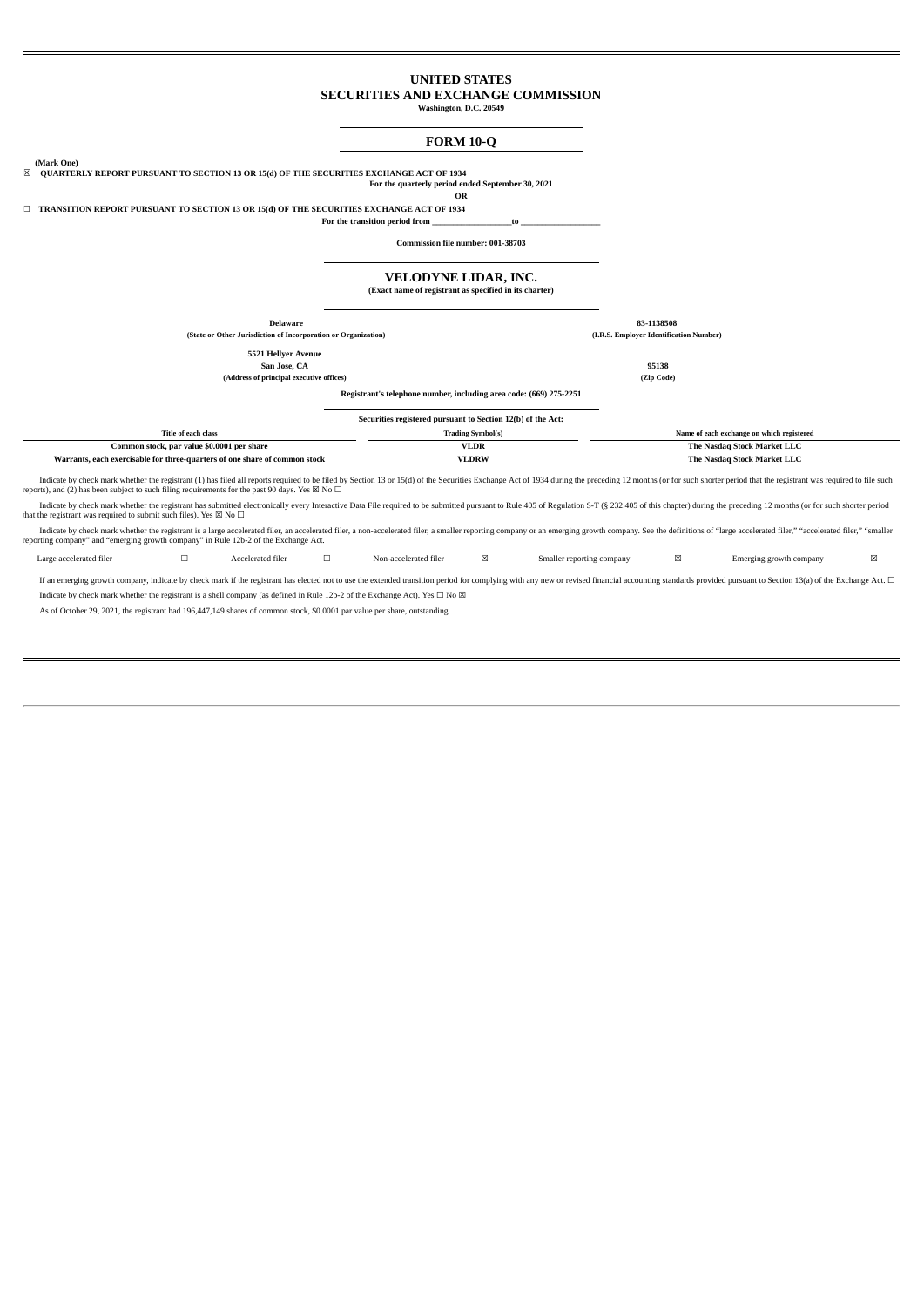# UNITED STATES
# SECURITIES AND EXCHANGE COMMISSION
**Washington, D.C. 20549**

## FORM 10-Q

**(Mark One)**

☒ **QUARTERLY REPORT PURSUANT TO SECTION 13 OR 15(d) OF THE SECURITIES EXCHANGE ACT OF 1934**

**For the quarterly period ended September 30, 2021**

**OR**

☐ **TRANSITION REPORT PURSUANT TO SECTION 13 OR 15(d) OF THE SECURITIES EXCHANGE ACT OF 1934**

**For the transition period from \_\_\_\_\_\_\_\_\_\_\_\_\_\_\_\_\_\_to \_\_\_\_\_\_\_\_\_\_\_\_\_\_\_\_\_\_**

**Commission file number: 001-38703**

## VELODYNE LIDAR, INC.
**(Exact name of registrant as specified in its charter)**

| | |
|---|---|
| **Delaware** | **83-1138508** |
| **(State or Other Jurisdiction of Incorporation or Organization)** | **(I.R.S. Employer Identification Number)** |
| **5521 Hellyer Avenue San Jose, CA** | **95138** |
| **(Address of principal executive offices)** | **(Zip Code)** |

**Registrant's telephone number, including area code: (669) 275-2251**

**Securities registered pursuant to Section 12(b) of the Act:**

| Title of each class | Trading Symbol(s) | Name of each exchange on which registered |
|---|---|---|
| **Common stock, par value $0.0001 per share** | **VLDR** | **The Nasdaq Stock Market LLC** |
| **Warrants, each exercisable for three-quarters of one share of common stock** | **VLDRW** | **The Nasdaq Stock Market LLC** |

Indicate by check mark whether the registrant (1) has filed all reports required to be filed by Section 13 or 15(d) of the Securities Exchange Act of 1934 during the preceding 12 months (or for such shorter period that the registrant was required to file such reports), and (2) has been subject to such filing requirements for the past 90 days. Yes ☒ No ☐

Indicate by check mark whether the registrant has submitted electronically every Interactive Data File required to be submitted pursuant to Rule 405 of Regulation S-T (§ 232.405 of this chapter) during the preceding 12 months (or for such shorter period that the registrant was required to submit such files). Yes ☒ No ☐

Indicate by check mark whether the registrant is a large accelerated filer, an accelerated filer, a non-accelerated filer, a smaller reporting company or an emerging growth company. See the definitions of "large accelerated filer," "accelerated filer," "smaller reporting company" and "emerging growth company" in Rule 12b-2 of the Exchange Act.

| | | | | | | | | | |
|---|---|---|---|---|---|---|---|---|---|
| Large accelerated filer | ☐ | Accelerated filer | ☐ | Non-accelerated filer | ☒ | Smaller reporting company | ☒ | Emerging growth company | ☒ |

If an emerging growth company, indicate by check mark if the registrant has elected not to use the extended transition period for complying with any new or revised financial accounting standards provided pursuant to Section 13(a) of the Exchange Act. ☐

Indicate by check mark whether the registrant is a shell company (as defined in Rule 12b-2 of the Exchange Act). Yes ☐ No ☒

As of October 29, 2021, the registrant had 196,447,149 shares of common stock, $0.0001 par value per share, outstanding.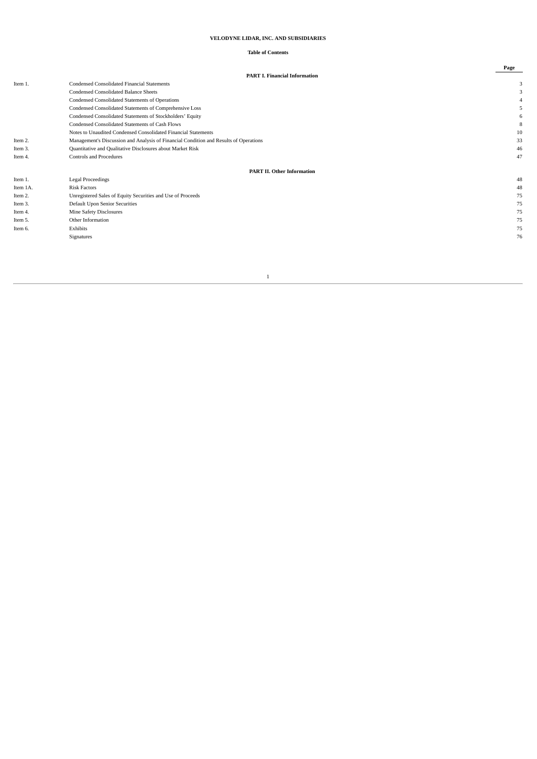**VELODYNE LIDAR, INC. AND SUBSIDIARIES**

**Table of Contents**

| | | Page |
|---|---|---|
| | **PART I. Financial Information** | |
| Item 1. | Condensed Consolidated Financial Statements | 3 |
| | Condensed Consolidated Balance Sheets | 3 |
| | Condensed Consolidated Statements of Operations | 4 |
| | Condensed Consolidated Statements of Comprehensive Loss | 5 |
| | Condensed Consolidated Statements of Stockholders' Equity | 6 |
| | Condensed Consolidated Statements of Cash Flows | 8 |
| | Notes to Unaudited Condensed Consolidated Financial Statements | 10 |
| Item 2. | Management's Discussion and Analysis of Financial Condition and Results of Operations | 33 |
| Item 3. | Quantitative and Qualitative Disclosures about Market Risk | 46 |
| Item 4. | Controls and Procedures | 47 |
| | **PART II. Other Information** | |
| Item 1. | Legal Proceedings | 48 |
| Item 1A. | Risk Factors | 48 |
| Item 2. | Unregistered Sales of Equity Securities and Use of Proceeds | 75 |
| Item 3. | Default Upon Senior Securities | 75 |
| Item 4. | Mine Safety Disclosures | 75 |
| Item 5. | Other Information | 75 |
| Item 6. | Exhibits | 75 |
| | Signatures | 76 |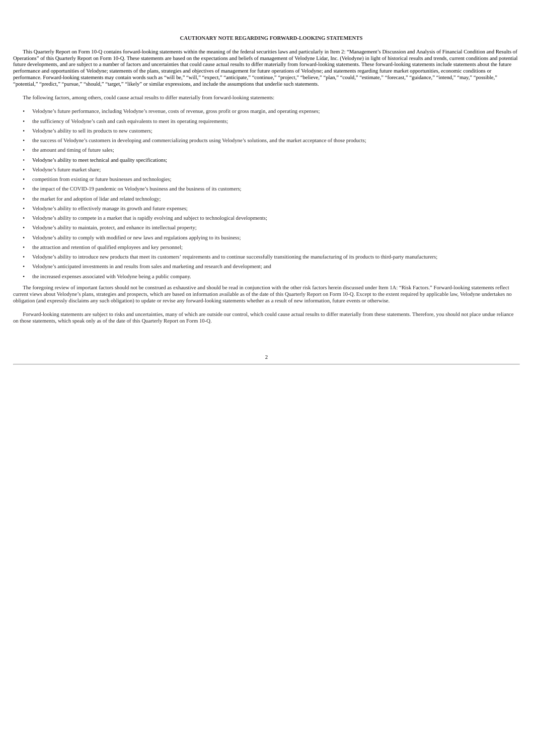**CAUTIONARY NOTE REGARDING FORWARD-LOOKING STATEMENTS**

This Quarterly Report on Form 10-Q contains forward-looking statements within the meaning of the federal securities laws and particularly in Item 2: "Management's Discussion and Analysis of Financial Condition and Results of Operations" of this Quarterly Report on Form 10-Q. These statements are based on the expectations and beliefs of management of Velodyne Lidar, Inc. (Velodyne) in light of historical results and trends, current conditions and potential future developments, and are subject to a number of factors and uncertainties that could cause actual results to differ materially from forward-looking statements. These forward-looking statements include statements about the future performance and opportunities of Velodyne; statements of the plans, strategies and objectives of management for future operations of Velodyne; and statements regarding future market opportunities, economic conditions or performance. Forward-looking statements may contain words such as "will be," "will," "expect," "anticipate," "continue," "project," "believe," "plan," "could," "estimate," "forecast," "guidance," "intend," "may," "possible," "potential," "predict," "pursue," "should," "target," "likely" or similar expressions, and include the assumptions that underlie such statements.

The following factors, among others, could cause actual results to differ materially from forward-looking statements:

- Velodyne's future performance, including Velodyne's revenue, costs of revenue, gross profit or gross margin, and operating expenses;
- the sufficiency of Velodyne's cash and cash equivalents to meet its operating requirements;
- Velodyne's ability to sell its products to new customers;
- the success of Velodyne's customers in developing and commercializing products using Velodyne's solutions, and the market acceptance of those products;
- the amount and timing of future sales;
- Velodyne's ability to meet technical and quality specifications;
- Velodyne's future market share;
- competition from existing or future businesses and technologies;
- the impact of the COVID-19 pandemic on Velodyne's business and the business of its customers;
- the market for and adoption of lidar and related technology;
- Velodyne's ability to effectively manage its growth and future expenses;
- Velodyne's ability to compete in a market that is rapidly evolving and subject to technological developments;
- Velodyne's ability to maintain, protect, and enhance its intellectual property;
- Velodyne's ability to comply with modified or new laws and regulations applying to its business;
- the attraction and retention of qualified employees and key personnel;
- Velodyne's ability to introduce new products that meet its customers' requirements and to continue successfully transitioning the manufacturing of its products to third-party manufacturers;
- Velodyne's anticipated investments in and results from sales and marketing and research and development; and
- the increased expenses associated with Velodyne being a public company.

The foregoing review of important factors should not be construed as exhaustive and should be read in conjunction with the other risk factors herein discussed under Item 1A: "Risk Factors." Forward-looking statements reflect current views about Velodyne's plans, strategies and prospects, which are based on information available as of the date of this Quarterly Report on Form 10-Q. Except to the extent required by applicable law, Velodyne undertakes no obligation (and expressly disclaims any such obligation) to update or revise any forward-looking statements whether as a result of new information, future events or otherwise.

Forward-looking statements are subject to risks and uncertainties, many of which are outside our control, which could cause actual results to differ materially from these statements. Therefore, you should not place undue reliance on those statements, which speak only as of the date of this Quarterly Report on Form 10-Q.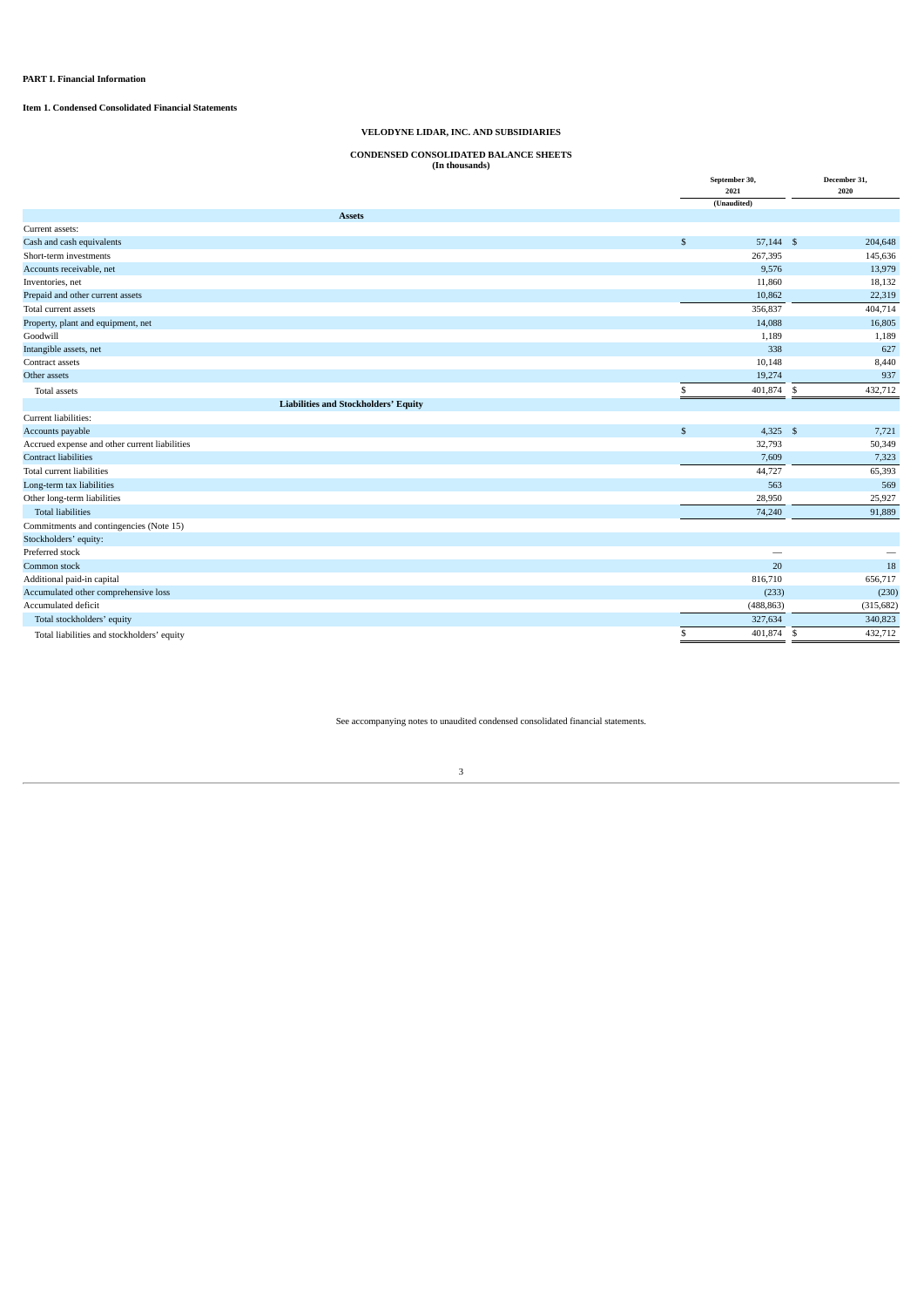**PART I. Financial Information**

**Item 1. Condensed Consolidated Financial Statements**

**VELODYNE LIDAR, INC. AND SUBSIDIARIES**

**CONDENSED CONSOLIDATED BALANCE SHEETS**
**(In thousands)**

| | September 30, 2021 (Unaudited) | December 31, 2020 |
|---|---|---|
| **Assets** | | |
| Current assets: | | |
| Cash and cash equivalents | $ 57,144 | $ 204,648 |
| Short-term investments | 267,395 | 145,636 |
| Accounts receivable, net | 9,576 | 13,979 |
| Inventories, net | 11,860 | 18,132 |
| Prepaid and other current assets | 10,862 | 22,319 |
| Total current assets | 356,837 | 404,714 |
| Property, plant and equipment, net | 14,088 | 16,805 |
| Goodwill | 1,189 | 1,189 |
| Intangible assets, net | 338 | 627 |
| Contract assets | 10,148 | 8,440 |
| Other assets | 19,274 | 937 |
| Total assets | $ 401,874 | $ 432,712 |
| **Liabilities and Stockholders' Equity** | | |
| Current liabilities: | | |
| Accounts payable | $ 4,325 | $ 7,721 |
| Accrued expense and other current liabilities | 32,793 | 50,349 |
| Contract liabilities | 7,609 | 7,323 |
| Total current liabilities | 44,727 | 65,393 |
| Long-term tax liabilities | 563 | 569 |
| Other long-term liabilities | 28,950 | 25,927 |
| Total liabilities | 74,240 | 91,889 |
| Commitments and contingencies (Note 15) | | |
| Stockholders' equity: | | |
| Preferred stock | — | — |
| Common stock | 20 | 18 |
| Additional paid-in capital | 816,710 | 656,717 |
| Accumulated other comprehensive loss | (233) | (230) |
| Accumulated deficit | (488,863) | (315,682) |
| Total stockholders' equity | 327,634 | 340,823 |
| Total liabilities and stockholders' equity | $ 401,874 | $ 432,712 |

See accompanying notes to unaudited condensed consolidated financial statements.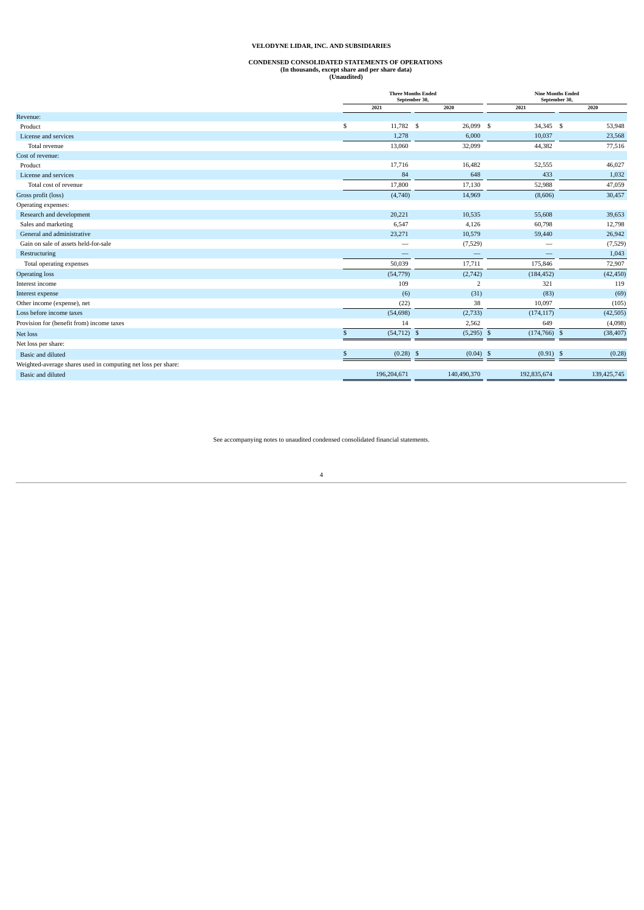# VELODYNE LIDAR, INC. AND SUBSIDIARIES

## CONDENSED CONSOLIDATED STATEMENTS OF OPERATIONS
### (In thousands, except share and per share data)
### (Unaudited)

| | Three Months Ended September 30, | | Nine Months Ended September 30, | |
|---|---|---|---|---|
| | 2021 | 2020 | 2021 | 2020 |
| Revenue: | | | | |
| Product | $ 11,782 | $ 26,099 | $ 34,345 | $ 53,948 |
| License and services | 1,278 | 6,000 | 10,037 | 23,568 |
| Total revenue | 13,060 | 32,099 | 44,382 | 77,516 |
| Cost of revenue: | | | | |
| Product | 17,716 | 16,482 | 52,555 | 46,027 |
| License and services | 84 | 648 | 433 | 1,032 |
| Total cost of revenue | 17,800 | 17,130 | 52,988 | 47,059 |
| Gross profit (loss) | (4,740) | 14,969 | (8,606) | 30,457 |
| Operating expenses: | | | | |
| Research and development | 20,221 | 10,535 | 55,608 | 39,653 |
| Sales and marketing | 6,547 | 4,126 | 60,798 | 12,798 |
| General and administrative | 23,271 | 10,579 | 59,440 | 26,942 |
| Gain on sale of assets held-for-sale | — | (7,529) | — | (7,529) |
| Restructuring | — | — | — | 1,043 |
| Total operating expenses | 50,039 | 17,711 | 175,846 | 72,907 |
| Operating loss | (54,779) | (2,742) | (184,452) | (42,450) |
| Interest income | 109 | 2 | 321 | 119 |
| Interest expense | (6) | (31) | (83) | (69) |
| Other income (expense), net | (22) | 38 | 10,097 | (105) |
| Loss before income taxes | (54,698) | (2,733) | (174,117) | (42,505) |
| Provision for (benefit from) income taxes | 14 | 2,562 | 649 | (4,098) |
| Net loss | $ (54,712) | $ (5,295) | $ (174,766) | $ (38,407) |
| Net loss per share: | | | | |
| Basic and diluted | $ (0.28) | $ (0.04) | $ (0.91) | $ (0.28) |
| Weighted-average shares used in computing net loss per share: | | | | |
| Basic and diluted | 196,204,671 | 140,490,370 | 192,835,674 | 139,425,745 |

See accompanying notes to unaudited condensed consolidated financial statements.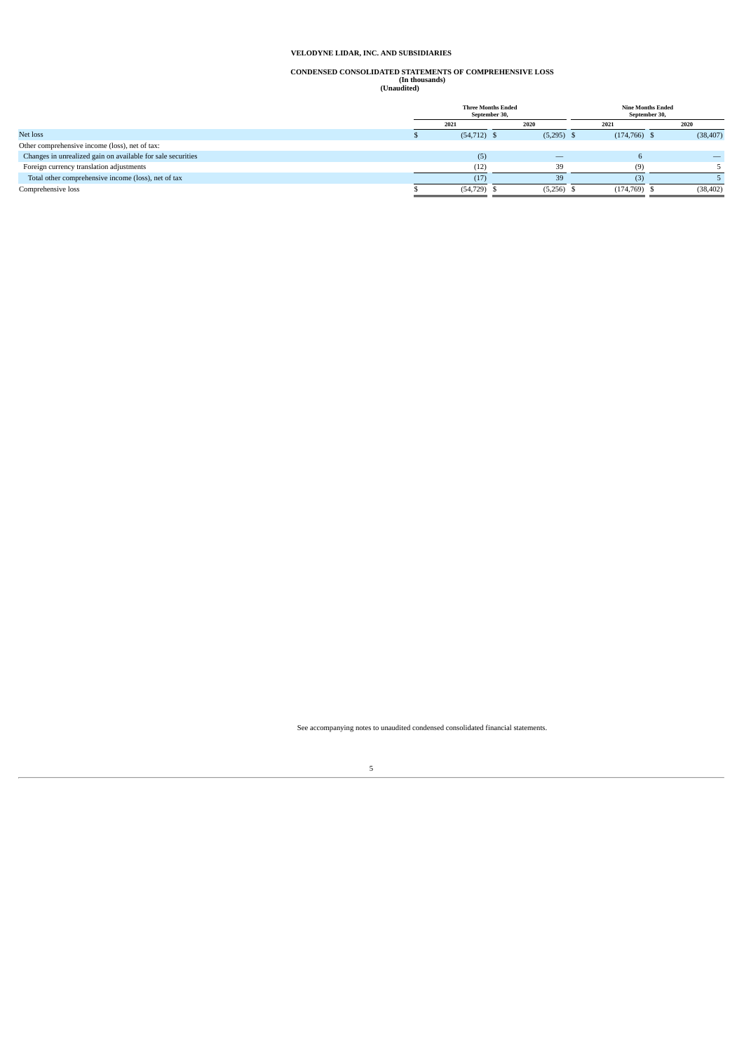**VELODYNE LIDAR, INC. AND SUBSIDIARIES**

**CONDENSED CONSOLIDATED STATEMENTS OF COMPREHENSIVE LOSS**
**(In thousands)**
**(Unaudited)**

| | Three Months Ended September 30, | | Nine Months Ended September 30, | |
|---|---|---|---|---|
| | 2021 | 2020 | 2021 | 2020 |
| Net loss | $ (54,712) | $ (5,295) | $ (174,766) | $ (38,407) |
| Other comprehensive income (loss), net of tax: | | | | |
| Changes in unrealized gain on available for sale securities | (5) | — | 6 | — |
| Foreign currency translation adjustments | (12) | 39 | (9) | 5 |
| Total other comprehensive income (loss), net of tax | (17) | 39 | (3) | 5 |
| Comprehensive loss | $ (54,729) | $ (5,256) | $ (174,769) | $ (38,402) |

See accompanying notes to unaudited condensed consolidated financial statements.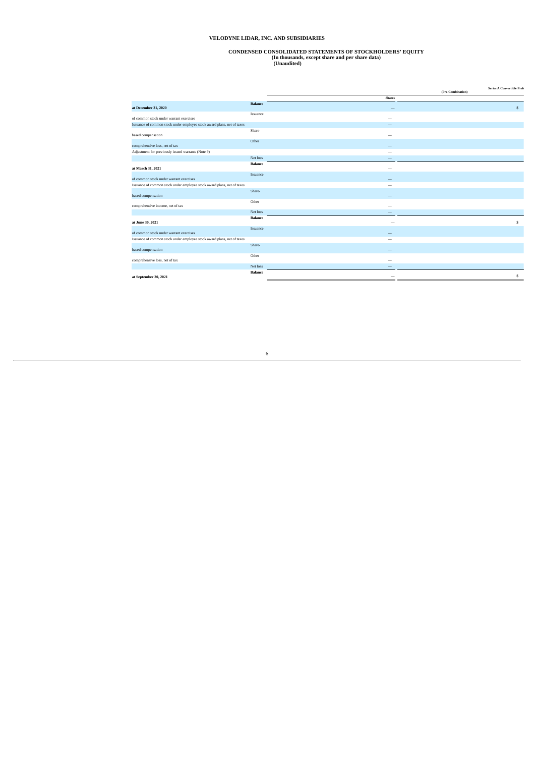**VELODYNE LIDAR, INC. AND SUBSIDIARIES**

**CONDENSED CONSOLIDATED STATEMENTS OF STOCKHOLDERS' EQUITY**
**(In thousands, except share and per share data)**
**(Unaudited)**

| | Series A Convertible Pref (Pre-Combination) | |
|---|---|---|
| | Shares | |
| **Balance at December 31, 2020** | — | $ |
| Issuance of common stock under warrant exercises | — | |
| Issuance of common stock under employee stock award plans, net of taxes | — | |
| Share-based compensation | — | |
| Other comprehensive loss, net of tax | — | |
| Adjustment for previously issued warrants (Note 9) | — | |
| Net loss | — | |
| **Balance at March 31, 2021** | — | |
| Issuance of common stock under warrant exercises | — | |
| Issuance of common stock under employee stock award plans, net of taxes | — | |
| Share-based compensation | — | |
| Other comprehensive income, net of tax | — | |
| Net loss | — | |
| **Balance at June 30, 2021** | — | $ |
| Issuance of common stock under warrant exercises | — | |
| Issuance of common stock under employee stock award plans, net of taxes | — | |
| Share-based compensation | — | |
| Other comprehensive loss, net of tax | — | |
| Net loss | — | |
| **Balance at September 30, 2021** | — | $ |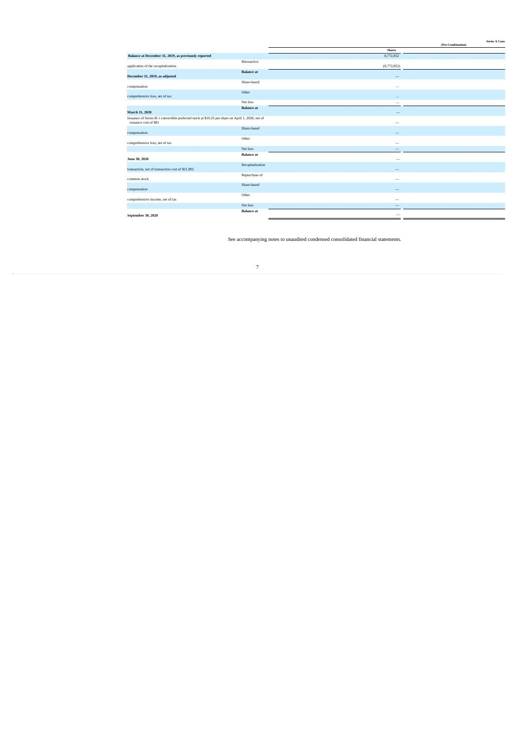| | Series A Conv (Pre-Combination) |
|---|---|
| | Shares |
| **Balance at December 31, 2019, as previously reported** | 8,772,852 |
| Retroactive application of the recapitalization | (8,772,852) |
| **Balance at December 31, 2019, as adjusted** | — |
| Share-based compensation | — |
| Other comprehensive loss, net of tax | — |
| Net loss | — |
| **Balance at March 31, 2020** | — |
| Issuance of Series B-1 convertible preferred stock at $10.25 per share on April 1, 2020, net of issuance cost of $81 | — |
| Share-based compensation | — |
| Other comprehensive loss, net of tax | — |
| Net loss | — |
| **Balance at June 30, 2020** | — |
| Recapitalization transaction, net of transaction cost of $21,902 | — |
| Repurchase of common stock | — |
| Share-based compensation | — |
| Other comprehensive income, net of tax | — |
| Net loss | — |
| **Balance at September 30, 2020** | — |

See accompanying notes to unaudited condensed consolidated financial statements.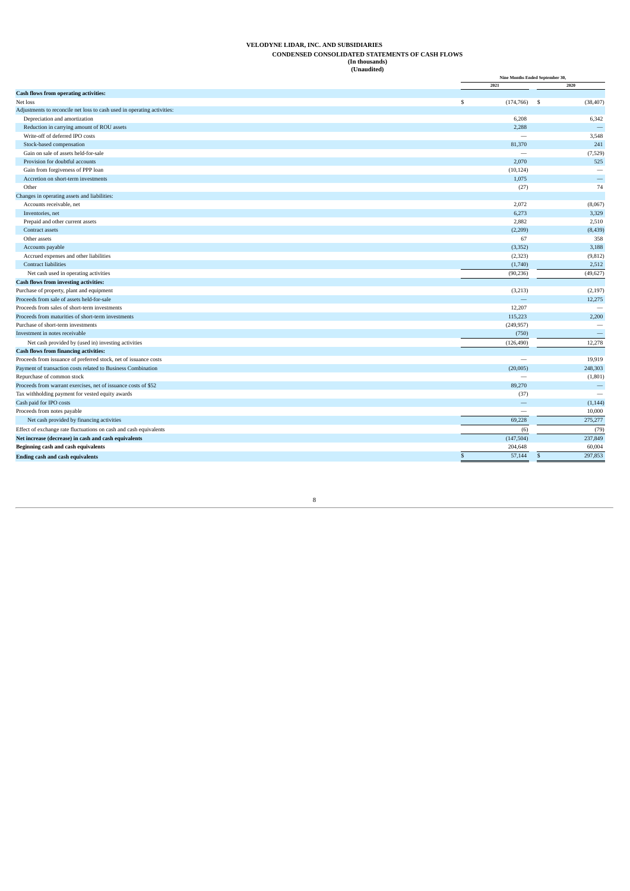# VELODYNE LIDAR, INC. AND SUBSIDIARIES

## CONDENSED CONSOLIDATED STATEMENTS OF CASH FLOWS

**(In thousands)**

**(Unaudited)**

| | Nine Months Ended September 30, | |
|---|---|---|
| | 2021 | 2020 |
| **Cash flows from operating activities:** | | |
| Net loss | $ (174,766) | $ (38,407) |
| Adjustments to reconcile net loss to cash used in operating activities: | | |
| Depreciation and amortization | 6,208 | 6,342 |
| Reduction in carrying amount of ROU assets | 2,288 | — |
| Write-off of deferred IPO costs | — | 3,548 |
| Stock-based compensation | 81,370 | 241 |
| Gain on sale of assets held-for-sale | — | (7,529) |
| Provision for doubtful accounts | 2,070 | 525 |
| Gain from forgiveness of PPP loan | (10,124) | — |
| Accretion on short-term investments | 1,075 | — |
| Other | (27) | 74 |
| Changes in operating assets and liabilities: | | |
| Accounts receivable, net | 2,072 | (8,067) |
| Inventories, net | 6,273 | 3,329 |
| Prepaid and other current assets | 2,882 | 2,510 |
| Contract assets | (2,209) | (8,439) |
| Other assets | 67 | 358 |
| Accounts payable | (3,352) | 3,188 |
| Accrued expenses and other liabilities | (2,323) | (9,812) |
| Contract liabilities | (1,740) | 2,512 |
| Net cash used in operating activities | (90,236) | (49,627) |
| **Cash flows from investing activities:** | | |
| Purchase of property, plant and equipment | (3,213) | (2,197) |
| Proceeds from sale of assets held-for-sale | — | 12,275 |
| Proceeds from sales of short-term investments | 12,207 | — |
| Proceeds from maturities of short-term investments | 115,223 | 2,200 |
| Purchase of short-term investments | (249,957) | — |
| Investment in notes receivable | (750) | — |
| Net cash provided by (used in) investing activities | (126,490) | 12,278 |
| **Cash flows from financing activities:** | | |
| Proceeds from issuance of preferred stock, net of issuance costs | — | 19,919 |
| Payment of transaction costs related to Business Combination | (20,005) | 248,303 |
| Repurchase of common stock | — | (1,801) |
| Proceeds from warrant exercises, net of issuance costs of $52 | 89,270 | — |
| Tax withholding payment for vested equity awards | (37) | — |
| Cash paid for IPO costs | — | (1,144) |
| Proceeds from notes payable | — | 10,000 |
| Net cash provided by financing activities | 69,228 | 275,277 |
| Effect of exchange rate fluctuations on cash and cash equivalents | (6) | (79) |
| **Net increase (decrease) in cash and cash equivalents** | (147,504) | 237,849 |
| **Beginning cash and cash equivalents** | 204,648 | 60,004 |
| **Ending cash and cash equivalents** | $ 57,144 | $ 297,853 |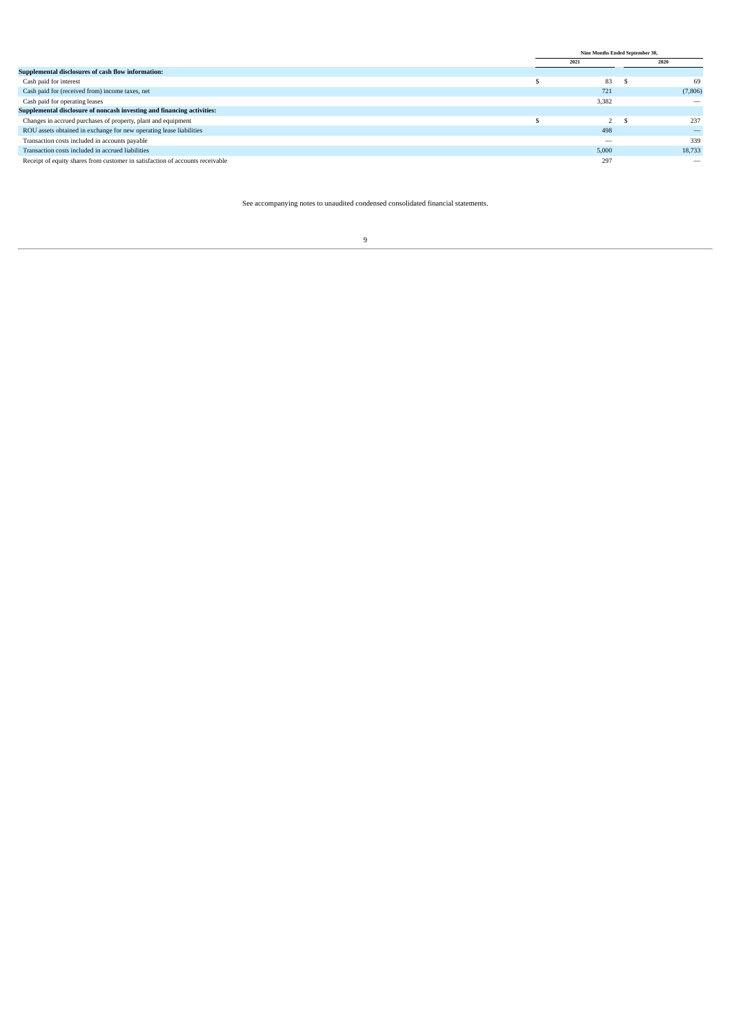| | Nine Months Ended September 30, | |
|---|---|---|
| | 2021 | 2020 |
| **Supplemental disclosures of cash flow information:** | | |
| Cash paid for interest | $ 83 | $ 69 |
| Cash paid for (received from) income taxes, net | 721 | (7,806) |
| Cash paid for operating leases | 3,382 | — |
| **Supplemental disclosure of noncash investing and financing activities:** | | |
| Changes in accrued purchases of property, plant and equipment | $ 2 | $ 237 |
| ROU assets obtained in exchange for new operating lease liabilities | 498 | — |
| Transaction costs included in accounts payable | — | 339 |
| Transaction costs included in accrued liabilities | 5,000 | 18,733 |
| Receipt of equity shares from customer in satisfaction of accounts receivable | 297 | — |

See accompanying notes to unaudited condensed consolidated financial statements.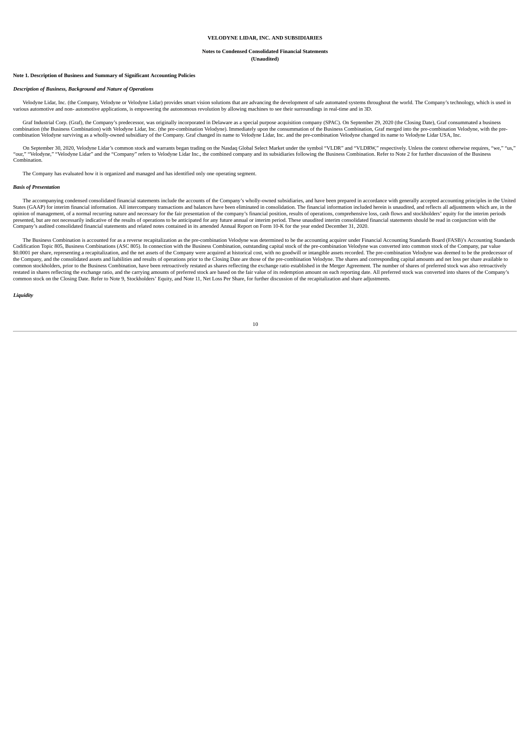**VELODYNE LIDAR, INC. AND SUBSIDIARIES**

**Notes to Condensed Consolidated Financial Statements**
**(Unaudited)**

**Note 1. Description of Business and Summary of Significant Accounting Policies**

***Description of Business, Background and Nature of Operations***

Velodyne Lidar, Inc. (the Company, Velodyne or Velodyne Lidar) provides smart vision solutions that are advancing the development of safe automated systems throughout the world. The Company's technology, which is used in various automotive and non- automotive applications, is empowering the autonomous revolution by allowing machines to see their surroundings in real-time and in 3D.

Graf Industrial Corp. (Graf), the Company's predecessor, was originally incorporated in Delaware as a special purpose acquisition company (SPAC). On September 29, 2020 (the Closing Date), Graf consummated a business combination (the Business Combination) with Velodyne Lidar, Inc. (the pre-combination Velodyne). Immediately upon the consummation of the Business Combination, Graf merged into the pre-combination Velodyne, with the pre-combination Velodyne surviving as a wholly-owned subsidiary of the Company. Graf changed its name to Velodyne Lidar, Inc. and the pre-combination Velodyne changed its name to Velodyne Lidar USA, Inc.

On September 30, 2020, Velodyne Lidar's common stock and warrants began trading on the Nasdaq Global Select Market under the symbol "VLDR" and "VLDRW," respectively. Unless the context otherwise requires, "we," "us," "our," "Velodyne," "Velodyne Lidar" and the "Company" refers to Velodyne Lidar Inc., the combined company and its subsidiaries following the Business Combination. Refer to Note 2 for further discussion of the Business Combination.

The Company has evaluated how it is organized and managed and has identified only one operating segment.

***Basis of Presentation***

The accompanying condensed consolidated financial statements include the accounts of the Company's wholly-owned subsidiaries, and have been prepared in accordance with generally accepted accounting principles in the United States (GAAP) for interim financial information. All intercompany transactions and balances have been eliminated in consolidation. The financial information included herein is unaudited, and reflects all adjustments which are, in the opinion of management, of a normal recurring nature and necessary for the fair presentation of the company's financial position, results of operations, comprehensive loss, cash flows and stockholders' equity for the interim periods presented, but are not necessarily indicative of the results of operations to be anticipated for any future annual or interim period. These unaudited interim consolidated financial statements should be read in conjunction with the Company's audited consolidated financial statements and related notes contained in its amended Annual Report on Form 10-K for the year ended December 31, 2020.

The Business Combination is accounted for as a reverse recapitalization as the pre-combination Velodyne was determined to be the accounting acquirer under Financial Accounting Standards Board (FASB)'s Accounting Standards Codification Topic 805, Business Combinations (ASC 805). In connection with the Business Combination, outstanding capital stock of the pre-combination Velodyne was converted into common stock of the Company, par value $0.0001 per share, representing a recapitalization, and the net assets of the Company were acquired at historical cost, with no goodwill or intangible assets recorded. The pre-combination Velodyne was deemed to be the predecessor of the Company, and the consolidated assets and liabilities and results of operations prior to the Closing Date are those of the pre-combination Velodyne. The shares and corresponding capital amounts and net loss per share available to common stockholders, prior to the Business Combination, have been retroactively restated as shares reflecting the exchange ratio established in the Merger Agreement. The number of shares of preferred stock was also retroactively restated in shares reflecting the exchange ratio, and the carrying amounts of preferred stock are based on the fair value of its redemption amount on each reporting date. All preferred stock was converted into shares of the Company's common stock on the Closing Date. Refer to Note 9, Stockholders' Equity, and Note 11, Net Loss Per Share, for further discussion of the recapitalization and share adjustments.

***Liquidity***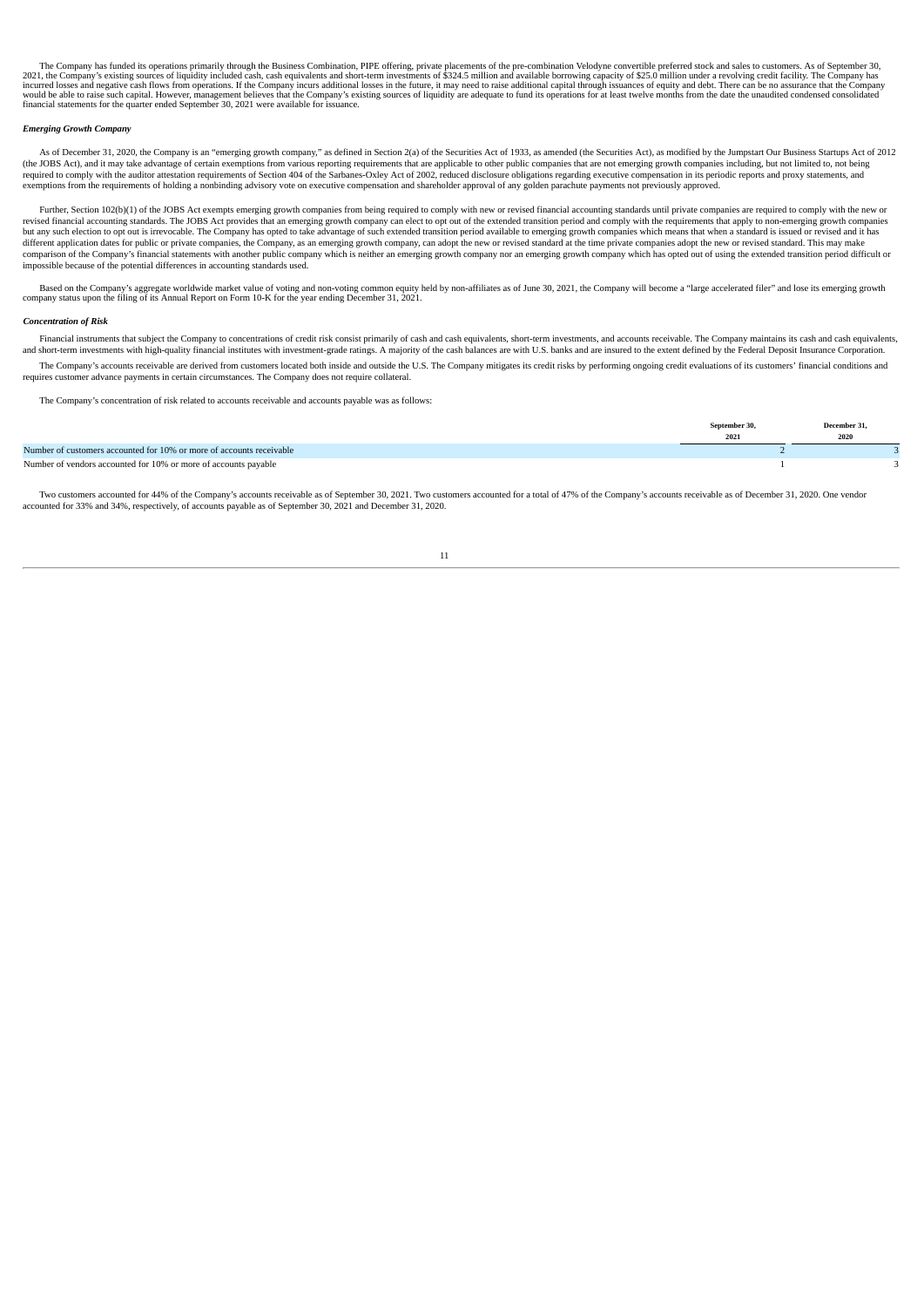The Company has funded its operations primarily through the Business Combination, PIPE offering, private placements of the pre-combination Velodyne convertible preferred stock and sales to customers. As of September 30, 2021, the Company's existing sources of liquidity included cash, cash equivalents and short-term investments of $324.5 million and available borrowing capacity of $25.0 million under a revolving credit facility. The Company has incurred losses and negative cash flows from operations. If the Company incurs additional losses in the future, it may need to raise additional capital through issuances of equity and debt. There can be no assurance that the Company would be able to raise such capital. However, management believes that the Company's existing sources of liquidity are adequate to fund its operations for at least twelve months from the date the unaudited condensed consolidated financial statements for the quarter ended September 30, 2021 were available for issuance.

***Emerging Growth Company***

As of December 31, 2020, the Company is an "emerging growth company," as defined in Section 2(a) of the Securities Act of 1933, as amended (the Securities Act), as modified by the Jumpstart Our Business Startups Act of 2012 (the JOBS Act), and it may take advantage of certain exemptions from various reporting requirements that are applicable to other public companies that are not emerging growth companies including, but not limited to, not being required to comply with the auditor attestation requirements of Section 404 of the Sarbanes-Oxley Act of 2002, reduced disclosure obligations regarding executive compensation in its periodic reports and proxy statements, and exemptions from the requirements of holding a nonbinding advisory vote on executive compensation and shareholder approval of any golden parachute payments not previously approved.

Further, Section 102(b)(1) of the JOBS Act exempts emerging growth companies from being required to comply with new or revised financial accounting standards until private companies are required to comply with the new or revised financial accounting standards. The JOBS Act provides that an emerging growth company can elect to opt out of the extended transition period and comply with the requirements that apply to non-emerging growth companies but any such election to opt out is irrevocable. The Company has opted to take advantage of such extended transition period available to emerging growth companies which means that when a standard is issued or revised and it has different application dates for public or private companies, the Company, as an emerging growth company, can adopt the new or revised standard at the time private companies adopt the new or revised standard. This may make comparison of the Company's financial statements with another public company which is neither an emerging growth company nor an emerging growth company which has opted out of using the extended transition period difficult or impossible because of the potential differences in accounting standards used.

Based on the Company's aggregate worldwide market value of voting and non-voting common equity held by non-affiliates as of June 30, 2021, the Company will become a "large accelerated filer" and lose its emerging growth company status upon the filing of its Annual Report on Form 10-K for the year ending December 31, 2021.

***Concentration of Risk***

Financial instruments that subject the Company to concentrations of credit risk consist primarily of cash and cash equivalents, short-term investments, and accounts receivable. The Company maintains its cash and cash equivalents, and short-term investments with high-quality financial institutes with investment-grade ratings. A majority of the cash balances are with U.S. banks and are insured to the extent defined by the Federal Deposit Insurance Corporation.

The Company's accounts receivable are derived from customers located both inside and outside the U.S. The Company mitigates its credit risks by performing ongoing credit evaluations of its customers' financial conditions and requires customer advance payments in certain circumstances. The Company does not require collateral.

The Company's concentration of risk related to accounts receivable and accounts payable was as follows:

| | September 30, 2021 | December 31, 2020 |
|---|---|---|
| Number of customers accounted for 10% or more of accounts receivable | 2 | 3 |
| Number of vendors accounted for 10% or more of accounts payable | 1 | 3 |

Two customers accounted for 44% of the Company's accounts receivable as of September 30, 2021. Two customers accounted for a total of 47% of the Company's accounts receivable as of December 31, 2020. One vendor accounted for 33% and 34%, respectively, of accounts payable as of September 30, 2021 and December 31, 2020.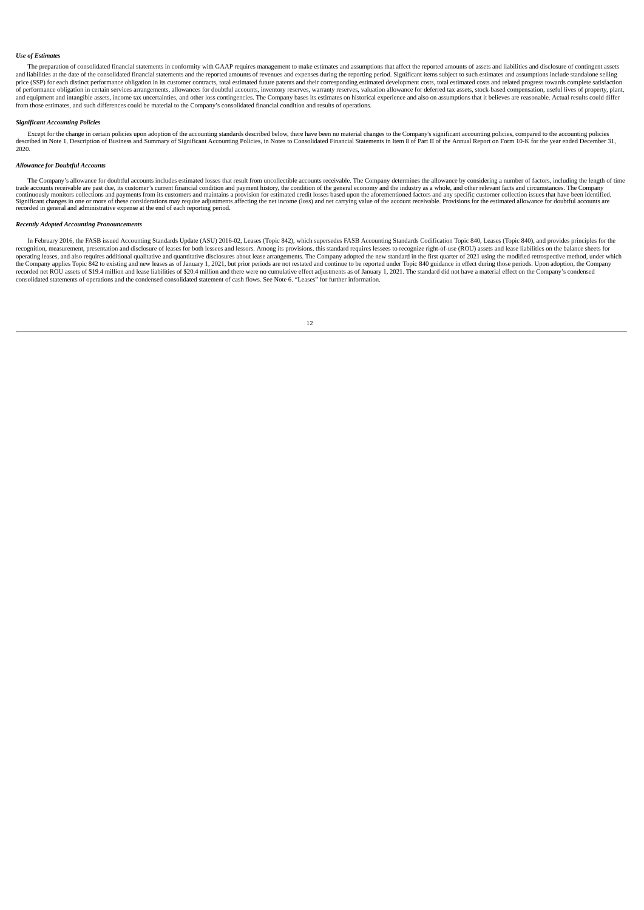***Use of Estimates***

The preparation of consolidated financial statements in conformity with GAAP requires management to make estimates and assumptions that affect the reported amounts of assets and liabilities and disclosure of contingent assets and liabilities at the date of the consolidated financial statements and the reported amounts of revenues and expenses during the reporting period. Significant items subject to such estimates and assumptions include standalone selling price (SSP) for each distinct performance obligation in its customer contracts, total estimated future patents and their corresponding estimated development costs, total estimated costs and related progress towards complete satisfaction of performance obligation in certain services arrangements, allowances for doubtful accounts, inventory reserves, warranty reserves, valuation allowance for deferred tax assets, stock-based compensation, useful lives of property, plant, and equipment and intangible assets, income tax uncertainties, and other loss contingencies. The Company bases its estimates on historical experience and also on assumptions that it believes are reasonable. Actual results could differ from those estimates, and such differences could be material to the Company's consolidated financial condition and results of operations.

***Significant Accounting Policies***

Except for the change in certain policies upon adoption of the accounting standards described below, there have been no material changes to the Company's significant accounting policies, compared to the accounting policies described in Note 1, Description of Business and Summary of Significant Accounting Policies, in Notes to Consolidated Financial Statements in Item 8 of Part II of the Annual Report on Form 10-K for the year ended December 31, 2020.

***Allowance for Doubtful Accounts***

The Company's allowance for doubtful accounts includes estimated losses that result from uncollectible accounts receivable. The Company determines the allowance by considering a number of factors, including the length of time trade accounts receivable are past due, its customer's current financial condition and payment history, the condition of the general economy and the industry as a whole, and other relevant facts and circumstances. The Company continuously monitors collections and payments from its customers and maintains a provision for estimated credit losses based upon the aforementioned factors and any specific customer collection issues that have been identified. Significant changes in one or more of these considerations may require adjustments affecting the net income (loss) and net carrying value of the account receivable. Provisions for the estimated allowance for doubtful accounts are recorded in general and administrative expense at the end of each reporting period.

***Recently Adopted Accounting Pronouncements***

In February 2016, the FASB issued Accounting Standards Update (ASU) 2016-02, Leases (Topic 842), which supersedes FASB Accounting Standards Codification Topic 840, Leases (Topic 840), and provides principles for the recognition, measurement, presentation and disclosure of leases for both lessees and lessors. Among its provisions, this standard requires lessees to recognize right-of-use (ROU) assets and lease liabilities on the balance sheets for operating leases, and also requires additional qualitative and quantitative disclosures about lease arrangements. The Company adopted the new standard in the first quarter of 2021 using the modified retrospective method, under which the Company applies Topic 842 to existing and new leases as of January 1, 2021, but prior periods are not restated and continue to be reported under Topic 840 guidance in effect during those periods. Upon adoption, the Company recorded net ROU assets of \$19.4 million and lease liabilities of \$20.4 million and there were no cumulative effect adjustments as of January 1, 2021. The standard did not have a material effect on the Company's condensed consolidated statements of operations and the condensed consolidated statement of cash flows. See Note 6. "Leases" for further information.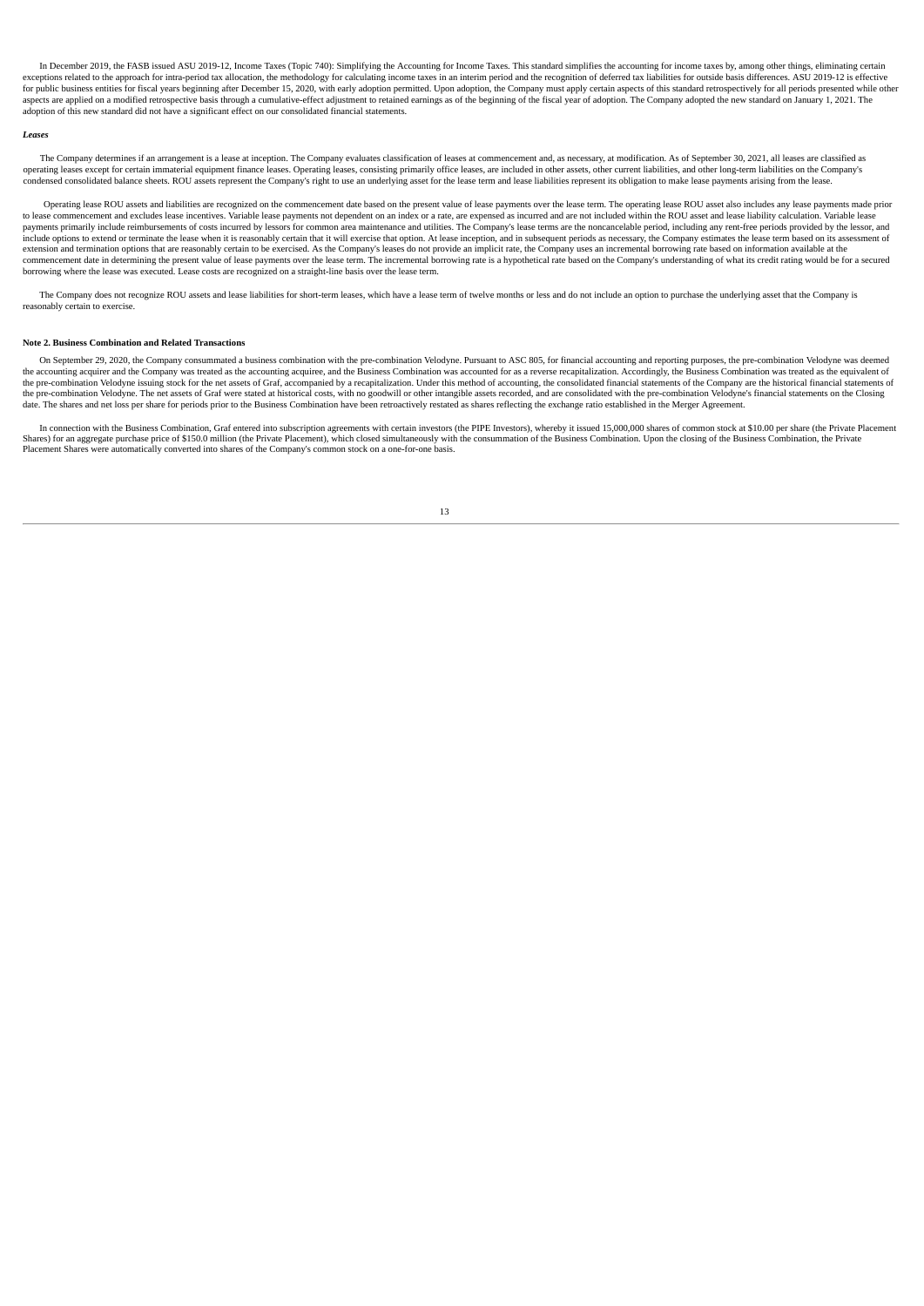In December 2019, the FASB issued ASU 2019-12, Income Taxes (Topic 740): Simplifying the Accounting for Income Taxes. This standard simplifies the accounting for income taxes by, among other things, eliminating certain exceptions related to the approach for intra-period tax allocation, the methodology for calculating income taxes in an interim period and the recognition of deferred tax liabilities for outside basis differences. ASU 2019-12 is effective for public business entities for fiscal years beginning after December 15, 2020, with early adoption permitted. Upon adoption, the Company must apply certain aspects of this standard retrospectively for all periods presented while other aspects are applied on a modified retrospective basis through a cumulative-effect adjustment to retained earnings as of the beginning of the fiscal year of adoption. The Company adopted the new standard on January 1, 2021. The adoption of this new standard did not have a significant effect on our consolidated financial statements.

***Leases***

The Company determines if an arrangement is a lease at inception. The Company evaluates classification of leases at commencement and, as necessary, at modification. As of September 30, 2021, all leases are classified as operating leases except for certain immaterial equipment finance leases. Operating leases, consisting primarily office leases, are included in other assets, other current liabilities, and other long-term liabilities on the Company's condensed consolidated balance sheets. ROU assets represent the Company's right to use an underlying asset for the lease term and lease liabilities represent its obligation to make lease payments arising from the lease.

Operating lease ROU assets and liabilities are recognized on the commencement date based on the present value of lease payments over the lease term. The operating lease ROU asset also includes any lease payments made prior to lease commencement and excludes lease incentives. Variable lease payments not dependent on an index or a rate, are expensed as incurred and are not included within the ROU asset and lease liability calculation. Variable lease payments primarily include reimbursements of costs incurred by lessors for common area maintenance and utilities. The Company's lease terms are the noncancelable period, including any rent-free periods provided by the lessor, and include options to extend or terminate the lease when it is reasonably certain that it will exercise that option. At lease inception, and in subsequent periods as necessary, the Company estimates the lease term based on its assessment of extension and termination options that are reasonably certain to be exercised. As the Company's leases do not provide an implicit rate, the Company uses an incremental borrowing rate based on information available at the commencement date in determining the present value of lease payments over the lease term. The incremental borrowing rate is a hypothetical rate based on the Company's understanding of what its credit rating would be for a secured borrowing where the lease was executed. Lease costs are recognized on a straight-line basis over the lease term.

The Company does not recognize ROU assets and lease liabilities for short-term leases, which have a lease term of twelve months or less and do not include an option to purchase the underlying asset that the Company is reasonably certain to exercise.

**Note 2. Business Combination and Related Transactions**

On September 29, 2020, the Company consummated a business combination with the pre-combination Velodyne. Pursuant to ASC 805, for financial accounting and reporting purposes, the pre-combination Velodyne was deemed the accounting acquirer and the Company was treated as the accounting acquiree, and the Business Combination was accounted for as a reverse recapitalization. Accordingly, the Business Combination was treated as the equivalent of the pre-combination Velodyne issuing stock for the net assets of Graf, accompanied by a recapitalization. Under this method of accounting, the consolidated financial statements of the Company are the historical financial statements of the pre-combination Velodyne. The net assets of Graf were stated at historical costs, with no goodwill or other intangible assets recorded, and are consolidated with the pre-combination Velodyne's financial statements on the Closing date. The shares and net loss per share for periods prior to the Business Combination have been retroactively restated as shares reflecting the exchange ratio established in the Merger Agreement.

In connection with the Business Combination, Graf entered into subscription agreements with certain investors (the PIPE Investors), whereby it issued 15,000,000 shares of common stock at $10.00 per share (the Private Placement Shares) for an aggregate purchase price of $150.0 million (the Private Placement), which closed simultaneously with the consummation of the Business Combination. Upon the closing of the Business Combination, the Private Placement Shares were automatically converted into shares of the Company's common stock on a one-for-one basis.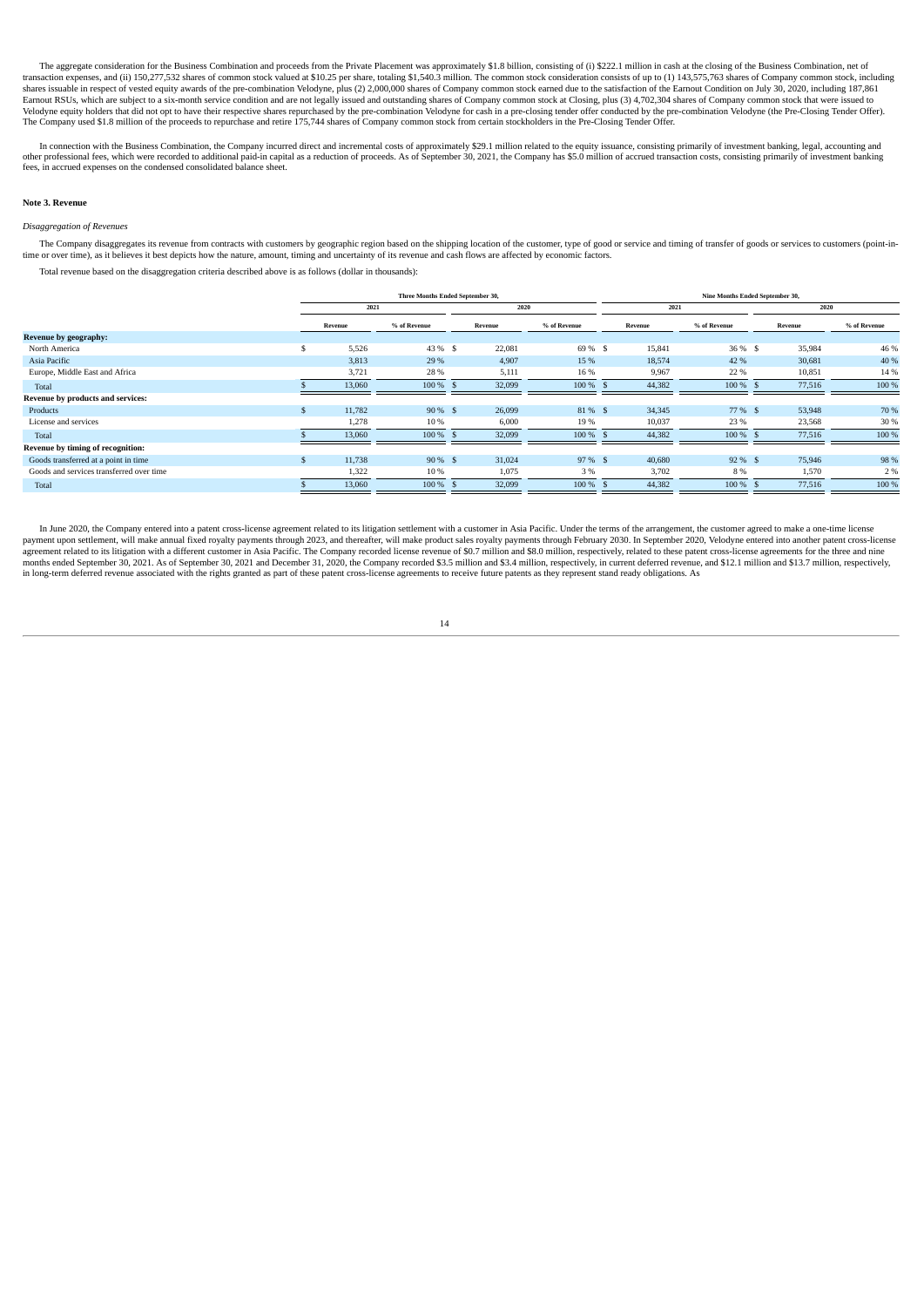The aggregate consideration for the Business Combination and proceeds from the Private Placement was approximately $1.8 billion, consisting of (i) $222.1 million in cash at the closing of the Business Combination, net of transaction expenses, and (ii) 150,277,532 shares of common stock valued at $10.25 per share, totaling $1,540.3 million. The common stock consideration consists of up to (1) 143,575,763 shares of Company common stock, including shares issuable in respect of vested equity awards of the pre-combination Velodyne, plus (2) 2,000,000 shares of Company common stock earned due to the satisfaction of the Earnout Condition on July 30, 2020, including 187,861 Earnout RSUs, which are subject to a six-month service condition and are not legally issued and outstanding shares of Company common stock at Closing, plus (3) 4,702,304 shares of Company common stock that were issued to Velodyne equity holders that did not opt to have their respective shares repurchased by the pre-combination Velodyne for cash in a pre-closing tender offer conducted by the pre-combination Velodyne (the Pre-Closing Tender Offer). The Company used $1.8 million of the proceeds to repurchase and retire 175,744 shares of Company common stock from certain stockholders in the Pre-Closing Tender Offer.

In connection with the Business Combination, the Company incurred direct and incremental costs of approximately $29.1 million related to the equity issuance, consisting primarily of investment banking, legal, accounting and other professional fees, which were recorded to additional paid-in capital as a reduction of proceeds. As of September 30, 2021, the Company has $5.0 million of accrued transaction costs, consisting primarily of investment banking fees, in accrued expenses on the condensed consolidated balance sheet.

## Note 3. Revenue

*Disaggregation of Revenues*

The Company disaggregates its revenue from contracts with customers by geographic region based on the shipping location of the customer, type of good or service and timing of transfer of goods or services to customers (point-in-time or over time), as it believes it best depicts how the nature, amount, timing and uncertainty of its revenue and cash flows are affected by economic factors.

Total revenue based on the disaggregation criteria described above is as follows (dollar in thousands):

| | Three Months Ended September 30, | | | | Nine Months Ended September 30, | | | |
|---|---|---|---|---|---|---|---|---|
| | 2021 | | 2020 | | 2021 | | 2020 | |
| | Revenue | % of Revenue | Revenue | % of Revenue | Revenue | % of Revenue | Revenue | % of Revenue |
| **Revenue by geography:** | | | | | | | | |
| North America | $ 5,526 | 43 % | $ 22,081 | 69 % | $ 15,841 | 36 % | $ 35,984 | 46 % |
| Asia Pacific | 3,813 | 29 % | 4,907 | 15 % | 18,574 | 42 % | 30,681 | 40 % |
| Europe, Middle East and Africa | 3,721 | 28 % | 5,111 | 16 % | 9,967 | 22 % | 10,851 | 14 % |
| Total | $ 13,060 | 100 % | $ 32,099 | 100 % | $ 44,382 | 100 % | $ 77,516 | 100 % |
| **Revenue by products and services:** | | | | | | | | |
| Products | $ 11,782 | 90 % | $ 26,099 | 81 % | $ 34,345 | 77 % | $ 53,948 | 70 % |
| License and services | 1,278 | 10 % | 6,000 | 19 % | 10,037 | 23 % | 23,568 | 30 % |
| Total | $ 13,060 | 100 % | $ 32,099 | 100 % | $ 44,382 | 100 % | $ 77,516 | 100 % |
| **Revenue by timing of recognition:** | | | | | | | | |
| Goods transferred at a point in time | $ 11,738 | 90 % | $ 31,024 | 97 % | $ 40,680 | 92 % | $ 75,946 | 98 % |
| Goods and services transferred over time | 1,322 | 10 % | 1,075 | 3 % | 3,702 | 8 % | 1,570 | 2 % |
| Total | $ 13,060 | 100 % | $ 32,099 | 100 % | $ 44,382 | 100 % | $ 77,516 | 100 % |

In June 2020, the Company entered into a patent cross-license agreement related to its litigation settlement with a customer in Asia Pacific. Under the terms of the arrangement, the customer agreed to make a one-time license payment upon settlement, will make annual fixed royalty payments through 2023, and thereafter, will make product sales royalty payments through February 2030. In September 2020, Velodyne entered into another patent cross-license agreement related to its litigation with a different customer in Asia Pacific. The Company recorded license revenue of $0.7 million and $8.0 million, respectively, related to these patent cross-license agreements for the three and nine months ended September 30, 2021. As of September 30, 2021 and December 31, 2020, the Company recorded $3.5 million and $3.4 million, respectively, in current deferred revenue, and $12.1 million and $13.7 million, respectively, in long-term deferred revenue associated with the rights granted as part of these patent cross-license agreements to receive future patents as they represent stand ready obligations. As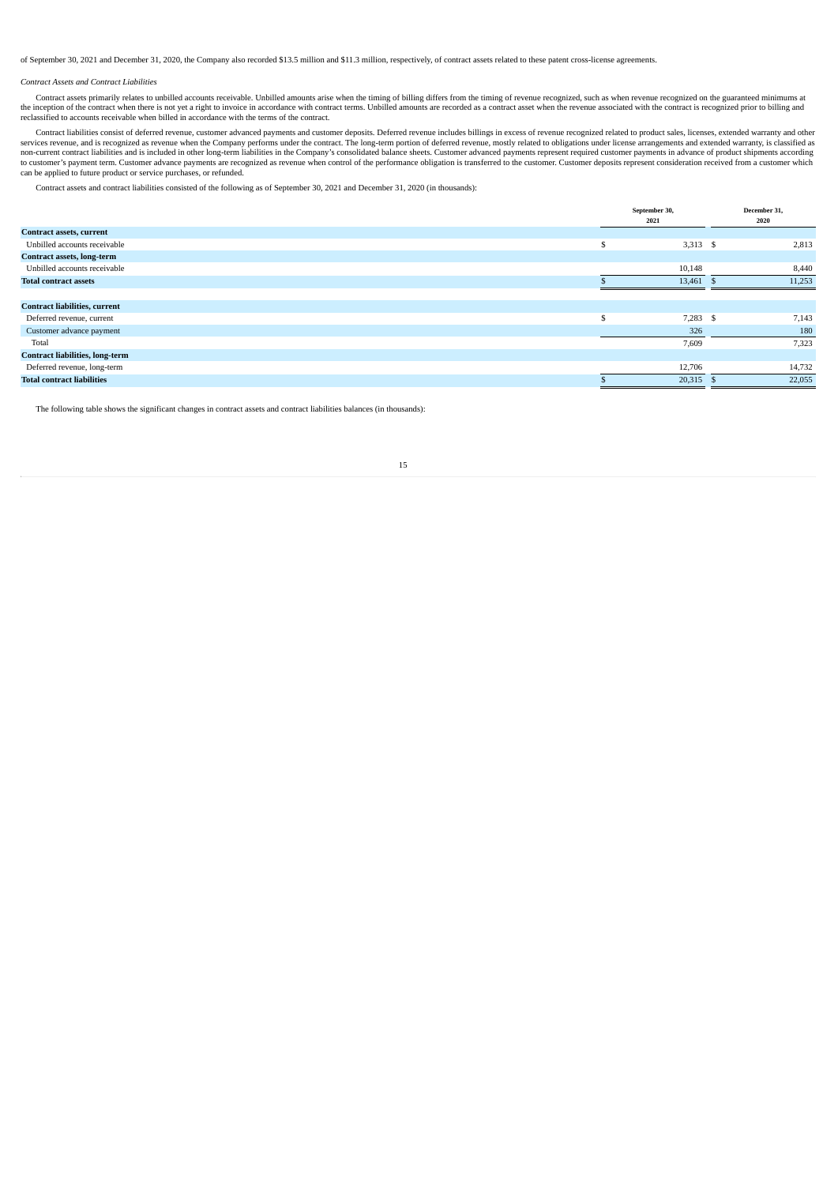of September 30, 2021 and December 31, 2020, the Company also recorded $13.5 million and $11.3 million, respectively, of contract assets related to these patent cross-license agreements.

*Contract Assets and Contract Liabilities*

Contract assets primarily relates to unbilled accounts receivable. Unbilled amounts arise when the timing of billing differs from the timing of revenue recognized, such as when revenue recognized on the guaranteed minimums at the inception of the contract when there is not yet a right to invoice in accordance with contract terms. Unbilled amounts are recorded as a contract asset when the revenue associated with the contract is recognized prior to billing and reclassified to accounts receivable when billed in accordance with the terms of the contract.

Contract liabilities consist of deferred revenue, customer advanced payments and customer deposits. Deferred revenue includes billings in excess of revenue recognized related to product sales, licenses, extended warranty and other services revenue, and is recognized as revenue when the Company performs under the contract. The long-term portion of deferred revenue, mostly related to obligations under license arrangements and extended warranty, is classified as non-current contract liabilities and is included in other long-term liabilities in the Company's consolidated balance sheets. Customer advanced payments represent required customer payments in advance of product shipments according to customer's payment term. Customer advance payments are recognized as revenue when control of the performance obligation is transferred to the customer. Customer deposits represent consideration received from a customer which can be applied to future product or service purchases, or refunded.

Contract assets and contract liabilities consisted of the following as of September 30, 2021 and December 31, 2020 (in thousands):

| | September 30, 2021 | December 31, 2020 |
|---|---|---|
| **Contract assets, current** | | |
| Unbilled accounts receivable | $ 3,313 | $ 2,813 |
| **Contract assets, long-term** | | |
| Unbilled accounts receivable | 10,148 | 8,440 |
| **Total contract assets** | $ 13,461 | $ 11,253 |
| | | |
| **Contract liabilities, current** | | |
| Deferred revenue, current | $ 7,283 | $ 7,143 |
| Customer advance payment | 326 | 180 |
| Total | 7,609 | 7,323 |
| **Contract liabilities, long-term** | | |
| Deferred revenue, long-term | 12,706 | 14,732 |
| **Total contract liabilities** | $ 20,315 | $ 22,055 |

The following table shows the significant changes in contract assets and contract liabilities balances (in thousands):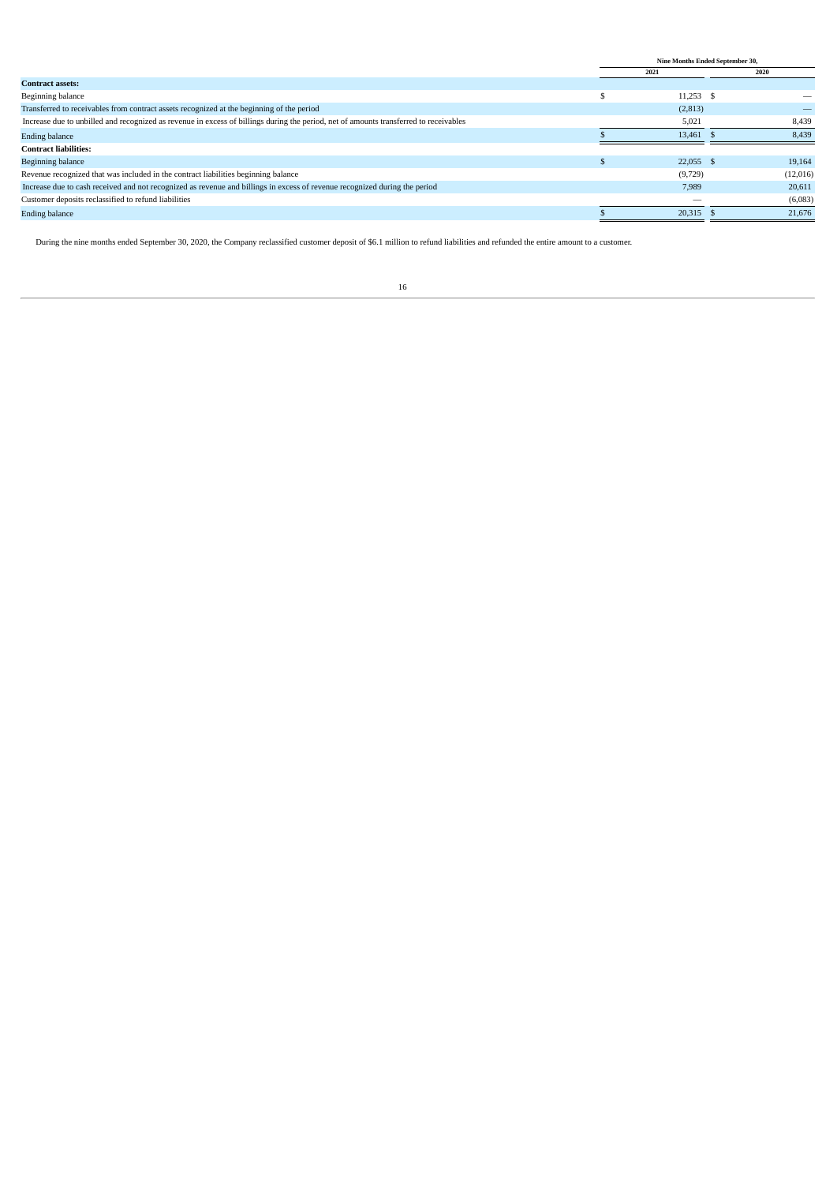| | Nine Months Ended September 30, | |
|---|---|---|
| | 2021 | 2020 |
| **Contract assets:** | | |
| Beginning balance | $ 11,253 | $ — |
| Transferred to receivables from contract assets recognized at the beginning of the period | (2,813) | — |
| Increase due to unbilled and recognized as revenue in excess of billings during the period, net of amounts transferred to receivables | 5,021 | 8,439 |
| Ending balance | $ 13,461 | $ 8,439 |
| **Contract liabilities:** | | |
| Beginning balance | $ 22,055 | $ 19,164 |
| Revenue recognized that was included in the contract liabilities beginning balance | (9,729) | (12,016) |
| Increase due to cash received and not recognized as revenue and billings in excess of revenue recognized during the period | 7,989 | 20,611 |
| Customer deposits reclassified to refund liabilities | — | (6,083) |
| Ending balance | $ 20,315 | $ 21,676 |

During the nine months ended September 30, 2020, the Company reclassified customer deposit of $6.1 million to refund liabilities and refunded the entire amount to a customer.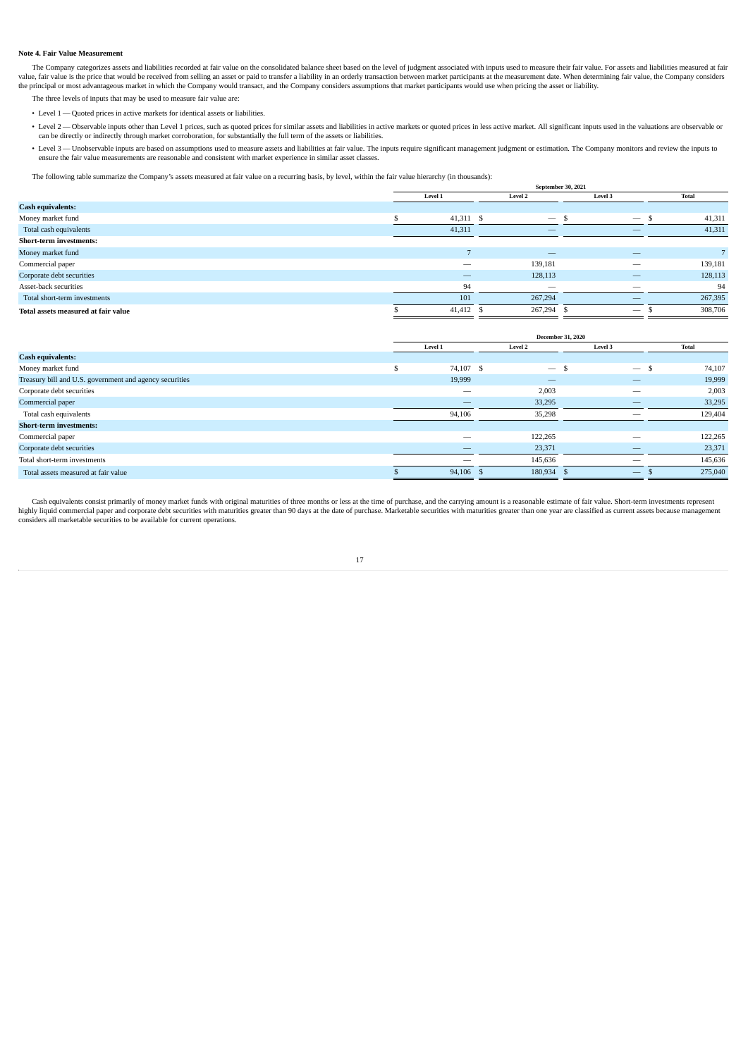**Note 4. Fair Value Measurement**

The Company categorizes assets and liabilities recorded at fair value on the consolidated balance sheet based on the level of judgment associated with inputs used to measure their fair value. For assets and liabilities measured at fair value, fair value is the price that would be received from selling an asset or paid to transfer a liability in an orderly transaction between market participants at the measurement date. When determining fair value, the Company considers the principal or most advantageous market in which the Company would transact, and the Company considers assumptions that market participants would use when pricing the asset or liability.

The three levels of inputs that may be used to measure fair value are:

- Level 1 — Quoted prices in active markets for identical assets or liabilities.
- Level 2 — Observable inputs other than Level 1 prices, such as quoted prices for similar assets and liabilities in active markets or quoted prices in less active market. All significant inputs used in the valuations are observable or can be directly or indirectly through market corroboration, for substantially the full term of the assets or liabilities.
- Level 3 — Unobservable inputs are based on assumptions used to measure assets and liabilities at fair value. The inputs require significant management judgment or estimation. The Company monitors and review the inputs to ensure the fair value measurements are reasonable and consistent with market experience in similar asset classes.

The following table summarize the Company's assets measured at fair value on a recurring basis, by level, within the fair value hierarchy (in thousands):

| | September 30, 2021 | | | |
|---|---|---|---|---|
| | Level 1 | Level 2 | Level 3 | Total |
| **Cash equivalents:** | | | | |
| Money market fund | $ 41,311 | $ — | $ — | $ 41,311 |
| Total cash equivalents | 41,311 | — | — | 41,311 |
| **Short-term investments:** | | | | |
| Money market fund | 7 | — | — | 7 |
| Commercial paper | — | 139,181 | — | 139,181 |
| Corporate debt securities | — | 128,113 | — | 128,113 |
| Asset-back securities | 94 | — | — | 94 |
| Total short-term investments | 101 | 267,294 | — | 267,395 |
| **Total assets measured at fair value** | $ 41,412 | $ 267,294 | $ — | $ 308,706 |

| | December 31, 2020 | | | |
|---|---|---|---|---|
| | Level 1 | Level 2 | Level 3 | Total |
| **Cash equivalents:** | | | | |
| Money market fund | $ 74,107 | $ — | $ — | $ 74,107 |
| Treasury bill and U.S. government and agency securities | 19,999 | — | — | 19,999 |
| Corporate debt securities | — | 2,003 | — | 2,003 |
| Commercial paper | — | 33,295 | — | 33,295 |
| Total cash equivalents | 94,106 | 35,298 | — | 129,404 |
| **Short-term investments:** | | | | |
| Commercial paper | — | 122,265 | — | 122,265 |
| Corporate debt securities | — | 23,371 | — | 23,371 |
| Total short-term investments | — | 145,636 | — | 145,636 |
| Total assets measured at fair value | $ 94,106 | $ 180,934 | $ — | $ 275,040 |

Cash equivalents consist primarily of money market funds with original maturities of three months or less at the time of purchase, and the carrying amount is a reasonable estimate of fair value. Short-term investments represent highly liquid commercial paper and corporate debt securities with maturities greater than 90 days at the date of purchase. Marketable securities with maturities greater than one year are classified as current assets because management considers all marketable securities to be available for current operations.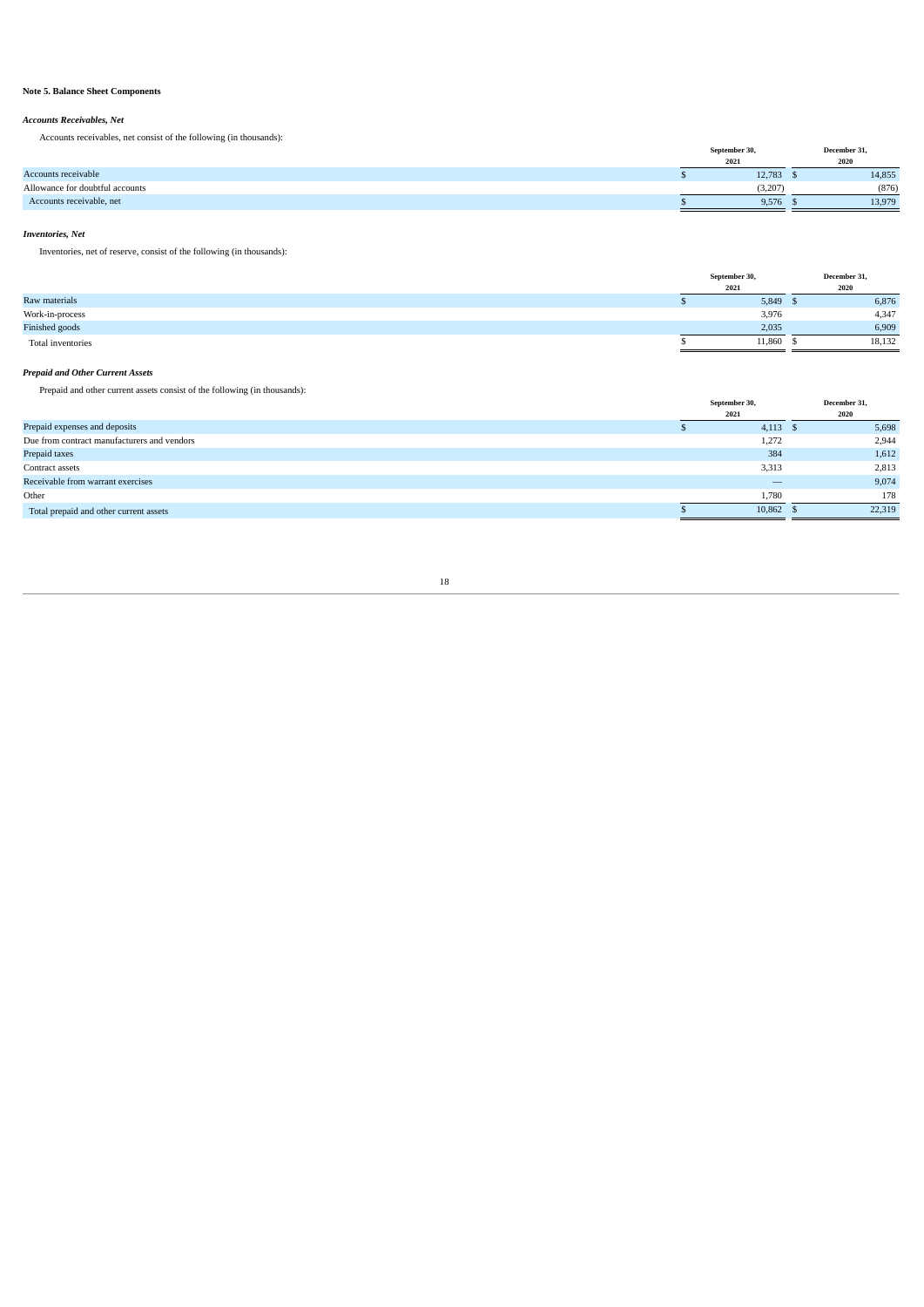**Note 5. Balance Sheet Components**

***Accounts Receivables, Net***

Accounts receivables, net consist of the following (in thousands):

| | September 30, 2021 | December 31, 2020 |
|---|---|---|
| Accounts receivable | $ 12,783 | $ 14,855 |
| Allowance for doubtful accounts | (3,207) | (876) |
| Accounts receivable, net | $ 9,576 | $ 13,979 |

***Inventories, Net***

Inventories, net of reserve, consist of the following (in thousands):

| | September 30, 2021 | December 31, 2020 |
|---|---|---|
| Raw materials | $ 5,849 | $ 6,876 |
| Work-in-process | 3,976 | 4,347 |
| Finished goods | 2,035 | 6,909 |
| Total inventories | $ 11,860 | $ 18,132 |

***Prepaid and Other Current Assets***

Prepaid and other current assets consist of the following (in thousands):

| | September 30, 2021 | December 31, 2020 |
|---|---|---|
| Prepaid expenses and deposits | $ 4,113 | $ 5,698 |
| Due from contract manufacturers and vendors | 1,272 | 2,944 |
| Prepaid taxes | 384 | 1,612 |
| Contract assets | 3,313 | 2,813 |
| Receivable from warrant exercises | — | 9,074 |
| Other | 1,780 | 178 |
| Total prepaid and other current assets | $ 10,862 | $ 22,319 |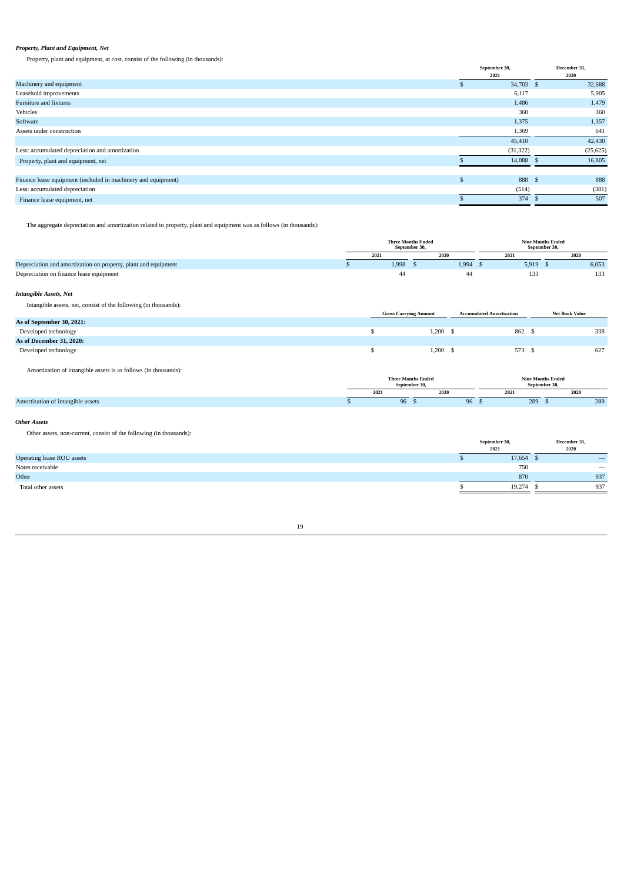***Property, Plant and Equipment, Net***

Property, plant and equipment, at cost, consist of the following (in thousands):

| | September 30, 2021 | December 31, 2020 |
|---|---|---|
| Machinery and equipment | $ 34,703 | $ 32,688 |
| Leasehold improvements | 6,117 | 5,905 |
| Furniture and fixtures | 1,486 | 1,479 |
| Vehicles | 360 | 360 |
| Software | 1,375 | 1,357 |
| Assets under construction | 1,369 | 641 |
| | 45,410 | 42,430 |
| Less: accumulated depreciation and amortization | (31,322) | (25,625) |
| Property, plant and equipment, net | $ 14,088 | $ 16,805 |
| | | |
| Finance lease equipment (included in machinery and equipment) | $ 888 | $ 888 |
| Less: accumulated depreciation | (514) | (381) |
| Finance lease equipment, net | $ 374 | $ 507 |

The aggregate depreciation and amortization related to property, plant and equipment was as follows (in thousands):

| | Three Months Ended September 30, | | Nine Months Ended September 30, | |
|---|---|---|---|---|
| | 2021 | 2020 | 2021 | 2020 |
| Depreciation and amortization on property, plant and equipment | $ 1,998 | $ 1,994 | $ 5,919 | $ 6,053 |
| Depreciation on finance lease equipment | 44 | 44 | 133 | 133 |

***Intangible Assets, Net***

Intangible assets, net, consist of the following (in thousands):

| | Gross Carrying Amount | Accumulated Amortization | Net Book Value |
|---|---|---|---|
| **As of September 30, 2021:** | | | |
| Developed technology | $ 1,200 | $ 862 | $ 338 |
| **As of December 31, 2020:** | | | |
| Developed technology | $ 1,200 | $ 573 | $ 627 |

Amortization of intangible assets is as follows (in thousands):

| | Three Months Ended September 30, | | Nine Months Ended September 30, | |
|---|---|---|---|---|
| | 2021 | 2020 | 2021 | 2020 |
| Amortization of intangible assets | $ 96 | $ 96 | $ 289 | $ 289 |

***Other Assets***

Other assets, non-current, consist of the following (in thousands):

| | September 30, 2021 | December 31, 2020 |
|---|---|---|
| Operating lease ROU assets | $ 17,654 | $ — |
| Notes receivable | 750 | — |
| Other | 870 | 937 |
| Total other assets | $ 19,274 | $ 937 |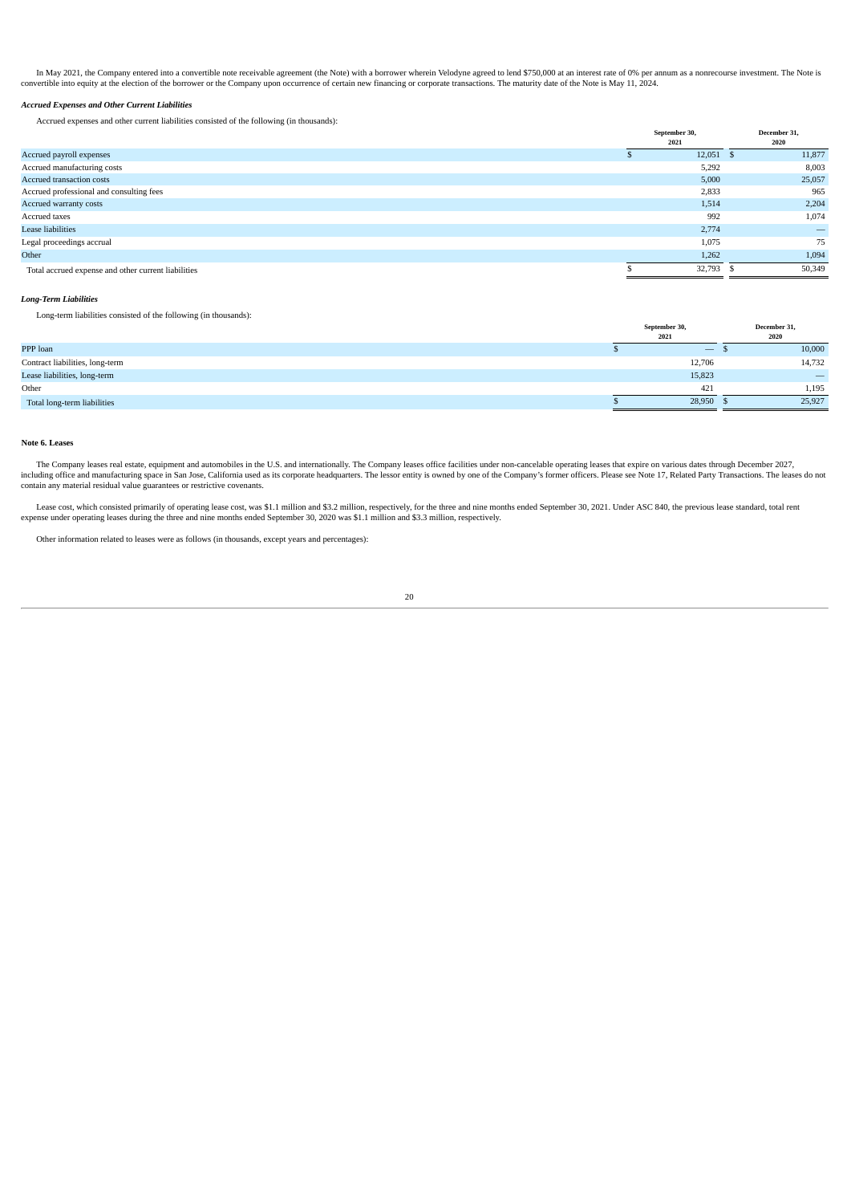In May 2021, the Company entered into a convertible note receivable agreement (the Note) with a borrower wherein Velodyne agreed to lend $750,000 at an interest rate of 0% per annum as a nonrecourse investment. The Note is convertible into equity at the election of the borrower or the Company upon occurrence of certain new financing or corporate transactions. The maturity date of the Note is May 11, 2024.

***Accrued Expenses and Other Current Liabilities***

Accrued expenses and other current liabilities consisted of the following (in thousands):

| | September 30, 2021 | December 31, 2020 |
|---|---|---|
| Accrued payroll expenses | $ 12,051 | $ 11,877 |
| Accrued manufacturing costs | 5,292 | 8,003 |
| Accrued transaction costs | 5,000 | 25,057 |
| Accrued professional and consulting fees | 2,833 | 965 |
| Accrued warranty costs | 1,514 | 2,204 |
| Accrued taxes | 992 | 1,074 |
| Lease liabilities | 2,774 | — |
| Legal proceedings accrual | 1,075 | 75 |
| Other | 1,262 | 1,094 |
| Total accrued expense and other current liabilities | $ 32,793 | $ 50,349 |

***Long-Term Liabilities***

Long-term liabilities consisted of the following (in thousands):

| | September 30, 2021 | December 31, 2020 |
|---|---|---|
| PPP loan | $ — | $ 10,000 |
| Contract liabilities, long-term | 12,706 | 14,732 |
| Lease liabilities, long-term | 15,823 | — |
| Other | 421 | 1,195 |
| Total long-term liabilities | $ 28,950 | $ 25,927 |

**Note 6. Leases**

The Company leases real estate, equipment and automobiles in the U.S. and internationally. The Company leases office facilities under non-cancelable operating leases that expire on various dates through December 2027, including office and manufacturing space in San Jose, California used as its corporate headquarters. The lessor entity is owned by one of the Company's former officers. Please see Note 17, Related Party Transactions. The leases do not contain any material residual value guarantees or restrictive covenants.

Lease cost, which consisted primarily of operating lease cost, was $1.1 million and $3.2 million, respectively, for the three and nine months ended September 30, 2021. Under ASC 840, the previous lease standard, total rent expense under operating leases during the three and nine months ended September 30, 2020 was $1.1 million and $3.3 million, respectively.

Other information related to leases were as follows (in thousands, except years and percentages):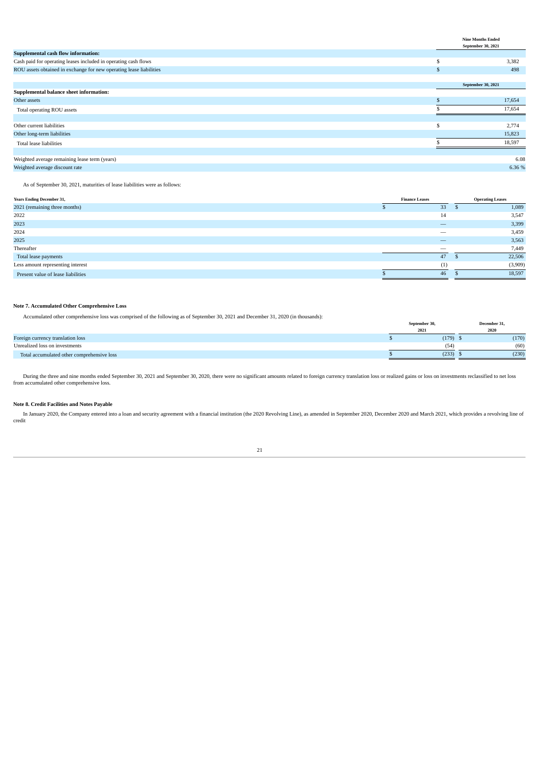| | Nine Months Ended September 30, 2021 |
|---|---|
| **Supplemental cash flow information:** | |
| Cash paid for operating leases included in operating cash flows | $ 3,382 |
| ROU assets obtained in exchange for new operating lease liabilities | $ 498 |

| | September 30, 2021 |
|---|---|
| **Supplemental balance sheet information:** | |
| Other assets | $ 17,654 |
| Total operating ROU assets | $ 17,654 |
| | |
| Other current liabilities | $ 2,774 |
| Other long-term liabilities | 15,823 |
| Total lease liabilities | $ 18,597 |
| | |
| Weighted average remaining lease term (years) | 6.08 |
| Weighted average discount rate | 6.36 % |

As of September 30, 2021, maturities of lease liabilities were as follows:

| Years Ending December 31, | Finance Leases | Operating Leases |
|---|---|---|
| 2021 (remaining three months) | $ 33 | $ 1,089 |
| 2022 | 14 | 3,547 |
| 2023 | — | 3,399 |
| 2024 | — | 3,459 |
| 2025 | — | 3,563 |
| Thereafter | — | 7,449 |
| Total lease payments | 47 | $ 22,506 |
| Less amount representing interest | (1) | (3,909) |
| Present value of lease liabilities | $ 46 | $ 18,597 |

**Note 7. Accumulated Other Comprehensive Loss**

Accumulated other comprehensive loss was comprised of the following as of September 30, 2021 and December 31, 2020 (in thousands):

| | September 30, 2021 | December 31, 2020 |
|---|---|---|
| Foreign currency translation loss | $ (179) | $ (170) |
| Unrealized loss on investments | (54) | (60) |
| Total accumulated other comprehensive loss | $ (233) | $ (230) |

During the three and nine months ended September 30, 2021 and September 30, 2020, there were no significant amounts related to foreign currency translation loss or realized gains or loss on investments reclassified to net loss from accumulated other comprehensive loss.

**Note 8. Credit Facilities and Notes Payable**

In January 2020, the Company entered into a loan and security agreement with a financial institution (the 2020 Revolving Line), as amended in September 2020, December 2020 and March 2021, which provides a revolving line of credit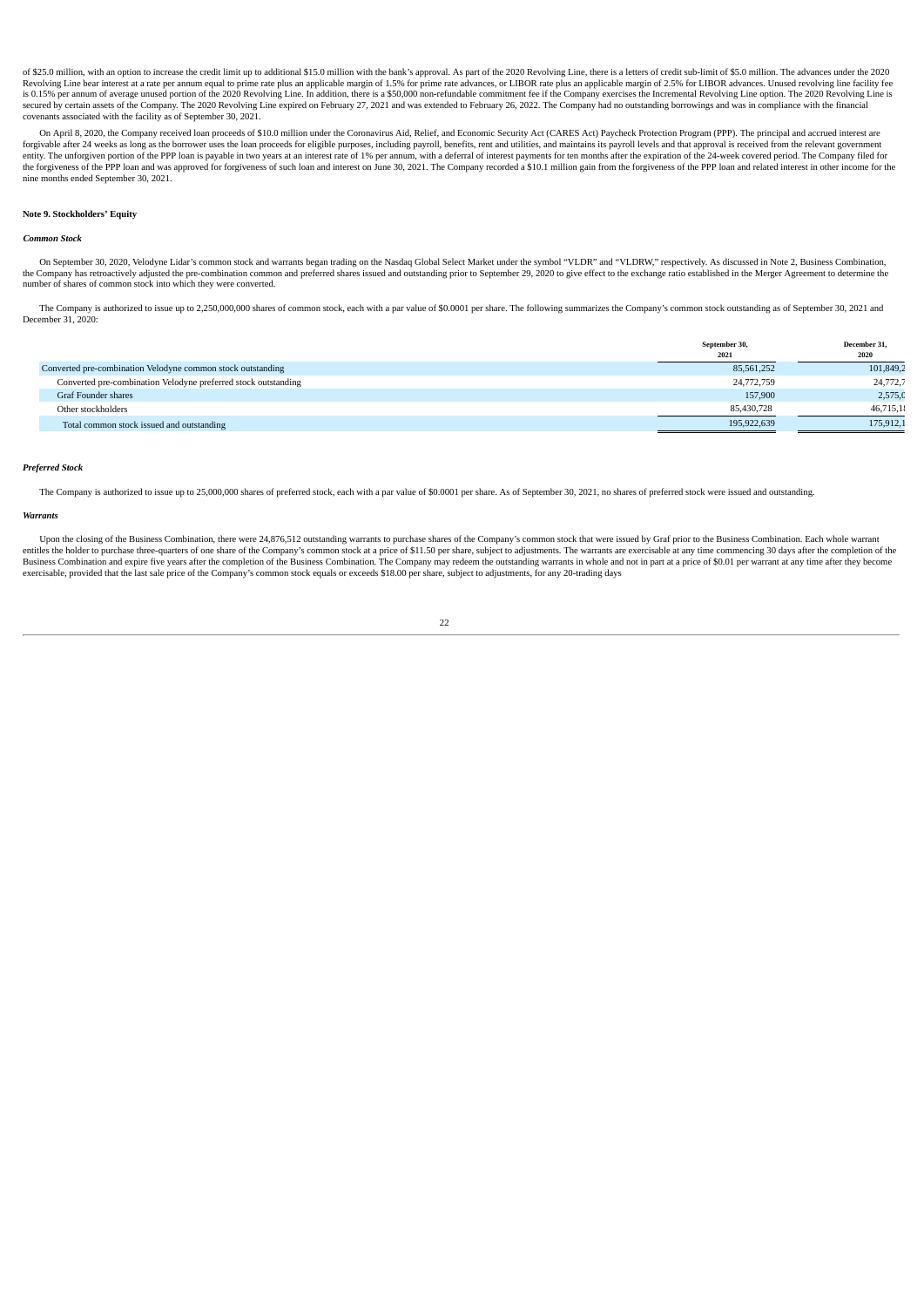of $25.0 million, with an option to increase the credit limit up to additional $15.0 million with the bank's approval. As part of the 2020 Revolving Line, there is a letters of credit sub-limit of $5.0 million. The advances under the 2020 Revolving Line bear interest at a rate per annum equal to prime rate plus an applicable margin of 1.5% for prime rate advances, or LIBOR rate plus an applicable margin of 2.5% for LIBOR advances. Unused revolving line facility fee is 0.15% per annum of average unused portion of the 2020 Revolving Line. In addition, there is a $50,000 non-refundable commitment fee if the Company exercises the Incremental Revolving Line option. The 2020 Revolving Line is secured by certain assets of the Company. The 2020 Revolving Line expired on February 27, 2021 and was extended to February 26, 2022. The Company had no outstanding borrowings and was in compliance with the financial covenants associated with the facility as of September 30, 2021.

On April 8, 2020, the Company received loan proceeds of $10.0 million under the Coronavirus Aid, Relief, and Economic Security Act (CARES Act) Paycheck Protection Program (PPP). The principal and accrued interest are forgivable after 24 weeks as long as the borrower uses the loan proceeds for eligible purposes, including payroll, benefits, rent and utilities, and maintains its payroll levels and that approval is received from the relevant government entity. The unforgiven portion of the PPP loan is payable in two years at an interest rate of 1% per annum, with a deferral of interest payments for ten months after the expiration of the 24-week covered period. The Company filed for the forgiveness of the PPP loan and was approved for forgiveness of such loan and interest on June 30, 2021. The Company recorded a $10.1 million gain from the forgiveness of the PPP loan and related interest in other income for the nine months ended September 30, 2021.

**Note 9. Stockholders' Equity**

***Common Stock***

On September 30, 2020, Velodyne Lidar's common stock and warrants began trading on the Nasdaq Global Select Market under the symbol "VLDR" and "VLDRW," respectively. As discussed in Note 2, Business Combination, the Company has retroactively adjusted the pre-combination common and preferred shares issued and outstanding prior to September 29, 2020 to give effect to the exchange ratio established in the Merger Agreement to determine the number of shares of common stock into which they were converted.

The Company is authorized to issue up to 2,250,000,000 shares of common stock, each with a par value of $0.0001 per share. The following summarizes the Company's common stock outstanding as of September 30, 2021 and December 31, 2020:

| | September 30, 2021 | December 31, 2020 |
|---|---|---|
| Converted pre-combination Velodyne common stock outstanding | 85,561,252 | 101,849,2 |
| Converted pre-combination Velodyne preferred stock outstanding | 24,772,759 | 24,772,7 |
| Graf Founder shares | 157,900 | 2,575,0 |
| Other stockholders | 85,430,728 | 46,715,1 |
| Total common stock issued and outstanding | 195,922,639 | 175,912,1 |

***Preferred Stock***

The Company is authorized to issue up to 25,000,000 shares of preferred stock, each with a par value of $0.0001 per share. As of September 30, 2021, no shares of preferred stock were issued and outstanding.

***Warrants***

Upon the closing of the Business Combination, there were 24,876,512 outstanding warrants to purchase shares of the Company's common stock that were issued by Graf prior to the Business Combination. Each whole warrant entitles the holder to purchase three-quarters of one share of the Company's common stock at a price of $11.50 per share, subject to adjustments. The warrants are exercisable at any time commencing 30 days after the completion of the Business Combination and expire five years after the completion of the Business Combination. The Company may redeem the outstanding warrants in whole and not in part at a price of $0.01 per warrant at any time after they become exercisable, provided that the last sale price of the Company's common stock equals or exceeds $18.00 per share, subject to adjustments, for any 20-trading days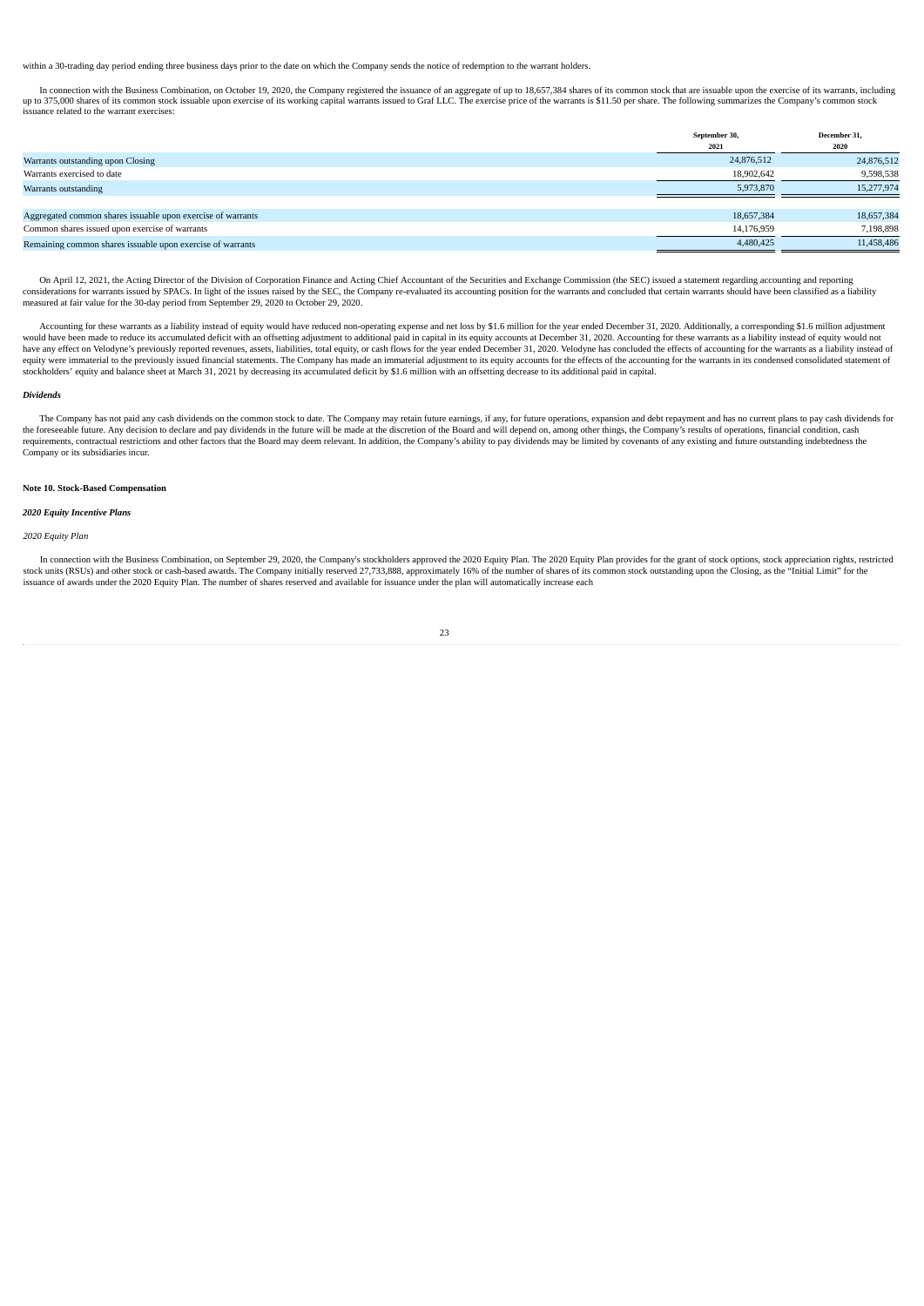within a 30-trading day period ending three business days prior to the date on which the Company sends the notice of redemption to the warrant holders.

In connection with the Business Combination, on October 19, 2020, the Company registered the issuance of an aggregate of up to 18,657,384 shares of its common stock that are issuable upon the exercise of its warrants, including up to 375,000 shares of its common stock issuable upon exercise of its working capital warrants issued to Graf LLC. The exercise price of the warrants is $11.50 per share. The following summarizes the Company's common stock issuance related to the warrant exercises:

| | September 30, 2021 | December 31, 2020 |
|---|---|---|
| Warrants outstanding upon Closing | 24,876,512 | 24,876,512 |
| Warrants exercised to date | 18,902,642 | 9,598,538 |
| Warrants outstanding | 5,973,870 | 15,277,974 |
| | | |
| Aggregated common shares issuable upon exercise of warrants | 18,657,384 | 18,657,384 |
| Common shares issued upon exercise of warrants | 14,176,959 | 7,198,898 |
| Remaining common shares issuable upon exercise of warrants | 4,480,425 | 11,458,486 |

On April 12, 2021, the Acting Director of the Division of Corporation Finance and Acting Chief Accountant of the Securities and Exchange Commission (the SEC) issued a statement regarding accounting and reporting considerations for warrants issued by SPACs. In light of the issues raised by the SEC, the Company re-evaluated its accounting position for the warrants and concluded that certain warrants should have been classified as a liability measured at fair value for the 30-day period from September 29, 2020 to October 29, 2020.

Accounting for these warrants as a liability instead of equity would have reduced non-operating expense and net loss by $1.6 million for the year ended December 31, 2020. Additionally, a corresponding $1.6 million adjustment would have been made to reduce its accumulated deficit with an offsetting adjustment to additional paid in capital in its equity accounts at December 31, 2020. Accounting for these warrants as a liability instead of equity would not have any effect on Velodyne's previously reported revenues, assets, liabilities, total equity, or cash flows for the year ended December 31, 2020. Velodyne has concluded the effects of accounting for the warrants as a liability instead of equity were immaterial to the previously issued financial statements. The Company has made an immaterial adjustment to its equity accounts for the effects of the accounting for the warrants in its condensed consolidated statement of stockholders' equity and balance sheet at March 31, 2021 by decreasing its accumulated deficit by $1.6 million with an offsetting decrease to its additional paid in capital.

***Dividends***

The Company has not paid any cash dividends on the common stock to date. The Company may retain future earnings, if any, for future operations, expansion and debt repayment and has no current plans to pay cash dividends for the foreseeable future. Any decision to declare and pay dividends in the future will be made at the discretion of the Board and will depend on, among other things, the Company's results of operations, financial condition, cash requirements, contractual restrictions and other factors that the Board may deem relevant. In addition, the Company's ability to pay dividends may be limited by covenants of any existing and future outstanding indebtedness the Company or its subsidiaries incur.

**Note 10. Stock-Based Compensation**

***2020 Equity Incentive Plans***

*2020 Equity Plan*

In connection with the Business Combination, on September 29, 2020, the Company's stockholders approved the 2020 Equity Plan. The 2020 Equity Plan provides for the grant of stock options, stock appreciation rights, restricted stock units (RSUs) and other stock or cash-based awards. The Company initially reserved 27,733,888, approximately 16% of the number of shares of its common stock outstanding upon the Closing, as the "Initial Limit" for the issuance of awards under the 2020 Equity Plan. The number of shares reserved and available for issuance under the plan will automatically increase each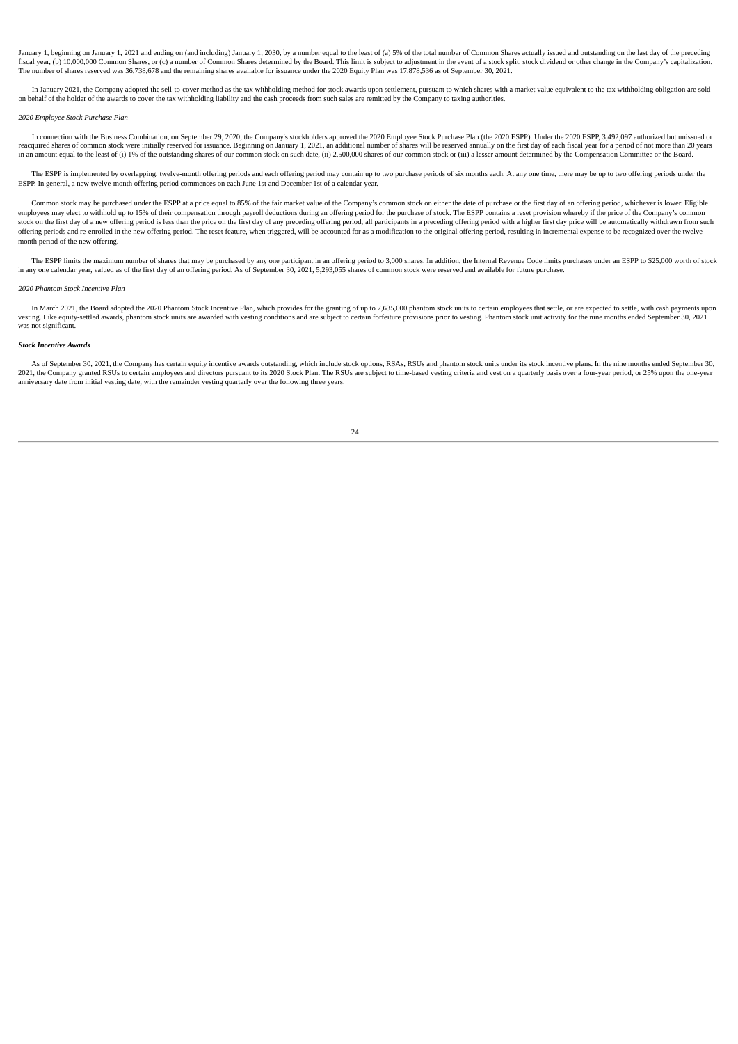January 1, beginning on January 1, 2021 and ending on (and including) January 1, 2030, by a number equal to the least of (a) 5% of the total number of Common Shares actually issued and outstanding on the last day of the preceding fiscal year, (b) 10,000,000 Common Shares, or (c) a number of Common Shares determined by the Board. This limit is subject to adjustment in the event of a stock split, stock dividend or other change in the Company's capitalization. The number of shares reserved was 36,738,678 and the remaining shares available for issuance under the 2020 Equity Plan was 17,878,536 as of September 30, 2021.

In January 2021, the Company adopted the sell-to-cover method as the tax withholding method for stock awards upon settlement, pursuant to which shares with a market value equivalent to the tax withholding obligation are sold on behalf of the holder of the awards to cover the tax withholding liability and the cash proceeds from such sales are remitted by the Company to taxing authorities.

*2020 Employee Stock Purchase Plan*

In connection with the Business Combination, on September 29, 2020, the Company's stockholders approved the 2020 Employee Stock Purchase Plan (the 2020 ESPP). Under the 2020 ESPP, 3,492,097 authorized but unissued or reacquired shares of common stock were initially reserved for issuance. Beginning on January 1, 2021, an additional number of shares will be reserved annually on the first day of each fiscal year for a period of not more than 20 years in an amount equal to the least of (i) 1% of the outstanding shares of our common stock on such date, (ii) 2,500,000 shares of our common stock or (iii) a lesser amount determined by the Compensation Committee or the Board.

The ESPP is implemented by overlapping, twelve-month offering periods and each offering period may contain up to two purchase periods of six months each. At any one time, there may be up to two offering periods under the ESPP. In general, a new twelve-month offering period commences on each June 1st and December 1st of a calendar year.

Common stock may be purchased under the ESPP at a price equal to 85% of the fair market value of the Company's common stock on either the date of purchase or the first day of an offering period, whichever is lower. Eligible employees may elect to withhold up to 15% of their compensation through payroll deductions during an offering period for the purchase of stock. The ESPP contains a reset provision whereby if the price of the Company's common stock on the first day of a new offering period is less than the price on the first day of any preceding offering period, all participants in a preceding offering period with a higher first day price will be automatically withdrawn from such offering periods and re-enrolled in the new offering period. The reset feature, when triggered, will be accounted for as a modification to the original offering period, resulting in incremental expense to be recognized over the twelve-month period of the new offering.

The ESPP limits the maximum number of shares that may be purchased by any one participant in an offering period to 3,000 shares. In addition, the Internal Revenue Code limits purchases under an ESPP to $25,000 worth of stock in any one calendar year, valued as of the first day of an offering period. As of September 30, 2021, 5,293,055 shares of common stock were reserved and available for future purchase.

*2020 Phantom Stock Incentive Plan*

In March 2021, the Board adopted the 2020 Phantom Stock Incentive Plan, which provides for the granting of up to 7,635,000 phantom stock units to certain employees that settle, or are expected to settle, with cash payments upon vesting. Like equity-settled awards, phantom stock units are awarded with vesting conditions and are subject to certain forfeiture provisions prior to vesting. Phantom stock unit activity for the nine months ended September 30, 2021 was not significant.

***Stock Incentive Awards***

As of September 30, 2021, the Company has certain equity incentive awards outstanding, which include stock options, RSAs, RSUs and phantom stock units under its stock incentive plans. In the nine months ended September 30, 2021, the Company granted RSUs to certain employees and directors pursuant to its 2020 Stock Plan. The RSUs are subject to time-based vesting criteria and vest on a quarterly basis over a four-year period, or 25% upon the one-year anniversary date from initial vesting date, with the remainder vesting quarterly over the following three years.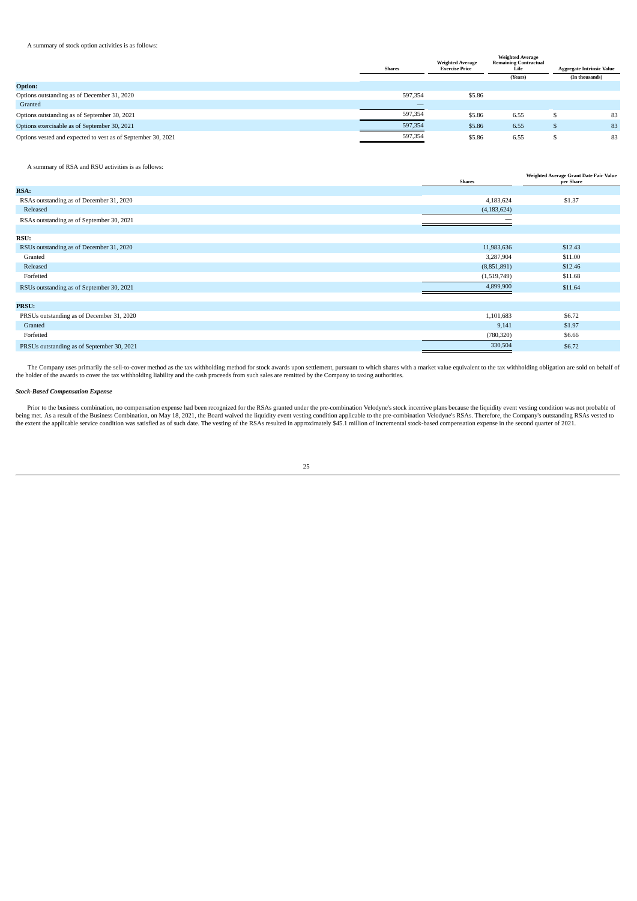A summary of stock option activities is as follows:

| | Shares | Weighted Average Exercise Price | Weighted Average Remaining Contractual Life | Aggregate Intrinsic Value |
|---|---|---|---|---|
| | | | (Years) | (In thousands) |
| **Option:** | | | | |
| Options outstanding as of December 31, 2020 | 597,354 | $5.86 | | |
| Granted | — | | | |
| Options outstanding as of September 30, 2021 | 597,354 | $5.86 | 6.55 | $ 83 |
| Options exercisable as of September 30, 2021 | 597,354 | $5.86 | 6.55 | $ 83 |
| Options vested and expected to vest as of September 30, 2021 | 597,354 | $5.86 | 6.55 | $ 83 |

A summary of RSA and RSU activities is as follows:

| | Shares | Weighted Average Grant Date Fair Value per Share |
|---|---|---|
| **RSA:** | | |
| RSAs outstanding as of December 31, 2020 | 4,183,624 | $1.37 |
| Released | (4,183,624) | |
| RSAs outstanding as of September 30, 2021 | — | |
| | | |
| **RSU:** | | |
| RSUs outstanding as of December 31, 2020 | 11,983,636 | $12.43 |
| Granted | 3,287,904 | $11.00 |
| Released | (8,851,891) | $12.46 |
| Forfeited | (1,519,749) | $11.68 |
| RSUs outstanding as of September 30, 2021 | 4,899,900 | $11.64 |
| | | |
| **PRSU:** | | |
| PRSUs outstanding as of December 31, 2020 | 1,101,683 | $6.72 |
| Granted | 9,141 | $1.97 |
| Forfeited | (780,320) | $6.66 |
| PRSUs outstanding as of September 30, 2021 | 330,504 | $6.72 |

The Company uses primarily the sell-to-cover method as the tax withholding method for stock awards upon settlement, pursuant to which shares with a market value equivalent to the tax withholding obligation are sold on behalf of the holder of the awards to cover the tax withholding liability and the cash proceeds from such sales are remitted by the Company to taxing authorities.

***Stock-Based Compensation Expense***

Prior to the business combination, no compensation expense had been recognized for the RSAs granted under the pre-combination Velodyne's stock incentive plans because the liquidity event vesting condition was not probable of being met. As a result of the Business Combination, on May 18, 2021, the Board waived the liquidity event vesting condition applicable to the pre-combination Velodyne's RSAs. Therefore, the Company's outstanding RSAs vested to the extent the applicable service condition was satisfied as of such date. The vesting of the RSAs resulted in approximately $45.1 million of incremental stock-based compensation expense in the second quarter of 2021.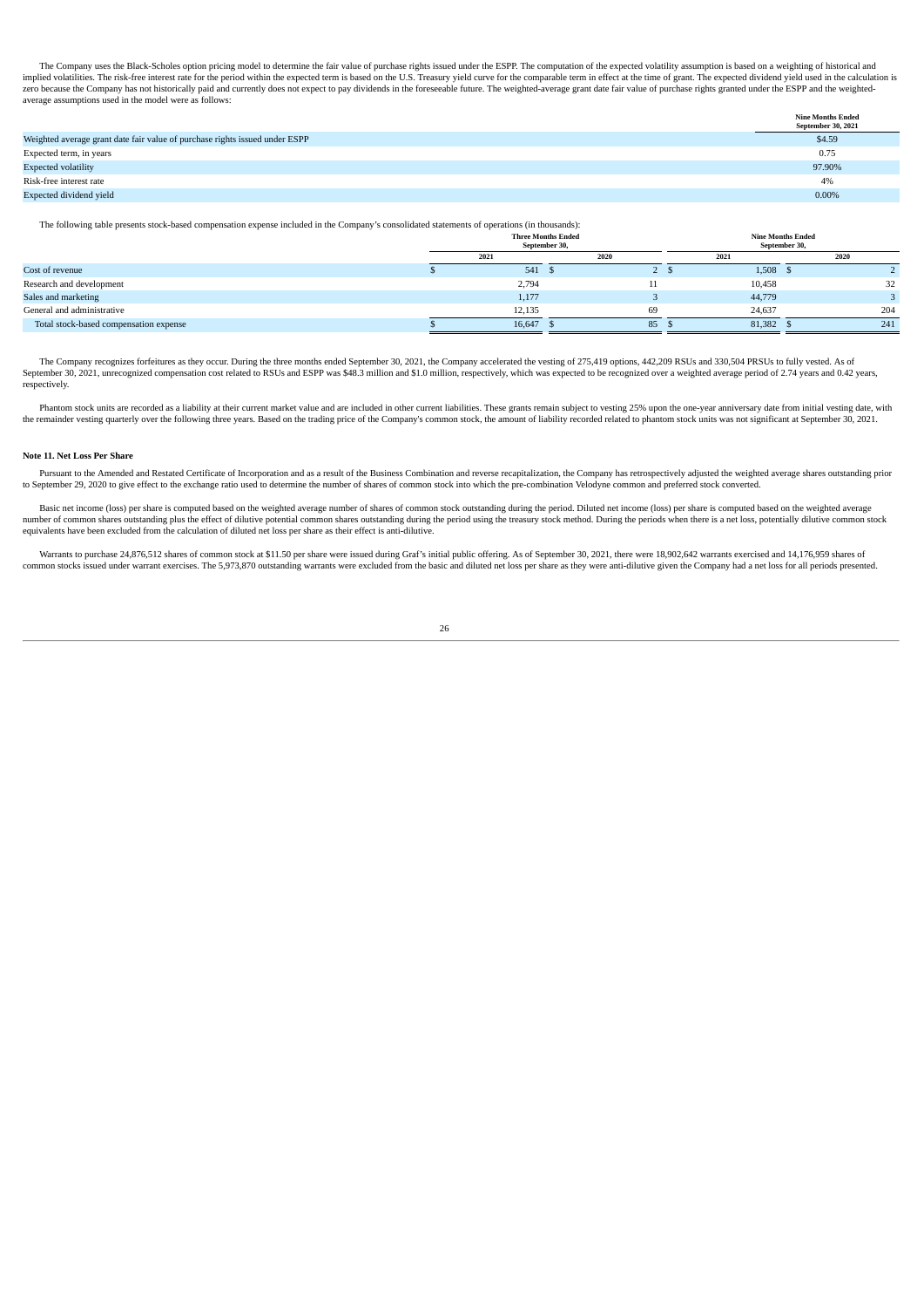The Company uses the Black-Scholes option pricing model to determine the fair value of purchase rights issued under the ESPP. The computation of the expected volatility assumption is based on a weighting of historical and implied volatilities. The risk-free interest rate for the period within the expected term is based on the U.S. Treasury yield curve for the comparable term in effect at the time of grant. The expected dividend yield used in the calculation is zero because the Company has not historically paid and currently does not expect to pay dividends in the foreseeable future. The weighted-average grant date fair value of purchase rights granted under the ESPP and the weighted-average assumptions used in the model were as follows:

| | Nine Months Ended September 30, 2021 |
|---|---|
| Weighted average grant date fair value of purchase rights issued under ESPP | $4.59 |
| Expected term, in years | 0.75 |
| Expected volatility | 97.90% |
| Risk-free interest rate | 4% |
| Expected dividend yield | 0.00% |

The following table presents stock-based compensation expense included in the Company's consolidated statements of operations (in thousands):

| | Three Months Ended September 30, | | Nine Months Ended September 30, | |
|---|---|---|---|---|
| | 2021 | 2020 | 2021 | 2020 |
| Cost of revenue | $ 541 | $ 2 | $ 1,508 | $ 2 |
| Research and development | 2,794 | 11 | 10,458 | 32 |
| Sales and marketing | 1,177 | 3 | 44,779 | 3 |
| General and administrative | 12,135 | 69 | 24,637 | 204 |
| Total stock-based compensation expense | $ 16,647 | $ 85 | $ 81,382 | $ 241 |

The Company recognizes forfeitures as they occur. During the three months ended September 30, 2021, the Company accelerated the vesting of 275,419 options, 442,209 RSUs and 330,504 PRSUs to fully vested. As of September 30, 2021, unrecognized compensation cost related to RSUs and ESPP was $48.3 million and $1.0 million, respectively, which was expected to be recognized over a weighted average period of 2.74 years and 0.42 years, respectively.

Phantom stock units are recorded as a liability at their current market value and are included in other current liabilities. These grants remain subject to vesting 25% upon the one-year anniversary date from initial vesting date, with the remainder vesting quarterly over the following three years. Based on the trading price of the Company's common stock, the amount of liability recorded related to phantom stock units was not significant at September 30, 2021.

**Note 11. Net Loss Per Share**

Pursuant to the Amended and Restated Certificate of Incorporation and as a result of the Business Combination and reverse recapitalization, the Company has retrospectively adjusted the weighted average shares outstanding prior to September 29, 2020 to give effect to the exchange ratio used to determine the number of shares of common stock into which the pre-combination Velodyne common and preferred stock converted.

Basic net income (loss) per share is computed based on the weighted average number of shares of common stock outstanding during the period. Diluted net income (loss) per share is computed based on the weighted average number of common shares outstanding plus the effect of dilutive potential common shares outstanding during the period using the treasury stock method. During the periods when there is a net loss, potentially dilutive common stock equivalents have been excluded from the calculation of diluted net loss per share as their effect is anti-dilutive.

Warrants to purchase 24,876,512 shares of common stock at $11.50 per share were issued during Graf's initial public offering. As of September 30, 2021, there were 18,902,642 warrants exercised and 14,176,959 shares of common stocks issued under warrant exercises. The 5,973,870 outstanding warrants were excluded from the basic and diluted net loss per share as they were anti-dilutive given the Company had a net loss for all periods presented.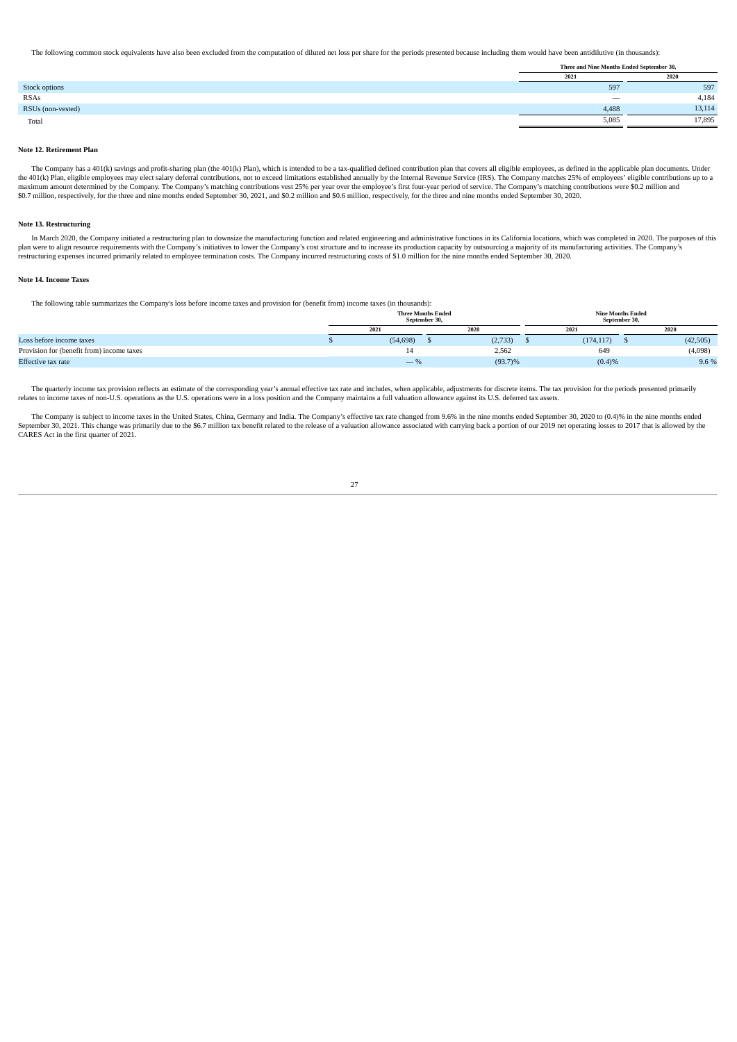The following common stock equivalents have also been excluded from the computation of diluted net loss per share for the periods presented because including them would have been antidilutive (in thousands):

| | Three and Nine Months Ended September 30, | |
|---|---|---|
| | 2021 | 2020 |
| Stock options | 597 | 597 |
| RSAs | — | 4,184 |
| RSUs (non-vested) | 4,488 | 13,114 |
| Total | 5,085 | 17,895 |

**Note 12. Retirement Plan**

The Company has a 401(k) savings and profit-sharing plan (the 401(k) Plan), which is intended to be a tax-qualified defined contribution plan that covers all eligible employees, as defined in the applicable plan documents. Under the 401(k) Plan, eligible employees may elect salary deferral contributions, not to exceed limitations established annually by the Internal Revenue Service (IRS). The Company matches 25% of employees' eligible contributions up to a maximum amount determined by the Company. The Company's matching contributions vest 25% per year over the employee's first four-year period of service. The Company's matching contributions were $0.2 million and $0.7 million, respectively, for the three and nine months ended September 30, 2021, and $0.2 million and $0.6 million, respectively, for the three and nine months ended September 30, 2020.

**Note 13. Restructuring**

In March 2020, the Company initiated a restructuring plan to downsize the manufacturing function and related engineering and administrative functions in its California locations, which was completed in 2020. The purposes of this plan were to align resource requirements with the Company's initiatives to lower the Company's cost structure and to increase its production capacity by outsourcing a majority of its manufacturing activities. The Company's restructuring expenses incurred primarily related to employee termination costs. The Company incurred restructuring costs of $1.0 million for the nine months ended September 30, 2020.

**Note 14. Income Taxes**

The following table summarizes the Company's loss before income taxes and provision for (benefit from) income taxes (in thousands):

| | Three Months Ended September 30, | | Nine Months Ended September 30, | |
|---|---|---|---|---|
| | 2021 | 2020 | 2021 | 2020 |
| Loss before income taxes | $ (54,698) | $ (2,733) | $ (174,117) | $ (42,505) |
| Provision for (benefit from) income taxes | 14 | 2,562 | 649 | (4,098) |
| Effective tax rate | — % | (93.7)% | (0.4)% | 9.6 % |

The quarterly income tax provision reflects an estimate of the corresponding year's annual effective tax rate and includes, when applicable, adjustments for discrete items. The tax provision for the periods presented primarily relates to income taxes of non-U.S. operations as the U.S. operations were in a loss position and the Company maintains a full valuation allowance against its U.S. deferred tax assets.

The Company is subject to income taxes in the United States, China, Germany and India. The Company's effective tax rate changed from 9.6% in the nine months ended September 30, 2020 to (0.4)% in the nine months ended September 30, 2021. This change was primarily due to the $6.7 million tax benefit related to the release of a valuation allowance associated with carrying back a portion of our 2019 net operating losses to 2017 that is allowed by the CARES Act in the first quarter of 2021.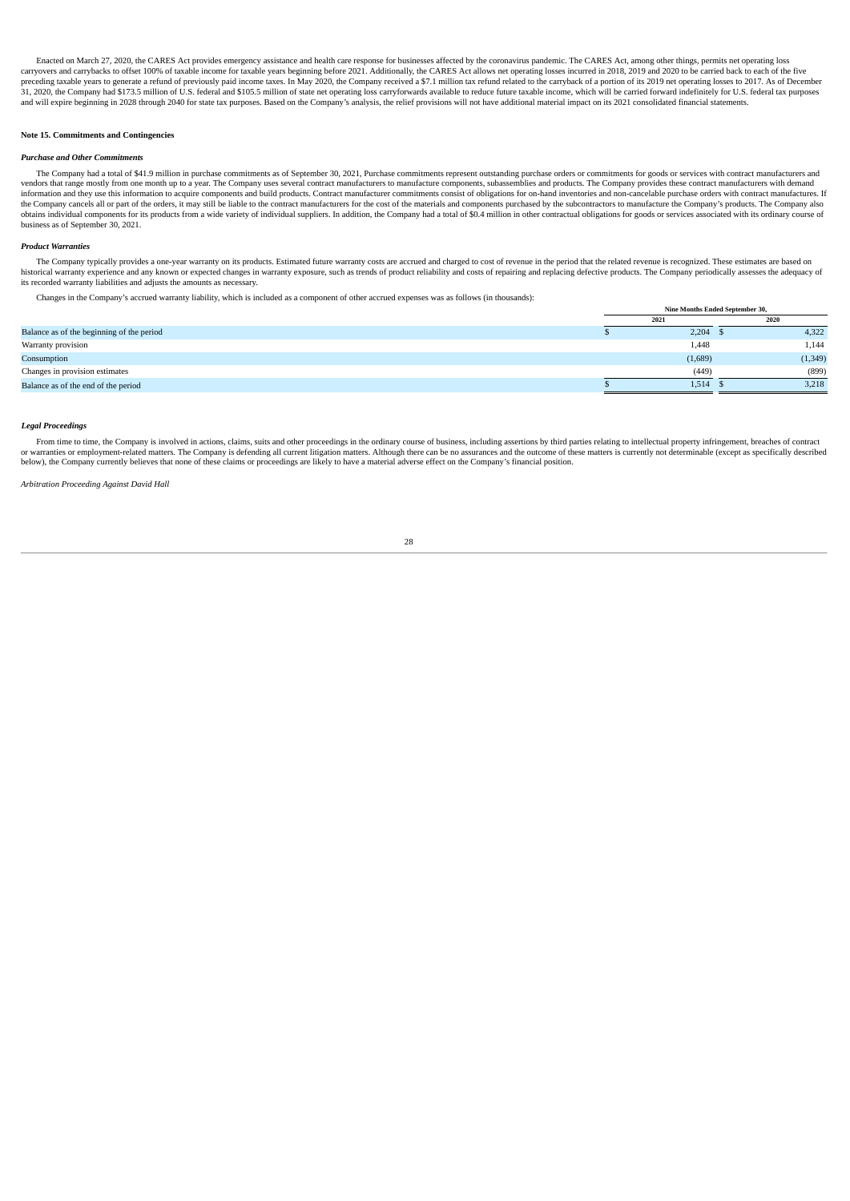Enacted on March 27, 2020, the CARES Act provides emergency assistance and health care response for businesses affected by the coronavirus pandemic. The CARES Act, among other things, permits net operating loss carryovers and carrybacks to offset 100% of taxable income for taxable years beginning before 2021. Additionally, the CARES Act allows net operating losses incurred in 2018, 2019 and 2020 to be carried back to each of the five preceding taxable years to generate a refund of previously paid income taxes. In May 2020, the Company received a $7.1 million tax refund related to the carryback of a portion of its 2019 net operating losses to 2017. As of December 31, 2020, the Company had $173.5 million of U.S. federal and $105.5 million of state net operating loss carryforwards available to reduce future taxable income, which will be carried forward indefinitely for U.S. federal tax purposes and will expire beginning in 2028 through 2040 for state tax purposes. Based on the Company's analysis, the relief provisions will not have additional material impact on its 2021 consolidated financial statements.

**Note 15. Commitments and Contingencies**

***Purchase and Other Commitments***

The Company had a total of $41.9 million in purchase commitments as of September 30, 2021, Purchase commitments represent outstanding purchase orders or commitments for goods or services with contract manufacturers and vendors that range mostly from one month up to a year. The Company uses several contract manufacturers to manufacture components, subassemblies and products. The Company provides these contract manufacturers with demand information and they use this information to acquire components and build products. Contract manufacturer commitments consist of obligations for on-hand inventories and non-cancelable purchase orders with contract manufacturers. If the Company cancels all or part of the orders, it may still be liable to the contract manufacturers for the cost of the materials and components purchased by the subcontractors to manufacture the Company's products. The Company also obtains individual components for its products from a wide variety of individual suppliers. In addition, the Company had a total of $0.4 million in other contractual obligations for goods or services associated with its ordinary course of business as of September 30, 2021.

***Product Warranties***

The Company typically provides a one-year warranty on its products. Estimated future warranty costs are accrued and charged to cost of revenue in the period that the related revenue is recognized. These estimates are based on historical warranty experience and any known or expected changes in warranty exposure, such as trends of product reliability and costs of repairing and replacing defective products. The Company periodically assesses the adequacy of its recorded warranty liabilities and adjusts the amounts as necessary.

Changes in the Company's accrued warranty liability, which is included as a component of other accrued expenses was as follows (in thousands):

| | Nine Months Ended September 30, | |
|---|---|---|
| | 2021 | 2020 |
| Balance as of the beginning of the period | $ 2,204 | $ 4,322 |
| Warranty provision | 1,448 | 1,144 |
| Consumption | (1,689) | (1,349) |
| Changes in provision estimates | (449) | (899) |
| Balance as of the end of the period | $ 1,514 | $ 3,218 |

***Legal Proceedings***

From time to time, the Company is involved in actions, claims, suits and other proceedings in the ordinary course of business, including assertions by third parties relating to intellectual property infringement, breaches of contract or warranties or employment-related matters. The Company is defending all current litigation matters. Although there can be no assurances and the outcome of these matters is currently not determinable (except as specifically described below), the Company currently believes that none of these claims or proceedings are likely to have a material adverse effect on the Company's financial position.

*Arbitration Proceeding Against David Hall*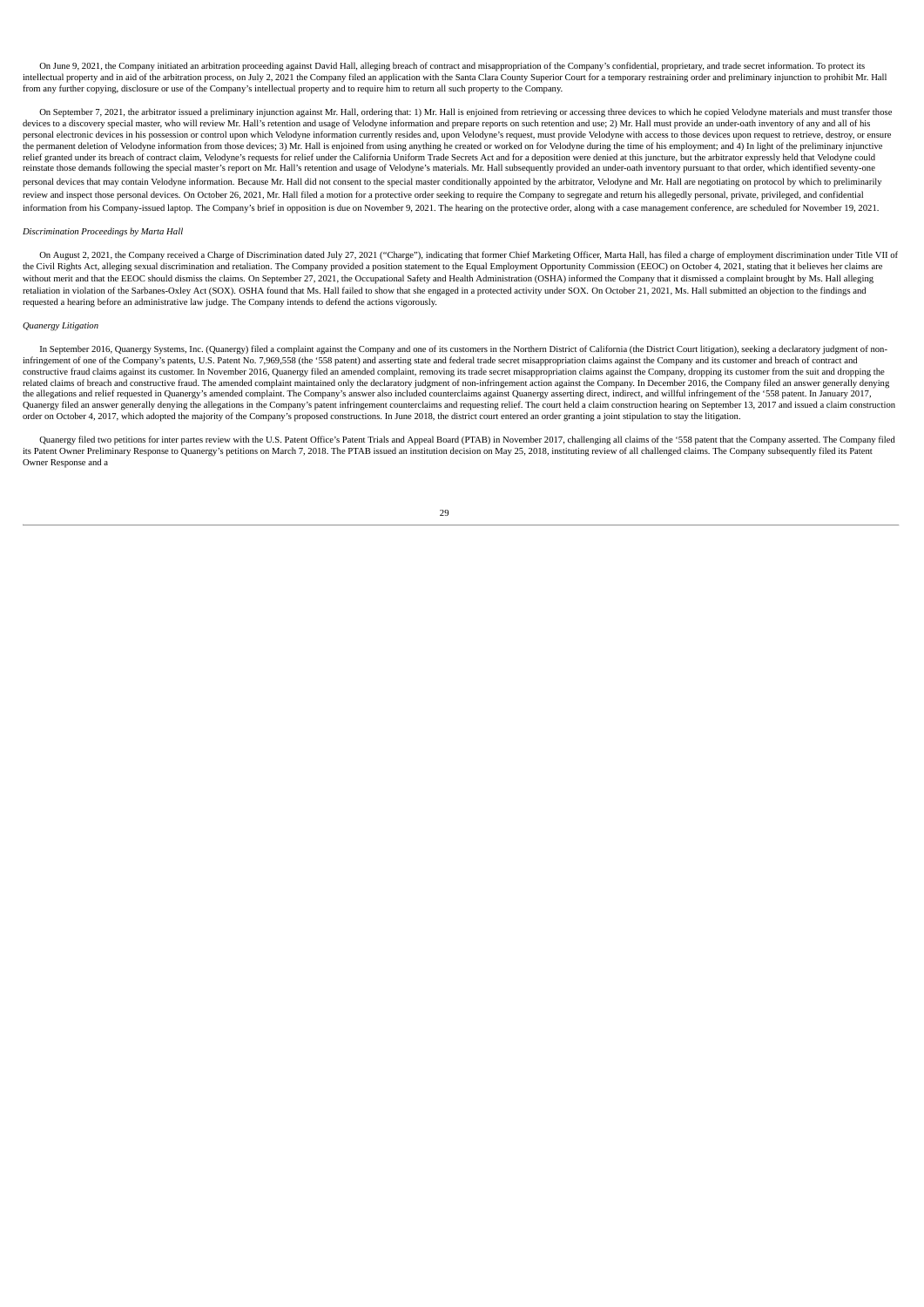On June 9, 2021, the Company initiated an arbitration proceeding against David Hall, alleging breach of contract and misappropriation of the Company's confidential, proprietary, and trade secret information. To protect its intellectual property and in aid of the arbitration process, on July 2, 2021 the Company filed an application with the Santa Clara County Superior Court for a temporary restraining order and preliminary injunction to prohibit Mr. Hall from any further copying, disclosure or use of the Company's intellectual property and to require him to return all such property to the Company.

On September 7, 2021, the arbitrator issued a preliminary injunction against Mr. Hall, ordering that: 1) Mr. Hall is enjoined from retrieving or accessing three devices to which he copied Velodyne materials and must transfer those devices to a discovery special master, who will review Mr. Hall's retention and usage of Velodyne information and prepare reports on such retention and use; 2) Mr. Hall must provide an under-oath inventory of any and all of his personal electronic devices in his possession or control upon which Velodyne information currently resides and, upon Velodyne's request, must provide Velodyne with access to those devices upon request to retrieve, destroy, or ensure the permanent deletion of Velodyne information from those devices; 3) Mr. Hall is enjoined from using anything he created or worked on for Velodyne during the time of his employment; and 4) In light of the preliminary injunctive relief granted under its breach of contract claim, Velodyne's requests for relief under the California Uniform Trade Secrets Act and for a deposition were denied at this juncture, but the arbitrator expressly held that Velodyne could reinstate those demands following the special master's report on Mr. Hall's retention and usage of Velodyne's materials. Mr. Hall subsequently provided an under-oath inventory pursuant to that order, which identified seventy-one personal devices that may contain Velodyne information. Because Mr. Hall did not consent to the special master conditionally appointed by the arbitrator, Velodyne and Mr. Hall are negotiating on protocol by which to preliminarily review and inspect those personal devices. On October 26, 2021, Mr. Hall filed a motion for a protective order seeking to require the Company to segregate and return his allegedly personal, private, privileged, and confidential information from his Company-issued laptop. The Company's brief in opposition is due on November 9, 2021. The hearing on the protective order, along with a case management conference, are scheduled for November 19, 2021.

*Discrimination Proceedings by Marta Hall*

On August 2, 2021, the Company received a Charge of Discrimination dated July 27, 2021 ("Charge"), indicating that former Chief Marketing Officer, Marta Hall, has filed a charge of employment discrimination under Title VII of the Civil Rights Act, alleging sexual discrimination and retaliation. The Company provided a position statement to the Equal Employment Opportunity Commission (EEOC) on October 4, 2021, stating that it believes her claims are without merit and that the EEOC should dismiss the claims. On September 27, 2021, the Occupational Safety and Health Administration (OSHA) informed the Company that it dismissed a complaint brought by Ms. Hall alleging retaliation in violation of the Sarbanes-Oxley Act (SOX). OSHA found that Ms. Hall failed to show that she engaged in a protected activity under SOX. On October 21, 2021, Ms. Hall submitted an objection to the findings and requested a hearing before an administrative law judge. The Company intends to defend the actions vigorously.

*Quanergy Litigation*

In September 2016, Quanergy Systems, Inc. (Quanergy) filed a complaint against the Company and one of its customers in the Northern District of California (the District Court litigation), seeking a declaratory judgment of non-infringement of one of the Company's patents, U.S. Patent No. 7,969,558 (the '558 patent) and asserting state and federal trade secret misappropriation claims against the Company and its customer and breach of contract and constructive fraud claims against its customer. In November 2016, Quanergy filed an amended complaint, removing its trade secret misappropriation claims against the Company, dropping its customer from the suit and dropping the related claims of breach and constructive fraud. The amended complaint maintained only the declaratory judgment of non-infringement action against the Company. In December 2016, the Company filed an answer generally denying the allegations and relief requested in Quanergy's amended complaint. The Company's answer also included counterclaims against Quanergy asserting direct, indirect, and willful infringement of the '558 patent. In January 2017, Quanergy filed an answer generally denying the allegations in the Company's patent infringement counterclaims and requesting relief. The court held a claim construction hearing on September 13, 2017 and issued a claim construction order on October 4, 2017, which adopted the majority of the Company's proposed constructions. In June 2018, the district court entered an order granting a joint stipulation to stay the litigation.

Quanergy filed two petitions for inter partes review with the U.S. Patent Office's Patent Trials and Appeal Board (PTAB) in November 2017, challenging all claims of the '558 patent that the Company asserted. The Company filed its Patent Owner Preliminary Response to Quanergy's petitions on March 7, 2018. The PTAB issued an institution decision on May 25, 2018, instituting review of all challenged claims. The Company subsequently filed its Patent Owner Response and a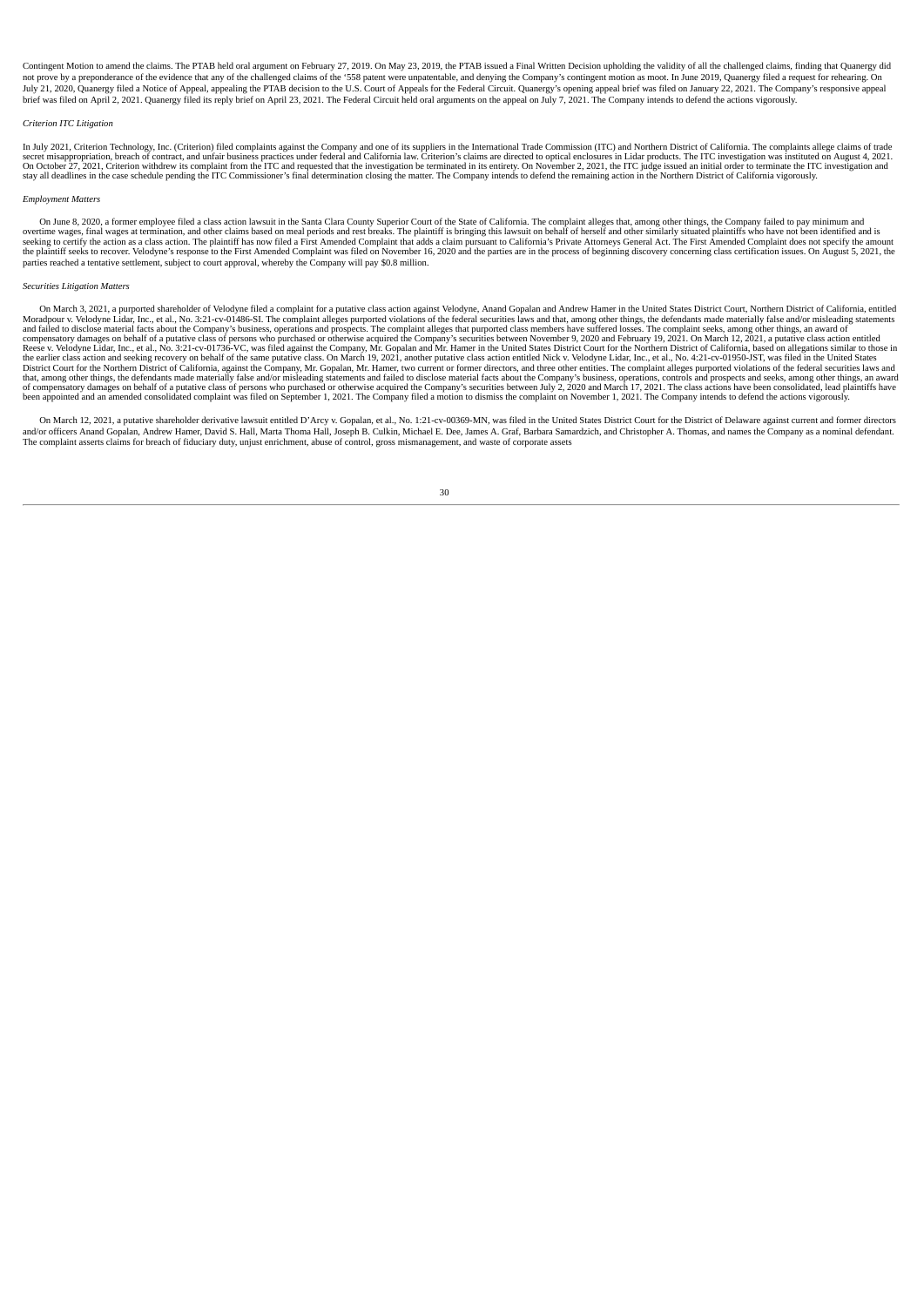Contingent Motion to amend the claims. The PTAB held oral argument on February 27, 2019. On May 23, 2019, the PTAB issued a Final Written Decision upholding the validity of all the challenged claims, finding that Quanergy did not prove by a preponderance of the evidence that any of the challenged claims of the '558 patent were unpatentable, and denying the Company's contingent motion as moot. In June 2019, Quanergy filed a request for rehearing. On July 21, 2020, Quanergy filed a Notice of Appeal, appealing the PTAB decision to the U.S. Court of Appeals for the Federal Circuit. Quanergy's opening appeal brief was filed on January 22, 2021. The Company's responsive appeal brief was filed on April 2, 2021. Quanergy filed its reply brief on April 23, 2021. The Federal Circuit held oral arguments on the appeal on July 7, 2021. The Company intends to defend the actions vigorously.

*Criterion ITC Litigation*

In July 2021, Criterion Technology, Inc. (Criterion) filed complaints against the Company and one of its suppliers in the International Trade Commission (ITC) and Northern District of California. The complaints allege claims of trade secret misappropriation, breach of contract, and unfair business practices under federal and California law. Criterion's claims are directed to optical enclosures in Lidar products. The ITC investigation was instituted on August 4, 2021. On October 27, 2021, Criterion withdrew its complaint from the ITC and requested that the investigation be terminated in its entirety. On November 2, 2021, the ITC judge issued an initial order to terminate the ITC investigation and stay all deadlines in the case schedule pending the ITC Commissioner's final determination closing the matter. The Company intends to defend the remaining action in the Northern District of California vigorously.

*Employment Matters*

On June 8, 2020, a former employee filed a class action lawsuit in the Santa Clara County Superior Court of the State of California. The complaint alleges that, among other things, the Company failed to pay minimum and overtime wages, final wages at termination, and other claims based on meal periods and rest breaks. The plaintiff is bringing this lawsuit on behalf of herself and other similarly situated plaintiffs who have not been identified and is seeking to certify the action as a class action. The plaintiff has now filed a First Amended Complaint that adds a claim pursuant to California's Private Attorneys General Act. The First Amended Complaint does not specify the amount the plaintiff seeks to recover. Velodyne's response to the First Amended Complaint was filed on November 16, 2020 and the parties are in the process of beginning discovery concerning class certification issues. On August 5, 2021, the parties reached a tentative settlement, subject to court approval, whereby the Company will pay $0.8 million.

*Securities Litigation Matters*

On March 3, 2021, a purported shareholder of Velodyne filed a complaint for a putative class action against Velodyne, Anand Gopalan and Andrew Hamer in the United States District Court, Northern District of California, entitled Moradpour v. Velodyne Lidar, Inc., et al., No. 3:21-cv-01486-SI. The complaint alleges purported violations of the federal securities laws and that, among other things, the defendants made materially false and/or misleading statements and failed to disclose material facts about the Company's business, operations and prospects. The complaint alleges that purported class members have suffered losses. The complaint seeks, among other things, an award of compensatory damages on behalf of a putative class of persons who purchased or otherwise acquired the Company's securities between November 9, 2020 and February 19, 2021. On March 12, 2021, a putative class action entitled Reese v. Velodyne Lidar, Inc., et al., No. 3:21-cv-01736-VC, was filed against the Company, Mr. Gopalan and Mr. Hamer in the United States District Court for the Northern District of California, based on allegations similar to those in the earlier class action and seeking recovery on behalf of the same putative class. On March 19, 2021, another putative class action entitled Nick v. Velodyne Lidar, Inc., et al., No. 4:21-cv-01950-JST, was filed in the United States District Court for the Northern District of California, against the Company, Mr. Gopalan, Mr. Hamer, two current or former directors, and three other entities. The complaint alleges purported violations of the federal securities laws and that, among other things, the defendants made materially false and/or misleading statements and failed to disclose material facts about the Company's business, operations, controls and prospects and seeks, among other things, an award of compensatory damages on behalf of a putative class of persons who purchased or otherwise acquired the Company's securities between July 2, 2020 and March 17, 2021. The class actions have been consolidated, lead plaintiffs have been appointed and an amended consolidated complaint was filed on September 1, 2021. The Company filed a motion to dismiss the complaint on November 1, 2021. The Company intends to defend the actions vigorously.

On March 12, 2021, a putative shareholder derivative lawsuit entitled D'Arcy v. Gopalan, et al., No. 1:21-cv-00369-MN, was filed in the United States District Court for the District of Delaware against current and former directors and/or officers Anand Gopalan, Andrew Hamer, David S. Hall, Marta Thoma Hall, Joseph B. Culkin, Michael E. Dee, James A. Graf, Barbara Samardzich, and Christopher A. Thomas, and names the Company as a nominal defendant. The complaint asserts claims for breach of fiduciary duty, unjust enrichment, abuse of control, gross mismanagement, and waste of corporate assets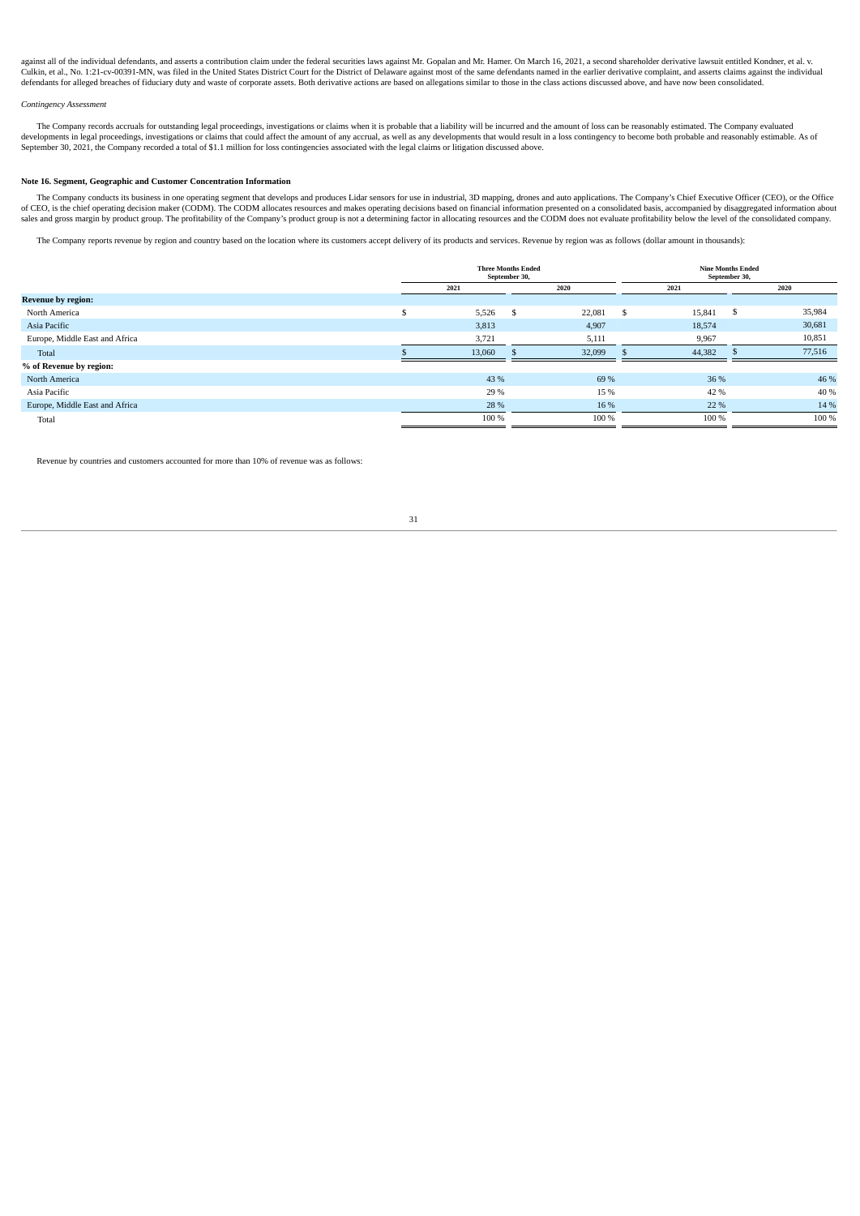against all of the individual defendants, and asserts a contribution claim under the federal securities laws against Mr. Gopalan and Mr. Hamer. On March 16, 2021, a second shareholder derivative lawsuit entitled Kondner, et al. v. Culkin, et al., No. 1:21-cv-00391-MN, was filed in the United States District Court for the District of Delaware against most of the same defendants named in the earlier derivative complaint, and asserts claims against the individual defendants for alleged breaches of fiduciary duty and waste of corporate assets. Both derivative actions are based on allegations similar to those in the class actions discussed above, and have now been consolidated.

*Contingency Assessment*

The Company records accruals for outstanding legal proceedings, investigations or claims when it is probable that a liability will be incurred and the amount of loss can be reasonably estimated. The Company evaluated developments in legal proceedings, investigations or claims that could affect the amount of any accrual, as well as any developments that would result in a loss contingency to become both probable and reasonably estimable. As of September 30, 2021, the Company recorded a total of $1.1 million for loss contingencies associated with the legal claims or litigation discussed above.

**Note 16. Segment, Geographic and Customer Concentration Information**

The Company conducts its business in one operating segment that develops and produces Lidar sensors for use in industrial, 3D mapping, drones and auto applications. The Company's Chief Executive Officer (CEO), or the Office of CEO, is the chief operating decision maker (CODM). The CODM allocates resources and makes operating decisions based on financial information presented on a consolidated basis, accompanied by disaggregated information about sales and gross margin by product group. The profitability of the Company's product group is not a determining factor in allocating resources and the CODM does not evaluate profitability below the level of the consolidated company.

The Company reports revenue by region and country based on the location where its customers accept delivery of its products and services. Revenue by region was as follows (dollar amount in thousands):

| | Three Months Ended September 30, | | Nine Months Ended September 30, | |
|---|---|---|---|---|
| | 2021 | 2020 | 2021 | 2020 |
| **Revenue by region:** | | | | |
| North America | $ 5,526 | $ 22,081 | $ 15,841 | $ 35,984 |
| Asia Pacific | 3,813 | 4,907 | 18,574 | 30,681 |
| Europe, Middle East and Africa | 3,721 | 5,111 | 9,967 | 10,851 |
| Total | $ 13,060 | $ 32,099 | $ 44,382 | $ 77,516 |
| **% of Revenue by region:** | | | | |
| North America | 43 % | 69 % | 36 % | 46 % |
| Asia Pacific | 29 % | 15 % | 42 % | 40 % |
| Europe, Middle East and Africa | 28 % | 16 % | 22 % | 14 % |
| Total | 100 % | 100 % | 100 % | 100 % |

Revenue by countries and customers accounted for more than 10% of revenue was as follows: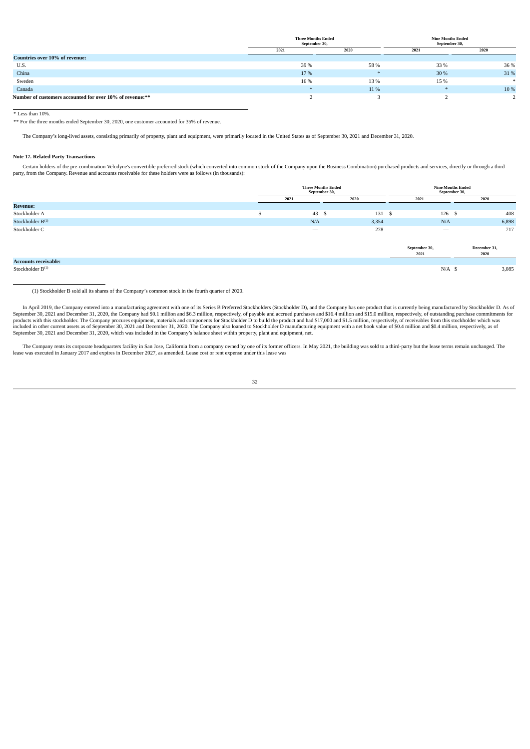| | Three Months Ended September 30, | | Nine Months Ended September 30, | |
|---|---|---|---|---|
| | 2021 | 2020 | 2021 | 2020 |
| **Countries over 10% of revenue:** | | | | |
| U.S. | 39 % | 58 % | 33 % | 36 % |
| China | 17 % | * | 30 % | 31 % |
| Sweden | 16 % | 13 % | 15 % | * |
| Canada | * | 11 % | * | 10 % |
| **Number of customers accounted for over 10% of revenue:**** | 2 | 3 | 2 | 2 |

\* Less than 10%.

** For the three months ended September 30, 2020, one customer accounted for 35% of revenue.

The Company's long-lived assets, consisting primarily of property, plant and equipment, were primarily located in the United States as of September 30, 2021 and December 31, 2020.

**Note 17. Related Party Transactions**

Certain holders of the pre-combination Velodyne's convertible preferred stock (which converted into common stock of the Company upon the Business Combination) purchased products and services, directly or through a third party, from the Company. Revenue and accounts receivable for these holders were as follows (in thousands):

| | Three Months Ended September 30, | | Nine Months Ended September 30, | |
|---|---|---|---|---|
| | 2021 | 2020 | 2021 | 2020 |
| **Revenue:** | | | | |
| Stockholder A | $ 43 | $ 131 | $ 126 | $ 408 |
| Stockholder B[(1)] | N/A | 3,354 | N/A | 6,898 |
| Stockholder C | — | 278 | — | 717 |

| | September 30, 2021 | December 31, 2020 |
|---|---|---|
| **Accounts receivable:** | | |
| Stockholder B[(1)] | N/A | $ 3,085 |

(1) Stockholder B sold all its shares of the Company's common stock in the fourth quarter of 2020.

In April 2019, the Company entered into a manufacturing agreement with one of its Series B Preferred Stockholders (Stockholder D), and the Company has one product that is currently being manufactured by Stockholder D. As of September 30, 2021 and December 31, 2020, the Company had $0.1 million and $6.3 million, respectively, of payable and accrued purchases and $16.4 million and $15.0 million, respectively, of outstanding purchase commitments for products with this stockholder. The Company procures equipment, materials and components for Stockholder D to build the product and had $17,000 and $1.5 million, respectively, of receivables from this stockholder which was included in other current assets as of September 30, 2021 and December 31, 2020. The Company also loaned to Stockholder D manufacturing equipment with a net book value of $0.4 million and $0.4 million, respectively, as of September 30, 2021 and December 31, 2020, which was included in the Company's balance sheet within property, plant and equipment, net.

The Company rents its corporate headquarters facility in San Jose, California from a company owned by one of its former officers. In May 2021, the building was sold to a third-party but the lease terms remain unchanged. The lease was executed in January 2017 and expires in December 2027, as amended. Lease cost or rent expense under this lease was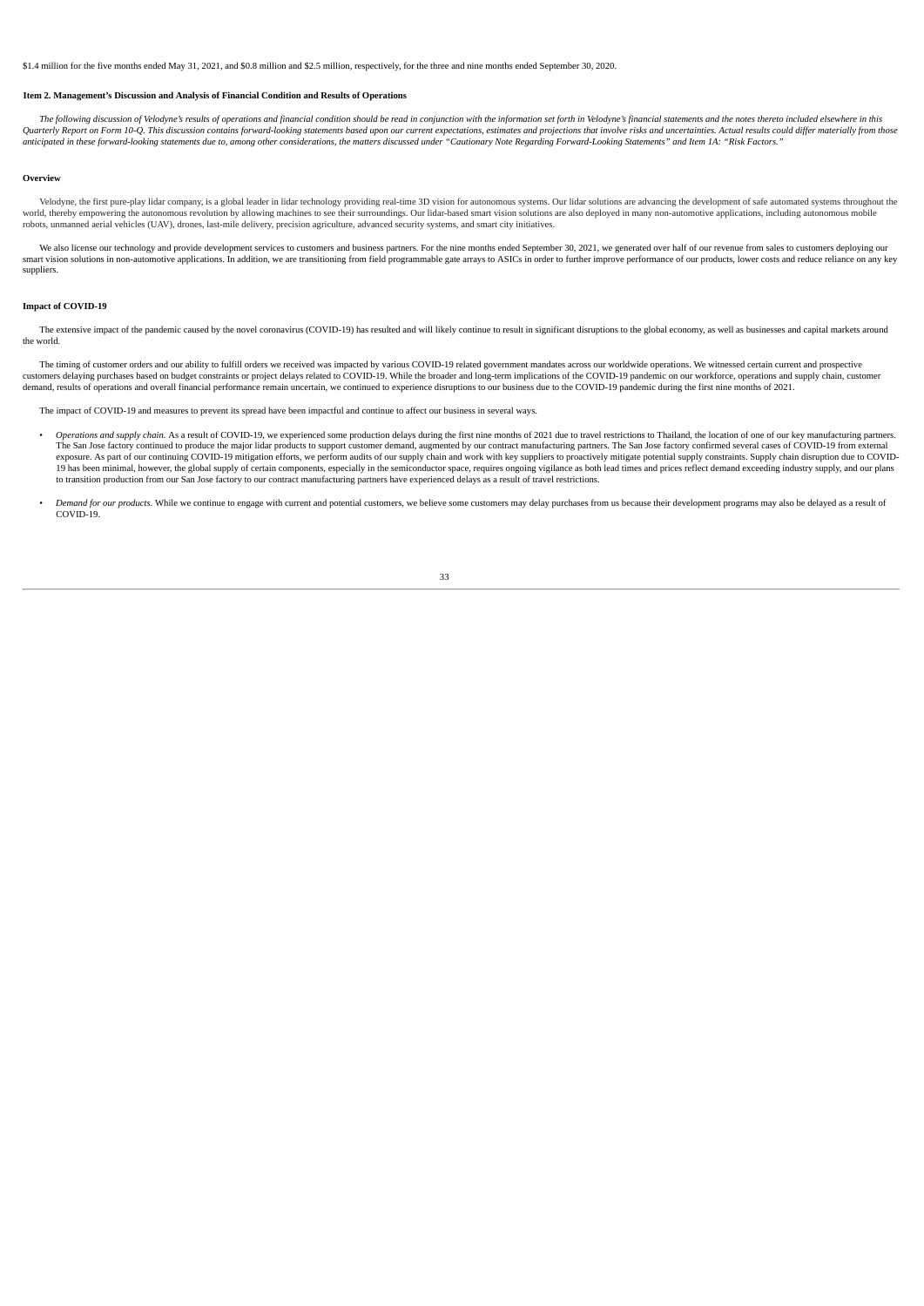$1.4 million for the five months ended May 31, 2021, and $0.8 million and $2.5 million, respectively, for the three and nine months ended September 30, 2020.

## Item 2. Management's Discussion and Analysis of Financial Condition and Results of Operations

*The following discussion of Velodyne's results of operations and financial condition should be read in conjunction with the information set forth in Velodyne's financial statements and the notes thereto included elsewhere in this Quarterly Report on Form 10-Q. This discussion contains forward-looking statements based upon our current expectations, estimates and projections that involve risks and uncertainties. Actual results could differ materially from those anticipated in these forward-looking statements due to, among other considerations, the matters discussed under "Cautionary Note Regarding Forward-Looking Statements" and Item 1A: "Risk Factors."*

### Overview

Velodyne, the first pure-play lidar company, is a global leader in lidar technology providing real-time 3D vision for autonomous systems. Our lidar solutions are advancing the development of safe automated systems throughout the world, thereby empowering the autonomous revolution by allowing machines to see their surroundings. Our lidar-based smart vision solutions are also deployed in many non-automotive applications, including autonomous mobile robots, unmanned aerial vehicles (UAV), drones, last-mile delivery, precision agriculture, advanced security systems, and smart city initiatives.

We also license our technology and provide development services to customers and business partners. For the nine months ended September 30, 2021, we generated over half of our revenue from sales to customers deploying our smart vision solutions in non-automotive applications. In addition, we are transitioning from field programmable gate arrays to ASICs in order to further improve performance of our products, lower costs and reduce reliance on any key suppliers.

### Impact of COVID-19

The extensive impact of the pandemic caused by the novel coronavirus (COVID-19) has resulted and will likely continue to result in significant disruptions to the global economy, as well as businesses and capital markets around the world.

The timing of customer orders and our ability to fulfill orders we received was impacted by various COVID-19 related government mandates across our worldwide operations. We witnessed certain current and prospective customers delaying purchases based on budget constraints or project delays related to COVID-19. While the broader and long-term implications of the COVID-19 pandemic on our workforce, operations and supply chain, customer demand, results of operations and overall financial performance remain uncertain, we continued to experience disruptions to our business due to the COVID-19 pandemic during the first nine months of 2021.

The impact of COVID-19 and measures to prevent its spread have been impactful and continue to affect our business in several ways.

- *Operations and supply chain.* As a result of COVID-19, we experienced some production delays during the first nine months of 2021 due to travel restrictions to Thailand, the location of one of our key manufacturing partners. The San Jose factory continued to produce the major lidar products to support customer demand, augmented by our contract manufacturing partners. The San Jose factory confirmed several cases of COVID-19 from external exposure. As part of our continuing COVID-19 mitigation efforts, we perform audits of our supply chain and work with key suppliers to proactively mitigate potential supply constraints. Supply chain disruption due to COVID-19 has been minimal, however, the global supply of certain components, especially in the semiconductor space, requires ongoing vigilance as both lead times and prices reflect demand exceeding industry supply, and our plans to transition production from our San Jose factory to our contract manufacturing partners have experienced delays as a result of travel restrictions.
- *Demand for our products.* While we continue to engage with current and potential customers, we believe some customers may delay purchases from us because their development programs may also be delayed as a result of COVID-19.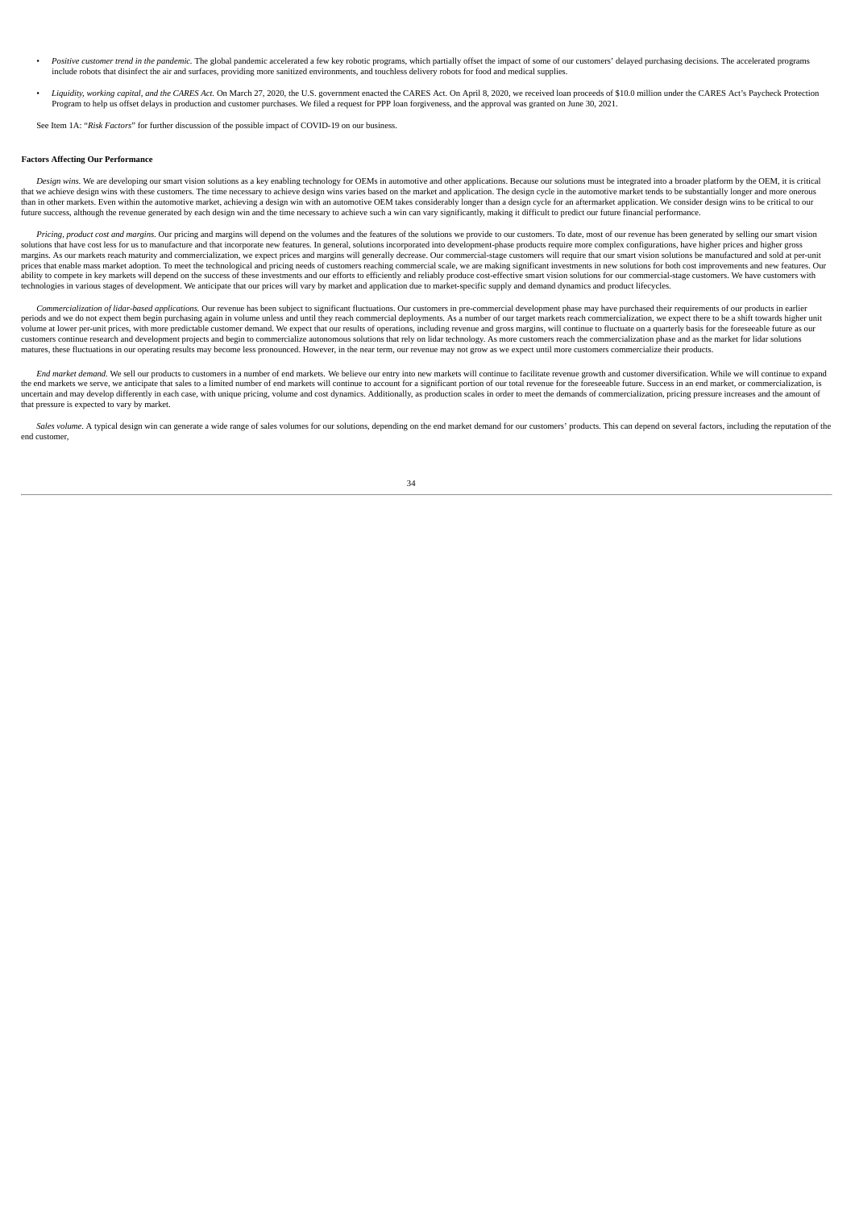- *Positive customer trend in the pandemic.* The global pandemic accelerated a few key robotic programs, which partially offset the impact of some of our customers' delayed purchasing decisions. The accelerated programs include robots that disinfect the air and surfaces, providing more sanitized environments, and touchless delivery robots for food and medical supplies.

- *Liquidity, working capital, and the CARES Act.* On March 27, 2020, the U.S. government enacted the CARES Act. On April 8, 2020, we received loan proceeds of $10.0 million under the CARES Act's Paycheck Protection Program to help us offset delays in production and customer purchases. We filed a request for PPP loan forgiveness, and the approval was granted on June 30, 2021.

See Item 1A: "*Risk Factors*" for further discussion of the possible impact of COVID-19 on our business.

**Factors Affecting Our Performance**

*Design wins.* We are developing our smart vision solutions as a key enabling technology for OEMs in automotive and other applications. Because our solutions must be integrated into a broader platform by the OEM, it is critical that we achieve design wins with these customers. The time necessary to achieve design wins varies based on the market and application. The design cycle in the automotive market tends to be substantially longer and more onerous than in other markets. Even within the automotive market, achieving a design win with an automotive OEM takes considerably longer than a design cycle for an aftermarket application. We consider design wins to be critical to our future success, although the revenue generated by each design win and the time necessary to achieve such a win can vary significantly, making it difficult to predict our future financial performance.

*Pricing, product cost and margins.* Our pricing and margins will depend on the volumes and the features of the solutions we provide to our customers. To date, most of our revenue has been generated by selling our smart vision solutions that have cost less for us to manufacture and that incorporate new features. In general, solutions incorporated into development-phase products require more complex configurations, have higher prices and higher gross margins. As our markets reach maturity and commercialization, we expect prices and margins will generally decrease. Our commercial-stage customers will require that our smart vision solutions be manufactured and sold at per-unit prices that enable mass market adoption. To meet the technological and pricing needs of customers reaching commercial scale, we are making significant investments in new solutions for both cost improvements and new features. Our ability to compete in key markets will depend on the success of these investments and our efforts to efficiently and reliably produce cost-effective smart vision solutions for our commercial-stage customers. We have customers with technologies in various stages of development. We anticipate that our prices will vary by market and application due to market-specific supply and demand dynamics and product lifecycles.

*Commercialization of lidar-based applications.* Our revenue has been subject to significant fluctuations. Our customers in pre-commercial development phase may have purchased their requirements of our products in earlier periods and we do not expect them begin purchasing again in volume unless and until they reach commercial deployments. As a number of our target markets reach commercialization, we expect there to be a shift towards higher unit volume at lower per-unit prices, with more predictable customer demand. We expect that our results of operations, including revenue and gross margins, will continue to fluctuate on a quarterly basis for the foreseeable future as our customers continue research and development projects and begin to commercialize autonomous solutions that rely on lidar technology. As more customers reach the commercialization phase and as the market for lidar solutions matures, these fluctuations in our operating results may become less pronounced. However, in the near term, our revenue may not grow as we expect until more customers commercialize their products.

*End market demand.* We sell our products to customers in a number of end markets. We believe our entry into new markets will continue to facilitate revenue growth and customer diversification. While we will continue to expand the end markets we serve, we anticipate that sales to a limited number of end markets will continue to account for a significant portion of our total revenue for the foreseeable future. Success in an end market, or commercialization, is uncertain and may develop differently in each case, with unique pricing, volume and cost dynamics. Additionally, as production scales in order to meet the demands of commercialization, pricing pressure increases and the amount of that pressure is expected to vary by market.

*Sales volume.* A typical design win can generate a wide range of sales volumes for our solutions, depending on the end market demand for our customers' products. This can depend on several factors, including the reputation of the end customer,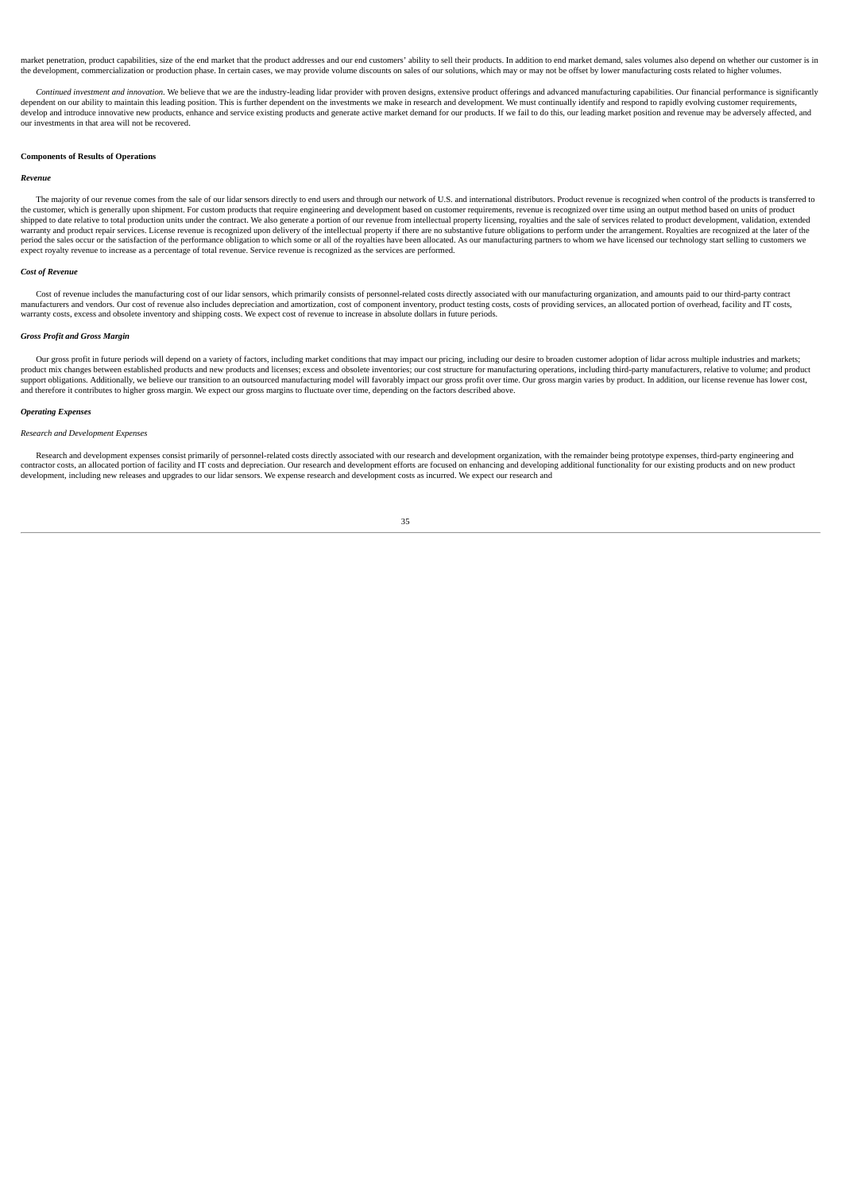market penetration, product capabilities, size of the end market that the product addresses and our end customers' ability to sell their products. In addition to end market demand, sales volumes also depend on whether our customer is in the development, commercialization or production phase. In certain cases, we may provide volume discounts on sales of our solutions, which may or may not be offset by lower manufacturing costs related to higher volumes.

*Continued investment and innovation.* We believe that we are the industry-leading lidar provider with proven designs, extensive product offerings and advanced manufacturing capabilities. Our financial performance is significantly dependent on our ability to maintain this leading position. This is further dependent on the investments we make in research and development. We must continually identify and respond to rapidly evolving customer requirements, develop and introduce innovative new products, enhance and service existing products and generate active market demand for our products. If we fail to do this, our leading market position and revenue may be adversely affected, and our investments in that area will not be recovered.

**Components of Results of Operations**

***Revenue***

The majority of our revenue comes from the sale of our lidar sensors directly to end users and through our network of U.S. and international distributors. Product revenue is recognized when control of the products is transferred to the customer, which is generally upon shipment. For custom products that require engineering and development based on customer requirements, revenue is recognized over time using an output method based on units of product shipped to date relative to total production units under the contract. We also generate a portion of our revenue from intellectual property licensing, royalties and the sale of services related to product development, validation, extended warranty and product repair services. License revenue is recognized upon delivery of the intellectual property if there are no substantive future obligations to perform under the arrangement. Royalties are recognized at the later of the period the sales occur or the satisfaction of the performance obligation to which some or all of the royalties have been allocated. As our manufacturing partners to whom we have licensed our technology start selling to customers we expect royalty revenue to increase as a percentage of total revenue. Service revenue is recognized as the services are performed.

***Cost of Revenue***

Cost of revenue includes the manufacturing cost of our lidar sensors, which primarily consists of personnel-related costs directly associated with our manufacturing organization, and amounts paid to our third-party contract manufacturers and vendors. Our cost of revenue also includes depreciation and amortization, cost of component inventory, product testing costs, costs of providing services, an allocated portion of overhead, facility and IT costs, warranty costs, excess and obsolete inventory and shipping costs. We expect cost of revenue to increase in absolute dollars in future periods.

***Gross Profit and Gross Margin***

Our gross profit in future periods will depend on a variety of factors, including market conditions that may impact our pricing, including our desire to broaden customer adoption of lidar across multiple industries and markets; product mix changes between established products and new products and licenses; excess and obsolete inventories; our cost structure for manufacturing operations, including third-party manufacturers, relative to volume; and product support obligations. Additionally, we believe our transition to an outsourced manufacturing model will favorably impact our gross profit over time. Our gross margin varies by product. In addition, our license revenue has lower cost, and therefore it contributes to higher gross margin. We expect our gross margins to fluctuate over time, depending on the factors described above.

***Operating Expenses***

*Research and Development Expenses*

Research and development expenses consist primarily of personnel-related costs directly associated with our research and development organization, with the remainder being prototype expenses, third-party engineering and contractor costs, an allocated portion of facility and IT costs and depreciation. Our research and development efforts are focused on enhancing and developing additional functionality for our existing products and on new product development, including new releases and upgrades to our lidar sensors. We expense research and development costs as incurred. We expect our research and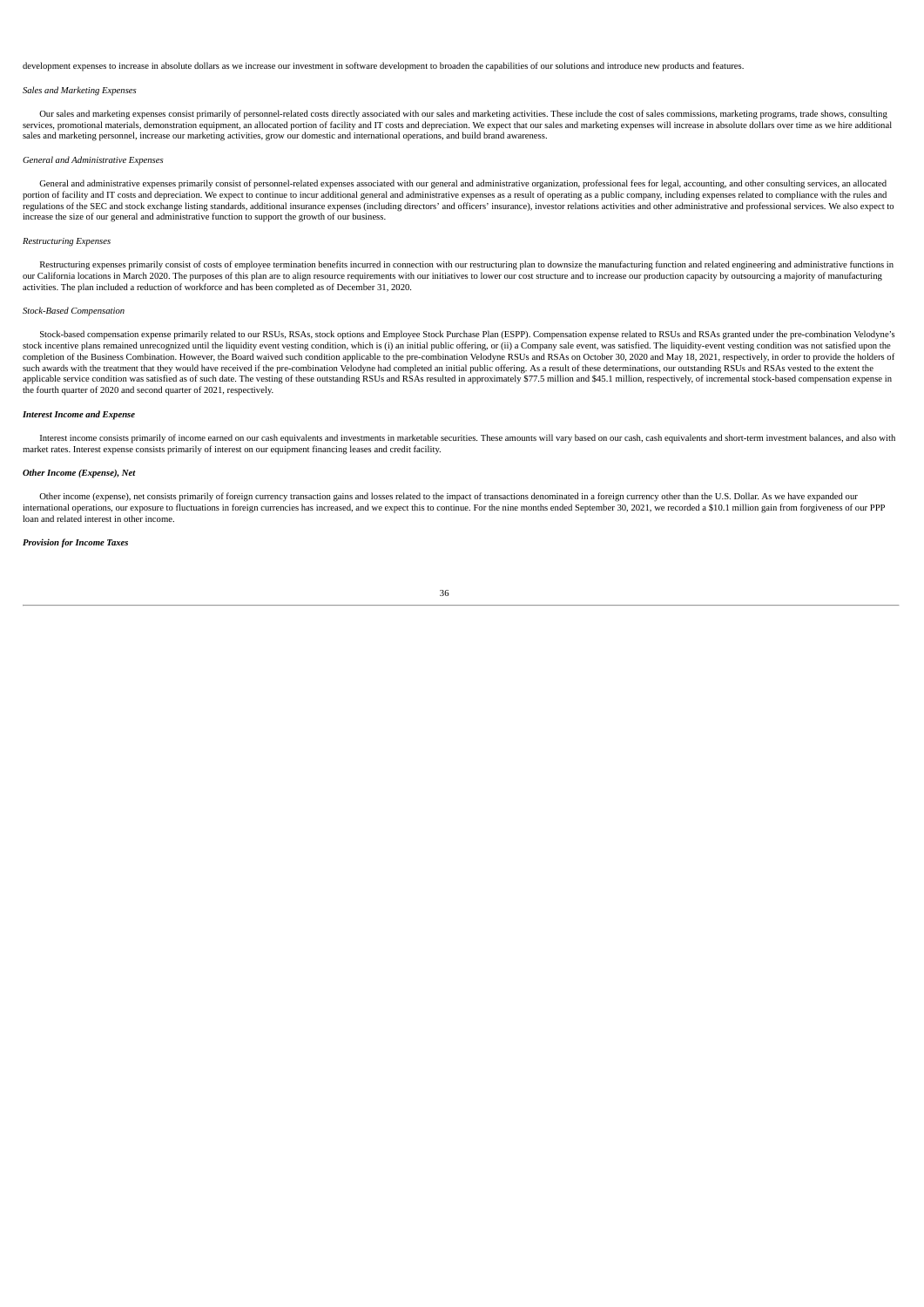development expenses to increase in absolute dollars as we increase our investment in software development to broaden the capabilities of our solutions and introduce new products and features.

*Sales and Marketing Expenses*

Our sales and marketing expenses consist primarily of personnel-related costs directly associated with our sales and marketing activities. These include the cost of sales commissions, marketing programs, trade shows, consulting services, promotional materials, demonstration equipment, an allocated portion of facility and IT costs and depreciation. We expect that our sales and marketing expenses will increase in absolute dollars over time as we hire additional sales and marketing personnel, increase our marketing activities, grow our domestic and international operations, and build brand awareness.

*General and Administrative Expenses*

General and administrative expenses primarily consist of personnel-related expenses associated with our general and administrative organization, professional fees for legal, accounting, and other consulting services, an allocated portion of facility and IT costs and depreciation. We expect to continue to incur additional general and administrative expenses as a result of operating as a public company, including expenses related to compliance with the rules and regulations of the SEC and stock exchange listing standards, additional insurance expenses (including directors' and officers' insurance), investor relations activities and other administrative and professional services. We also expect to increase the size of our general and administrative function to support the growth of our business.

*Restructuring Expenses*

Restructuring expenses primarily consist of costs of employee termination benefits incurred in connection with our restructuring plan to downsize the manufacturing function and related engineering and administrative functions in our California locations in March 2020. The purposes of this plan are to align resource requirements with our initiatives to lower our cost structure and to increase our production capacity by outsourcing a majority of manufacturing activities. The plan included a reduction of workforce and has been completed as of December 31, 2020.

*Stock-Based Compensation*

Stock-based compensation expense primarily related to our RSUs, RSAs, stock options and Employee Stock Purchase Plan (ESPP). Compensation expense related to RSUs and RSAs granted under the pre-combination Velodyne's stock incentive plans remained unrecognized until the liquidity event vesting condition, which is (i) an initial public offering, or (ii) a Company sale event, was satisfied. The liquidity-event vesting condition was not satisfied upon the completion of the Business Combination. However, the Board waived such condition applicable to the pre-combination Velodyne RSUs and RSAs on October 30, 2020 and May 18, 2021, respectively, in order to provide the holders of such awards with the treatment that they would have received if the pre-combination Velodyne had completed an initial public offering. As a result of these determinations, our outstanding RSUs and RSAs vested to the extent the applicable service condition was satisfied as of such date. The vesting of these outstanding RSUs and RSAs resulted in approximately $77.5 million and $45.1 million, respectively, of incremental stock-based compensation expense in the fourth quarter of 2020 and second quarter of 2021, respectively.

***Interest Income and Expense***

Interest income consists primarily of income earned on our cash equivalents and investments in marketable securities. These amounts will vary based on our cash, cash equivalents and short-term investment balances, and also with market rates. Interest expense consists primarily of interest on our equipment financing leases and credit facility.

***Other Income (Expense), Net***

Other income (expense), net consists primarily of foreign currency transaction gains and losses related to the impact of transactions denominated in a foreign currency other than the U.S. Dollar. As we have expanded our international operations, our exposure to fluctuations in foreign currencies has increased, and we expect this to continue. For the nine months ended September 30, 2021, we recorded a $10.1 million gain from forgiveness of our PPP loan and related interest in other income.

***Provision for Income Taxes***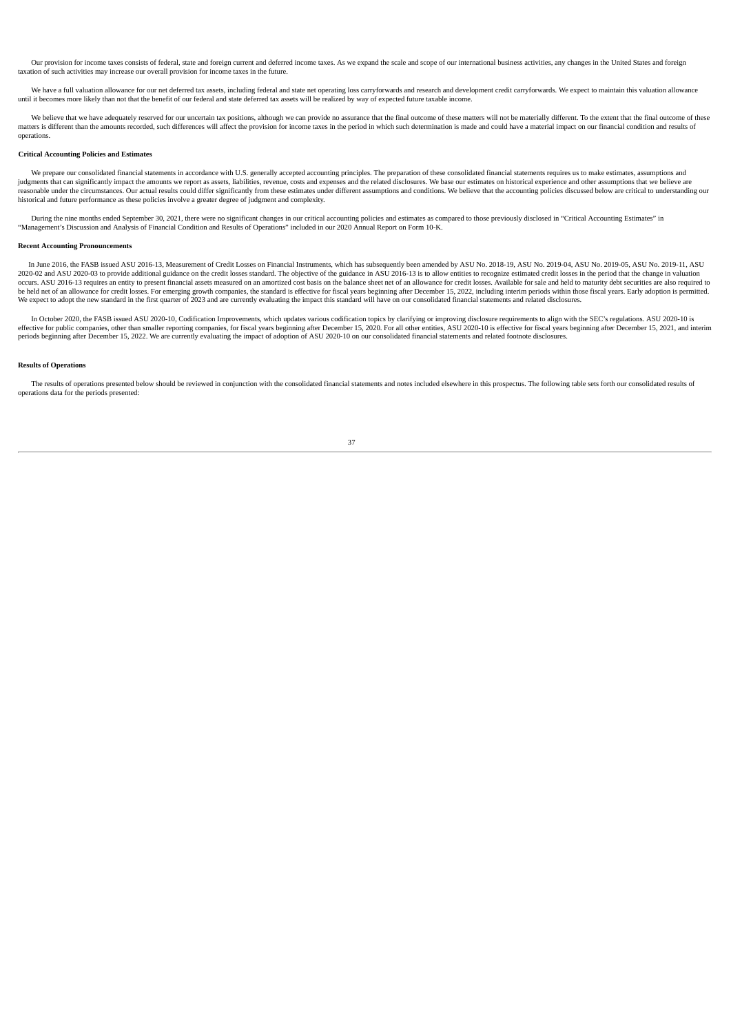Our provision for income taxes consists of federal, state and foreign current and deferred income taxes. As we expand the scale and scope of our international business activities, any changes in the United States and foreign taxation of such activities may increase our overall provision for income taxes in the future.

We have a full valuation allowance for our net deferred tax assets, including federal and state net operating loss carryforwards and research and development credit carryforwards. We expect to maintain this valuation allowance until it becomes more likely than not that the benefit of our federal and state deferred tax assets will be realized by way of expected future taxable income.

We believe that we have adequately reserved for our uncertain tax positions, although we can provide no assurance that the final outcome of these matters will not be materially different. To the extent that the final outcome of these matters is different than the amounts recorded, such differences will affect the provision for income taxes in the period in which such determination is made and could have a material impact on our financial condition and results of operations.

**Critical Accounting Policies and Estimates**

We prepare our consolidated financial statements in accordance with U.S. generally accepted accounting principles. The preparation of these consolidated financial statements requires us to make estimates, assumptions and judgments that can significantly impact the amounts we report as assets, liabilities, revenue, costs and expenses and the related disclosures. We base our estimates on historical experience and other assumptions that we believe are reasonable under the circumstances. Our actual results could differ significantly from these estimates under different assumptions and conditions. We believe that the accounting policies discussed below are critical to understanding our historical and future performance as these policies involve a greater degree of judgment and complexity.

During the nine months ended September 30, 2021, there were no significant changes in our critical accounting policies and estimates as compared to those previously disclosed in "Critical Accounting Estimates" in "Management's Discussion and Analysis of Financial Condition and Results of Operations" included in our 2020 Annual Report on Form 10-K.

**Recent Accounting Pronouncements**

In June 2016, the FASB issued ASU 2016-13, Measurement of Credit Losses on Financial Instruments, which has subsequently been amended by ASU No. 2018-19, ASU No. 2019-04, ASU No. 2019-05, ASU No. 2019-11, ASU 2020-02 and ASU 2020-03 to provide additional guidance on the credit losses standard. The objective of the guidance in ASU 2016-13 is to allow entities to recognize estimated credit losses in the period that the change in valuation occurs. ASU 2016-13 requires an entity to present financial assets measured on an amortized cost basis on the balance sheet net of an allowance for credit losses. Available for sale and held to maturity debt securities are also required to be held net of an allowance for credit losses. For emerging growth companies, the standard is effective for fiscal years beginning after December 15, 2022, including interim periods within those fiscal years. Early adoption is permitted. We expect to adopt the new standard in the first quarter of 2023 and are currently evaluating the impact this standard will have on our consolidated financial statements and related disclosures.

In October 2020, the FASB issued ASU 2020-10, Codification Improvements, which updates various codification topics by clarifying or improving disclosure requirements to align with the SEC's regulations. ASU 2020-10 is effective for public companies, other than smaller reporting companies, for fiscal years beginning after December 15, 2020. For all other entities, ASU 2020-10 is effective for fiscal years beginning after December 15, 2021, and interim periods beginning after December 15, 2022. We are currently evaluating the impact of adoption of ASU 2020-10 on our consolidated financial statements and related footnote disclosures.

**Results of Operations**

The results of operations presented below should be reviewed in conjunction with the consolidated financial statements and notes included elsewhere in this prospectus. The following table sets forth our consolidated results of operations data for the periods presented: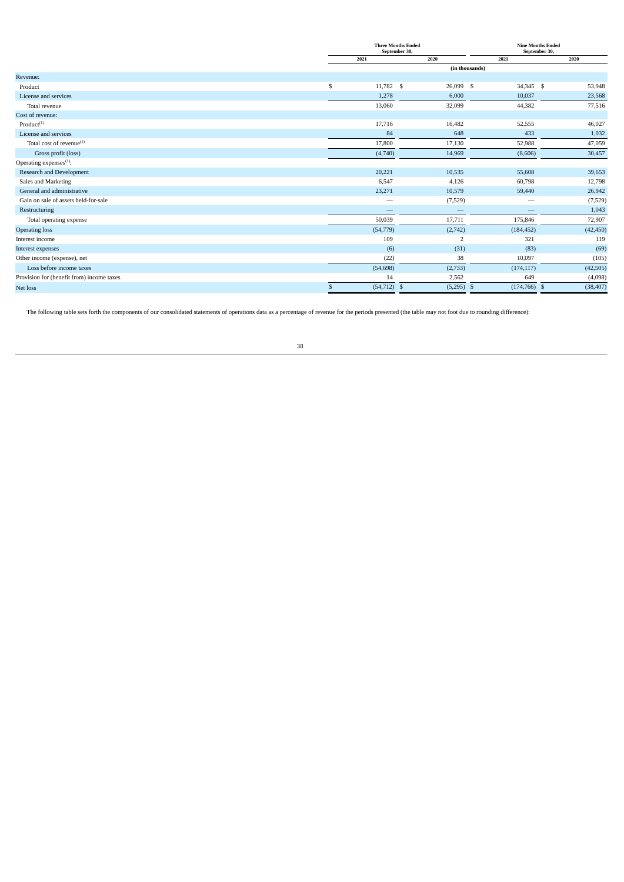| | Three Months Ended September 30, | | Nine Months Ended September 30, | |
|---|---|---|---|---|
| | 2021 | 2020 | 2021 | 2020 |
| | (in thousands) | | | |
| Revenue: | | | | |
| Product | $ 11,782 | $ 26,099 | $ 34,345 | $ 53,948 |
| License and services | 1,278 | 6,000 | 10,037 | 23,568 |
| Total revenue | 13,060 | 32,099 | 44,382 | 77,516 |
| Cost of revenue: | | | | |
| Product[(1)] | 17,716 | 16,482 | 52,555 | 46,027 |
| License and services | 84 | 648 | 433 | 1,032 |
| Total cost of revenue[(1)] | 17,800 | 17,130 | 52,988 | 47,059 |
| Gross profit (loss) | (4,740) | 14,969 | (8,606) | 30,457 |
| Operating expenses[(1)]: | | | | |
| Research and Development | 20,221 | 10,535 | 55,608 | 39,653 |
| Sales and Marketing | 6,547 | 4,126 | 60,798 | 12,798 |
| General and administrative | 23,271 | 10,579 | 59,440 | 26,942 |
| Gain on sale of assets held-for-sale | — | (7,529) | — | (7,529) |
| Restructuring | — | — | — | 1,043 |
| Total operating expense | 50,039 | 17,711 | 175,846 | 72,907 |
| Operating loss | (54,779) | (2,742) | (184,452) | (42,450) |
| Interest income | 109 | 2 | 321 | 119 |
| Interest expenses | (6) | (31) | (83) | (69) |
| Other income (expense), net | (22) | 38 | 10,097 | (105) |
| Loss before income taxes | (54,698) | (2,733) | (174,117) | (42,505) |
| Provision for (benefit from) income taxes | 14 | 2,562 | 649 | (4,098) |
| Net loss | $ (54,712) | $ (5,295) | $ (174,766) | $ (38,407) |

The following table sets forth the components of our consolidated statements of operations data as a percentage of revenue for the periods presented (the table may not foot due to rounding difference):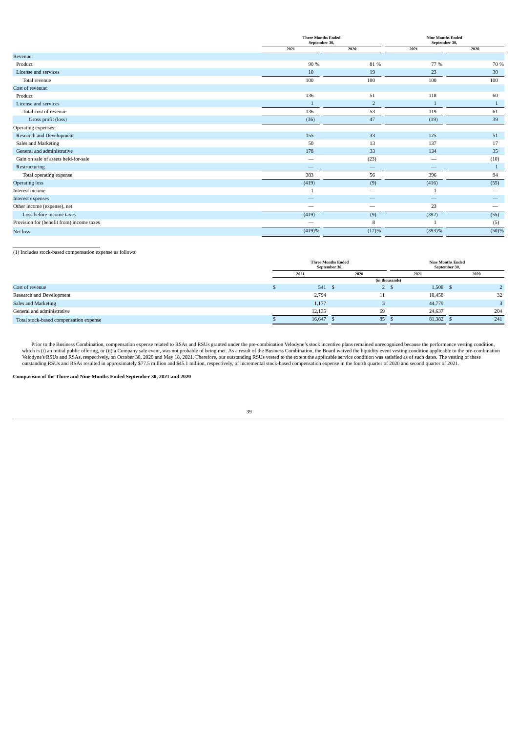| | Three Months Ended September 30, | | Nine Months Ended September 30, | |
|---|---|---|---|---|
| | 2021 | 2020 | 2021 | 2020 |
| Revenue: | | | | |
| Product | 90 % | 81 % | 77 % | 70 % |
| License and services | 10 | 19 | 23 | 30 |
| Total revenue | 100 | 100 | 100 | 100 |
| Cost of revenue: | | | | |
| Product | 136 | 51 | 118 | 60 |
| License and services | 1 | 2 | 1 | 1 |
| Total cost of revenue | 136 | 53 | 119 | 61 |
| Gross profit (loss) | (36) | 47 | (19) | 39 |
| Operating expenses: | | | | |
| Research and Development | 155 | 33 | 125 | 51 |
| Sales and Marketing | 50 | 13 | 137 | 17 |
| General and administrative | 178 | 33 | 134 | 35 |
| Gain on sale of assets held-for-sale | — | (23) | — | (10) |
| Restructuring | — | — | — | 1 |
| Total operating expense | 383 | 56 | 396 | 94 |
| Operating loss | (419) | (9) | (416) | (55) |
| Interest income | 1 | — | 1 | — |
| Interest expenses | — | — | — | — |
| Other income (expense), net | — | — | 23 | — |
| Loss before income taxes | (419) | (9) | (392) | (55) |
| Provision for (benefit from) income taxes | — | 8 | 1 | (5) |
| Net loss | (419)% | (17)% | (393)% | (50)% |

(1) Includes stock-based compensation expense as follows:

| | Three Months Ended September 30, | | Nine Months Ended September 30, | |
|---|---|---|---|---|
| | 2021 | 2020 | 2021 | 2020 |
| | (in thousands) | | | |
| Cost of revenue | $ 541 | $ 2 | $ 1,508 | $ 2 |
| Research and Development | 2,794 | 11 | 10,458 | 32 |
| Sales and Marketing | 1,177 | 3 | 44,779 | 3 |
| General and administrative | 12,135 | 69 | 24,637 | 204 |
| Total stock-based compensation expense | $ 16,647 | $ 85 | $ 81,382 | $ 241 |

Prior to the Business Combination, compensation expense related to RSAs and RSUs granted under the pre-combination Velodyne's stock incentive plans remained unrecognized because the performance vesting condition, which is (i) an initial public offering, or (ii) a Company sale event, was not probable of being met. As a result of the Business Combination, the Board waived the liquidity event vesting condition applicable to the pre-combination Velodyne's RSUs and RSAs, respectively, on October 30, 2020 and May 18, 2021. Therefore, our outstanding RSUs vested to the extent the applicable service condition was satisfied as of such dates. The vesting of these outstanding RSUs and RSAs resulted in approximately $77.5 million and $45.1 million, respectively, of incremental stock-based compensation expense in the fourth quarter of 2020 and second quarter of 2021.

**Comparison of the Three and Nine Months Ended September 30, 2021 and 2020**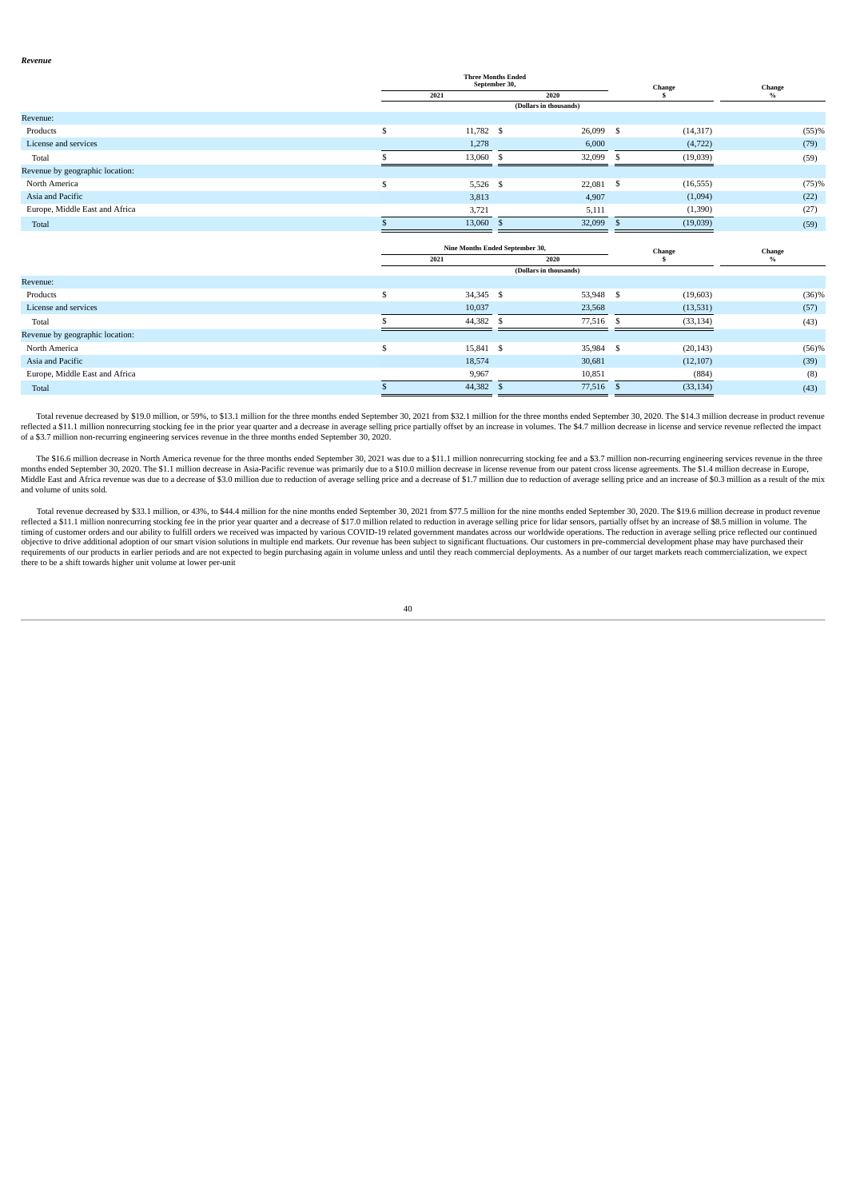***Revenue***

| | Three Months Ended September 30, | | Change | Change |
|---|---|---|---|---|
| | 2021 | 2020 | $ | % |
| | (Dollars in thousands) | | | |
| Revenue: | | | | |
| Products | $ 11,782 | $ 26,099 | $ (14,317) | (55)% |
| License and services | 1,278 | 6,000 | (4,722) | (79) |
| Total | $ 13,060 | $ 32,099 | $ (19,039) | (59) |
| Revenue by geographic location: | | | | |
| North America | $ 5,526 | $ 22,081 | $ (16,555) | (75)% |
| Asia and Pacific | 3,813 | 4,907 | (1,094) | (22) |
| Europe, Middle East and Africa | 3,721 | 5,111 | (1,390) | (27) |
| Total | $ 13,060 | $ 32,099 | $ (19,039) | (59) |

| | Nine Months Ended September 30, | | Change | Change |
|---|---|---|---|---|
| | 2021 | 2020 | $ | % |
| | (Dollars in thousands) | | | |
| Revenue: | | | | |
| Products | $ 34,345 | $ 53,948 | $ (19,603) | (36)% |
| License and services | 10,037 | 23,568 | (13,531) | (57) |
| Total | $ 44,382 | $ 77,516 | $ (33,134) | (43) |
| Revenue by geographic location: | | | | |
| North America | $ 15,841 | $ 35,984 | $ (20,143) | (56)% |
| Asia and Pacific | 18,574 | 30,681 | (12,107) | (39) |
| Europe, Middle East and Africa | 9,967 | 10,851 | (884) | (8) |
| Total | $ 44,382 | $ 77,516 | $ (33,134) | (43) |

Total revenue decreased by $19.0 million, or 59%, to $13.1 million for the three months ended September 30, 2021 from $32.1 million for the three months ended September 30, 2020. The $14.3 million decrease in product revenue reflected a $11.1 million nonrecurring stocking fee in the prior year quarter and a decrease in average selling price partially offset by an increase in volumes. The $4.7 million decrease in license and service revenue reflected the impact of a $3.7 million non-recurring engineering services revenue in the three months ended September 30, 2020.

The $16.6 million decrease in North America revenue for the three months ended September 30, 2021 was due to a $11.1 million nonrecurring stocking fee and a $3.7 million non-recurring engineering services revenue in the three months ended September 30, 2020. The $1.1 million decrease in Asia-Pacific revenue was primarily due to a $10.0 million decrease in license revenue from our patent cross license agreements. The $1.4 million decrease in Europe, Middle East and Africa revenue was due to a decrease of $3.0 million due to reduction of average selling price and a decrease of $1.7 million due to reduction of average selling price and an increase of $0.3 million as a result of the mix and volume of units sold.

Total revenue decreased by $33.1 million, or 43%, to $44.4 million for the nine months ended September 30, 2021 from $77.5 million for the nine months ended September 30, 2020. The $19.6 million decrease in product revenue reflected a $11.1 million nonrecurring stocking fee in the prior year quarter and a decrease of $17.0 million related to reduction in average selling price for lidar sensors, partially offset by an increase of $8.5 million in volume. The timing of customer orders and our ability to fulfill orders we received was impacted by various COVID-19 related government mandates across our worldwide operations. The reduction in average selling price reflected our continued objective to drive additional adoption of our smart vision solutions in multiple end markets. Our revenue has been subject to significant fluctuations. Our customers in pre-commercial development phase may have purchased their requirements of our products in earlier periods and are not expected to begin purchasing again in volume unless and until they reach commercial deployments. As a number of our target markets reach commercialization, we expect there to be a shift towards higher unit volume at lower per-unit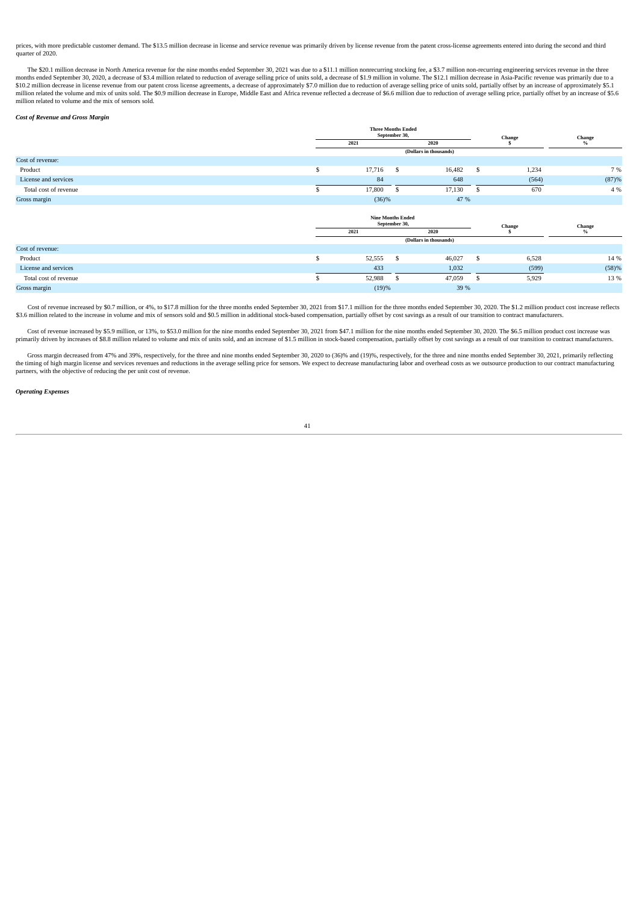prices, with more predictable customer demand. The $13.5 million decrease in license and service revenue was primarily driven by license revenue from the patent cross-license agreements entered into during the second and third quarter of 2020.

The $20.1 million decrease in North America revenue for the nine months ended September 30, 2021 was due to a $11.1 million nonrecurring stocking fee, a $3.7 million non-recurring engineering services revenue in the three months ended September 30, 2020, a decrease of $3.4 million related to reduction of average selling price of units sold, a decrease of $1.9 million in volume. The $12.1 million decrease in Asia-Pacific revenue was primarily due to a $10.2 million decrease in license revenue from our patent cross license agreements, a decrease of approximately $7.0 million due to reduction of average selling price of units sold, partially offset by an increase of approximately $5.1 million related the volume and mix of units sold. The $0.9 million decrease in Europe, Middle East and Africa revenue reflected a decrease of $6.6 million due to reduction of average selling price, partially offset by an increase of $5.6 million related to volume and the mix of sensors sold.

***Cost of Revenue and Gross Margin***

| | Three Months Ended September 30, | | Change | Change |
|---|---|---|---|---|
| | 2021 | 2020 | $ | % |
| | (Dollars in thousands) | | | |
| Cost of revenue: | | | | |
| Product | $ 17,716 | $ 16,482 | $ 1,234 | 7 % |
| License and services | 84 | 648 | (564) | (87)% |
| Total cost of revenue | $ 17,800 | $ 17,130 | $ 670 | 4 % |
| Gross margin | (36)% | 47 % | | |

| | Nine Months Ended September 30, | | Change | Change |
|---|---|---|---|---|
| | 2021 | 2020 | $ | % |
| | (Dollars in thousands) | | | |
| Cost of revenue: | | | | |
| Product | $ 52,555 | $ 46,027 | $ 6,528 | 14 % |
| License and services | 433 | 1,032 | (599) | (58)% |
| Total cost of revenue | $ 52,988 | $ 47,059 | $ 5,929 | 13 % |
| Gross margin | (19)% | 39 % | | |

Cost of revenue increased by $0.7 million, or 4%, to $17.8 million for the three months ended September 30, 2021 from $17.1 million for the three months ended September 30, 2020. The $1.2 million product cost increase reflects $3.6 million related to the increase in volume and mix of sensors sold and $0.5 million in additional stock-based compensation, partially offset by cost savings as a result of our transition to contract manufacturers.

Cost of revenue increased by $5.9 million, or 13%, to $53.0 million for the nine months ended September 30, 2021 from $47.1 million for the nine months ended September 30, 2020. The $6.5 million product cost increase was primarily driven by increases of $8.8 million related to volume and mix of units sold, and an increase of $1.5 million in stock-based compensation, partially offset by cost savings as a result of our transition to contract manufacturers.

Gross margin decreased from 47% and 39%, respectively, for the three and nine months ended September 30, 2020 to (36)% and (19)%, respectively, for the three and nine months ended September 30, 2021, primarily reflecting the timing of high margin license and services revenues and reductions in the average selling price for sensors. We expect to decrease manufacturing labor and overhead costs as we outsource production to our contract manufacturing partners, with the objective of reducing the per unit cost of revenue.

***Operating Expenses***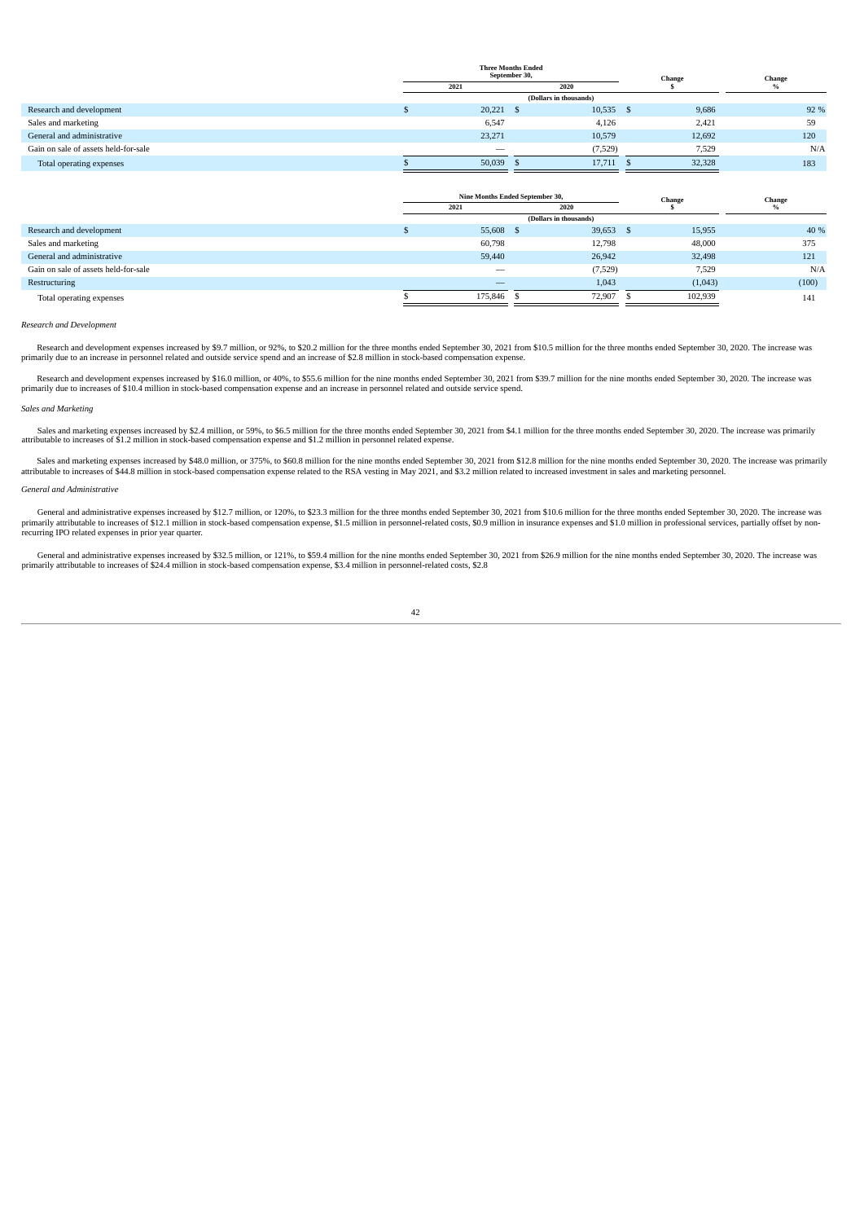| | Three Months Ended September 30, | | Change | Change |
|---|---|---|---|---|
| | 2021 | 2020 | $ | % |
| | (Dollars in thousands) | | | |
| Research and development | $ 20,221 | $ 10,535 | $ 9,686 | 92 % |
| Sales and marketing | 6,547 | 4,126 | 2,421 | 59 |
| General and administrative | 23,271 | 10,579 | 12,692 | 120 |
| Gain on sale of assets held-for-sale | — | (7,529) | 7,529 | N/A |
| Total operating expenses | $ 50,039 | $ 17,711 | $ 32,328 | 183 |

| | Nine Months Ended September 30, | | Change | Change |
|---|---|---|---|---|
| | 2021 | 2020 | $ | % |
| | (Dollars in thousands) | | | |
| Research and development | $ 55,608 | $ 39,653 | $ 15,955 | 40 % |
| Sales and marketing | 60,798 | 12,798 | 48,000 | 375 |
| General and administrative | 59,440 | 26,942 | 32,498 | 121 |
| Gain on sale of assets held-for-sale | — | (7,529) | 7,529 | N/A |
| Restructuring | — | 1,043 | (1,043) | (100) |
| Total operating expenses | $ 175,846 | $ 72,907 | $ 102,939 | 141 |

*Research and Development*

Research and development expenses increased by $9.7 million, or 92%, to $20.2 million for the three months ended September 30, 2021 from $10.5 million for the three months ended September 30, 2020. The increase was primarily due to an increase in personnel related and outside service spend and an increase of $2.8 million in stock-based compensation expense.

Research and development expenses increased by $16.0 million, or 40%, to $55.6 million for the nine months ended September 30, 2021 from $39.7 million for the nine months ended September 30, 2020. The increase was primarily due to increases of $10.4 million in stock-based compensation expense and an increase in personnel related and outside service spend.

*Sales and Marketing*

Sales and marketing expenses increased by $2.4 million, or 59%, to $6.5 million for the three months ended September 30, 2021 from $4.1 million for the three months ended September 30, 2020. The increase was primarily attributable to increases of $1.2 million in stock-based compensation expense and $1.2 million in personnel related expense.

Sales and marketing expenses increased by $48.0 million, or 375%, to $60.8 million for the nine months ended September 30, 2021 from $12.8 million for the nine months ended September 30, 2020. The increase was primarily attributable to increases of $44.8 million in stock-based compensation expense related to the RSA vesting in May 2021, and $3.2 million related to increased investment in sales and marketing personnel.

*General and Administrative*

General and administrative expenses increased by $12.7 million, or 120%, to $23.3 million for the three months ended September 30, 2021 from $10.6 million for the three months ended September 30, 2020. The increase was primarily attributable to increases of $12.1 million in stock-based compensation expense, $1.5 million in personnel-related costs, $0.9 million in insurance expenses and $1.0 million in professional services, partially offset by non-recurring IPO related expenses in prior year quarter.

General and administrative expenses increased by $32.5 million, or 121%, to $59.4 million for the nine months ended September 30, 2021 from $26.9 million for the nine months ended September 30, 2020. The increase was primarily attributable to increases of $24.4 million in stock-based compensation expense, $3.4 million in personnel-related costs, $2.8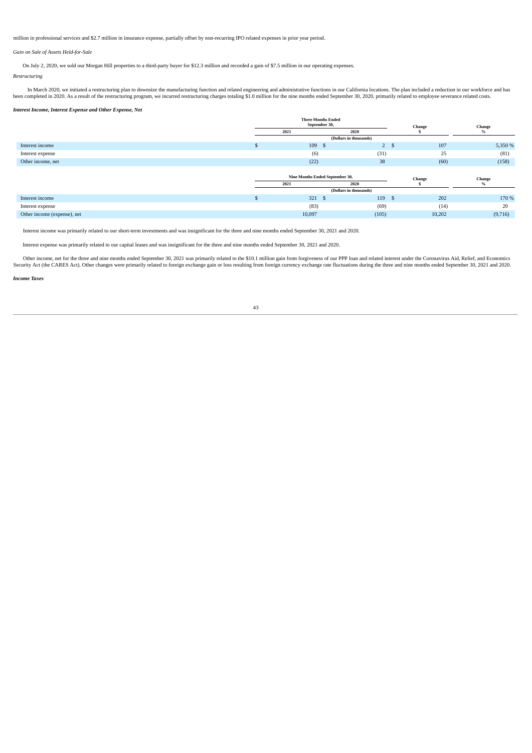million in professional services and $2.7 million in insurance expense, partially offset by non-recurring IPO related expenses in prior year period.

*Gain on Sale of Assets Held-for-Sale*

On July 2, 2020, we sold our Morgan Hill properties to a third-party buyer for $12.3 million and recorded a gain of $7.5 million in our operating expenses.

*Restructuring*

In March 2020, we initiated a restructuring plan to downsize the manufacturing function and related engineering and administrative functions in our California locations. The plan included a reduction in our workforce and has been completed in 2020. As a result of the restructuring program, we incurred restructuring charges totaling $1.0 million for the nine months ended September 30, 2020, primarily related to employee severance related costs.

***Interest Income, Interest Expense and Other Expense, Net***

| | Three Months Ended September 30, | | Change | Change |
|---|---|---|---|---|
| | 2021 | 2020 | $ | % |
| | (Dollars in thousands) | | | |
| Interest income | $ 109 | $ 2 | $ 107 | 5,350 % |
| Interest expense | (6) | (31) | 25 | (81) |
| Other income, net | (22) | 38 | (60) | (158) |

| | Nine Months Ended September 30, | | Change | Change |
|---|---|---|---|---|
| | 2021 | 2020 | $ | % |
| | (Dollars in thousands) | | | |
| Interest income | $ 321 | $ 119 | $ 202 | 170 % |
| Interest expense | (83) | (69) | (14) | 20 |
| Other income (expense), net | 10,097 | (105) | 10,202 | (9,716) |

Interest income was primarily related to our short-term investments and was insignificant for the three and nine months ended September 30, 2021 and 2020.

Interest expense was primarily related to our capital leases and was insignificant for the three and nine months ended September 30, 2021 and 2020.

Other income, net for the three and nine months ended September 30, 2021 was primarily related to the $10.1 million gain from forgiveness of our PPP loan and related interest under the Coronavirus Aid, Relief, and Economics Security Act (the CARES Act). Other changes were primarily related to foreign exchange gain or loss resulting from foreign currency exchange rate fluctuations during the three and nine months ended September 30, 2021 and 2020.

***Income Taxes***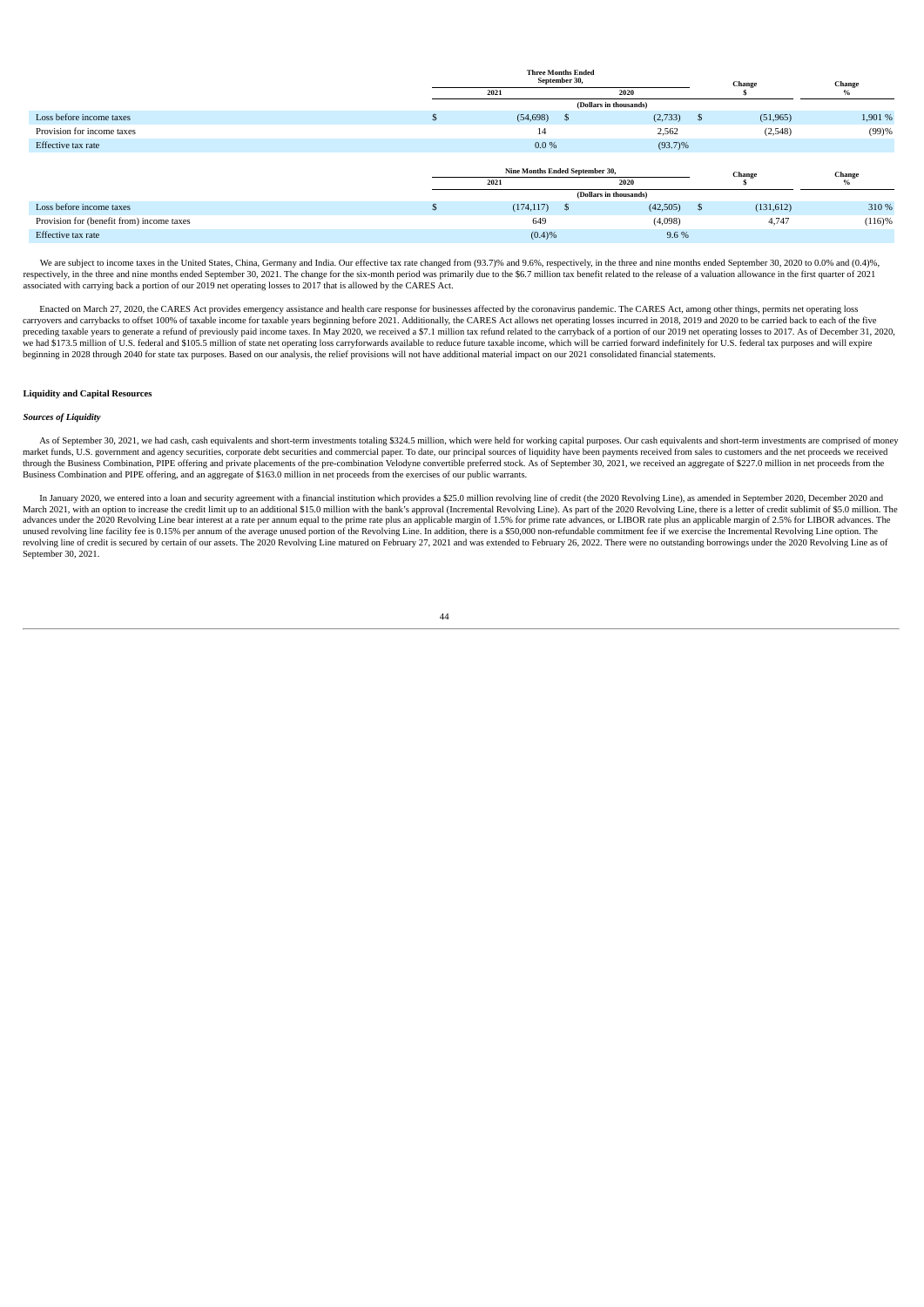| | Three Months Ended September 30, | | Change | Change |
|---|---|---|---|---|
| | 2021 | 2020 | $ | % |
| | (Dollars in thousands) | | | |
| Loss before income taxes | $ (54,698) | $ (2,733) | $ (51,965) | 1,901 % |
| Provision for income taxes | 14 | 2,562 | (2,548) | (99)% |
| Effective tax rate | 0.0 % | (93.7)% | | |

| | Nine Months Ended September 30, | | Change | Change |
|---|---|---|---|---|
| | 2021 | 2020 | $ | % |
| | (Dollars in thousands) | | | |
| Loss before income taxes | $ (174,117) | $ (42,505) | $ (131,612) | 310 % |
| Provision for (benefit from) income taxes | 649 | (4,098) | 4,747 | (116)% |
| Effective tax rate | (0.4)% | 9.6 % | | |

We are subject to income taxes in the United States, China, Germany and India. Our effective tax rate changed from (93.7)% and 9.6%, respectively, in the three and nine months ended September 30, 2020 to 0.0% and (0.4)%, respectively, in the three and nine months ended September 30, 2021. The change for the six-month period was primarily due to the $6.7 million tax benefit related to the release of a valuation allowance in the first quarter of 2021 associated with carrying back a portion of our 2019 net operating losses to 2017 that is allowed by the CARES Act.

Enacted on March 27, 2020, the CARES Act provides emergency assistance and health care response for businesses affected by the coronavirus pandemic. The CARES Act, among other things, permits net operating loss carryovers and carrybacks to offset 100% of taxable income for taxable years beginning before 2021. Additionally, the CARES Act allows net operating losses incurred in 2018, 2019 and 2020 to be carried back to each of the five preceding taxable years to generate a refund of previously paid income taxes. In May 2020, we received a $7.1 million tax refund related to the carryback of a portion of our 2019 net operating losses to 2017. As of December 31, 2020, we had $173.5 million of U.S. federal and $105.5 million of state net operating loss carryforwards available to reduce future taxable income, which will be carried forward indefinitely for U.S. federal tax purposes and will expire beginning in 2028 through 2040 for state tax purposes. Based on our analysis, the relief provisions will not have additional material impact on our 2021 consolidated financial statements.

**Liquidity and Capital Resources**

***Sources of Liquidity***

As of September 30, 2021, we had cash, cash equivalents and short-term investments totaling $324.5 million, which were held for working capital purposes. Our cash equivalents and short-term investments are comprised of money market funds, U.S. government and agency securities, corporate debt securities and commercial paper. To date, our principal sources of liquidity have been payments received from sales to customers and the net proceeds we received through the Business Combination, PIPE offering and private placements of the pre-combination Velodyne convertible preferred stock. As of September 30, 2021, we received an aggregate of $227.0 million in net proceeds from the Business Combination and PIPE offering, and an aggregate of $163.0 million in net proceeds from the exercises of our public warrants.

In January 2020, we entered into a loan and security agreement with a financial institution which provides a $25.0 million revolving line of credit (the 2020 Revolving Line), as amended in September 2020, December 2020 and March 2021, with an option to increase the credit limit up to an additional $15.0 million with the bank's approval (Incremental Revolving Line). As part of the 2020 Revolving Line, there is a letter of credit sublimit of $5.0 million. The advances under the 2020 Revolving Line bear interest at a rate per annum equal to the prime rate plus an applicable margin of 1.5% for prime rate advances, or LIBOR rate plus an applicable margin of 2.5% for LIBOR advances. The unused revolving line facility fee is 0.15% per annum of the average unused portion of the Revolving Line. In addition, there is a $50,000 non-refundable commitment fee if we exercise the Incremental Revolving Line option. The revolving line of credit is secured by certain of our assets. The 2020 Revolving Line matured on February 27, 2021 and was extended to February 26, 2022. There were no outstanding borrowings under the 2020 Revolving Line as of September 30, 2021.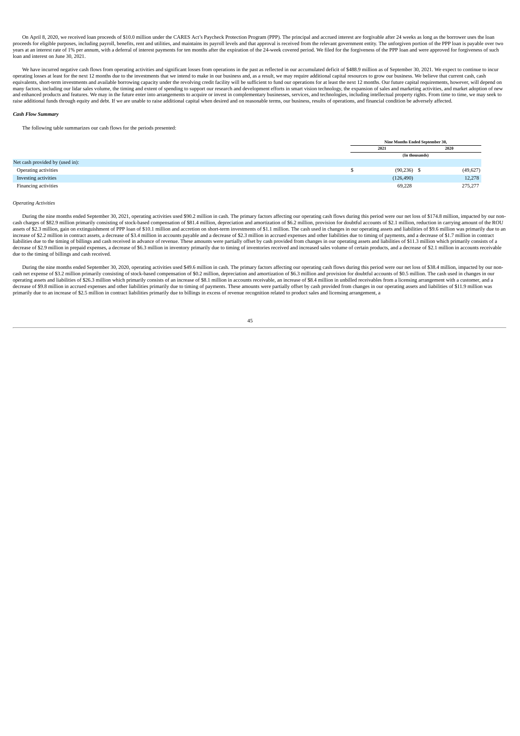On April 8, 2020, we received loan proceeds of $10.0 million under the CARES Act's Paycheck Protection Program (PPP). The principal and accrued interest are forgivable after 24 weeks as long as the borrower uses the loan proceeds for eligible purposes, including payroll, benefits, rent and utilities, and maintains its payroll levels and that approval is received from the relevant government entity. The unforgiven portion of the PPP loan is payable over two years at an interest rate of 1% per annum, with a deferral of interest payments for ten months after the expiration of the 24-week covered period. We filed for the forgiveness of the PPP loan and were approved for forgiveness of such loan and interest on June 30, 2021.

We have incurred negative cash flows from operating activities and significant losses from operations in the past as reflected in our accumulated deficit of $488.9 million as of September 30, 2021. We expect to continue to incur operating losses at least for the next 12 months due to the investments that we intend to make in our business and, as a result, we may require additional capital resources to grow our business. We believe that current cash, cash equivalents, short-term investments and available borrowing capacity under the revolving credit facility will be sufficient to fund our operations for at least the next 12 months. Our future capital requirements, however, will depend on many factors, including our lidar sales volume, the timing and extent of spending to support our research and development efforts in smart vision technology, the expansion of sales and marketing activities, and market adoption of new and enhanced products and features. We may in the future enter into arrangements to acquire or invest in complementary businesses, services, and technologies, including intellectual property rights. From time to time, we may seek to raise additional funds through equity and debt. If we are unable to raise additional capital when desired and on reasonable terms, our business, results of operations, and financial condition be adversely affected.

***Cash Flow Summary***

The following table summarizes our cash flows for the periods presented:

| | Nine Months Ended September 30, | |
|---|---|---|
| | 2021 | 2020 |
| | (In thousands) | |
| Net cash provided by (used in): | | |
| Operating activities | $ (90,236) | $ (49,627) |
| Investing activities | (126,490) | 12,278 |
| Financing activities | 69,228 | 275,277 |

*Operating Activities*

During the nine months ended September 30, 2021, operating activities used $90.2 million in cash. The primary factors affecting our operating cash flows during this period were our net loss of $174.8 million, impacted by our non-cash charges of $82.9 million primarily consisting of stock-based compensation of $81.4 million, depreciation and amortization of $6.2 million, provision for doubtful accounts of $2.1 million, reduction in carrying amount of the ROU assets of $2.3 million, gain on extinguishment of PPP loan of $10.1 million and accretion on short-term investments of $1.1 million. The cash used in changes in our operating assets and liabilities of $9.6 million was primarily due to an increase of $2.2 million in contract assets, a decrease of $3.4 million in accounts payable and a decrease of $2.3 million in accrued expenses and other liabilities due to timing of payments, and a decrease of $1.7 million in contract liabilities due to the timing of billings and cash received in advance of revenue. These amounts were partially offset by cash provided from changes in our operating assets and liabilities of $11.3 million which primarily consists of a decrease of $2.9 million in prepaid expenses, a decrease of $6.3 million in inventory primarily due to timing of inventories received and increased sales volume of certain products, and a decrease of $2.1 million in accounts receivable due to the timing of billings and cash received.

During the nine months ended September 30, 2020, operating activities used $49.6 million in cash. The primary factors affecting our operating cash flows during this period were our net loss of $38.4 million, impacted by our non-cash net expense of $3.2 million primarily consisting of stock-based compensation of $0.2 million, depreciation and amortization of $6.3 million and provision for doubtful accounts of $0.5 million. The cash used in changes in our operating assets and liabilities of $26.3 million which primarily consists of an increase of $8.1 million in accounts receivable, an increase of $8.4 million in unbilled receivables from a licensing arrangement with a customer, and a decrease of $9.8 million in accrued expenses and other liabilities primarily due to timing of payments. These amounts were partially offset by cash provided from changes in our operating assets and liabilities of $11.9 million was primarily due to an increase of $2.5 million in contract liabilities primarily due to billings in excess of revenue recognition related to product sales and licensing arrangement, a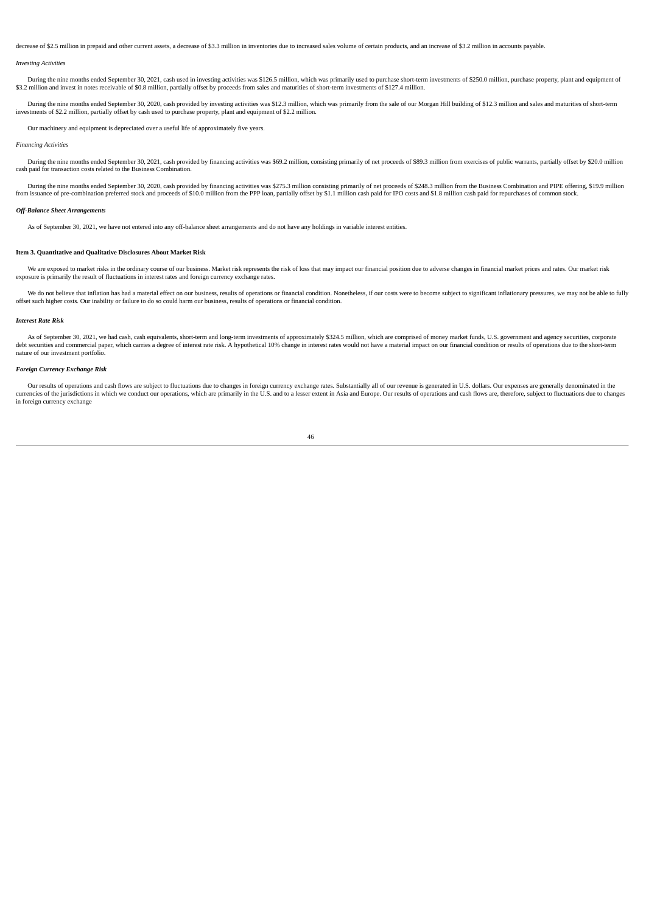decrease of $2.5 million in prepaid and other current assets, a decrease of $3.3 million in inventories due to increased sales volume of certain products, and an increase of $3.2 million in accounts payable.

*Investing Activities*

During the nine months ended September 30, 2021, cash used in investing activities was $126.5 million, which was primarily used to purchase short-term investments of $250.0 million, purchase property, plant and equipment of $3.2 million and invest in notes receivable of $0.8 million, partially offset by proceeds from sales and maturities of short-term investments of $127.4 million.

During the nine months ended September 30, 2020, cash provided by investing activities was $12.3 million, which was primarily from the sale of our Morgan Hill building of $12.3 million and sales and maturities of short-term investments of $2.2 million, partially offset by cash used to purchase property, plant and equipment of $2.2 million.

Our machinery and equipment is depreciated over a useful life of approximately five years.

*Financing Activities*

During the nine months ended September 30, 2021, cash provided by financing activities was $69.2 million, consisting primarily of net proceeds of $89.3 million from exercises of public warrants, partially offset by $20.0 million cash paid for transaction costs related to the Business Combination.

During the nine months ended September 30, 2020, cash provided by financing activities was $275.3 million consisting primarily of net proceeds of $248.3 million from the Business Combination and PIPE offering, $19.9 million from issuance of pre-combination preferred stock and proceeds of $10.0 million from the PPP loan, partially offset by $1.1 million cash paid for IPO costs and $1.8 million cash paid for repurchases of common stock.

***Off-Balance Sheet Arrangements***

As of September 30, 2021, we have not entered into any off-balance sheet arrangements and do not have any holdings in variable interest entities.

**Item 3. Quantitative and Qualitative Disclosures About Market Risk**

We are exposed to market risks in the ordinary course of our business. Market risk represents the risk of loss that may impact our financial position due to adverse changes in financial market prices and rates. Our market risk exposure is primarily the result of fluctuations in interest rates and foreign currency exchange rates.

We do not believe that inflation has had a material effect on our business, results of operations or financial condition. Nonetheless, if our costs were to become subject to significant inflationary pressures, we may not be able to fully offset such higher costs. Our inability or failure to do so could harm our business, results of operations or financial condition.

***Interest Rate Risk***

As of September 30, 2021, we had cash, cash equivalents, short-term and long-term investments of approximately $324.5 million, which are comprised of money market funds, U.S. government and agency securities, corporate debt securities and commercial paper, which carries a degree of interest rate risk. A hypothetical 10% change in interest rates would not have a material impact on our financial condition or results of operations due to the short-term nature of our investment portfolio.

***Foreign Currency Exchange Risk***

Our results of operations and cash flows are subject to fluctuations due to changes in foreign currency exchange rates. Substantially all of our revenue is generated in U.S. dollars. Our expenses are generally denominated in the currencies of the jurisdictions in which we conduct our operations, which are primarily in the U.S. and to a lesser extent in Asia and Europe. Our results of operations and cash flows are, therefore, subject to fluctuations due to changes in foreign currency exchange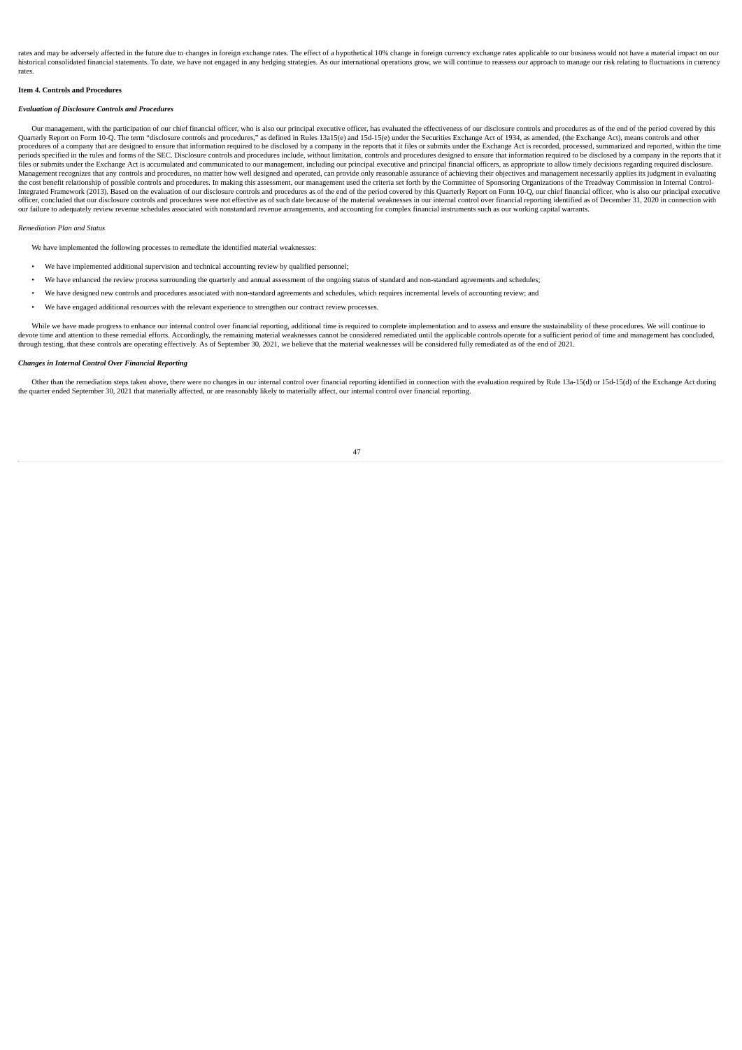rates and may be adversely affected in the future due to changes in foreign exchange rates. The effect of a hypothetical 10% change in foreign currency exchange rates applicable to our business would not have a material impact on our historical consolidated financial statements. To date, we have not engaged in any hedging strategies. As our international operations grow, we will continue to reassess our approach to manage our risk relating to fluctuations in currency rates.

**Item 4. Controls and Procedures**

***Evaluation of Disclosure Controls and Procedures***

Our management, with the participation of our chief financial officer, who is also our principal executive officer, has evaluated the effectiveness of our disclosure controls and procedures as of the end of the period covered by this Quarterly Report on Form 10-Q. The term "disclosure controls and procedures," as defined in Rules 13a15(e) and 15d-15(e) under the Securities Exchange Act of 1934, as amended, (the Exchange Act), means controls and other procedures of a company that are designed to ensure that information required to be disclosed by a company in the reports that it files or submits under the Exchange Act is recorded, processed, summarized and reported, within the time periods specified in the rules and forms of the SEC. Disclosure controls and procedures include, without limitation, controls and procedures designed to ensure that information required to be disclosed by a company in the reports that it files or submits under the Exchange Act is accumulated and communicated to our management, including our principal executive and principal financial officers, as appropriate to allow timely decisions regarding required disclosure. Management recognizes that any controls and procedures, no matter how well designed and operated, can provide only reasonable assurance of achieving their objectives and management necessarily applies its judgment in evaluating the cost benefit relationship of possible controls and procedures. In making this assessment, our management used the criteria set forth by the Committee of Sponsoring Organizations of the Treadway Commission in Internal Control-Integrated Framework (2013). Based on the evaluation of our disclosure controls and procedures as of the end of the period covered by this Quarterly Report on Form 10-Q, our chief financial officer, who is also our principal executive officer, concluded that our disclosure controls and procedures were not effective as of such date because of the material weaknesses in our internal control over financial reporting identified as of December 31, 2020 in connection with our failure to adequately review revenue schedules associated with nonstandard revenue arrangements, and accounting for complex financial instruments such as our working capital warrants.

*Remediation Plan and Status*

We have implemented the following processes to remediate the identified material weaknesses:

- We have implemented additional supervision and technical accounting review by qualified personnel;
- We have enhanced the review process surrounding the quarterly and annual assessment of the ongoing status of standard and non-standard agreements and schedules;
- We have designed new controls and procedures associated with non-standard agreements and schedules, which requires incremental levels of accounting review; and
- We have engaged additional resources with the relevant experience to strengthen our contract review processes.

While we have made progress to enhance our internal control over financial reporting, additional time is required to complete implementation and to assess and ensure the sustainability of these procedures. We will continue to devote time and attention to these remedial efforts. Accordingly, the remaining material weaknesses cannot be considered remediated until the applicable controls operate for a sufficient period of time and management has concluded, through testing, that these controls are operating effectively. As of September 30, 2021, we believe that the material weaknesses will be considered fully remediated as of the end of 2021.

***Changes in Internal Control Over Financial Reporting***

Other than the remediation steps taken above, there were no changes in our internal control over financial reporting identified in connection with the evaluation required by Rule 13a-15(d) or 15d-15(d) of the Exchange Act during the quarter ended September 30, 2021 that materially affected, or are reasonably likely to materially affect, our internal control over financial reporting.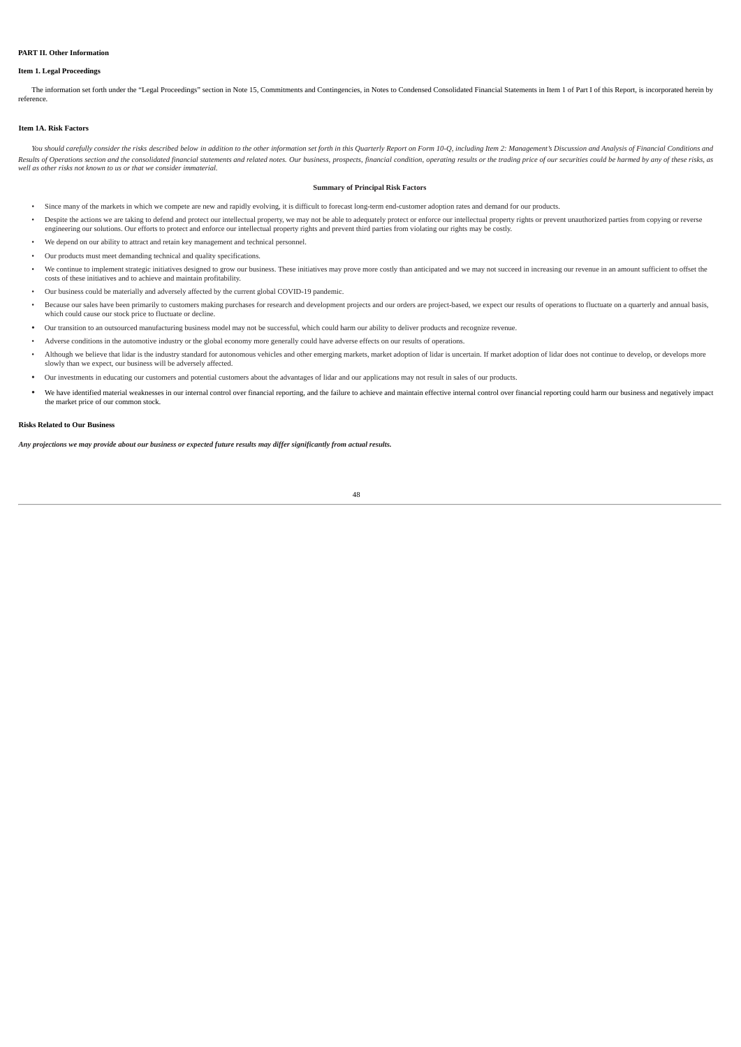## PART II. Other Information

### Item 1. Legal Proceedings

The information set forth under the "Legal Proceedings" section in Note 15, Commitments and Contingencies, in Notes to Condensed Consolidated Financial Statements in Item 1 of Part I of this Report, is incorporated herein by reference.

### Item 1A. Risk Factors

*You should carefully consider the risks described below in addition to the other information set forth in this Quarterly Report on Form 10-Q, including Item 2: Management's Discussion and Analysis of Financial Conditions and Results of Operations section and the consolidated financial statements and related notes. Our business, prospects, financial condition, operating results or the trading price of our securities could be harmed by any of these risks, as well as other risks not known to us or that we consider immaterial.*

**Summary of Principal Risk Factors**

- Since many of the markets in which we compete are new and rapidly evolving, it is difficult to forecast long-term end-customer adoption rates and demand for our products.
- Despite the actions we are taking to defend and protect our intellectual property, we may not be able to adequately protect or enforce our intellectual property rights or prevent unauthorized parties from copying or reverse engineering our solutions. Our efforts to protect and enforce our intellectual property rights and prevent third parties from violating our rights may be costly.
- We depend on our ability to attract and retain key management and technical personnel.
- Our products must meet demanding technical and quality specifications.
- We continue to implement strategic initiatives designed to grow our business. These initiatives may prove more costly than anticipated and we may not succeed in increasing our revenue in an amount sufficient to offset the costs of these initiatives and to achieve and maintain profitability.
- Our business could be materially and adversely affected by the current global COVID-19 pandemic.
- Because our sales have been primarily to customers making purchases for research and development projects and our orders are project-based, we expect our results of operations to fluctuate on a quarterly and annual basis, which could cause our stock price to fluctuate or decline.
- Our transition to an outsourced manufacturing business model may not be successful, which could harm our ability to deliver products and recognize revenue.
- Adverse conditions in the automotive industry or the global economy more generally could have adverse effects on our results of operations.
- Although we believe that lidar is the industry standard for autonomous vehicles and other emerging markets, market adoption of lidar is uncertain. If market adoption of lidar does not continue to develop, or develops more slowly than we expect, our business will be adversely affected.
- Our investments in educating our customers and potential customers about the advantages of lidar and our applications may not result in sales of our products.
- We have identified material weaknesses in our internal control over financial reporting, and the failure to achieve and maintain effective internal control over financial reporting could harm our business and negatively impact the market price of our common stock.

**Risks Related to Our Business**

***Any projections we may provide about our business or expected future results may differ significantly from actual results.***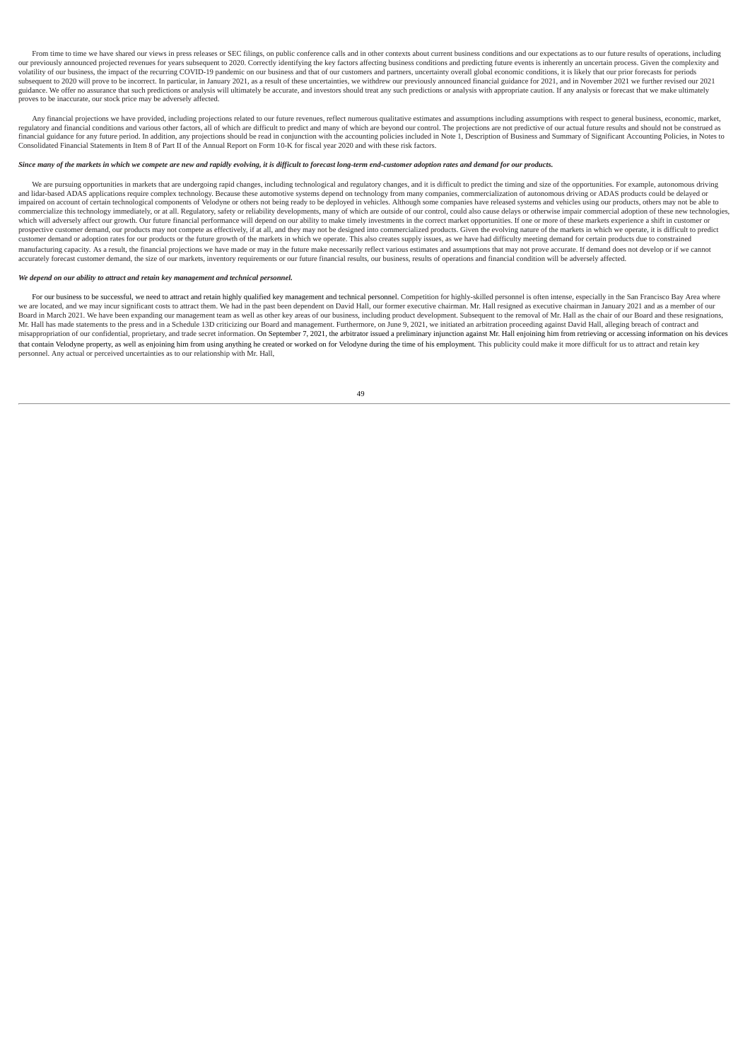From time to time we have shared our views in press releases or SEC filings, on public conference calls and in other contexts about current business conditions and our expectations as to our future results of operations, including our previously announced projected revenues for years subsequent to 2020. Correctly identifying the key factors affecting business conditions and predicting future events is inherently an uncertain process. Given the complexity and volatility of our business, the impact of the recurring COVID-19 pandemic on our business and that of our customers and partners, uncertainty overall global economic conditions, it is likely that our prior forecasts for periods subsequent to 2020 will prove to be incorrect. In particular, in January 2021, as a result of these uncertainties, we withdrew our previously announced financial guidance for 2021, and in November 2021 we further revised our 2021 guidance. We offer no assurance that such predictions or analysis will ultimately be accurate, and investors should treat any such predictions or analysis with appropriate caution. If any analysis or forecast that we make ultimately proves to be inaccurate, our stock price may be adversely affected.

Any financial projections we have provided, including projections related to our future revenues, reflect numerous qualitative estimates and assumptions including assumptions with respect to general business, economic, market, regulatory and financial conditions and various other factors, all of which are difficult to predict and many of which are beyond our control. The projections are not predictive of our actual future results and should not be construed as financial guidance for any future period. In addition, any projections should be read in conjunction with the accounting policies included in Note 1, Description of Business and Summary of Significant Accounting Policies, in Notes to Consolidated Financial Statements in Item 8 of Part II of the Annual Report on Form 10-K for fiscal year 2020 and with these risk factors.

***Since many of the markets in which we compete are new and rapidly evolving, it is difficult to forecast long-term end-customer adoption rates and demand for our products.***

We are pursuing opportunities in markets that are undergoing rapid changes, including technological and regulatory changes, and it is difficult to predict the timing and size of the opportunities. For example, autonomous driving and lidar-based ADAS applications require complex technology. Because these automotive systems depend on technology from many companies, commercialization of autonomous driving or ADAS products could be delayed or impaired on account of certain technological components of Velodyne or others not being ready to be deployed in vehicles. Although some companies have released systems and vehicles using our products, others may not be able to commercialize this technology immediately, or at all. Regulatory, safety or reliability developments, many of which are outside of our control, could also cause delays or otherwise impair commercial adoption of these new technologies, which will adversely affect our growth. Our future financial performance will depend on our ability to make timely investments in the correct market opportunities. If one or more of these markets experience a shift in customer or prospective customer demand, our products may not compete as effectively, if at all, and they may not be designed into commercialized products. Given the evolving nature of the markets in which we operate, it is difficult to predict customer demand or adoption rates for our products or the future growth of the markets in which we operate. This also creates supply issues, as we have had difficulty meeting demand for certain products due to constrained manufacturing capacity. As a result, the financial projections we have made or may in the future make necessarily reflect various estimates and assumptions that may not prove accurate. If demand does not develop or if we cannot accurately forecast customer demand, the size of our markets, inventory requirements or our future financial results, our business, results of operations and financial condition will be adversely affected.

***We depend on our ability to attract and retain key management and technical personnel.***

For our business to be successful, we need to attract and retain highly qualified key management and technical personnel. Competition for highly-skilled personnel is often intense, especially in the San Francisco Bay Area where we are located, and we may incur significant costs to attract them. We had in the past been dependent on David Hall, our former executive chairman. Mr. Hall resigned as executive chairman in January 2021 and as a member of our Board in March 2021. We have been expanding our management team as well as other key areas of our business, including product development. Subsequent to the removal of Mr. Hall as the chair of our Board and these resignations, Mr. Hall has made statements to the press and in a Schedule 13D criticizing our Board and management. Furthermore, on June 9, 2021, we initiated an arbitration proceeding against David Hall, alleging breach of contract and misappropriation of our confidential, proprietary, and trade secret information. On September 7, 2021, the arbitrator issued a preliminary injunction against Mr. Hall enjoining him from retrieving or accessing information on his devices that contain Velodyne property, as well as enjoining him from using anything he created or worked on for Velodyne during the time of his employment. This publicity could make it more difficult for us to attract and retain key personnel. Any actual or perceived uncertainties as to our relationship with Mr. Hall,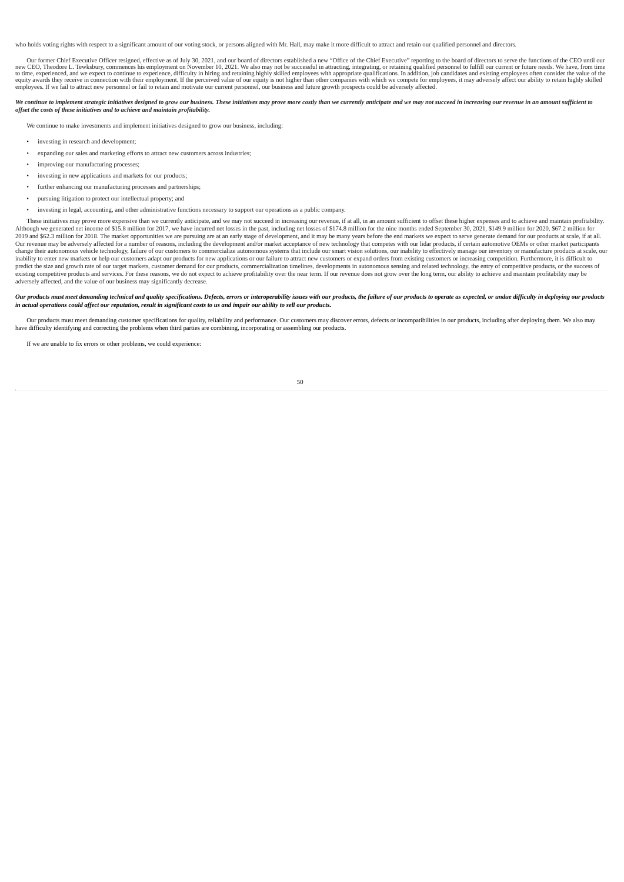who holds voting rights with respect to a significant amount of our voting stock, or persons aligned with Mr. Hall, may make it more difficult to attract and retain our qualified personnel and directors.

Our former Chief Executive Officer resigned, effective as of July 30, 2021, and our board of directors established a new "Office of the Chief Executive" reporting to the board of directors to serve the functions of the CEO until our new CEO, Theodore L. Tewksbury, commences his employment on November 10, 2021. We also may not be successful in attracting, integrating, or retaining qualified personnel to fulfill our current or future needs. We have, from time to time, experienced, and we expect to continue to experience, difficulty in hiring and retaining highly skilled employees with appropriate qualifications. In addition, job candidates and existing employees often consider the value of the equity awards they receive in connection with their employment. If the perceived value of our equity is not higher than other companies with which we compete for employees, it may adversely affect our ability to retain highly skilled employees. If we fail to attract new personnel or fail to retain and motivate our current personnel, our business and future growth prospects could be adversely affected.

***We continue to implement strategic initiatives designed to grow our business. These initiatives may prove more costly than we currently anticipate and we may not succeed in increasing our revenue in an amount sufficient to offset the costs of these initiatives and to achieve and maintain profitability.***

We continue to make investments and implement initiatives designed to grow our business, including:

- investing in research and development;
- expanding our sales and marketing efforts to attract new customers across industries;
- improving our manufacturing processes;
- investing in new applications and markets for our products;
- further enhancing our manufacturing processes and partnerships;
- pursuing litigation to protect our intellectual property; and
- investing in legal, accounting, and other administrative functions necessary to support our operations as a public company.

These initiatives may prove more expensive than we currently anticipate, and we may not succeed in increasing our revenue, if at all, in an amount sufficient to offset these higher expenses and to achieve and maintain profitability. Although we generated net income of $15.8 million for 2017, we have incurred net losses in the past, including net losses of $174.8 million for the nine months ended September 30, 2021, $149.9 million for 2020, $67.2 million for 2019 and $62.3 million for 2018. The market opportunities we are pursuing are at an early stage of development, and it may be many years before the end markets we expect to serve generate demand for our products at scale, if at all. Our revenue may be adversely affected for a number of reasons, including the development and/or market acceptance of new technology that competes with our lidar products, if certain automotive OEMs or other market participants change their autonomous vehicle technology, failure of our customers to commercialize autonomous systems that include our smart vision solutions, our inability to effectively manage our inventory or manufacture products at scale, our inability to enter new markets or help our customers adapt our products for new applications or our failure to attract new customers or expand orders from existing customers or increasing competition. Furthermore, it is difficult to predict the size and growth rate of our target markets, customer demand for our products, commercialization timelines, developments in autonomous sensing and related technology, the entry of competitive products, or the success of existing competitive products and services. For these reasons, we do not expect to achieve profitability over the near term. If our revenue does not grow over the long term, our ability to achieve and maintain profitability may be adversely affected, and the value of our business may significantly decrease.

***Our products must meet demanding technical and quality specifications. Defects, errors or interoperability issues with our products, the failure of our products to operate as expected, or undue difficulty in deploying our products in actual operations could affect our reputation, result in significant costs to us and impair our ability to sell our products.***

Our products must meet demanding customer specifications for quality, reliability and performance. Our customers may discover errors, defects or incompatibilities in our products, including after deploying them. We also may have difficulty identifying and correcting the problems when third parties are combining, incorporating or assembling our products.

If we are unable to fix errors or other problems, we could experience: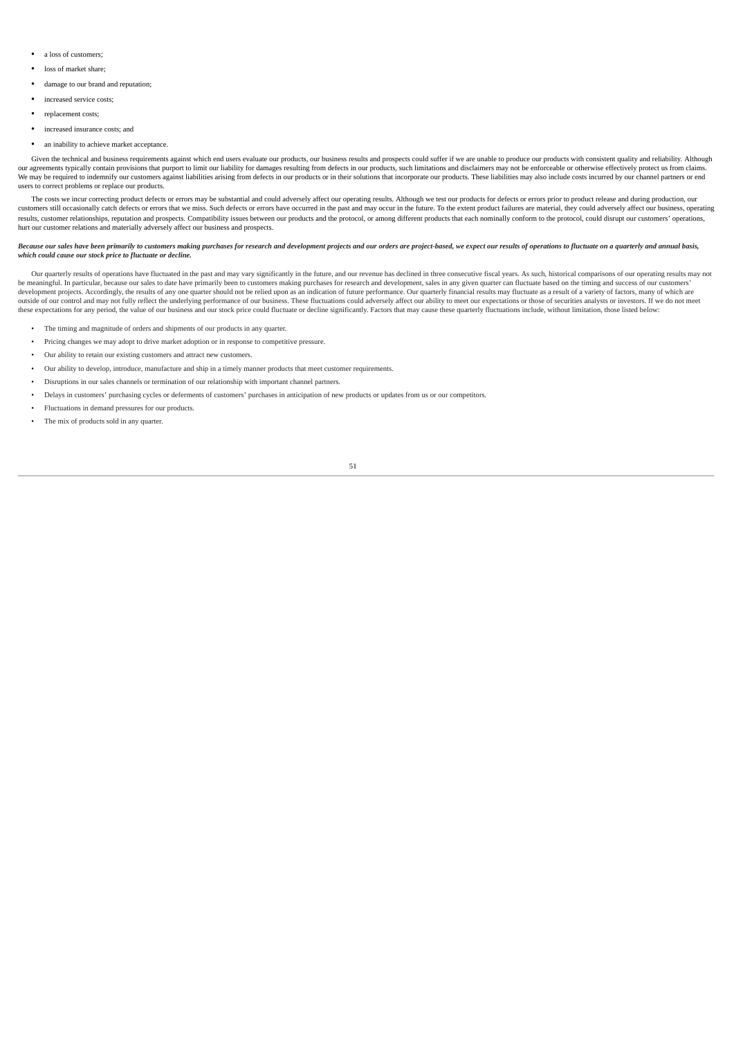- a loss of customers;
- loss of market share;
- damage to our brand and reputation;
- increased service costs;
- replacement costs;
- increased insurance costs; and
- an inability to achieve market acceptance.

Given the technical and business requirements against which end users evaluate our products, our business results and prospects could suffer if we are unable to produce our products with consistent quality and reliability. Although our agreements typically contain provisions that purport to limit our liability for damages resulting from defects in our products, such limitations and disclaimers may not be enforceable or otherwise effectively protect us from claims. We may be required to indemnify our customers against liabilities arising from defects in our products or in their solutions that incorporate our products. These liabilities may also include costs incurred by our channel partners or end users to correct problems or replace our products.

The costs we incur correcting product defects or errors may be substantial and could adversely affect our operating results. Although we test our products for defects or errors prior to product release and during production, our customers still occasionally catch defects or errors that we miss. Such defects or errors have occurred in the past and may occur in the future. To the extent product failures are material, they could adversely affect our business, operating results, customer relationships, reputation and prospects. Compatibility issues between our products and the protocol, or among different products that each nominally conform to the protocol, could disrupt our customers' operations, hurt our customer relations and materially adversely affect our business and prospects.

***Because our sales have been primarily to customers making purchases for research and development projects and our orders are project-based, we expect our results of operations to fluctuate on a quarterly and annual basis, which could cause our stock price to fluctuate or decline.***

Our quarterly results of operations have fluctuated in the past and may vary significantly in the future, and our revenue has declined in three consecutive fiscal years. As such, historical comparisons of our operating results may not be meaningful. In particular, because our sales to date have primarily been to customers making purchases for research and development, sales in any given quarter can fluctuate based on the timing and success of our customers' development projects. Accordingly, the results of any one quarter should not be relied upon as an indication of future performance. Our quarterly financial results may fluctuate as a result of a variety of factors, many of which are outside of our control and may not fully reflect the underlying performance of our business. These fluctuations could adversely affect our ability to meet our expectations or those of securities analysts or investors. If we do not meet these expectations for any period, the value of our business and our stock price could fluctuate or decline significantly. Factors that may cause these quarterly fluctuations include, without limitation, those listed below:

- The timing and magnitude of orders and shipments of our products in any quarter.
- Pricing changes we may adopt to drive market adoption or in response to competitive pressure.
- Our ability to retain our existing customers and attract new customers.
- Our ability to develop, introduce, manufacture and ship in a timely manner products that meet customer requirements.
- Disruptions in our sales channels or termination of our relationship with important channel partners.
- Delays in customers' purchasing cycles or deferments of customers' purchases in anticipation of new products or updates from us or our competitors.
- Fluctuations in demand pressures for our products.
- The mix of products sold in any quarter.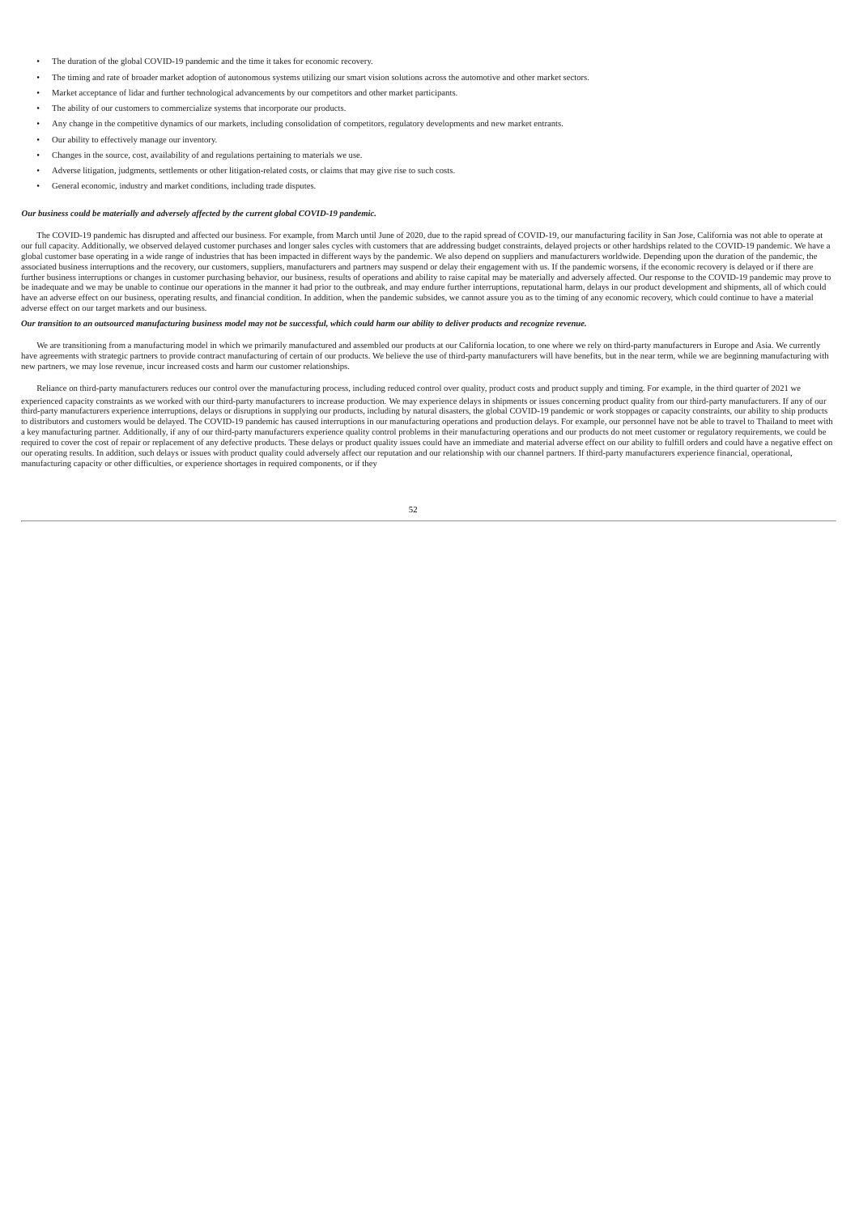- The duration of the global COVID-19 pandemic and the time it takes for economic recovery.
- The timing and rate of broader market adoption of autonomous systems utilizing our smart vision solutions across the automotive and other market sectors.
- Market acceptance of lidar and further technological advancements by our competitors and other market participants.
- The ability of our customers to commercialize systems that incorporate our products.
- Any change in the competitive dynamics of our markets, including consolidation of competitors, regulatory developments and new market entrants.
- Our ability to effectively manage our inventory.
- Changes in the source, cost, availability of and regulations pertaining to materials we use.
- Adverse litigation, judgments, settlements or other litigation-related costs, or claims that may give rise to such costs.
- General economic, industry and market conditions, including trade disputes.

***Our business could be materially and adversely affected by the current global COVID-19 pandemic.***

The COVID-19 pandemic has disrupted and affected our business. For example, from March until June of 2020, due to the rapid spread of COVID-19, our manufacturing facility in San Jose, California was not able to operate at our full capacity. Additionally, we observed delayed customer purchases and longer sales cycles with customers that are addressing budget constraints, delayed projects or other hardships related to the COVID-19 pandemic. We have a global customer base operating in a wide range of industries that has been impacted in different ways by the pandemic. We also depend on suppliers and manufacturers worldwide. Depending upon the duration of the pandemic, the associated business interruptions and the recovery, our customers, suppliers, manufacturers and partners may suspend or delay their engagement with us. If the pandemic worsens, if the economic recovery is delayed or if there are further business interruptions or changes in customer purchasing behavior, our business, results of operations and ability to raise capital may be materially and adversely affected. Our response to the COVID-19 pandemic may prove to be inadequate and we may be unable to continue our operations in the manner it had prior to the outbreak, and may endure further interruptions, reputational harm, delays in our product development and shipments, all of which could have an adverse effect on our business, operating results, and financial condition. In addition, when the pandemic subsides, we cannot assure you as to the timing of any economic recovery, which could continue to have a material adverse effect on our target markets and our business.

***Our transition to an outsourced manufacturing business model may not be successful, which could harm our ability to deliver products and recognize revenue.***

We are transitioning from a manufacturing model in which we primarily manufactured and assembled our products at our California location, to one where we rely on third-party manufacturers in Europe and Asia. We currently have agreements with strategic partners to provide contract manufacturing of certain of our products. We believe the use of third-party manufacturers will have benefits, but in the near term, while we are beginning manufacturing with new partners, we may lose revenue, incur increased costs and harm our customer relationships.

Reliance on third-party manufacturers reduces our control over the manufacturing process, including reduced control over quality, product costs and product supply and timing. For example, in the third quarter of 2021 we experienced capacity constraints as we worked with our third-party manufacturers to increase production. We may experience delays in shipments or issues concerning product quality from our third-party manufacturers. If any of our third-party manufacturers experience interruptions, delays or disruptions in supplying our products, including by natural disasters, the global COVID-19 pandemic or work stoppages or capacity constraints, our ability to ship products to distributors and customers would be delayed. The COVID-19 pandemic has caused interruptions in our manufacturing operations and production delays. For example, our personnel have not be able to travel to Thailand to meet with a key manufacturing partner. Additionally, if any of our third-party manufacturers experience quality control problems in their manufacturing operations and our products do not meet customer or regulatory requirements, we could be required to cover the cost of repair or replacement of any defective products. These delays or product quality issues could have an immediate and material adverse effect on our ability to fulfill orders and could have a negative effect on our operating results. In addition, such delays or issues with product quality could adversely affect our reputation and our relationship with our channel partners. If third-party manufacturers experience financial, operational, manufacturing capacity or other difficulties, or experience shortages in required components, or if they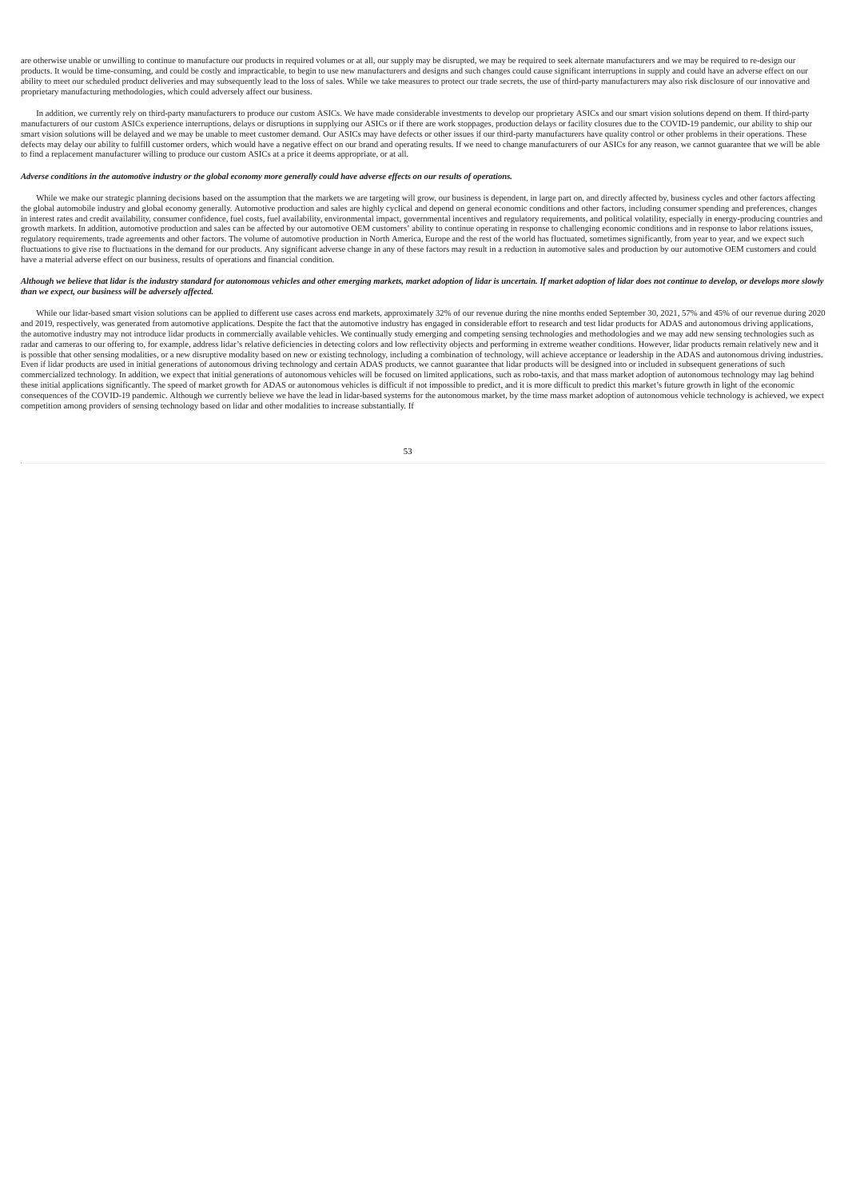are otherwise unable or unwilling to continue to manufacture our products in required volumes or at all, our supply may be disrupted, we may be required to seek alternate manufacturers and we may be required to re-design our products. It would be time-consuming, and could be costly and impracticable, to begin to use new manufacturers and designs and such changes could cause significant interruptions in supply and could have an adverse effect on our ability to meet our scheduled product deliveries and may subsequently lead to the loss of sales. While we take measures to protect our trade secrets, the use of third-party manufacturers may also risk disclosure of our innovative and proprietary manufacturing methodologies, which could adversely affect our business.

In addition, we currently rely on third-party manufacturers to produce our custom ASICs. We have made considerable investments to develop our proprietary ASICs and our smart vision solutions depend on them. If third-party manufacturers of our custom ASICs experience interruptions, delays or disruptions in supplying our ASICs or if there are work stoppages, production delays or facility closures due to the COVID-19 pandemic, our ability to ship our smart vision solutions will be delayed and we may be unable to meet customer demand. Our ASICs may have defects or other issues if our third-party manufacturers have quality control or other problems in their operations. These defects may delay our ability to fulfill customer orders, which would have a negative effect on our brand and operating results. If we need to change manufacturers of our ASICs for any reason, we cannot guarantee that we will be able to find a replacement manufacturer willing to produce our custom ASICs at a price it deems appropriate, or at all.

***Adverse conditions in the automotive industry or the global economy more generally could have adverse effects on our results of operations.***

While we make our strategic planning decisions based on the assumption that the markets we are targeting will grow, our business is dependent, in large part on, and directly affected by, business cycles and other factors affecting the global automobile industry and global economy generally. Automotive production and sales are highly cyclical and depend on general economic conditions and other factors, including consumer spending and preferences, changes in interest rates and credit availability, consumer confidence, fuel costs, fuel availability, environmental impact, governmental incentives and regulatory requirements, and political volatility, especially in energy-producing countries and growth markets. In addition, automotive production and sales can be affected by our automotive OEM customers' ability to continue operating in response to challenging economic conditions and in response to labor relations issues, regulatory requirements, trade agreements and other factors. The volume of automotive production in North America, Europe and the rest of the world has fluctuated, sometimes significantly, from year to year, and we expect such fluctuations to give rise to fluctuations in the demand for our products. Any significant adverse change in any of these factors may result in a reduction in automotive sales and production by our automotive OEM customers and could have a material adverse effect on our business, results of operations and financial condition.

***Although we believe that lidar is the industry standard for autonomous vehicles and other emerging markets, market adoption of lidar is uncertain. If market adoption of lidar does not continue to develop, or develops more slowly than we expect, our business will be adversely affected.***

While our lidar-based smart vision solutions can be applied to different use cases across end markets, approximately 32% of our revenue during the nine months ended September 30, 2021, 57% and 45% of our revenue during 2020 and 2019, respectively, was generated from automotive applications. Despite the fact that the automotive industry has engaged in considerable effort to research and test lidar products for ADAS and autonomous driving applications, the automotive industry may not introduce lidar products in commercially available vehicles. We continually study emerging and competing sensing technologies and methodologies and we may add new sensing technologies such as radar and cameras to our offering to, for example, address lidar's relative deficiencies in detecting colors and low reflectivity objects and performing in extreme weather conditions. However, lidar products remain relatively new and it is possible that other sensing modalities, or a new disruptive modality based on new or existing technology, including a combination of technology, will achieve acceptance or leadership in the ADAS and autonomous driving industries. Even if lidar products are used in initial generations of autonomous driving technology and certain ADAS products, we cannot guarantee that lidar products will be designed into or included in subsequent generations of such commercialized technology. In addition, we expect that initial generations of autonomous vehicles will be focused on limited applications, such as robo-taxis, and that mass market adoption of autonomous technology may lag behind these initial applications significantly. The speed of market growth for ADAS or autonomous vehicles is difficult if not impossible to predict, and it is more difficult to predict this market's future growth in light of the economic consequences of the COVID-19 pandemic. Although we currently believe we have the lead in lidar-based systems for the autonomous market, by the time mass market adoption of autonomous vehicle technology is achieved, we expect competition among providers of sensing technology based on lidar and other modalities to increase substantially. If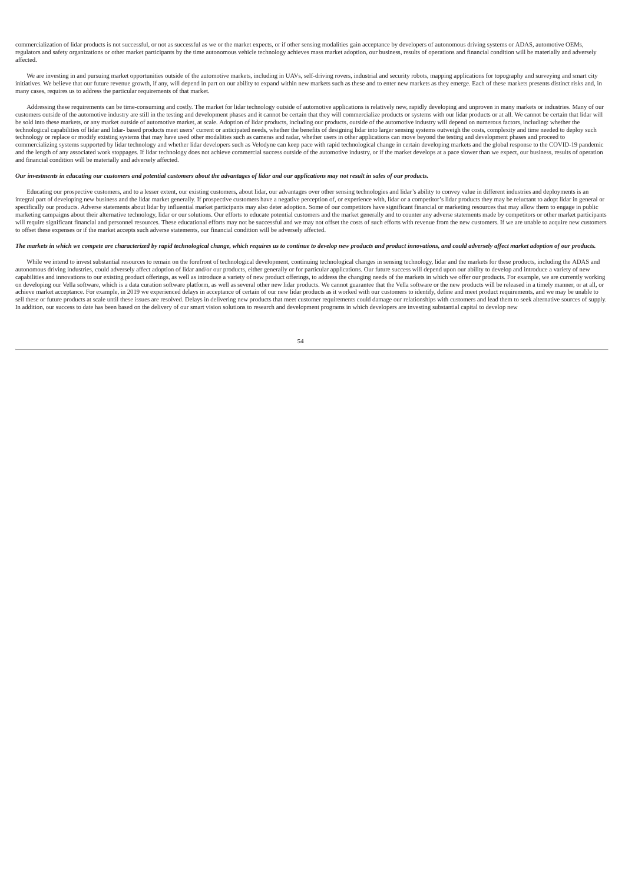commercialization of lidar products is not successful, or not as successful as we or the market expects, or if other sensing modalities gain acceptance by developers of autonomous driving systems or ADAS, automotive OEMs, regulators and safety organizations or other market participants by the time autonomous vehicle technology achieves mass market adoption, our business, results of operations and financial condition will be materially and adversely affected.

We are investing in and pursuing market opportunities outside of the automotive markets, including in UAVs, self-driving rovers, industrial and security robots, mapping applications for topography and surveying and smart city initiatives. We believe that our future revenue growth, if any, will depend in part on our ability to expand within new markets such as these and to enter new markets as they emerge. Each of these markets presents distinct risks and, in many cases, requires us to address the particular requirements of that market.

Addressing these requirements can be time-consuming and costly. The market for lidar technology outside of automotive applications is relatively new, rapidly developing and unproven in many markets or industries. Many of our customers outside of the automotive industry are still in the testing and development phases and it cannot be certain that they will commercialize products or systems with our lidar products or at all. We cannot be certain that lidar will be sold into these markets, or any market outside of automotive market, at scale. Adoption of lidar products, including our products, outside of the automotive industry will depend on numerous factors, including: whether the technological capabilities of lidar and lidar- based products meet users' current or anticipated needs, whether the benefits of designing lidar into larger sensing systems outweigh the costs, complexity and time needed to deploy such technology or replace or modify existing systems that may have used other modalities such as cameras and radar, whether users in other applications can move beyond the testing and development phases and proceed to commercializing systems supported by lidar technology and whether lidar developers such as Velodyne can keep pace with rapid technological change in certain developing markets and the global response to the COVID-19 pandemic and the length of any associated work stoppages. If lidar technology does not achieve commercial success outside of the automotive industry, or if the market develops at a pace slower than we expect, our business, results of operation and financial condition will be materially and adversely affected.

***Our investments in educating our customers and potential customers about the advantages of lidar and our applications may not result in sales of our products.***

Educating our prospective customers, and to a lesser extent, our existing customers, about lidar, our advantages over other sensing technologies and lidar's ability to convey value in different industries and deployments is an integral part of developing new business and the lidar market generally. If prospective customers have a negative perception of, or experience with, lidar or a competitor's lidar products they may be reluctant to adopt lidar in general or specifically our products. Adverse statements about lidar by influential market participants may also deter adoption. Some of our competitors have significant financial or marketing resources that may allow them to engage in public marketing campaigns about their alternative technology, lidar or our solutions. Our efforts to educate potential customers and the market generally and to counter any adverse statements made by competitors or other market participants will require significant financial and personnel resources. These educational efforts may not be successful and we may not offset the costs of such efforts with revenue from the new customers. If we are unable to acquire new customers to offset these expenses or if the market accepts such adverse statements, our financial condition will be adversely affected.

***The markets in which we compete are characterized by rapid technological change, which requires us to continue to develop new products and product innovations, and could adversely affect market adoption of our products.***

While we intend to invest substantial resources to remain on the forefront of technological development, continuing technological changes in sensing technology, lidar and the markets for these products, including the ADAS and autonomous driving industries, could adversely affect adoption of lidar and/or our products, either generally or for particular applications. Our future success will depend upon our ability to develop and introduce a variety of new capabilities and innovations to our existing product offerings, as well as introduce a variety of new product offerings, to address the changing needs of the markets in which we offer our products. For example, we are currently working on developing our Vella software, which is a data curation software platform, as well as several other new lidar products. We cannot guarantee that the Vella software or the new products will be released in a timely manner, or at all, or achieve market acceptance. For example, in 2019 we experienced delays in acceptance of certain of our new lidar products as it worked with our customers to identify, define and meet product requirements, and we may be unable to sell these or future products at scale until these issues are resolved. Delays in delivering new products that meet customer requirements could damage our relationships with customers and lead them to seek alternative sources of supply. In addition, our success to date has been based on the delivery of our smart vision solutions to research and development programs in which developers are investing substantial capital to develop new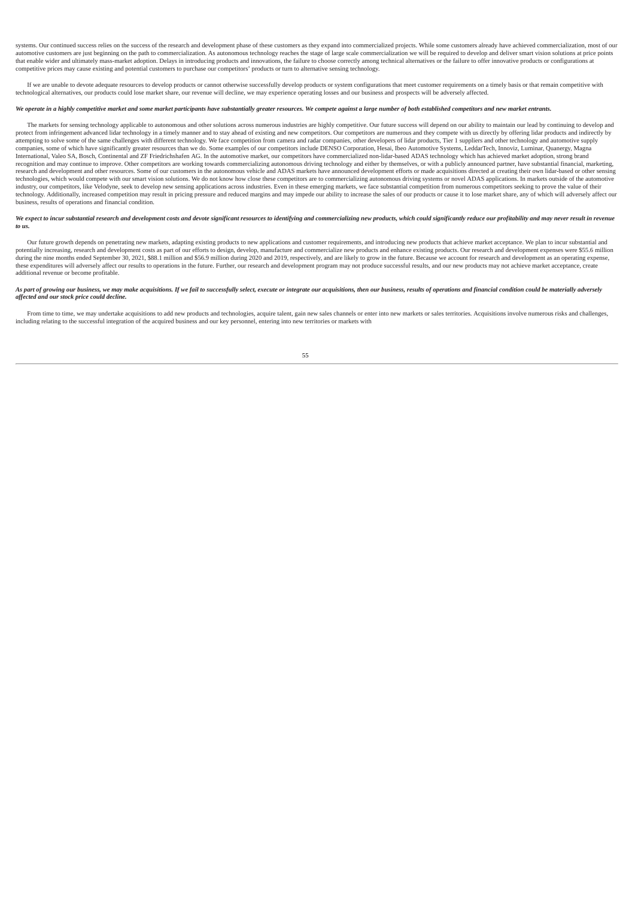systems. Our continued success relies on the success of the research and development phase of these customers as they expand into commercialized projects. While some customers already have achieved commercialization, most of our automotive customers are just beginning on the path to commercialization. As autonomous technology reaches the stage of large scale commercialization we will be required to develop and deliver smart vision solutions at price points that enable wider and ultimately mass-market adoption. Delays in introducing products and innovations, the failure to choose correctly among technical alternatives or the failure to offer innovative products or configurations at competitive prices may cause existing and potential customers to purchase our competitors' products or turn to alternative sensing technology.

If we are unable to devote adequate resources to develop products or cannot otherwise successfully develop products or system configurations that meet customer requirements on a timely basis or that remain competitive with technological alternatives, our products could lose market share, our revenue will decline, we may experience operating losses and our business and prospects will be adversely affected.

***We operate in a highly competitive market and some market participants have substantially greater resources. We compete against a large number of both established competitors and new market entrants.***

The markets for sensing technology applicable to autonomous and other solutions across numerous industries are highly competitive. Our future success will depend on our ability to maintain our lead by continuing to develop and protect from infringement advanced lidar technology in a timely manner and to stay ahead of existing and new competitors. Our competitors are numerous and they compete with us directly by offering lidar products and indirectly by attempting to solve some of the same challenges with different technology. We face competition from camera and radar companies, other developers of lidar products, Tier 1 suppliers and other technology and automotive supply companies, some of which have significantly greater resources than we do. Some examples of our competitors include DENSO Corporation, Hesai, Ibeo Automotive Systems, LeddarTech, Innoviz, Luminar, Quanergy, Magna International, Valeo SA, Bosch, Continental and ZF Friedrichshafen AG. In the automotive market, our competitors have commercialized non-lidar-based ADAS technology which has achieved market adoption, strong brand recognition and may continue to improve. Other competitors are working towards commercializing autonomous driving technology and either by themselves, or with a publicly announced partner, have substantial financial, marketing, research and development and other resources. Some of our customers in the autonomous vehicle and ADAS markets have announced development efforts or made acquisitions directed at creating their own lidar-based or other sensing technologies, which would compete with our smart vision solutions. We do not know how close these competitors are to commercializing autonomous driving systems or novel ADAS applications. In markets outside of the automotive industry, our competitors, like Velodyne, seek to develop new sensing applications across industries. Even in these emerging markets, we face substantial competition from numerous competitors seeking to prove the value of their technology. Additionally, increased competition may result in pricing pressure and reduced margins and may impede our ability to increase the sales of our products or cause it to lose market share, any of which will adversely affect our business, results of operations and financial condition.

***We expect to incur substantial research and development costs and devote significant resources to identifying and commercializing new products, which could significantly reduce our profitability and may never result in revenue to us.***

Our future growth depends on penetrating new markets, adapting existing products to new applications and customer requirements, and introducing new products that achieve market acceptance. We plan to incur substantial and potentially increasing, research and development costs as part of our efforts to design, develop, manufacture and commercialize new products and enhance existing products. Our research and development expenses were $55.6 million during the nine months ended September 30, 2021, $88.1 million and $56.9 million during 2020 and 2019, respectively, and are likely to grow in the future. Because we account for research and development as an operating expense, these expenditures will adversely affect our results to operations in the future. Further, our research and development program may not produce successful results, and our new products may not achieve market acceptance, create additional revenue or become profitable.

***As part of growing our business, we may make acquisitions. If we fail to successfully select, execute or integrate our acquisitions, then our business, results of operations and financial condition could be materially adversely affected and our stock price could decline.***

From time to time, we may undertake acquisitions to add new products and technologies, acquire talent, gain new sales channels or enter into new markets or sales territories. Acquisitions involve numerous risks and challenges, including relating to the successful integration of the acquired business and our key personnel, entering into new territories or markets with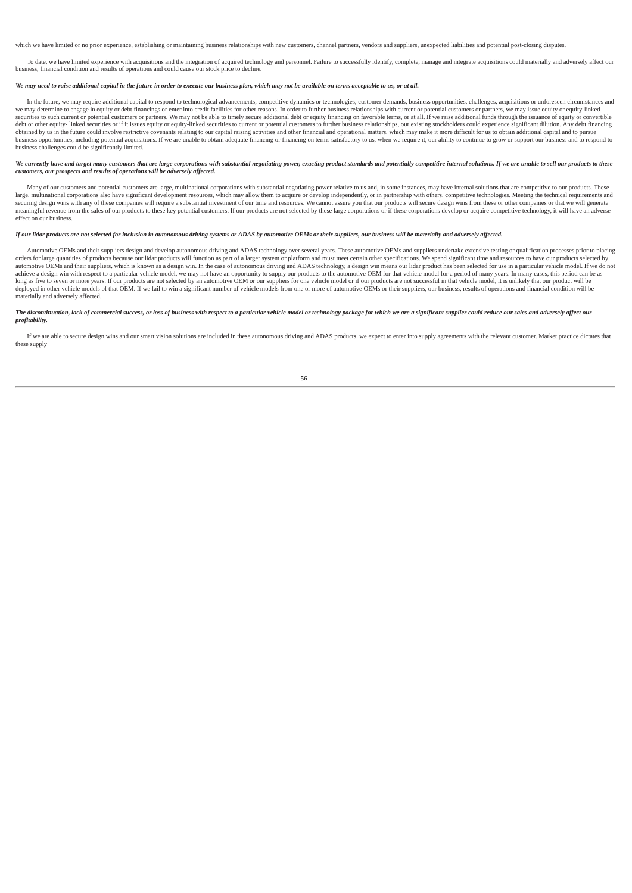which we have limited or no prior experience, establishing or maintaining business relationships with new customers, channel partners, vendors and suppliers, unexpected liabilities and potential post-closing disputes.

To date, we have limited experience with acquisitions and the integration of acquired technology and personnel. Failure to successfully identify, complete, manage and integrate acquisitions could materially and adversely affect our business, financial condition and results of operations and could cause our stock price to decline.

*We may need to raise additional capital in the future in order to execute our business plan, which may not be available on terms acceptable to us, or at all.*

In the future, we may require additional capital to respond to technological advancements, competitive dynamics or technologies, customer demands, business opportunities, challenges, acquisitions or unforeseen circumstances and we may determine to engage in equity or debt financings or enter into credit facilities for other reasons. In order to further business relationships with current or potential customers or partners, we may issue equity or equity-linked securities to such current or potential customers or partners. We may not be able to timely secure additional debt or equity financing on favorable terms, or at all. If we raise additional funds through the issuance of equity or convertible debt or other equity- linked securities or if it issues equity or equity-linked securities to current or potential customers to further business relationships, our existing stockholders could experience significant dilution. Any debt financing obtained by us in the future could involve restrictive covenants relating to our capital raising activities and other financial and operational matters, which may make it more difficult for us to obtain additional capital and to pursue business opportunities, including potential acquisitions. If we are unable to obtain adequate financing or financing on terms satisfactory to us, when we require it, our ability to continue to grow or support our business and to respond to business challenges could be significantly limited.

*We currently have and target many customers that are large corporations with substantial negotiating power, exacting product standards and potentially competitive internal solutions. If we are unable to sell our products to these customers, our prospects and results of operations will be adversely affected.*

Many of our customers and potential customers are large, multinational corporations with substantial negotiating power relative to us and, in some instances, may have internal solutions that are competitive to our products. These large, multinational corporations also have significant development resources, which may allow them to acquire or develop independently, or in partnership with others, competitive technologies. Meeting the technical requirements and securing design wins with any of these companies will require a substantial investment of our time and resources. We cannot assure you that our products will secure design wins from these or other companies or that we will generate meaningful revenue from the sales of our products to these key potential customers. If our products are not selected by these large corporations or if these corporations develop or acquire competitive technology, it will have an adverse effect on our business.

*If our lidar products are not selected for inclusion in autonomous driving systems or ADAS by automotive OEMs or their suppliers, our business will be materially and adversely affected.*

Automotive OEMs and their suppliers design and develop autonomous driving and ADAS technology over several years. These automotive OEMs and suppliers undertake extensive testing or qualification processes prior to placing orders for large quantities of products because our lidar products will function as part of a larger system or platform and must meet certain other specifications. We spend significant time and resources to have our products selected by automotive OEMs and their suppliers, which is known as a design win. In the case of autonomous driving and ADAS technology, a design win means our lidar product has been selected for use in a particular vehicle model. If we do not achieve a design win with respect to a particular vehicle model, we may not have an opportunity to supply our products to the automotive OEM for that vehicle model for a period of many years. In many cases, this period can be as long as five to seven or more years. If our products are not selected by an automotive OEM or our suppliers for one vehicle model or if our products are not successful in that vehicle model, it is unlikely that our product will be deployed in other vehicle models of that OEM. If we fail to win a significant number of vehicle models from one or more of automotive OEMs or their suppliers, our business, results of operations and financial condition will be materially and adversely affected.

*The discontinuation, lack of commercial success, or loss of business with respect to a particular vehicle model or technology package for which we are a significant supplier could reduce our sales and adversely affect our profitability.*

If we are able to secure design wins and our smart vision solutions are included in these autonomous driving and ADAS products, we expect to enter into supply agreements with the relevant customer. Market practice dictates that these supply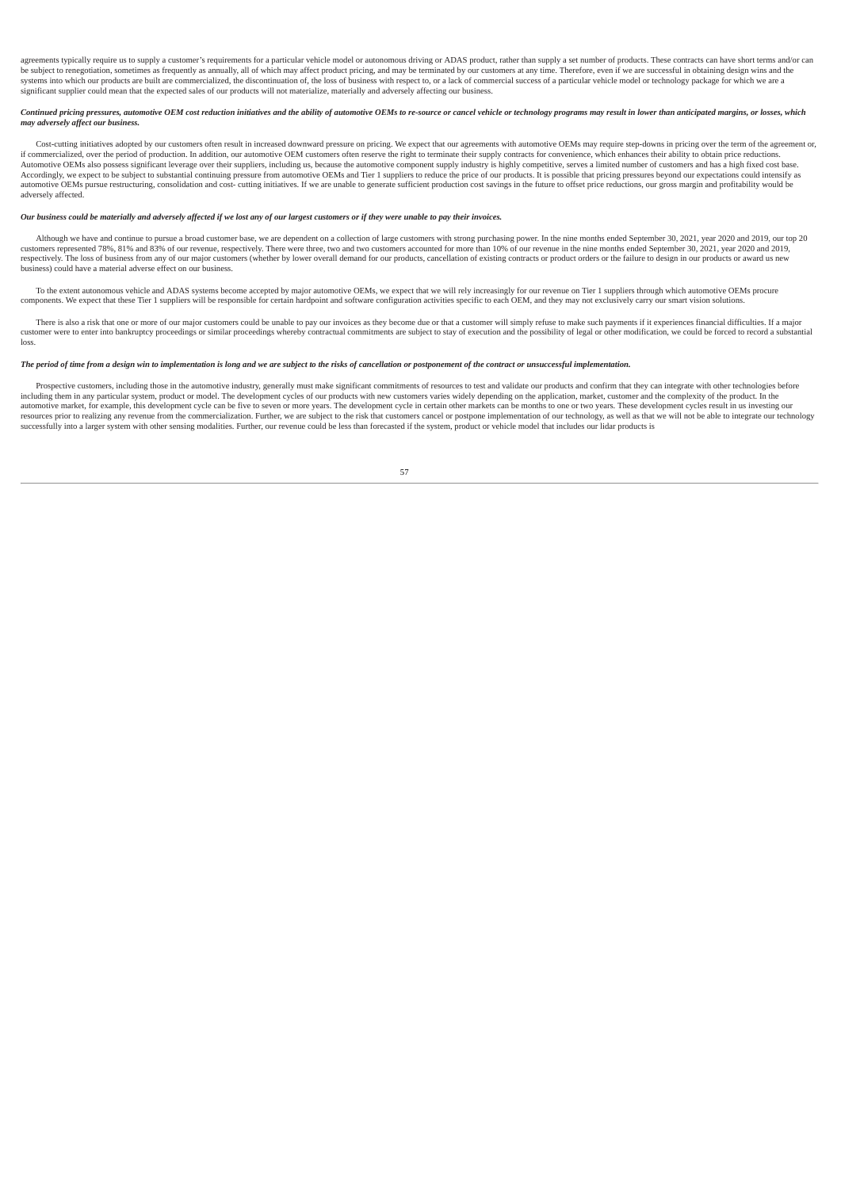agreements typically require us to supply a customer's requirements for a particular vehicle model or autonomous driving or ADAS product, rather than supply a set number of products. These contracts can have short terms and/or can be subject to renegotiation, sometimes as frequently as annually, all of which may affect product pricing, and may be terminated by our customers at any time. Therefore, even if we are successful in obtaining design wins and the systems into which our products are built are commercialized, the discontinuation of, the loss of business with respect to, or a lack of commercial success of a particular vehicle model or technology package for which we are a significant supplier could mean that the expected sales of our products will not materialize, materially and adversely affecting our business.

***Continued pricing pressures, automotive OEM cost reduction initiatives and the ability of automotive OEMs to re-source or cancel vehicle or technology programs may result in lower than anticipated margins, or losses, which may adversely affect our business.***

Cost-cutting initiatives adopted by our customers often result in increased downward pressure on pricing. We expect that our agreements with automotive OEMs may require step-downs in pricing over the term of the agreement or, if commercialized, over the period of production. In addition, our automotive OEM customers often reserve the right to terminate their supply contracts for convenience, which enhances their ability to obtain price reductions. Automotive OEMs also possess significant leverage over their suppliers, including us, because the automotive component supply industry is highly competitive, serves a limited number of customers and has a high fixed cost base. Accordingly, we expect to be subject to substantial continuing pressure from automotive OEMs and Tier 1 suppliers to reduce the price of our products. It is possible that pricing pressures beyond our expectations could intensify as automotive OEMs pursue restructuring, consolidation and cost- cutting initiatives. If we are unable to generate sufficient production cost savings in the future to offset price reductions, our gross margin and profitability would be adversely affected.

***Our business could be materially and adversely affected if we lost any of our largest customers or if they were unable to pay their invoices.***

Although we have and continue to pursue a broad customer base, we are dependent on a collection of large customers with strong purchasing power. In the nine months ended September 30, 2021, year 2020 and 2019, our top 20 customers represented 78%, 81% and 83% of our revenue, respectively. There were three, two and two customers accounted for more than 10% of our revenue in the nine months ended September 30, 2021, year 2020 and 2019, respectively. The loss of business from any of our major customers (whether by lower overall demand for our products, cancellation of existing contracts or product orders or the failure to design in our products or award us new business) could have a material adverse effect on our business.

To the extent autonomous vehicle and ADAS systems become accepted by major automotive OEMs, we expect that we will rely increasingly for our revenue on Tier 1 suppliers through which automotive OEMs procure components. We expect that these Tier 1 suppliers will be responsible for certain hardpoint and software configuration activities specific to each OEM, and they may not exclusively carry our smart vision solutions.

There is also a risk that one or more of our major customers could be unable to pay our invoices as they become due or that a customer will simply refuse to make such payments if it experiences financial difficulties. If a major customer were to enter into bankruptcy proceedings or similar proceedings whereby contractual commitments are subject to stay of execution and the possibility of legal or other modification, we could be forced to record a substantial loss.

***The period of time from a design win to implementation is long and we are subject to the risks of cancellation or postponement of the contract or unsuccessful implementation.***

Prospective customers, including those in the automotive industry, generally must make significant commitments of resources to test and validate our products and confirm that they can integrate with other technologies before including them in any particular system, product or model. The development cycles of our products with new customers varies widely depending on the application, market, customer and the complexity of the product. In the automotive market, for example, this development cycle can be five to seven or more years. The development cycle in certain other markets can be months to one or two years. These development cycles result in us investing our resources prior to realizing any revenue from the commercialization. Further, we are subject to the risk that customers cancel or postpone implementation of our technology, as well as that we will not be able to integrate our technology successfully into a larger system with other sensing modalities. Further, our revenue could be less than forecasted if the system, product or vehicle model that includes our lidar products is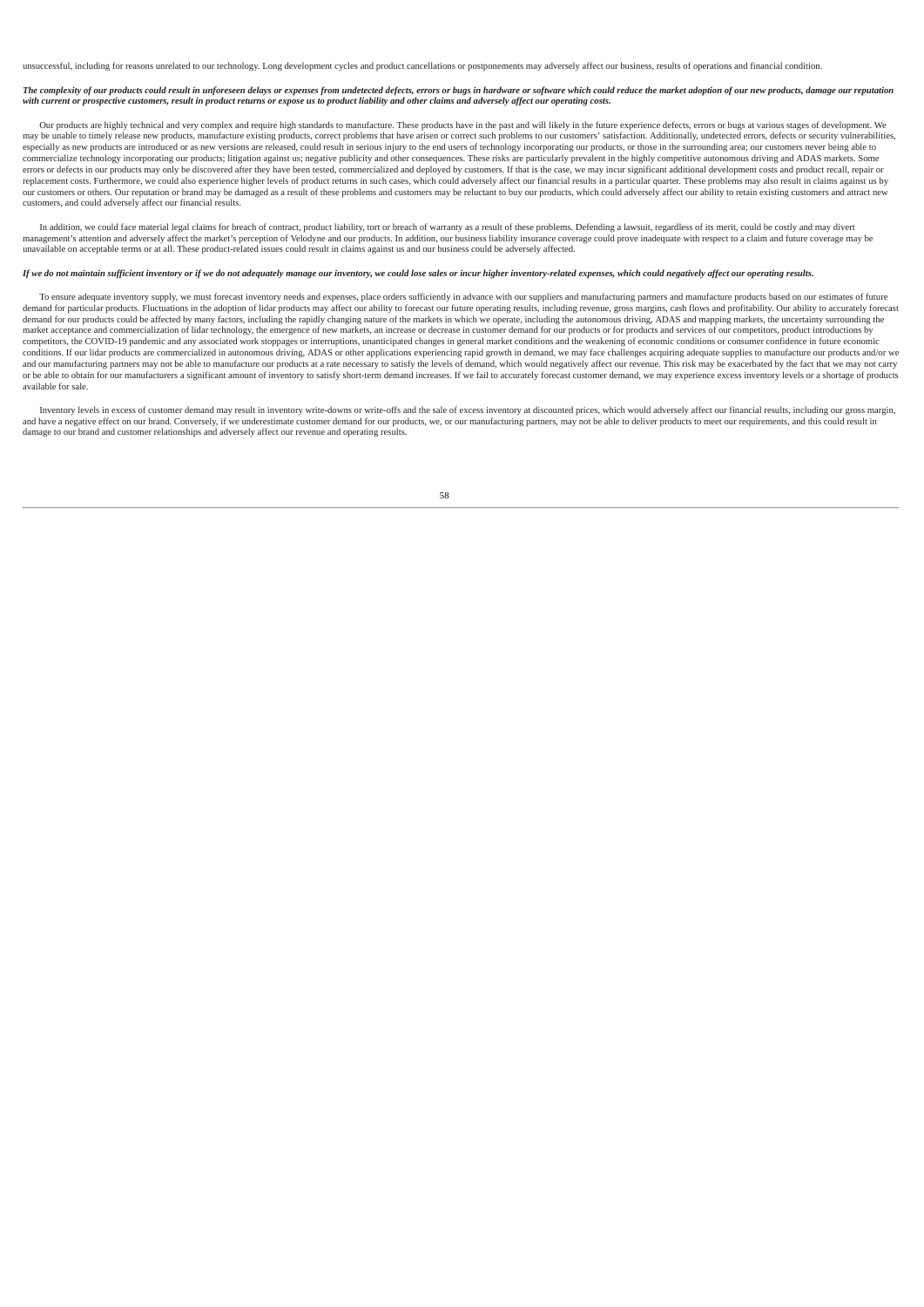unsuccessful, including for reasons unrelated to our technology. Long development cycles and product cancellations or postponements may adversely affect our business, results of operations and financial condition.

***The complexity of our products could result in unforeseen delays or expenses from undetected defects, errors or bugs in hardware or software which could reduce the market adoption of our new products, damage our reputation with current or prospective customers, result in product returns or expose us to product liability and other claims and adversely affect our operating costs.***

Our products are highly technical and very complex and require high standards to manufacture. These products have in the past and will likely in the future experience defects, errors or bugs at various stages of development. We may be unable to timely release new products, manufacture existing products, correct problems that have arisen or correct such problems to our customers' satisfaction. Additionally, undetected errors, defects or security vulnerabilities, especially as new products are introduced or as new versions are released, could result in serious injury to the end users of technology incorporating our products, or those in the surrounding area; our customers never being able to commercialize technology incorporating our products; litigation against us; negative publicity and other consequences. These risks are particularly prevalent in the highly competitive autonomous driving and ADAS markets. Some errors or defects in our products may only be discovered after they have been tested, commercialized and deployed by customers. If that is the case, we may incur significant additional development costs and product recall, repair or replacement costs. Furthermore, we could also experience higher levels of product returns in such cases, which could adversely affect our financial results in a particular quarter. These problems may also result in claims against us by our customers or others. Our reputation or brand may be damaged as a result of these problems and customers may be reluctant to buy our products, which could adversely affect our ability to retain existing customers and attract new customers, and could adversely affect our financial results.

In addition, we could face material legal claims for breach of contract, product liability, tort or breach of warranty as a result of these problems. Defending a lawsuit, regardless of its merit, could be costly and may divert management's attention and adversely affect the market's perception of Velodyne and our products. In addition, our business liability insurance coverage could prove inadequate with respect to a claim and future coverage may be unavailable on acceptable terms or at all. These product-related issues could result in claims against us and our business could be adversely affected.

***If we do not maintain sufficient inventory or if we do not adequately manage our inventory, we could lose sales or incur higher inventory-related expenses, which could negatively affect our operating results.***

To ensure adequate inventory supply, we must forecast inventory needs and expenses, place orders sufficiently in advance with our suppliers and manufacturing partners and manufacture products based on our estimates of future demand for particular products. Fluctuations in the adoption of lidar products may affect our ability to forecast our future operating results, including revenue, gross margins, cash flows and profitability. Our ability to accurately forecast demand for our products could be affected by many factors, including the rapidly changing nature of the markets in which we operate, including the autonomous driving, ADAS and mapping markets, the uncertainty surrounding the market acceptance and commercialization of lidar technology, the emergence of new markets, an increase or decrease in customer demand for our products or for products and services of our competitors, product introductions by competitors, the COVID-19 pandemic and any associated work stoppages or interruptions, unanticipated changes in general market conditions and the weakening of economic conditions or consumer confidence in future economic conditions. If our lidar products are commercialized in autonomous driving, ADAS or other applications experiencing rapid growth in demand, we may face challenges acquiring adequate supplies to manufacture our products and/or we and our manufacturing partners may not be able to manufacture our products at a rate necessary to satisfy the levels of demand, which would negatively affect our revenue. This risk may be exacerbated by the fact that we may not carry or be able to obtain for our manufacturers a significant amount of inventory to satisfy short-term demand increases. If we fail to accurately forecast customer demand, we may experience excess inventory levels or a shortage of products available for sale.

Inventory levels in excess of customer demand may result in inventory write-downs or write-offs and the sale of excess inventory at discounted prices, which would adversely affect our financial results, including our gross margin, and have a negative effect on our brand. Conversely, if we underestimate customer demand for our products, we, or our manufacturing partners, may not be able to deliver products to meet our requirements, and this could result in damage to our brand and customer relationships and adversely affect our revenue and operating results.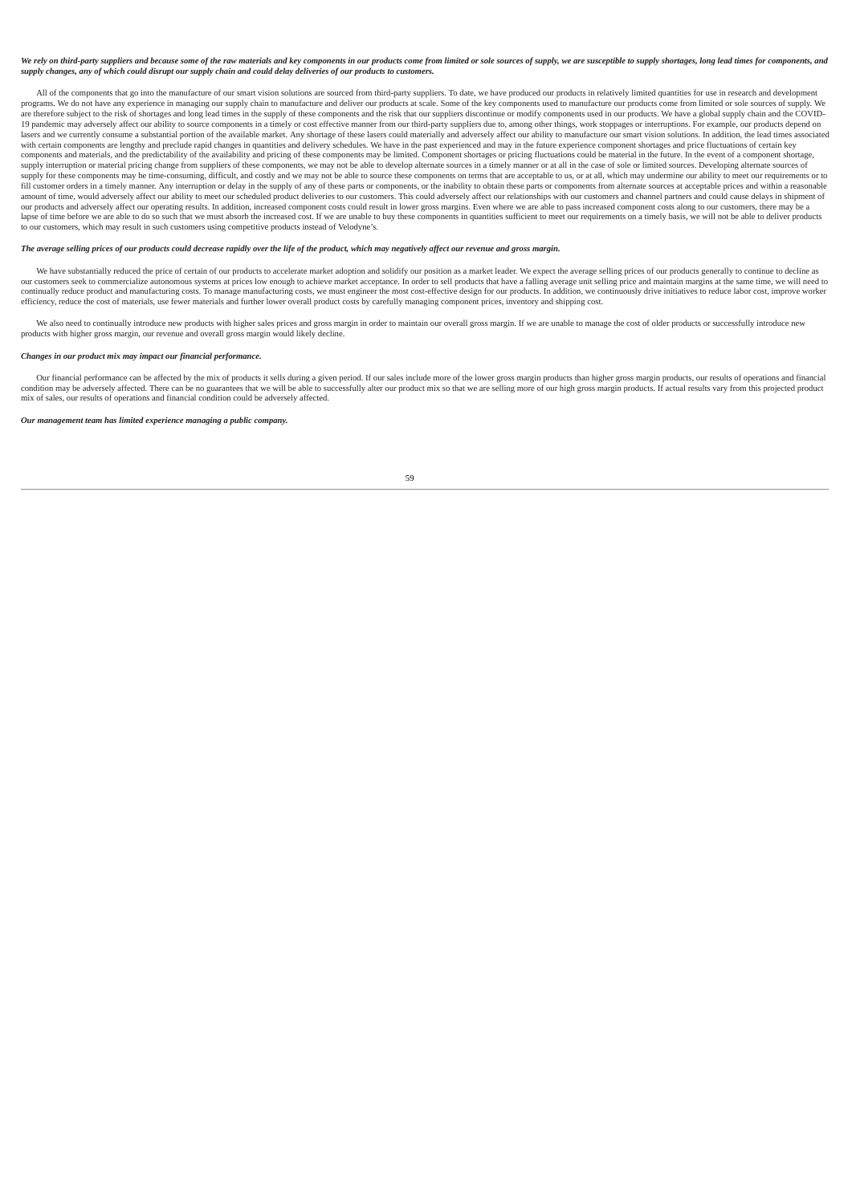***We rely on third-party suppliers and because some of the raw materials and key components in our products come from limited or sole sources of supply, we are susceptible to supply shortages, long lead times for components, and supply changes, any of which could disrupt our supply chain and could delay deliveries of our products to customers.***

All of the components that go into the manufacture of our smart vision solutions are sourced from third-party suppliers. To date, we have produced our products in relatively limited quantities for use in research and development programs. We do not have any experience in managing our supply chain to manufacture and deliver our products at scale. Some of the key components used to manufacture our products come from limited or sole sources of supply. We are therefore subject to the risk of shortages and long lead times in the supply of these components and the risk that our suppliers discontinue or modify components used in our products. We have a global supply chain and the COVID-19 pandemic may adversely affect our ability to source components in a timely or cost effective manner from our third-party suppliers due to, among other things, work stoppages or interruptions. For example, our products depend on lasers and we currently consume a substantial portion of the available market. Any shortage of these lasers could materially and adversely affect our ability to manufacture our smart vision solutions. In addition, the lead times associated with certain components are lengthy and preclude rapid changes in quantities and delivery schedules. We have in the past experienced and may in the future experience component shortages and price fluctuations of certain key components and materials, and the predictability of the availability and pricing of these components may be limited. Component shortages or pricing fluctuations could be material in the future. In the event of a component shortage, supply interruption or material pricing change from suppliers of these components, we may not be able to develop alternate sources in a timely manner or at all in the case of sole or limited sources. Developing alternate sources of supply for these components may be time-consuming, difficult, and costly and we may not be able to source these components on terms that are acceptable to us, or at all, which may undermine our ability to meet our requirements or to fill customer orders in a timely manner. Any interruption or delay in the supply of any of these parts or components, or the inability to obtain these parts or components from alternate sources at acceptable prices and within a reasonable amount of time, would adversely affect our ability to meet our scheduled product deliveries to our customers. This could adversely affect our relationships with our customers and channel partners and could cause delays in shipment of our products and adversely affect our operating results. In addition, increased component costs could result in lower gross margins. Even where we are able to pass increased component costs along to our customers, there may be a lapse of time before we are able to do so such that we must absorb the increased cost. If we are unable to buy these components in quantities sufficient to meet our requirements on a timely basis, we will not be able to deliver products to our customers, which may result in such customers using competitive products instead of Velodyne's.

***The average selling prices of our products could decrease rapidly over the life of the product, which may negatively affect our revenue and gross margin.***

We have substantially reduced the price of certain of our products to accelerate market adoption and solidify our position as a market leader. We expect the average selling prices of our products generally to continue to decline as our customers seek to commercialize autonomous systems at prices low enough to achieve market acceptance. In order to sell products that have a falling average unit selling price and maintain margins at the same time, we will need to continually reduce product and manufacturing costs. To manage manufacturing costs, we must engineer the most cost-effective design for our products. In addition, we continuously drive initiatives to reduce labor cost, improve worker efficiency, reduce the cost of materials, use fewer materials and further lower overall product costs by carefully managing component prices, inventory and shipping cost.

We also need to continually introduce new products with higher sales prices and gross margin in order to maintain our overall gross margin. If we are unable to manage the cost of older products or successfully introduce new products with higher gross margin, our revenue and overall gross margin would likely decline.

***Changes in our product mix may impact our financial performance.***

Our financial performance can be affected by the mix of products it sells during a given period. If our sales include more of the lower gross margin products than higher gross margin products, our results of operations and financial condition may be adversely affected. There can be no guarantees that we will be able to successfully alter our product mix so that we are selling more of our high gross margin products. If actual results vary from this projected product mix of sales, our results of operations and financial condition could be adversely affected.

***Our management team has limited experience managing a public company.***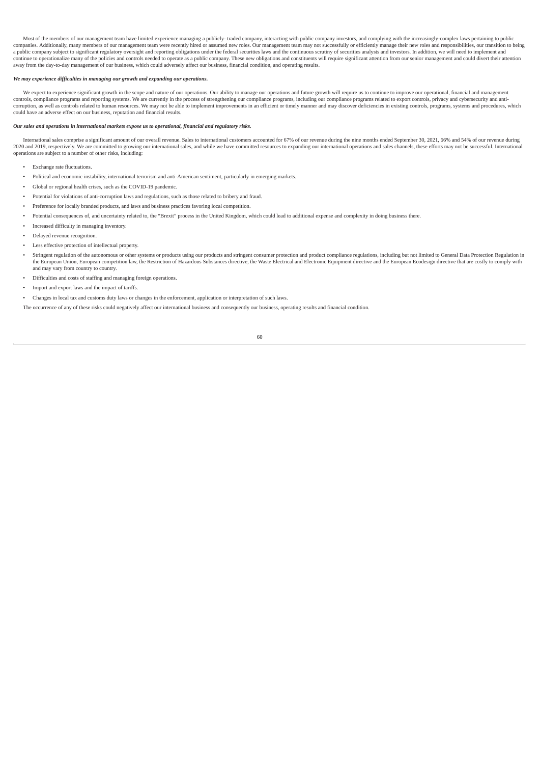Most of the members of our management team have limited experience managing a publicly- traded company, interacting with public company investors, and complying with the increasingly-complex laws pertaining to public companies. Additionally, many members of our management team were recently hired or assumed new roles. Our management team may not successfully or efficiently manage their new roles and responsibilities, our transition to being a public company subject to significant regulatory oversight and reporting obligations under the federal securities laws and the continuous scrutiny of securities analysts and investors. In addition, we will need to implement and continue to operationalize many of the policies and controls needed to operate as a public company. These new obligations and constituents will require significant attention from our senior management and could divert their attention away from the day-to-day management of our business, which could adversely affect our business, financial condition, and operating results.

***We may experience difficulties in managing our growth and expanding our operations.***

We expect to experience significant growth in the scope and nature of our operations. Our ability to manage our operations and future growth will require us to continue to improve our operational, financial and management controls, compliance programs and reporting systems. We are currently in the process of strengthening our compliance programs, including our compliance programs related to export controls, privacy and cybersecurity and anti-corruption, as well as controls related to human resources. We may not be able to implement improvements in an efficient or timely manner and may discover deficiencies in existing controls, programs, systems and procedures, which could have an adverse effect on our business, reputation and financial results.

***Our sales and operations in international markets expose us to operational, financial and regulatory risks.***

International sales comprise a significant amount of our overall revenue. Sales to international customers accounted for 67% of our revenue during the nine months ended September 30, 2021, 66% and 54% of our revenue during 2020 and 2019, respectively. We are committed to growing our international sales, and while we have committed resources to expanding our international operations and sales channels, these efforts may not be successful. International operations are subject to a number of other risks, including:

- Exchange rate fluctuations.
- Political and economic instability, international terrorism and anti-American sentiment, particularly in emerging markets.
- Global or regional health crises, such as the COVID-19 pandemic.
- Potential for violations of anti-corruption laws and regulations, such as those related to bribery and fraud.
- Preference for locally branded products, and laws and business practices favoring local competition.
- Potential consequences of, and uncertainty related to, the "Brexit" process in the United Kingdom, which could lead to additional expense and complexity in doing business there.
- Increased difficulty in managing inventory.
- Delayed revenue recognition.
- Less effective protection of intellectual property.
- Stringent regulation of the autonomous or other systems or products using our products and stringent consumer protection and product compliance regulations, including but not limited to General Data Protection Regulation in the European Union, European competition law, the Restriction of Hazardous Substances directive, the Waste Electrical and Electronic Equipment directive and the European Ecodesign directive that are costly to comply with and may vary from country to country.
- Difficulties and costs of staffing and managing foreign operations.
- Import and export laws and the impact of tariffs.
- Changes in local tax and customs duty laws or changes in the enforcement, application or interpretation of such laws.

The occurrence of any of these risks could negatively affect our international business and consequently our business, operating results and financial condition.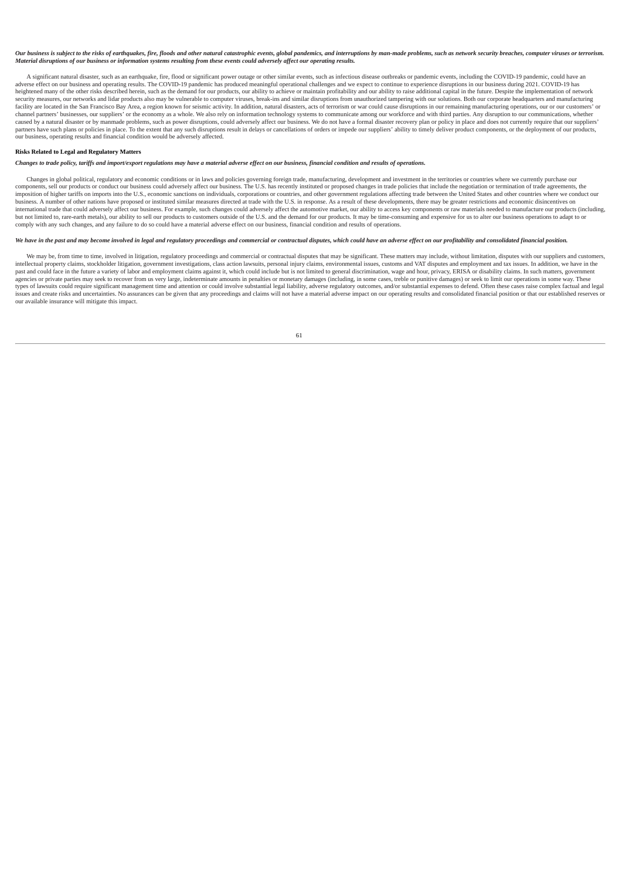***Our business is subject to the risks of earthquakes, fire, floods and other natural catastrophic events, global pandemics, and interruptions by man-made problems, such as network security breaches, computer viruses or terrorism. Material disruptions of our business or information systems resulting from these events could adversely affect our operating results.***

A significant natural disaster, such as an earthquake, fire, flood or significant power outage or other similar events, such as infectious disease outbreaks or pandemic events, including the COVID-19 pandemic, could have an adverse effect on our business and operating results. The COVID-19 pandemic has produced meaningful operational challenges and we expect to continue to experience disruptions in our business during 2021. COVID-19 has heightened many of the other risks described herein, such as the demand for our products, our ability to achieve or maintain profitability and our ability to raise additional capital in the future. Despite the implementation of network security measures, our networks and lidar products also may be vulnerable to computer viruses, break-ins and similar disruptions from unauthorized tampering with our solutions. Both our corporate headquarters and manufacturing facility are located in the San Francisco Bay Area, a region known for seismic activity. In addition, natural disasters, acts of terrorism or war could cause disruptions in our remaining manufacturing operations, our or our customers' or channel partners' businesses, our suppliers' or the economy as a whole. We also rely on information technology systems to communicate among our workforce and with third parties. Any disruption to our communications, whether caused by a natural disaster or by manmade problems, such as power disruptions, could adversely affect our business. We do not have a formal disaster recovery plan or policy in place and does not currently require that our suppliers' partners have such plans or policies in place. To the extent that any such disruptions result in delays or cancellations of orders or impede our suppliers' ability to timely deliver product components, or the deployment of our products, our business, operating results and financial condition would be adversely affected.

**Risks Related to Legal and Regulatory Matters**

***Changes to trade policy, tariffs and import/export regulations may have a material adverse effect on our business, financial condition and results of operations.***

Changes in global political, regulatory and economic conditions or in laws and policies governing foreign trade, manufacturing, development and investment in the territories or countries where we currently purchase our components, sell our products or conduct our business could adversely affect our business. The U.S. has recently instituted or proposed changes in trade policies that include the negotiation or termination of trade agreements, the imposition of higher tariffs on imports into the U.S., economic sanctions on individuals, corporations or countries, and other government regulations affecting trade between the United States and other countries where we conduct our business. A number of other nations have proposed or instituted similar measures directed at trade with the U.S. in response. As a result of these developments, there may be greater restrictions and economic disincentives on international trade that could adversely affect our business. For example, such changes could adversely affect the automotive market, our ability to access key components or raw materials needed to manufacture our products (including, but not limited to, rare-earth metals), our ability to sell our products to customers outside of the U.S. and the demand for our products. It may be time-consuming and expensive for us to alter our business operations to adapt to or comply with any such changes, and any failure to do so could have a material adverse effect on our business, financial condition and results of operations.

***We have in the past and may become involved in legal and regulatory proceedings and commercial or contractual disputes, which could have an adverse effect on our profitability and consolidated financial position.***

We may be, from time to time, involved in litigation, regulatory proceedings and commercial or contractual disputes that may be significant. These matters may include, without limitation, disputes with our suppliers and customers, intellectual property claims, stockholder litigation, government investigations, class action lawsuits, personal injury claims, environmental issues, customs and VAT disputes and employment and tax issues. In addition, we have in the past and could face in the future a variety of labor and employment claims against it, which could include but is not limited to general discrimination, wage and hour, privacy, ERISA or disability claims. In such matters, government agencies or private parties may seek to recover from us very large, indeterminate amounts in penalties or monetary damages (including, in some cases, treble or punitive damages) or seek to limit our operations in some way. These types of lawsuits could require significant management time and attention or could involve substantial legal liability, adverse regulatory outcomes, and/or substantial expenses to defend. Often these cases raise complex factual and legal issues and create risks and uncertainties. No assurances can be given that any proceedings and claims will not have a material adverse impact on our operating results and consolidated financial position or that our established reserves or our available insurance will mitigate this impact.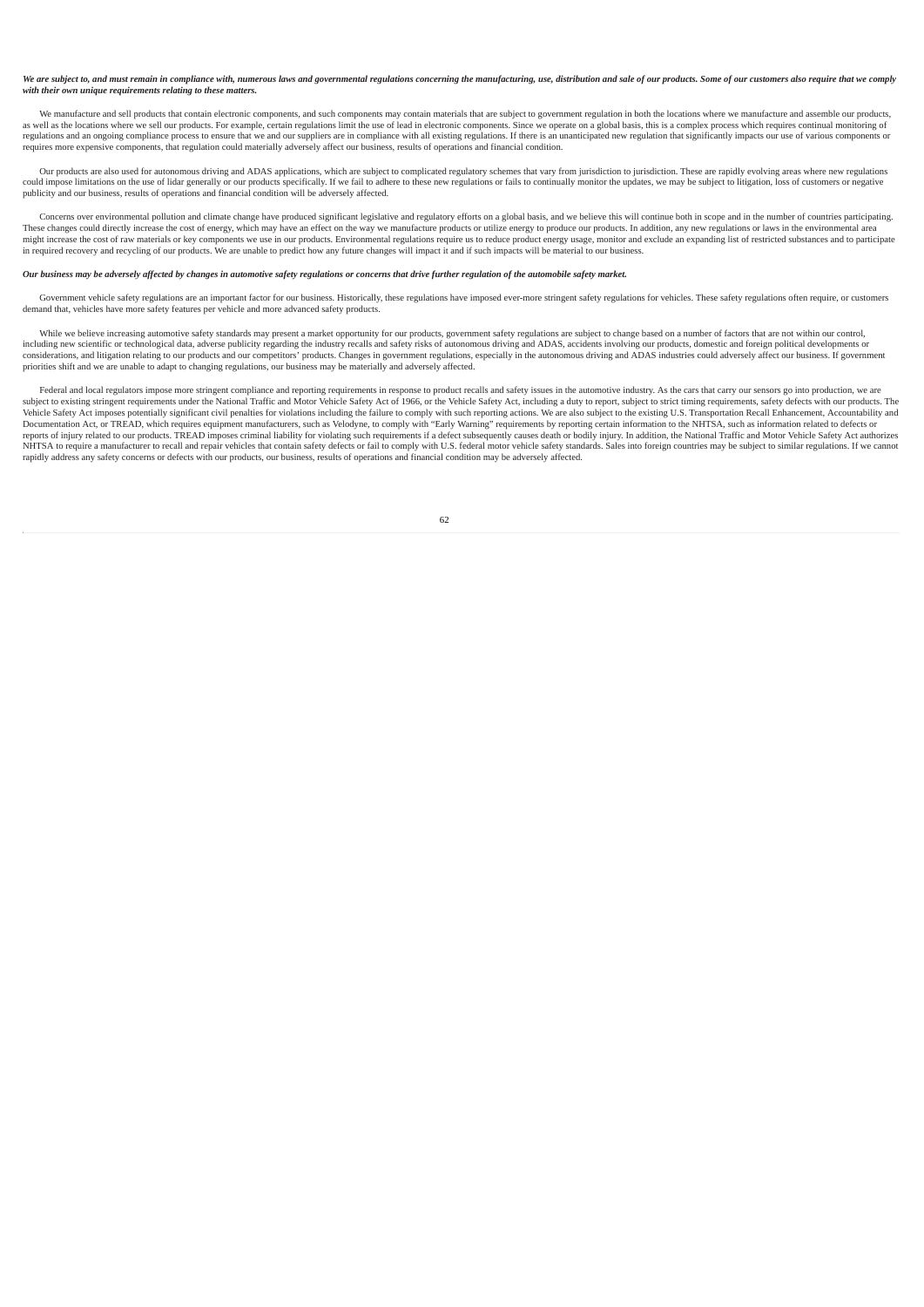***We are subject to, and must remain in compliance with, numerous laws and governmental regulations concerning the manufacturing, use, distribution and sale of our products. Some of our customers also require that we comply with their own unique requirements relating to these matters.***

We manufacture and sell products that contain electronic components, and such components may contain materials that are subject to government regulation in both the locations where we manufacture and assemble our products, as well as the locations where we sell our products. For example, certain regulations limit the use of lead in electronic components. Since we operate on a global basis, this is a complex process which requires continual monitoring of regulations and an ongoing compliance process to ensure that we and our suppliers are in compliance with all existing regulations. If there is an unanticipated new regulation that significantly impacts our use of various components or requires more expensive components, that regulation could materially adversely affect our business, results of operations and financial condition.

Our products are also used for autonomous driving and ADAS applications, which are subject to complicated regulatory schemes that vary from jurisdiction to jurisdiction. These are rapidly evolving areas where new regulations could impose limitations on the use of lidar generally or our products specifically. If we fail to adhere to these new regulations or fails to continually monitor the updates, we may be subject to litigation, loss of customers or negative publicity and our business, results of operations and financial condition will be adversely affected.

Concerns over environmental pollution and climate change have produced significant legislative and regulatory efforts on a global basis, and we believe this will continue both in scope and in the number of countries participating. These changes could directly increase the cost of energy, which may have an effect on the way we manufacture products or utilize energy to produce our products. In addition, any new regulations or laws in the environmental area might increase the cost of raw materials or key components we use in our products. Environmental regulations require us to reduce product energy usage, monitor and exclude an expanding list of restricted substances and to participate in required recovery and recycling of our products. We are unable to predict how any future changes will impact it and if such impacts will be material to our business.

***Our business may be adversely affected by changes in automotive safety regulations or concerns that drive further regulation of the automobile safety market.***

Government vehicle safety regulations are an important factor for our business. Historically, these regulations have imposed ever-more stringent safety regulations for vehicles. These safety regulations often require, or customers demand that, vehicles have more safety features per vehicle and more advanced safety products.

While we believe increasing automotive safety standards may present a market opportunity for our products, government safety regulations are subject to change based on a number of factors that are not within our control, including new scientific or technological data, adverse publicity regarding the industry recalls and safety risks of autonomous driving and ADAS, accidents involving our products, domestic and foreign political developments or considerations, and litigation relating to our products and our competitors' products. Changes in government regulations, especially in the autonomous driving and ADAS industries could adversely affect our business. If government priorities shift and we are unable to adapt to changing regulations, our business may be materially and adversely affected.

Federal and local regulators impose more stringent compliance and reporting requirements in response to product recalls and safety issues in the automotive industry. As the cars that carry our sensors go into production, we are subject to existing stringent requirements under the National Traffic and Motor Vehicle Safety Act of 1966, or the Vehicle Safety Act, including a duty to report, subject to strict timing requirements, safety defects with our products. The Vehicle Safety Act imposes potentially significant civil penalties for violations including the failure to comply with such reporting actions. We are also subject to the existing U.S. Transportation Recall Enhancement, Accountability and Documentation Act, or TREAD, which requires equipment manufacturers, such as Velodyne, to comply with "Early Warning" requirements by reporting certain information to the NHTSA, such as information related to defects or reports of injury related to our products. TREAD imposes criminal liability for violating such requirements if a defect subsequently causes death or bodily injury. In addition, the National Traffic and Motor Vehicle Safety Act authorizes NHTSA to require a manufacturer to recall and repair vehicles that contain safety defects or fail to comply with U.S. federal motor vehicle safety standards. Sales into foreign countries may be subject to similar regulations. If we cannot rapidly address any safety concerns or defects with our products, our business, results of operations and financial condition may be adversely affected.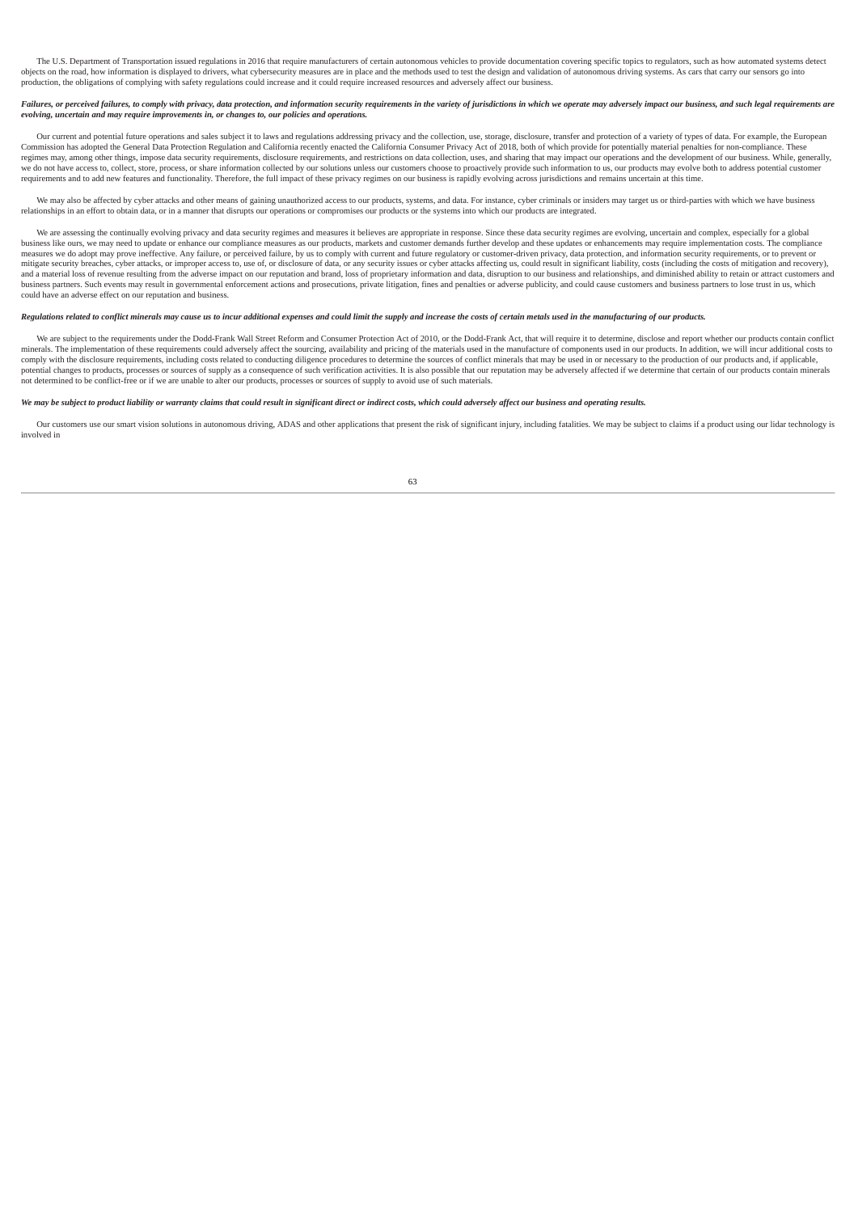The U.S. Department of Transportation issued regulations in 2016 that require manufacturers of certain autonomous vehicles to provide documentation covering specific topics to regulators, such as how automated systems detect objects on the road, how information is displayed to drivers, what cybersecurity measures are in place and the methods used to test the design and validation of autonomous driving systems. As cars that carry our sensors go into production, the obligations of complying with safety regulations could increase and it could require increased resources and adversely affect our business.

***Failures, or perceived failures, to comply with privacy, data protection, and information security requirements in the variety of jurisdictions in which we operate may adversely impact our business, and such legal requirements are evolving, uncertain and may require improvements in, or changes to, our policies and operations.***

Our current and potential future operations and sales subject it to laws and regulations addressing privacy and the collection, use, storage, disclosure, transfer and protection of a variety of types of data. For example, the European Commission has adopted the General Data Protection Regulation and California recently enacted the California Consumer Privacy Act of 2018, both of which provide for potentially material penalties for non-compliance. These regimes may, among other things, impose data security requirements, disclosure requirements, and restrictions on data collection, uses, and sharing that may impact our operations and the development of our business. While, generally, we do not have access to, collect, store, process, or share information collected by our solutions unless our customers choose to proactively provide such information to us, our products may evolve both to address potential customer requirements and to add new features and functionality. Therefore, the full impact of these privacy regimes on our business is rapidly evolving across jurisdictions and remains uncertain at this time.

We may also be affected by cyber attacks and other means of gaining unauthorized access to our products, systems, and data. For instance, cyber criminals or insiders may target us or third-parties with which we have business relationships in an effort to obtain data, or in a manner that disrupts our operations or compromises our products or the systems into which our products are integrated.

We are assessing the continually evolving privacy and data security regimes and measures it believes are appropriate in response. Since these data security regimes are evolving, uncertain and complex, especially for a global business like ours, we may need to update or enhance our compliance measures as our products, markets and customer demands further develop and these updates or enhancements may require implementation costs. The compliance measures we do adopt may prove ineffective. Any failure, or perceived failure, by us to comply with current and future regulatory or customer-driven privacy, data protection, and information security requirements, or to prevent or mitigate security breaches, cyber attacks, or improper access to, use of, or disclosure of data, or any security issues or cyber attacks affecting us, could result in significant liability, costs (including the costs of mitigation and recovery), and a material loss of revenue resulting from the adverse impact on our reputation and brand, loss of proprietary information and data, disruption to our business and relationships, and diminished ability to retain or attract customers and business partners. Such events may result in governmental enforcement actions and prosecutions, private litigation, fines and penalties or adverse publicity, and could cause customers and business partners to lose trust in us, which could have an adverse effect on our reputation and business.

***Regulations related to conflict minerals may cause us to incur additional expenses and could limit the supply and increase the costs of certain metals used in the manufacturing of our products.***

We are subject to the requirements under the Dodd-Frank Wall Street Reform and Consumer Protection Act of 2010, or the Dodd-Frank Act, that will require it to determine, disclose and report whether our products contain conflict minerals. The implementation of these requirements could adversely affect the sourcing, availability and pricing of the materials used in the manufacture of components used in our products. In addition, we will incur additional costs to comply with the disclosure requirements, including costs related to conducting diligence procedures to determine the sources of conflict minerals that may be used in or necessary to the production of our products and, if applicable, potential changes to products, processes or sources of supply as a consequence of such verification activities. It is also possible that our reputation may be adversely affected if we determine that certain of our products contain minerals not determined to be conflict-free or if we are unable to alter our products, processes or sources of supply to avoid use of such materials.

***We may be subject to product liability or warranty claims that could result in significant direct or indirect costs, which could adversely affect our business and operating results.***

Our customers use our smart vision solutions in autonomous driving, ADAS and other applications that present the risk of significant injury, including fatalities. We may be subject to claims if a product using our lidar technology is involved in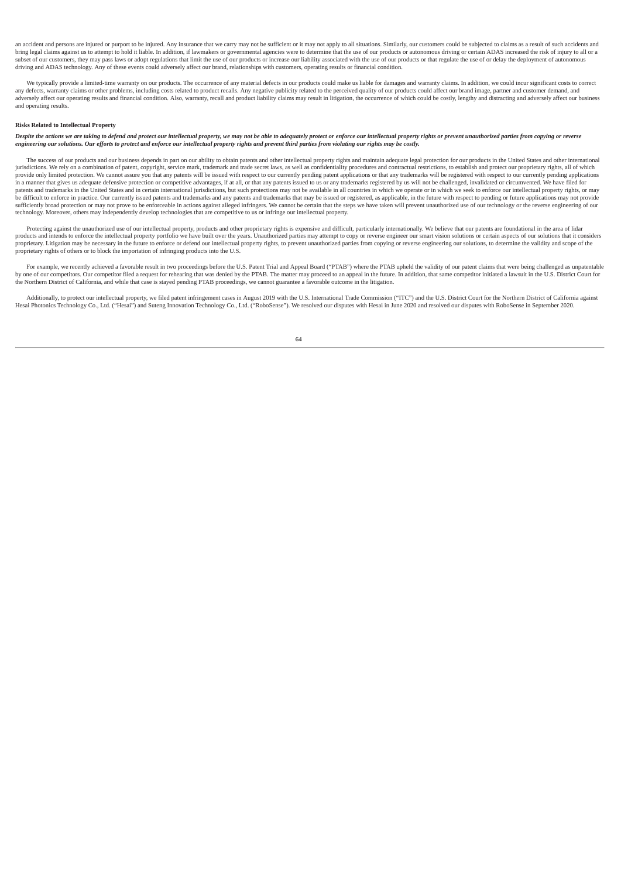an accident and persons are injured or purport to be injured. Any insurance that we carry may not be sufficient or it may not apply to all situations. Similarly, our customers could be subjected to claims as a result of such accidents and bring legal claims against us to attempt to hold it liable. In addition, if lawmakers or governmental agencies were to determine that the use of our products or autonomous driving or certain ADAS increased the risk of injury to all or a subset of our customers, they may pass laws or adopt regulations that limit the use of our products or increase our liability associated with the use of our products or that regulate the use of or delay the deployment of autonomous driving and ADAS technology. Any of these events could adversely affect our brand, relationships with customers, operating results or financial condition.

We typically provide a limited-time warranty on our products. The occurrence of any material defects in our products could make us liable for damages and warranty claims. In addition, we could incur significant costs to correct any defects, warranty claims or other problems, including costs related to product recalls. Any negative publicity related to the perceived quality of our products could affect our brand image, partner and customer demand, and adversely affect our operating results and financial condition. Also, warranty, recall and product liability claims may result in litigation, the occurrence of which could be costly, lengthy and distracting and adversely affect our business and operating results.

**Risks Related to Intellectual Property**

*Despite the actions we are taking to defend and protect our intellectual property, we may not be able to adequately protect or enforce our intellectual property rights or prevent unauthorized parties from copying or reverse engineering our solutions. Our efforts to protect and enforce our intellectual property rights and prevent third parties from violating our rights may be costly.*

The success of our products and our business depends in part on our ability to obtain patents and other intellectual property rights and maintain adequate legal protection for our products in the United States and other international jurisdictions. We rely on a combination of patent, copyright, service mark, trademark and trade secret laws, as well as confidentiality procedures and contractual restrictions, to establish and protect our proprietary rights, all of which provide only limited protection. We cannot assure you that any patents will be issued with respect to our currently pending patent applications or that any trademarks will be registered with respect to our currently pending applications in a manner that gives us adequate defensive protection or competitive advantages, if at all, or that any patents issued to us or any trademarks registered by us will not be challenged, invalidated or circumvented. We have filed for patents and trademarks in the United States and in certain international jurisdictions, but such protections may not be available in all countries in which we operate or in which we seek to enforce our intellectual property rights, or may be difficult to enforce in practice. Our currently issued patents and trademarks and any patents and trademarks that may be issued or registered, as applicable, in the future with respect to pending or future applications may not provide sufficiently broad protection or may not prove to be enforceable in actions against alleged infringers. We cannot be certain that the steps we have taken will prevent unauthorized use of our technology or the reverse engineering of our technology. Moreover, others may independently develop technologies that are competitive to us or infringe our intellectual property.

Protecting against the unauthorized use of our intellectual property, products and other proprietary rights is expensive and difficult, particularly internationally. We believe that our patents are foundational in the area of lidar products and intends to enforce the intellectual property portfolio we have built over the years. Unauthorized parties may attempt to copy or reverse engineer our smart vision solutions or certain aspects of our solutions that it considers proprietary. Litigation may be necessary in the future to enforce or defend our intellectual property rights, to prevent unauthorized parties from copying or reverse engineering our solutions, to determine the validity and scope of the proprietary rights of others or to block the importation of infringing products into the U.S.

For example, we recently achieved a favorable result in two proceedings before the U.S. Patent Trial and Appeal Board ("PTAB") where the PTAB upheld the validity of our patent claims that were being challenged as unpatentable by one of our competitors. Our competitor filed a request for rehearing that was denied by the PTAB. The matter may proceed to an appeal in the future. In addition, that same competitor initiated a lawsuit in the U.S. District Court for the Northern District of California, and while that case is stayed pending PTAB proceedings, we cannot guarantee a favorable outcome in the litigation.

Additionally, to protect our intellectual property, we filed patent infringement cases in August 2019 with the U.S. International Trade Commission ("ITC") and the U.S. District Court for the Northern District of California against Hesai Photonics Technology Co., Ltd. ("Hesai") and Suteng Innovation Technology Co., Ltd. ("RoboSense"). We resolved our disputes with Hesai in June 2020 and resolved our disputes with RoboSense in September 2020.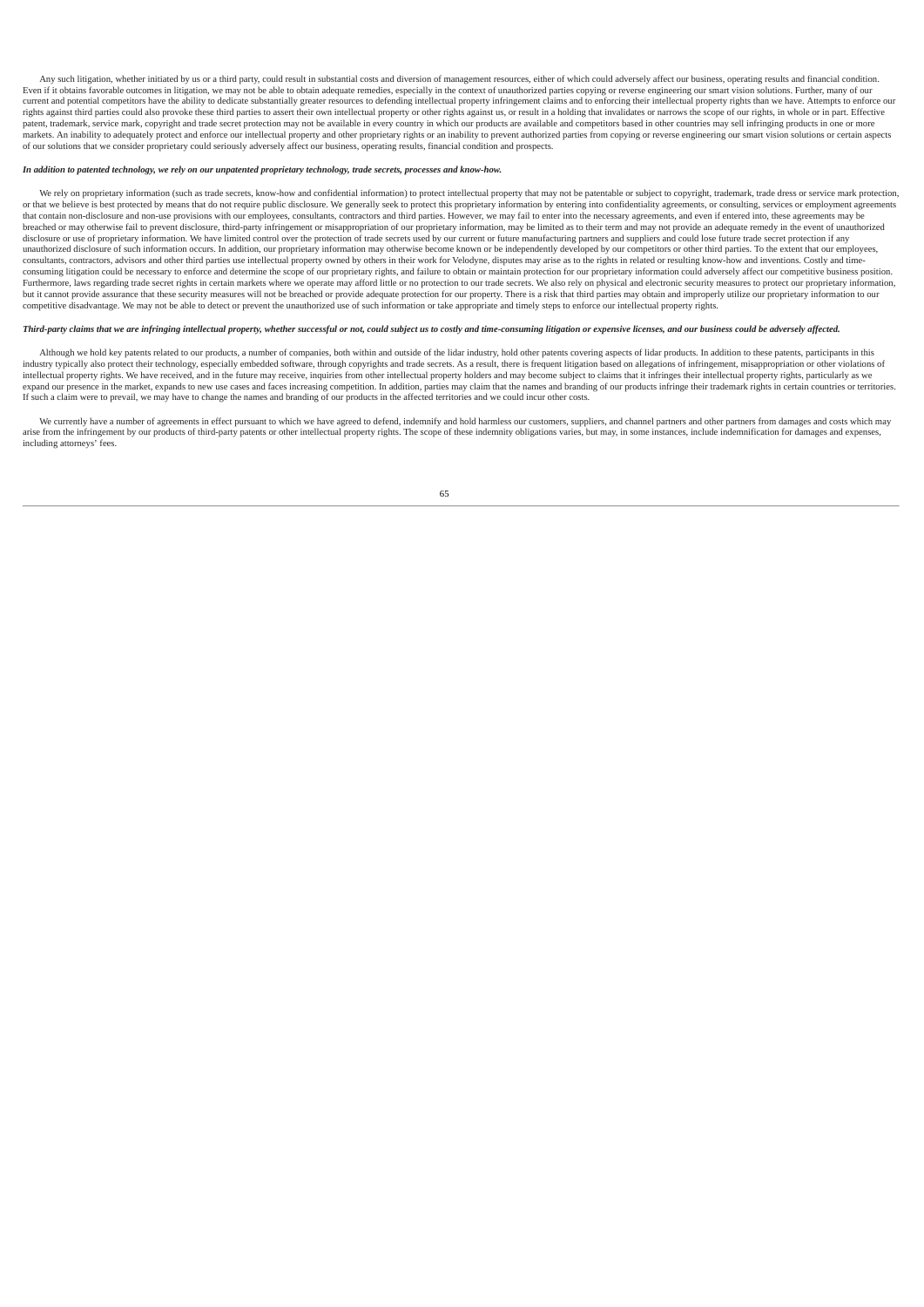Any such litigation, whether initiated by us or a third party, could result in substantial costs and diversion of management resources, either of which could adversely affect our business, operating results and financial condition. Even if it obtains favorable outcomes in litigation, we may not be able to obtain adequate remedies, especially in the context of unauthorized parties copying or reverse engineering our smart vision solutions. Further, many of our current and potential competitors have the ability to dedicate substantially greater resources to defending intellectual property infringement claims and to enforcing their intellectual property rights than we have. Attempts to enforce our rights against third parties could also provoke these third parties to assert their own intellectual property or other rights against us, or result in a holding that invalidates or narrows the scope of our rights, in whole or in part. Effective patent, trademark, service mark, copyright and trade secret protection may not be available in every country in which our products are available and competitors based in other countries may sell infringing products in one or more markets. An inability to adequately protect and enforce our intellectual property and other proprietary rights or an inability to prevent authorized parties from copying or reverse engineering our smart vision solutions or certain aspects of our solutions that we consider proprietary could seriously adversely affect our business, operating results, financial condition and prospects.

***In addition to patented technology, we rely on our unpatented proprietary technology, trade secrets, processes and know-how.***

We rely on proprietary information (such as trade secrets, know-how and confidential information) to protect intellectual property that may not be patentable or subject to copyright, trademark, trade dress or service mark protection, or that we believe is best protected by means that do not require public disclosure. We generally seek to protect this proprietary information by entering into confidentiality agreements, or consulting, services or employment agreements that contain non-disclosure and non-use provisions with our employees, consultants, contractors and third parties. However, we may fail to enter into the necessary agreements, and even if entered into, these agreements may be breached or may otherwise fail to prevent disclosure, third-party infringement or misappropriation of our proprietary information, may be limited as to their term and may not provide an adequate remedy in the event of unauthorized disclosure or use of proprietary information. We have limited control over the protection of trade secrets used by our current or future manufacturing partners and suppliers and could lose future trade secret protection if any unauthorized disclosure of such information occurs. In addition, our proprietary information may otherwise become known or be independently developed by our competitors or other third parties. To the extent that our employees, consultants, contractors, advisors and other third parties use intellectual property owned by others in their work for Velodyne, disputes may arise as to the rights in related or resulting know-how and inventions. Costly and time-consuming litigation could be necessary to enforce and determine the scope of our proprietary rights, and failure to obtain or maintain protection for our proprietary information could adversely affect our competitive business position. Furthermore, laws regarding trade secret rights in certain markets where we operate may afford little or no protection to our trade secrets. We also rely on physical and electronic security measures to protect our proprietary information, but it cannot provide assurance that these security measures will not be breached or provide adequate protection for our property. There is a risk that third parties may obtain and improperly utilize our proprietary information to our competitive disadvantage. We may not be able to detect or prevent the unauthorized use of such information or take appropriate and timely steps to enforce our intellectual property rights.

***Third-party claims that we are infringing intellectual property, whether successful or not, could subject us to costly and time-consuming litigation or expensive licenses, and our business could be adversely affected.***

Although we hold key patents related to our products, a number of companies, both within and outside of the lidar industry, hold other patents covering aspects of lidar products. In addition to these patents, participants in this industry typically also protect their technology, especially embedded software, through copyrights and trade secrets. As a result, there is frequent litigation based on allegations of infringement, misappropriation or other violations of intellectual property rights. We have received, and in the future may receive, inquiries from other intellectual property holders and may become subject to claims that it infringes their intellectual property rights, particularly as we expand our presence in the market, expands to new use cases and faces increasing competition. In addition, parties may claim that the names and branding of our products infringe their trademark rights in certain countries or territories. If such a claim were to prevail, we may have to change the names and branding of our products in the affected territories and we could incur other costs.

We currently have a number of agreements in effect pursuant to which we have agreed to defend, indemnify and hold harmless our customers, suppliers, and channel partners and other partners from damages and costs which may arise from the infringement by our products of third-party patents or other intellectual property rights. The scope of these indemnity obligations varies, but may, in some instances, include indemnification for damages and expenses, including attorneys' fees.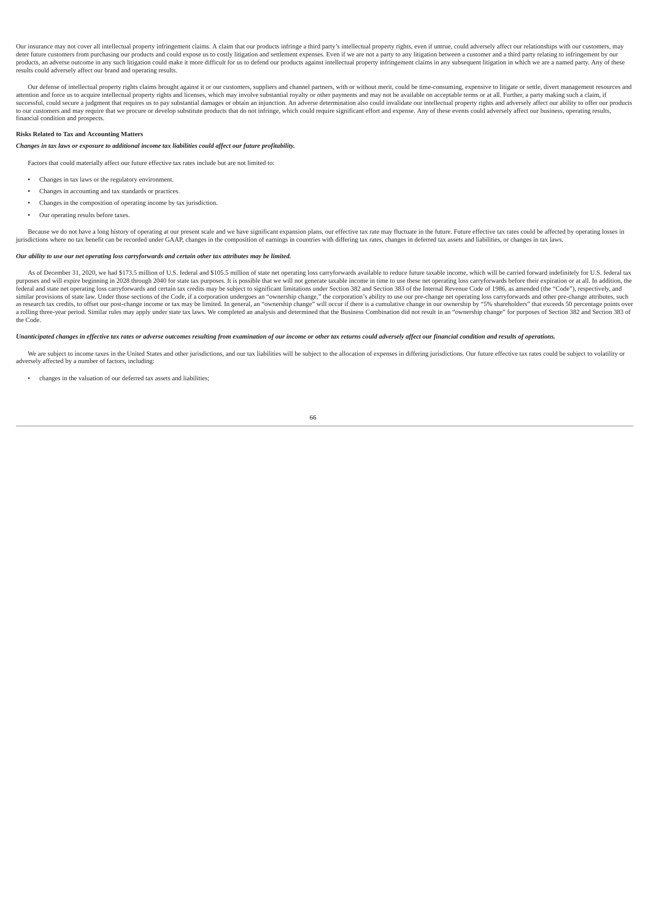Our insurance may not cover all intellectual property infringement claims. A claim that our products infringe a third party's intellectual property rights, even if untrue, could adversely affect our relationships with our customers, may deter future customers from purchasing our products and could expose us to costly litigation and settlement expenses. Even if we are not a party to any litigation between a customer and a third party relating to infringement by our products, an adverse outcome in any such litigation could make it more difficult for us to defend our products against intellectual property infringement claims in any subsequent litigation in which we are a named party. Any of these results could adversely affect our brand and operating results.

Our defense of intellectual property rights claims brought against it or our customers, suppliers and channel partners, with or without merit, could be time-consuming, expensive to litigate or settle, divert management resources and attention and force us to acquire intellectual property rights and licenses, which may involve substantial royalty or other payments and may not be available on acceptable terms or at all. Further, a party making such a claim, if successful, could secure a judgment that requires us to pay substantial damages or obtain an injunction. An adverse determination also could invalidate our intellectual property rights and adversely affect our ability to offer our products to our customers and may require that we procure or develop substitute products that do not infringe, which could require significant effort and expense. Any of these events could adversely affect our business, operating results, financial condition and prospects.

**Risks Related to Tax and Accounting Matters**

***Changes in tax laws or exposure to additional income tax liabilities could affect our future profitability.***

Factors that could materially affect our future effective tax rates include but are not limited to:

- Changes in tax laws or the regulatory environment.
- Changes in accounting and tax standards or practices.
- Changes in the composition of operating income by tax jurisdiction.
- Our operating results before taxes.

Because we do not have a long history of operating at our present scale and we have significant expansion plans, our effective tax rate may fluctuate in the future. Future effective tax rates could be affected by operating losses in jurisdictions where no tax benefit can be recorded under GAAP, changes in the composition of earnings in countries with differing tax rates, changes in deferred tax assets and liabilities, or changes in tax laws.

***Our ability to use our net operating loss carryforwards and certain other tax attributes may be limited.***

As of December 31, 2020, we had $173.5 million of U.S. federal and $105.5 million of state net operating loss carryforwards available to reduce future taxable income, which will be carried forward indefinitely for U.S. federal tax purposes and will expire beginning in 2028 through 2040 for state tax purposes. It is possible that we will not generate taxable income in time to use these net operating loss carryforwards before their expiration or at all. In addition, the federal and state net operating loss carryforwards and certain tax credits may be subject to significant limitations under Section 382 and Section 383 of the Internal Revenue Code of 1986, as amended (the "Code"), respectively, and similar provisions of state law. Under those sections of the Code, if a corporation undergoes an "ownership change," the corporation's ability to use our pre-change net operating loss carryforwards and other pre-change attributes, such as research tax credits, to offset our post-change income or tax may be limited. In general, an "ownership change" will occur if there is a cumulative change in our ownership by "5% shareholders" that exceeds 50 percentage points over a rolling three-year period. Similar rules may apply under state tax laws. We completed an analysis and determined that the Business Combination did not result in an "ownership change" for purposes of Section 382 and Section 383 of the Code.

***Unanticipated changes in effective tax rates or adverse outcomes resulting from examination of our income or other tax returns could adversely affect our financial condition and results of operations.***

We are subject to income taxes in the United States and other jurisdictions, and our tax liabilities will be subject to the allocation of expenses in differing jurisdictions. Our future effective tax rates could be subject to volatility or adversely affected by a number of factors, including:

- changes in the valuation of our deferred tax assets and liabilities;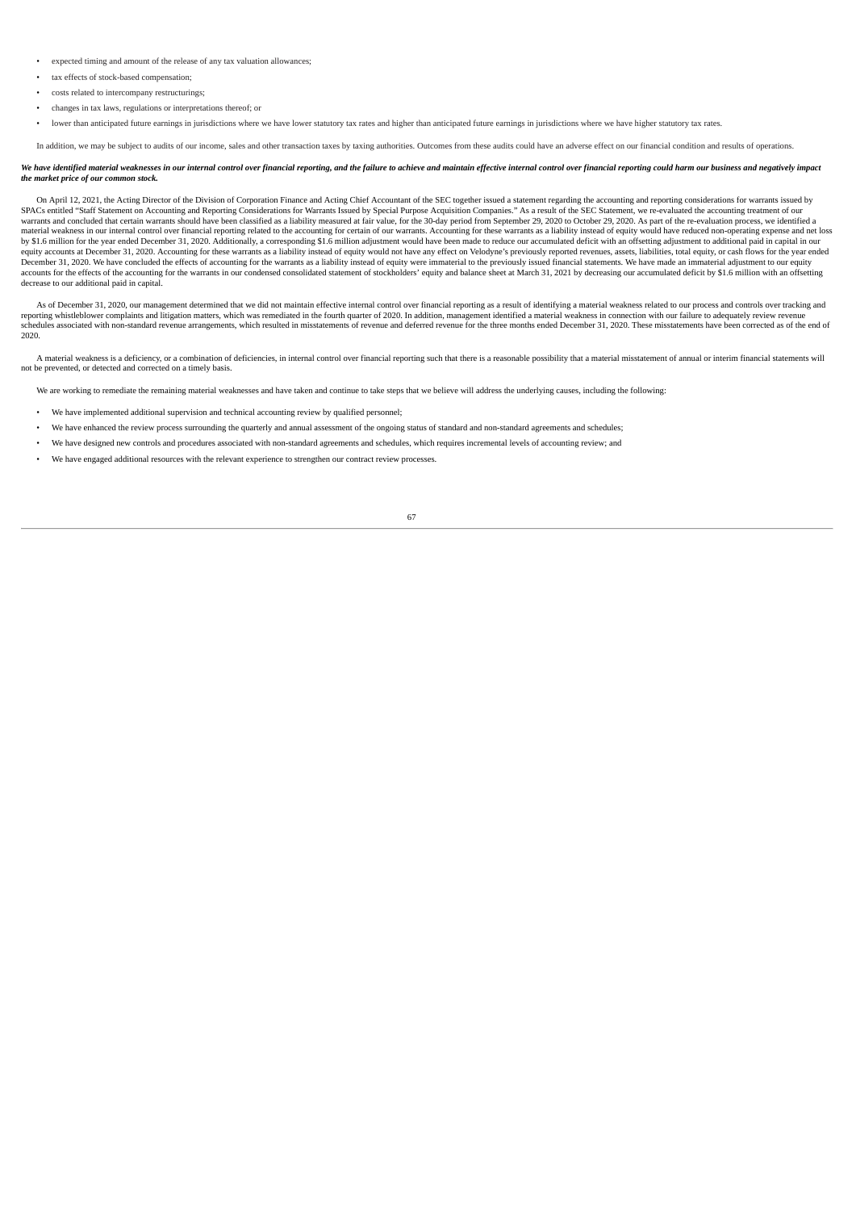- expected timing and amount of the release of any tax valuation allowances;
- tax effects of stock-based compensation;
- costs related to intercompany restructurings;
- changes in tax laws, regulations or interpretations thereof; or
- lower than anticipated future earnings in jurisdictions where we have lower statutory tax rates and higher than anticipated future earnings in jurisdictions where we have higher statutory tax rates.

In addition, we may be subject to audits of our income, sales and other transaction taxes by taxing authorities. Outcomes from these audits could have an adverse effect on our financial condition and results of operations.

***We have identified material weaknesses in our internal control over financial reporting, and the failure to achieve and maintain effective internal control over financial reporting could harm our business and negatively impact the market price of our common stock.***

On April 12, 2021, the Acting Director of the Division of Corporation Finance and Acting Chief Accountant of the SEC together issued a statement regarding the accounting and reporting considerations for warrants issued by SPACs entitled "Staff Statement on Accounting and Reporting Considerations for Warrants Issued by Special Purpose Acquisition Companies." As a result of the SEC Statement, we re-evaluated the accounting treatment of our warrants and concluded that certain warrants should have been classified as a liability measured at fair value, for the 30-day period from September 29, 2020 to October 29, 2020. As part of the re-evaluation process, we identified a material weakness in our internal control over financial reporting related to the accounting for certain of our warrants. Accounting for these warrants as a liability instead of equity would have reduced non-operating expense and net loss by $1.6 million for the year ended December 31, 2020. Additionally, a corresponding $1.6 million adjustment would have been made to reduce our accumulated deficit with an offsetting adjustment to additional paid in capital in our equity accounts at December 31, 2020. Accounting for these warrants as a liability instead of equity would not have any effect on Velodyne's previously reported revenues, assets, liabilities, total equity, or cash flows for the year ended December 31, 2020. We have concluded the effects of accounting for the warrants as a liability instead of equity were immaterial to the previously issued financial statements. We have made an immaterial adjustment to our equity accounts for the effects of the accounting for the warrants in our condensed consolidated statement of stockholders' equity and balance sheet at March 31, 2021 by decreasing our accumulated deficit by $1.6 million with an offsetting decrease to our additional paid in capital.

As of December 31, 2020, our management determined that we did not maintain effective internal control over financial reporting as a result of identifying a material weakness related to our process and controls over tracking and reporting whistleblower complaints and litigation matters, which was remediated in the fourth quarter of 2020. In addition, management identified a material weakness in connection with our failure to adequately review revenue schedules associated with non-standard revenue arrangements, which resulted in misstatements of revenue and deferred revenue for the three months ended December 31, 2020. These misstatements have been corrected as of the end of 2020.

A material weakness is a deficiency, or a combination of deficiencies, in internal control over financial reporting such that there is a reasonable possibility that a material misstatement of annual or interim financial statements will not be prevented, or detected and corrected on a timely basis.

We are working to remediate the remaining material weaknesses and have taken and continue to take steps that we believe will address the underlying causes, including the following:

- We have implemented additional supervision and technical accounting review by qualified personnel;
- We have enhanced the review process surrounding the quarterly and annual assessment of the ongoing status of standard and non-standard agreements and schedules;
- We have designed new controls and procedures associated with non-standard agreements and schedules, which requires incremental levels of accounting review; and
- We have engaged additional resources with the relevant experience to strengthen our contract review processes.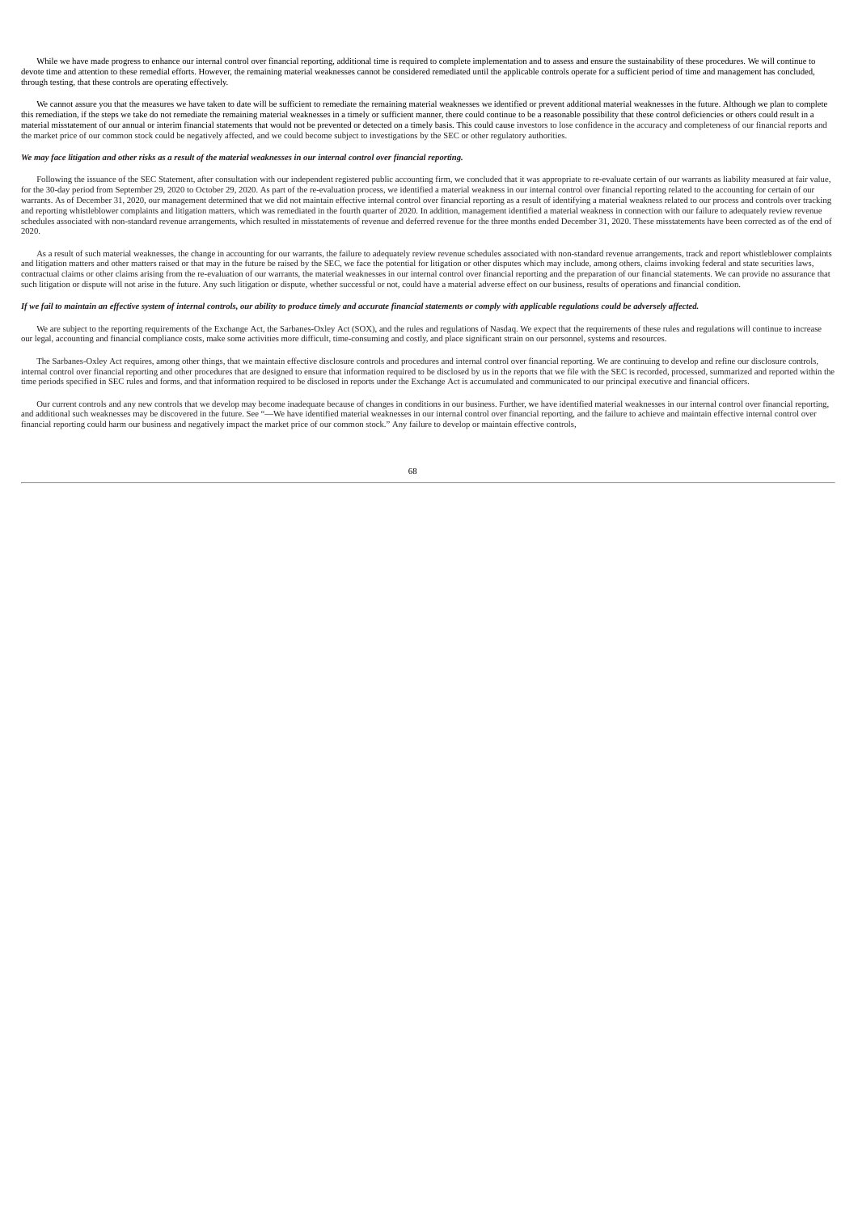While we have made progress to enhance our internal control over financial reporting, additional time is required to complete implementation and to assess and ensure the sustainability of these procedures. We will continue to devote time and attention to these remedial efforts. However, the remaining material weaknesses cannot be considered remediated until the applicable controls operate for a sufficient period of time and management has concluded, through testing, that these controls are operating effectively.

We cannot assure you that the measures we have taken to date will be sufficient to remediate the remaining material weaknesses we identified or prevent additional material weaknesses in the future. Although we plan to complete this remediation, if the steps we take do not remediate the remaining material weaknesses in a timely or sufficient manner, there could continue to be a reasonable possibility that these control deficiencies or others could result in a material misstatement of our annual or interim financial statements that would not be prevented or detected on a timely basis. This could cause investors to lose confidence in the accuracy and completeness of our financial reports and the market price of our common stock could be negatively affected, and we could become subject to investigations by the SEC or other regulatory authorities.

***We may face litigation and other risks as a result of the material weaknesses in our internal control over financial reporting.***

Following the issuance of the SEC Statement, after consultation with our independent registered public accounting firm, we concluded that it was appropriate to re-evaluate certain of our warrants as liability measured at fair value, for the 30-day period from September 29, 2020 to October 29, 2020. As part of the re-evaluation process, we identified a material weakness in our internal control over financial reporting related to the accounting for certain of our warrants. As of December 31, 2020, our management determined that we did not maintain effective internal control over financial reporting as a result of identifying a material weakness related to our process and controls over tracking and reporting whistleblower complaints and litigation matters, which was remediated in the fourth quarter of 2020. In addition, management identified a material weakness in connection with our failure to adequately review revenue schedules associated with non-standard revenue arrangements, which resulted in misstatements of revenue and deferred revenue for the three months ended December 31, 2020. These misstatements have been corrected as of the end of 2020.

As a result of such material weaknesses, the change in accounting for our warrants, the failure to adequately review revenue schedules associated with non-standard revenue arrangements, track and report whistleblower complaints and litigation matters and other matters raised or that may in the future be raised by the SEC, we face the potential for litigation or other disputes which may include, among others, claims invoking federal and state securities laws, contractual claims or other claims arising from the re-evaluation of our warrants, the material weaknesses in our internal control over financial reporting and the preparation of our financial statements. We can provide no assurance that such litigation or dispute will not arise in the future. Any such litigation or dispute, whether successful or not, could have a material adverse effect on our business, results of operations and financial condition.

***If we fail to maintain an effective system of internal controls, our ability to produce timely and accurate financial statements or comply with applicable regulations could be adversely affected.***

We are subject to the reporting requirements of the Exchange Act, the Sarbanes-Oxley Act (SOX), and the rules and regulations of Nasdaq. We expect that the requirements of these rules and regulations will continue to increase our legal, accounting and financial compliance costs, make some activities more difficult, time-consuming and costly, and place significant strain on our personnel, systems and resources.

The Sarbanes-Oxley Act requires, among other things, that we maintain effective disclosure controls and procedures and internal control over financial reporting. We are continuing to develop and refine our disclosure controls, internal control over financial reporting and other procedures that are designed to ensure that information required to be disclosed by us in the reports that we file with the SEC is recorded, processed, summarized and reported within the time periods specified in SEC rules and forms, and that information required to be disclosed in reports under the Exchange Act is accumulated and communicated to our principal executive and financial officers.

Our current controls and any new controls that we develop may become inadequate because of changes in conditions in our business. Further, we have identified material weaknesses in our internal control over financial reporting, and additional such weaknesses may be discovered in the future. See "—We have identified material weaknesses in our internal control over financial reporting, and the failure to achieve and maintain effective internal control over financial reporting could harm our business and negatively impact the market price of our common stock." Any failure to develop or maintain effective controls,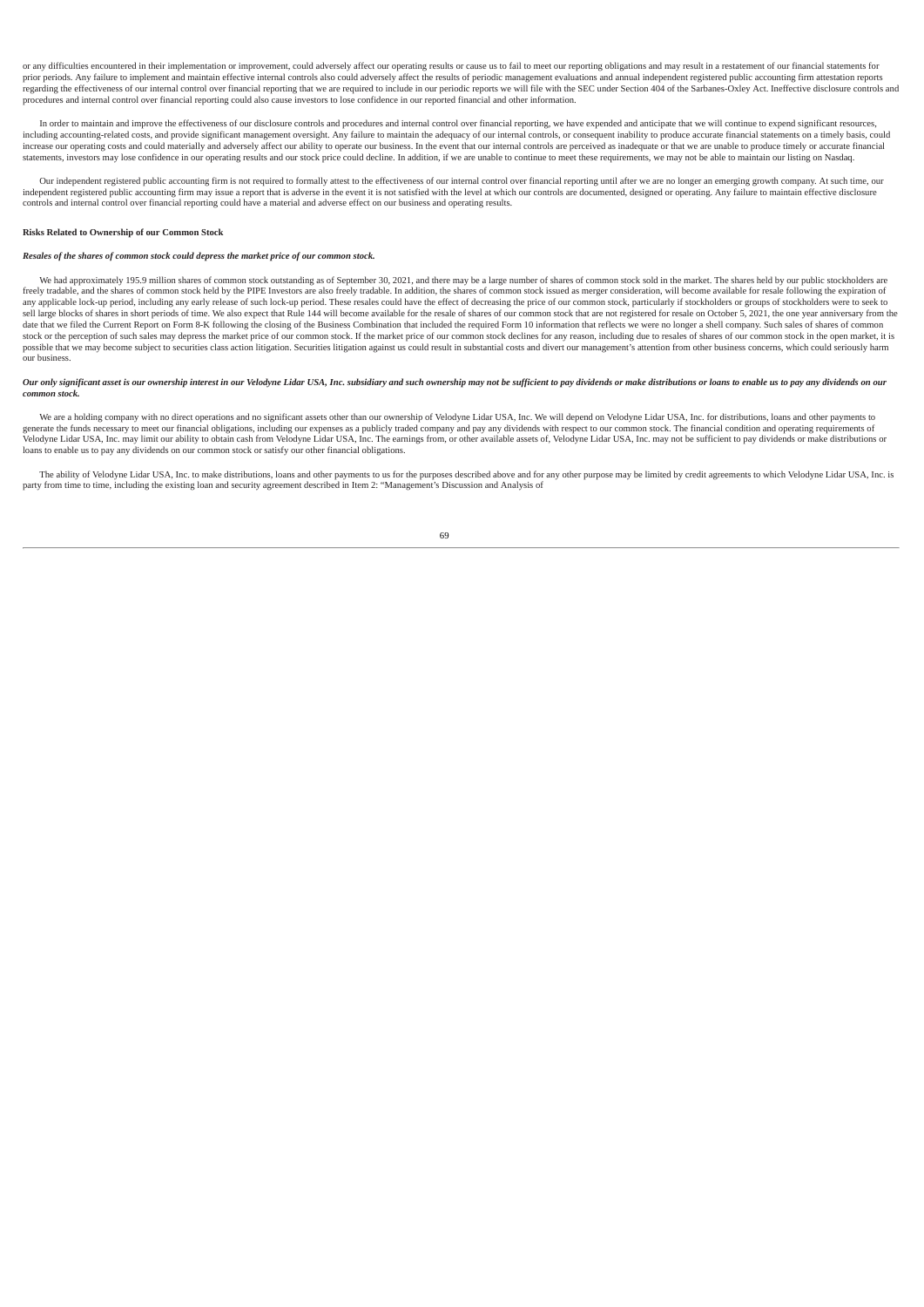or any difficulties encountered in their implementation or improvement, could adversely affect our operating results or cause us to fail to meet our reporting obligations and may result in a restatement of our financial statements for prior periods. Any failure to implement and maintain effective internal controls also could adversely affect the results of periodic management evaluations and annual independent registered public accounting firm attestation reports regarding the effectiveness of our internal control over financial reporting that we are required to include in our periodic reports we will file with the SEC under Section 404 of the Sarbanes-Oxley Act. Ineffective disclosure controls and procedures and internal control over financial reporting could also cause investors to lose confidence in our reported financial and other information.

In order to maintain and improve the effectiveness of our disclosure controls and procedures and internal control over financial reporting, we have expended and anticipate that we will continue to expend significant resources, including accounting-related costs, and provide significant management oversight. Any failure to maintain the adequacy of our internal controls, or consequent inability to produce accurate financial statements on a timely basis, could increase our operating costs and could materially and adversely affect our ability to operate our business. In the event that our internal controls are perceived as inadequate or that we are unable to produce timely or accurate financial statements, investors may lose confidence in our operating results and our stock price could decline. In addition, if we are unable to continue to meet these requirements, we may not be able to maintain our listing on Nasdaq.

Our independent registered public accounting firm is not required to formally attest to the effectiveness of our internal control over financial reporting until after we are no longer an emerging growth company. At such time, our independent registered public accounting firm may issue a report that is adverse in the event it is not satisfied with the level at which our controls are documented, designed or operating. Any failure to maintain effective disclosure controls and internal control over financial reporting could have a material and adverse effect on our business and operating results.

**Risks Related to Ownership of our Common Stock**

***Resales of the shares of common stock could depress the market price of our common stock.***

We had approximately 195.9 million shares of common stock outstanding as of September 30, 2021, and there may be a large number of shares of common stock sold in the market. The shares held by our public stockholders are freely tradable, and the shares of common stock held by the PIPE Investors are also freely tradable. In addition, the shares of common stock issued as merger consideration, will become available for resale following the expiration of any applicable lock-up period, including any early release of such lock-up period. These resales could have the effect of decreasing the price of our common stock, particularly if stockholders or groups of stockholders were to seek to sell large blocks of shares in short periods of time. We also expect that Rule 144 will become available for the resale of shares of our common stock that are not registered for resale on October 5, 2021, the one year anniversary from the date that we filed the Current Report on Form 8-K following the closing of the Business Combination that included the required Form 10 information that reflects we were no longer a shell company. Such sales of shares of common stock or the perception of such sales may depress the market price of our common stock. If the market price of our common stock declines for any reason, including due to resales of shares of our common stock in the open market, it is possible that we may become subject to securities class action litigation. Securities litigation against us could result in substantial costs and divert our management's attention from other business concerns, which could seriously harm our business.

***Our only significant asset is our ownership interest in our Velodyne Lidar USA, Inc. subsidiary and such ownership may not be sufficient to pay dividends or make distributions or loans to enable us to pay any dividends on our common stock.***

We are a holding company with no direct operations and no significant assets other than our ownership of Velodyne Lidar USA, Inc. We will depend on Velodyne Lidar USA, Inc. for distributions, loans and other payments to generate the funds necessary to meet our financial obligations, including our expenses as a publicly traded company and pay any dividends with respect to our common stock. The financial condition and operating requirements of Velodyne Lidar USA, Inc. may limit our ability to obtain cash from Velodyne Lidar USA, Inc. The earnings from, or other available assets of, Velodyne Lidar USA, Inc. may not be sufficient to pay dividends or make distributions or loans to enable us to pay any dividends on our common stock or satisfy our other financial obligations.

The ability of Velodyne Lidar USA, Inc. to make distributions, loans and other payments to us for the purposes described above and for any other purpose may be limited by credit agreements to which Velodyne Lidar USA, Inc. is party from time to time, including the existing loan and security agreement described in Item 2: "Management's Discussion and Analysis of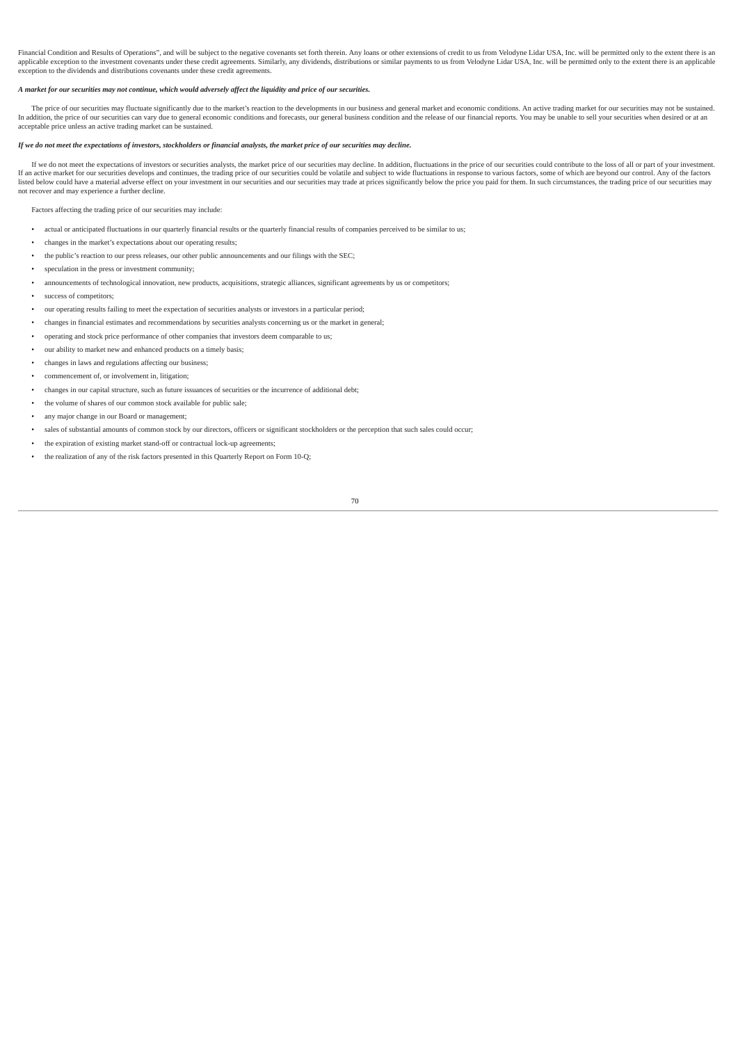Financial Condition and Results of Operations", and will be subject to the negative covenants set forth therein. Any loans or other extensions of credit to us from Velodyne Lidar USA, Inc. will be permitted only to the extent there is an applicable exception to the investment covenants under these credit agreements. Similarly, any dividends, distributions or similar payments to us from Velodyne Lidar USA, Inc. will be permitted only to the extent there is an applicable exception to the dividends and distributions covenants under these credit agreements.

***A market for our securities may not continue, which would adversely affect the liquidity and price of our securities.***

The price of our securities may fluctuate significantly due to the market's reaction to the developments in our business and general market and economic conditions. An active trading market for our securities may not be sustained. In addition, the price of our securities can vary due to general economic conditions and forecasts, our general business condition and the release of our financial reports. You may be unable to sell your securities when desired or at an acceptable price unless an active trading market can be sustained.

***If we do not meet the expectations of investors, stockholders or financial analysts, the market price of our securities may decline.***

If we do not meet the expectations of investors or securities analysts, the market price of our securities may decline. In addition, fluctuations in the price of our securities could contribute to the loss of all or part of your investment. If an active market for our securities develops and continues, the trading price of our securities could be volatile and subject to wide fluctuations in response to various factors, some of which are beyond our control. Any of the factors listed below could have a material adverse effect on your investment in our securities and our securities may trade at prices significantly below the price you paid for them. In such circumstances, the trading price of our securities may not recover and may experience a further decline.

Factors affecting the trading price of our securities may include:

- actual or anticipated fluctuations in our quarterly financial results or the quarterly financial results of companies perceived to be similar to us;
- changes in the market's expectations about our operating results;
- the public's reaction to our press releases, our other public announcements and our filings with the SEC;
- speculation in the press or investment community;
- announcements of technological innovation, new products, acquisitions, strategic alliances, significant agreements by us or competitors;
- success of competitors;
- our operating results failing to meet the expectation of securities analysts or investors in a particular period;
- changes in financial estimates and recommendations by securities analysts concerning us or the market in general;
- operating and stock price performance of other companies that investors deem comparable to us;
- our ability to market new and enhanced products on a timely basis;
- changes in laws and regulations affecting our business;
- commencement of, or involvement in, litigation;
- changes in our capital structure, such as future issuances of securities or the incurrence of additional debt;
- the volume of shares of our common stock available for public sale;
- any major change in our Board or management;
- sales of substantial amounts of common stock by our directors, officers or significant stockholders or the perception that such sales could occur;
- the expiration of existing market stand-off or contractual lock-up agreements;
- the realization of any of the risk factors presented in this Quarterly Report on Form 10-Q;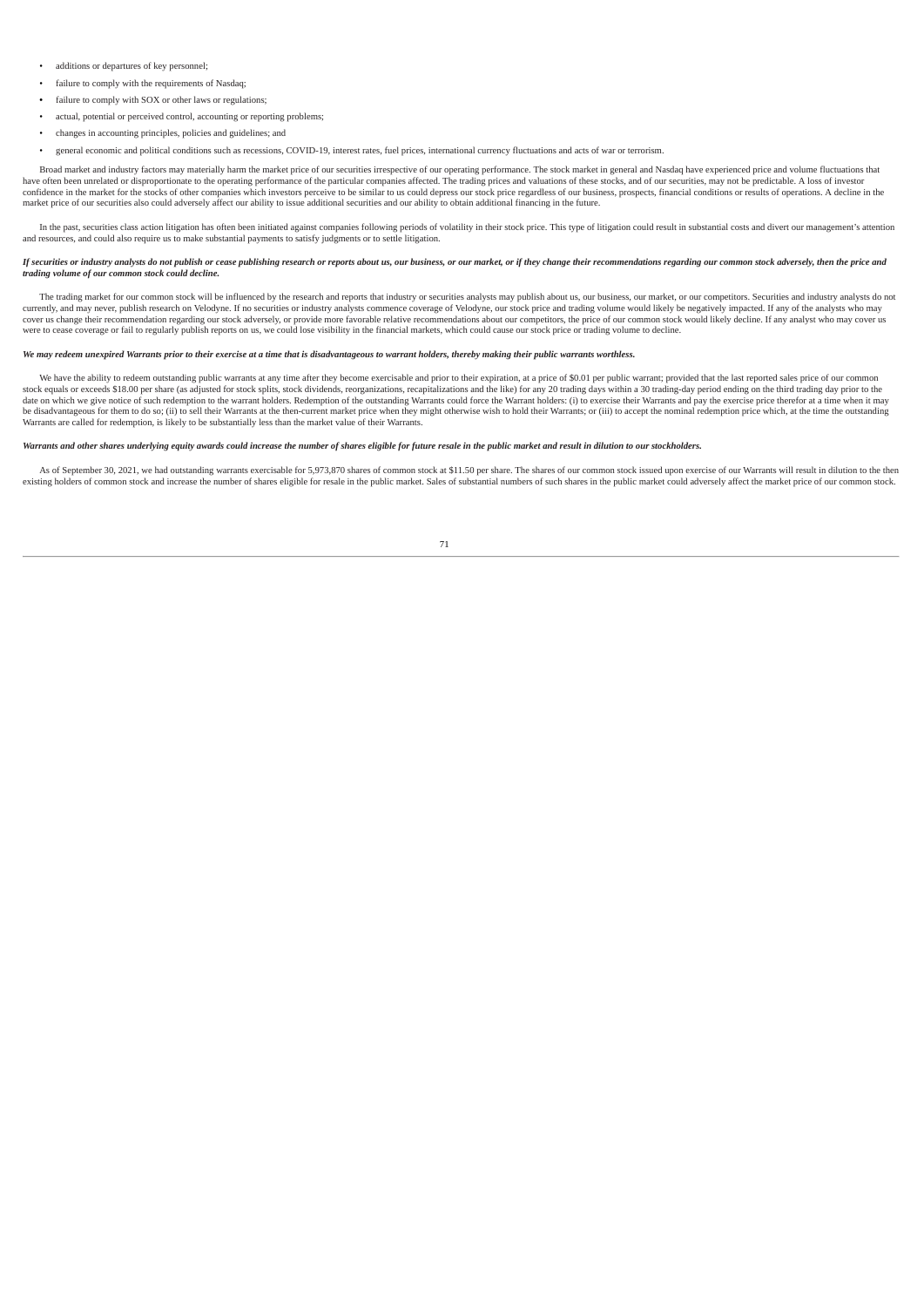- additions or departures of key personnel;
- failure to comply with the requirements of Nasdaq;
- failure to comply with SOX or other laws or regulations;
- actual, potential or perceived control, accounting or reporting problems;
- changes in accounting principles, policies and guidelines; and
- general economic and political conditions such as recessions, COVID-19, interest rates, fuel prices, international currency fluctuations and acts of war or terrorism.

Broad market and industry factors may materially harm the market price of our securities irrespective of our operating performance. The stock market in general and Nasdaq have experienced price and volume fluctuations that have often been unrelated or disproportionate to the operating performance of the particular companies affected. The trading prices and valuations of these stocks, and of our securities, may not be predictable. A loss of investor confidence in the market for the stocks of other companies which investors perceive to be similar to us could depress our stock price regardless of our business, prospects, financial conditions or results of operations. A decline in the market price of our securities also could adversely affect our ability to issue additional securities and our ability to obtain additional financing in the future.

In the past, securities class action litigation has often been initiated against companies following periods of volatility in their stock price. This type of litigation could result in substantial costs and divert our management's attention and resources, and could also require us to make substantial payments to satisfy judgments or to settle litigation.

***If securities or industry analysts do not publish or cease publishing research or reports about us, our business, or our market, or if they change their recommendations regarding our common stock adversely, then the price and trading volume of our common stock could decline.***

The trading market for our common stock will be influenced by the research and reports that industry or securities analysts may publish about us, our business, our market, or our competitors. Securities and industry analysts do not currently, and may never, publish research on Velodyne. If no securities or industry analysts commence coverage of Velodyne, our stock price and trading volume would likely be negatively impacted. If any of the analysts who may cover us change their recommendation regarding our stock adversely, or provide more favorable relative recommendations about our competitors, the price of our common stock would likely decline. If any analyst who may cover us were to cease coverage or fail to regularly publish reports on us, we could lose visibility in the financial markets, which could cause our stock price or trading volume to decline.

***We may redeem unexpired Warrants prior to their exercise at a time that is disadvantageous to warrant holders, thereby making their public warrants worthless.***

We have the ability to redeem outstanding public warrants at any time after they become exercisable and prior to their expiration, at a price of $0.01 per public warrant; provided that the last reported sales price of our common stock equals or exceeds $18.00 per share (as adjusted for stock splits, stock dividends, reorganizations, recapitalizations and the like) for any 20 trading days within a 30 trading-day period ending on the third trading day prior to the date on which we give notice of such redemption to the warrant holders. Redemption of the outstanding Warrants could force the Warrant holders: (i) to exercise their Warrants and pay the exercise price therefor at a time when it may be disadvantageous for them to do so; (ii) to sell their Warrants at the then-current market price when they might otherwise wish to hold their Warrants; or (iii) to accept the nominal redemption price which, at the time the outstanding Warrants are called for redemption, is likely to be substantially less than the market value of their Warrants.

***Warrants and other shares underlying equity awards could increase the number of shares eligible for future resale in the public market and result in dilution to our stockholders.***

As of September 30, 2021, we had outstanding warrants exercisable for 5,973,870 shares of common stock at $11.50 per share. The shares of our common stock issued upon exercise of our Warrants will result in dilution to the then existing holders of common stock and increase the number of shares eligible for resale in the public market. Sales of substantial numbers of such shares in the public market could adversely affect the market price of our common stock.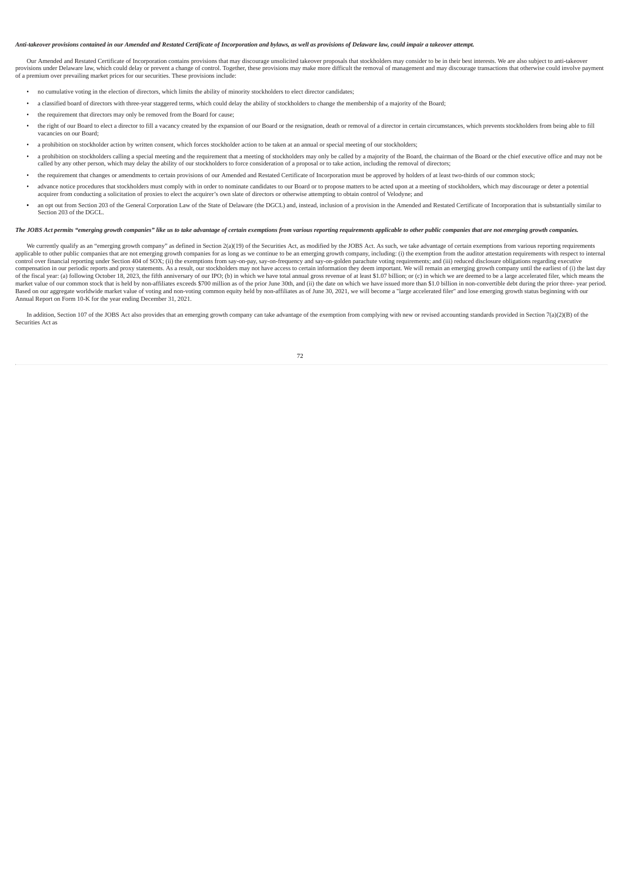*Anti-takeover provisions contained in our Amended and Restated Certificate of Incorporation and bylaws, as well as provisions of Delaware law, could impair a takeover attempt.*

Our Amended and Restated Certificate of Incorporation contains provisions that may discourage unsolicited takeover proposals that stockholders may consider to be in their best interests. We are also subject to anti-takeover provisions under Delaware law, which could delay or prevent a change of control. Together, these provisions may make more difficult the removal of management and may discourage transactions that otherwise could involve payment of a premium over prevailing market prices for our securities. These provisions include:

- no cumulative voting in the election of directors, which limits the ability of minority stockholders to elect director candidates;
- a classified board of directors with three-year staggered terms, which could delay the ability of stockholders to change the membership of a majority of the Board;
- the requirement that directors may only be removed from the Board for cause;
- the right of our Board to elect a director to fill a vacancy created by the expansion of our Board or the resignation, death or removal of a director in certain circumstances, which prevents stockholders from being able to fill vacancies on our Board;
- a prohibition on stockholder action by written consent, which forces stockholder action to be taken at an annual or special meeting of our stockholders;
- a prohibition on stockholders calling a special meeting and the requirement that a meeting of stockholders may only be called by a majority of the Board, the chairman of the Board or the chief executive office and may not be called by any other person, which may delay the ability of our stockholders to force consideration of a proposal or to take action, including the removal of directors;
- the requirement that changes or amendments to certain provisions of our Amended and Restated Certificate of Incorporation must be approved by holders of at least two-thirds of our common stock;
- advance notice procedures that stockholders must comply with in order to nominate candidates to our Board or to propose matters to be acted upon at a meeting of stockholders, which may discourage or deter a potential acquirer from conducting a solicitation of proxies to elect the acquirer's own slate of directors or otherwise attempting to obtain control of Velodyne; and
- an opt out from Section 203 of the General Corporation Law of the State of Delaware (the DGCL) and, instead, inclusion of a provision in the Amended and Restated Certificate of Incorporation that is substantially similar to Section 203 of the DGCL.

*The JOBS Act permits "emerging growth companies" like us to take advantage of certain exemptions from various reporting requirements applicable to other public companies that are not emerging growth companies.*

We currently qualify as an "emerging growth company" as defined in Section 2(a)(19) of the Securities Act, as modified by the JOBS Act. As such, we take advantage of certain exemptions from various reporting requirements applicable to other public companies that are not emerging growth companies for as long as we continue to be an emerging growth company, including: (i) the exemption from the auditor attestation requirements with respect to internal control over financial reporting under Section 404 of SOX; (ii) the exemptions from say-on-pay, say-on-frequency and say-on-golden parachute voting requirements; and (iii) reduced disclosure obligations regarding executive compensation in our periodic reports and proxy statements. As a result, our stockholders may not have access to certain information they deem important. We will remain an emerging growth company until the earliest of (i) the last day of the fiscal year: (a) following October 18, 2023, the fifth anniversary of our IPO; (b) in which we have total annual gross revenue of at least $1.07 billion; or (c) in which we are deemed to be a large accelerated filer, which means the market value of our common stock that is held by non-affiliates exceeds $700 million as of the prior June 30th, and (ii) the date on which we have issued more than $1.0 billion in non-convertible debt during the prior three- year period. Based on our aggregate worldwide market value of voting and non-voting common equity held by non-affiliates as of June 30, 2021, we will become a "large accelerated filer" and lose emerging growth status beginning with our Annual Report on Form 10-K for the year ending December 31, 2021.

In addition, Section 107 of the JOBS Act also provides that an emerging growth company can take advantage of the exemption from complying with new or revised accounting standards provided in Section 7(a)(2)(B) of the Securities Act as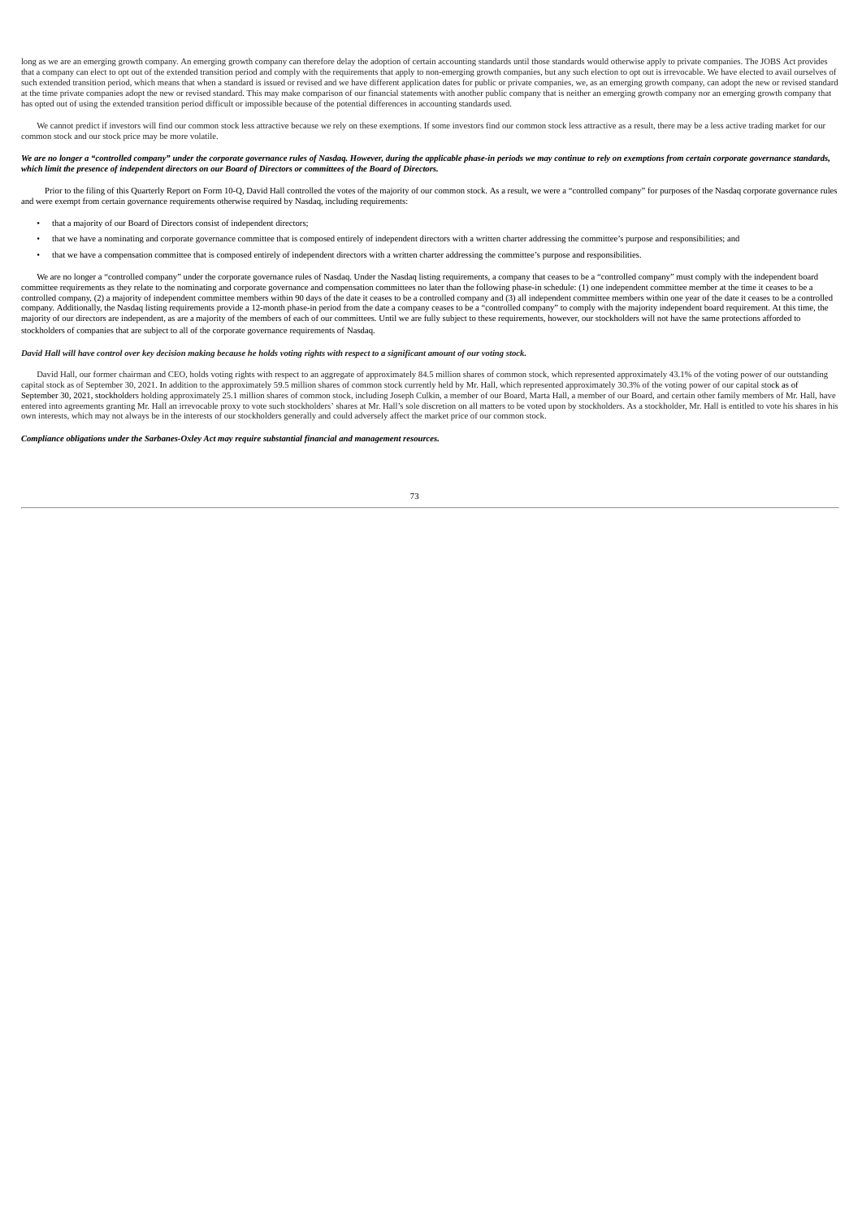long as we are an emerging growth company. An emerging growth company can therefore delay the adoption of certain accounting standards until those standards would otherwise apply to private companies. The JOBS Act provides that a company can elect to opt out of the extended transition period and comply with the requirements that apply to non-emerging growth companies, but any such election to opt out is irrevocable. We have elected to avail ourselves of such extended transition period, which means that when a standard is issued or revised and we have different application dates for public or private companies, we, as an emerging growth company, can adopt the new or revised standard at the time private companies adopt the new or revised standard. This may make comparison of our financial statements with another public company that is neither an emerging growth company nor an emerging growth company that has opted out of using the extended transition period difficult or impossible because of the potential differences in accounting standards used.

We cannot predict if investors will find our common stock less attractive because we rely on these exemptions. If some investors find our common stock less attractive as a result, there may be a less active trading market for our common stock and our stock price may be more volatile.

***We are no longer a "controlled company" under the corporate governance rules of Nasdaq. However, during the applicable phase-in periods we may continue to rely on exemptions from certain corporate governance standards, which limit the presence of independent directors on our Board of Directors or committees of the Board of Directors.***

Prior to the filing of this Quarterly Report on Form 10-Q, David Hall controlled the votes of the majority of our common stock. As a result, we were a "controlled company" for purposes of the Nasdaq corporate governance rules and were exempt from certain governance requirements otherwise required by Nasdaq, including requirements:

- that a majority of our Board of Directors consist of independent directors;
- that we have a nominating and corporate governance committee that is composed entirely of independent directors with a written charter addressing the committee's purpose and responsibilities; and
- that we have a compensation committee that is composed entirely of independent directors with a written charter addressing the committee's purpose and responsibilities.

We are no longer a "controlled company" under the corporate governance rules of Nasdaq. Under the Nasdaq listing requirements, a company that ceases to be a "controlled company" must comply with the independent board committee requirements as they relate to the nominating and corporate governance and compensation committees no later than the following phase-in schedule: (1) one independent committee member at the time it ceases to be a controlled company, (2) a majority of independent committee members within 90 days of the date it ceases to be a controlled company and (3) all independent committee members within one year of the date it ceases to be a controlled company. Additionally, the Nasdaq listing requirements provide a 12-month phase-in period from the date a company ceases to be a "controlled company" to comply with the majority independent board requirement. At this time, the majority of our directors are independent, as are a majority of the members of each of our committees. Until we are fully subject to these requirements, however, our stockholders will not have the same protections afforded to stockholders of companies that are subject to all of the corporate governance requirements of Nasdaq.

***David Hall will have control over key decision making because he holds voting rights with respect to a significant amount of our voting stock.***

David Hall, our former chairman and CEO, holds voting rights with respect to an aggregate of approximately 84.5 million shares of common stock, which represented approximately 43.1% of the voting power of our outstanding capital stock as of September 30, 2021. In addition to the approximately 59.5 million shares of common stock currently held by Mr. Hall, which represented approximately 30.3% of the voting power of our capital stock as of September 30, 2021, stockholders holding approximately 25.1 million shares of common stock, including Joseph Culkin, a member of our Board, Marta Hall, a member of our Board, and certain other family members of Mr. Hall, have entered into agreements granting Mr. Hall an irrevocable proxy to vote such stockholders' shares at Mr. Hall's sole discretion on all matters to be voted upon by stockholders. As a stockholder, Mr. Hall is entitled to vote his shares in his own interests, which may not always be in the interests of our stockholders generally and could adversely affect the market price of our common stock.

***Compliance obligations under the Sarbanes-Oxley Act may require substantial financial and management resources.***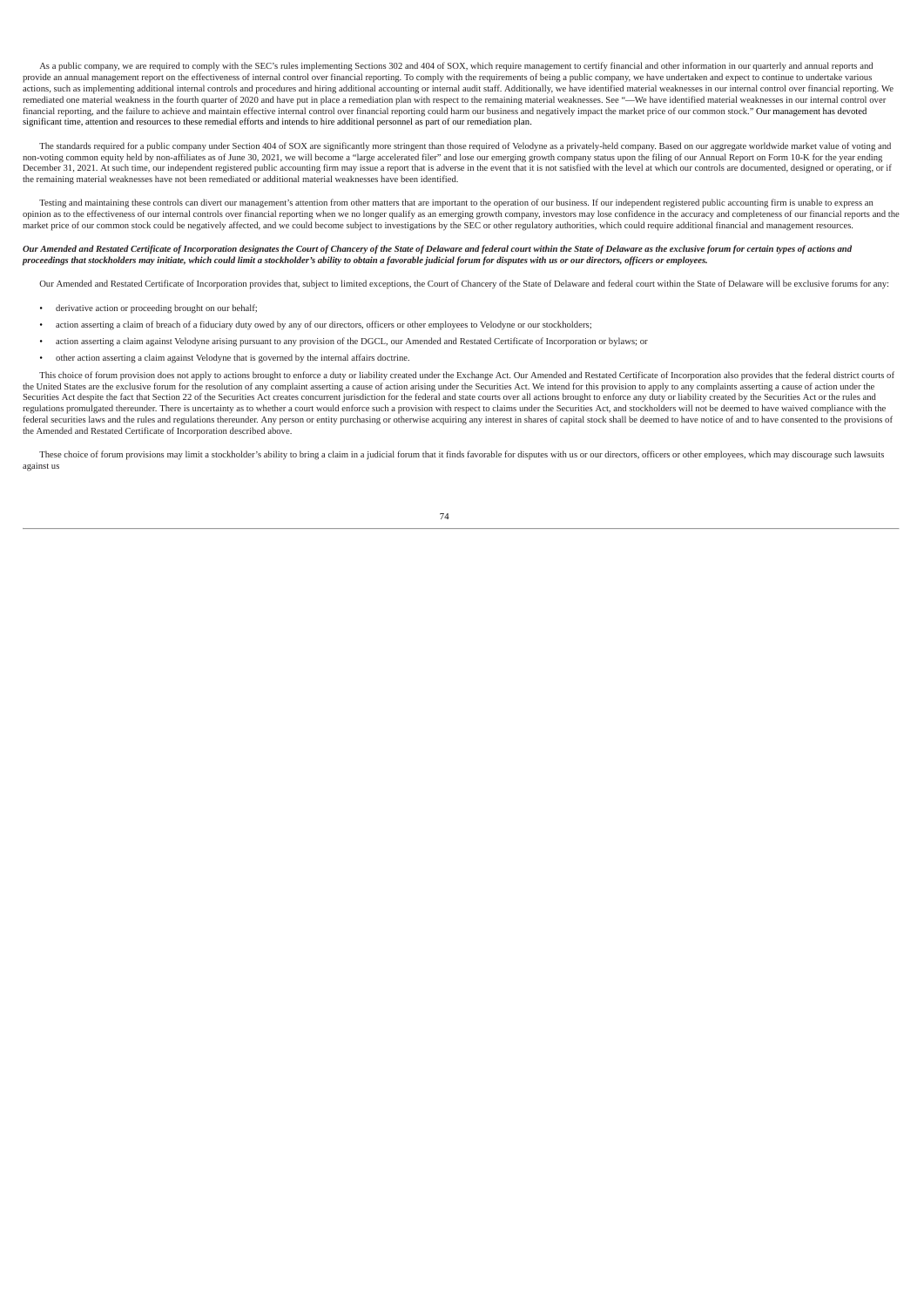As a public company, we are required to comply with the SEC's rules implementing Sections 302 and 404 of SOX, which require management to certify financial and other information in our quarterly and annual reports and provide an annual management report on the effectiveness of internal control over financial reporting. To comply with the requirements of being a public company, we have undertaken and expect to continue to undertake various actions, such as implementing additional internal controls and procedures and hiring additional accounting or internal audit staff. Additionally, we have identified material weaknesses in our internal control over financial reporting. We remediated one material weakness in the fourth quarter of 2020 and have put in place a remediation plan with respect to the remaining material weaknesses. See "—We have identified material weaknesses in our internal control over financial reporting, and the failure to achieve and maintain effective internal control over financial reporting could harm our business and negatively impact the market price of our common stock." Our management has devoted significant time, attention and resources to these remedial efforts and intends to hire additional personnel as part of our remediation plan.

The standards required for a public company under Section 404 of SOX are significantly more stringent than those required of Velodyne as a privately-held company. Based on our aggregate worldwide market value of voting and non-voting common equity held by non-affiliates as of June 30, 2021, we will become a "large accelerated filer" and lose our emerging growth company status upon the filing of our Annual Report on Form 10-K for the year ending December 31, 2021. At such time, our independent registered public accounting firm may issue a report that is adverse in the event that it is not satisfied with the level at which our controls are documented, designed or operating, or if the remaining material weaknesses have not been remediated or additional material weaknesses have been identified.

Testing and maintaining these controls can divert our management's attention from other matters that are important to the operation of our business. If our independent registered public accounting firm is unable to express an opinion as to the effectiveness of our internal controls over financial reporting when we no longer qualify as an emerging growth company, investors may lose confidence in the accuracy and completeness of our financial reports and the market price of our common stock could be negatively affected, and we could become subject to investigations by the SEC or other regulatory authorities, which could require additional financial and management resources.

***Our Amended and Restated Certificate of Incorporation designates the Court of Chancery of the State of Delaware and federal court within the State of Delaware as the exclusive forum for certain types of actions and proceedings that stockholders may initiate, which could limit a stockholder's ability to obtain a favorable judicial forum for disputes with us or our directors, officers or employees.***

Our Amended and Restated Certificate of Incorporation provides that, subject to limited exceptions, the Court of Chancery of the State of Delaware and federal court within the State of Delaware will be exclusive forums for any:

- derivative action or proceeding brought on our behalf;
- action asserting a claim of breach of a fiduciary duty owed by any of our directors, officers or other employees to Velodyne or our stockholders;
- action asserting a claim against Velodyne arising pursuant to any provision of the DGCL, our Amended and Restated Certificate of Incorporation or bylaws; or
- other action asserting a claim against Velodyne that is governed by the internal affairs doctrine.

This choice of forum provision does not apply to actions brought to enforce a duty or liability created under the Exchange Act. Our Amended and Restated Certificate of Incorporation also provides that the federal district courts of the United States are the exclusive forum for the resolution of any complaint asserting a cause of action arising under the Securities Act. We intend for this provision to apply to any complaints asserting a cause of action under the Securities Act despite the fact that Section 22 of the Securities Act creates concurrent jurisdiction for the federal and state courts over all actions brought to enforce any duty or liability created by the Securities Act or the rules and regulations promulgated thereunder. There is uncertainty as to whether a court would enforce such a provision with respect to claims under the Securities Act, and stockholders will not be deemed to have waived compliance with the federal securities laws and the rules and regulations thereunder. Any person or entity purchasing or otherwise acquiring any interest in shares of capital stock shall be deemed to have notice of and to have consented to the provisions of the Amended and Restated Certificate of Incorporation described above.

These choice of forum provisions may limit a stockholder's ability to bring a claim in a judicial forum that it finds favorable for disputes with us or our directors, officers or other employees, which may discourage such lawsuits against us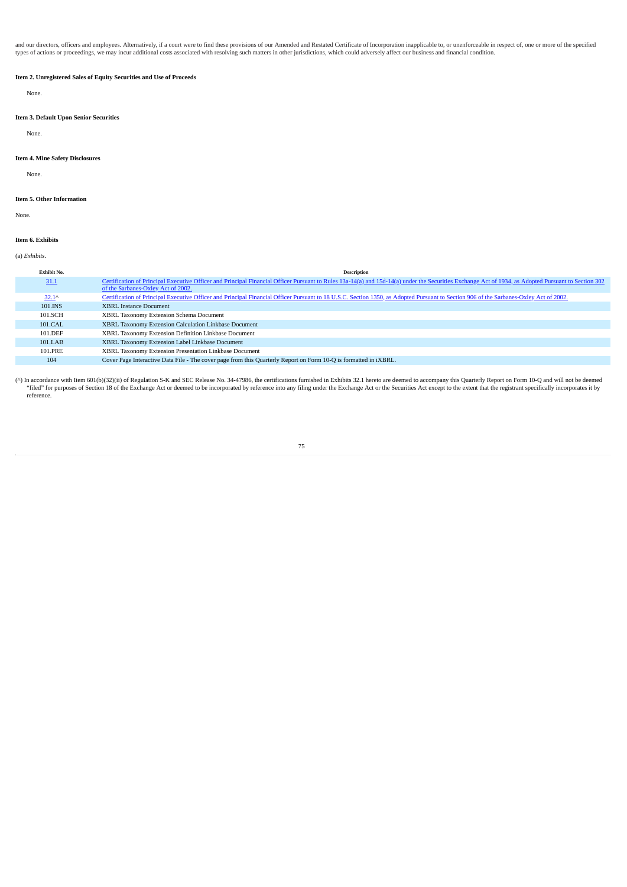and our directors, officers and employees. Alternatively, if a court were to find these provisions of our Amended and Restated Certificate of Incorporation inapplicable to, or unenforceable in respect of, one or more of the specified types of actions or proceedings, we may incur additional costs associated with resolving such matters in other jurisdictions, which could adversely affect our business and financial condition.

**Item 2. Unregistered Sales of Equity Securities and Use of Proceeds**

None.

**Item 3. Default Upon Senior Securities**

None.

**Item 4. Mine Safety Disclosures**

None.

**Item 5. Other Information**

None.

**Item 6. Exhibits**

(a) *Exhibits*.

| Exhibit No. | Description |
|---|---|
| 31.1 | Certification of Principal Executive Officer and Principal Financial Officer Pursuant to Rules 13a-14(a) and 15d-14(a) under the Securities Exchange Act of 1934, as Adopted Pursuant to Section 302 of the Sarbanes-Oxley Act of 2002. |
| 32.1^ | Certification of Principal Executive Officer and Principal Financial Officer Pursuant to 18 U.S.C. Section 1350, as Adopted Pursuant to Section 906 of the Sarbanes-Oxley Act of 2002. |
| 101.INS | XBRL Instance Document |
| 101.SCH | XBRL Taxonomy Extension Schema Document |
| 101.CAL | XBRL Taxonomy Extension Calculation Linkbase Document |
| 101.DEF | XBRL Taxonomy Extension Definition Linkbase Document |
| 101.LAB | XBRL Taxonomy Extension Label Linkbase Document |
| 101.PRE | XBRL Taxonomy Extension Presentation Linkbase Document |
| 104 | Cover Page Interactive Data File - The cover page from this Quarterly Report on Form 10-Q is formatted in iXBRL. |

(^) In accordance with Item 601(b)(32)(ii) of Regulation S-K and SEC Release No. 34-47986, the certifications furnished in Exhibits 32.1 hereto are deemed to accompany this Quarterly Report on Form 10-Q and will not be deemed "filed" for purposes of Section 18 of the Exchange Act or deemed to be incorporated by reference into any filing under the Exchange Act or the Securities Act except to the extent that the registrant specifically incorporates it by reference.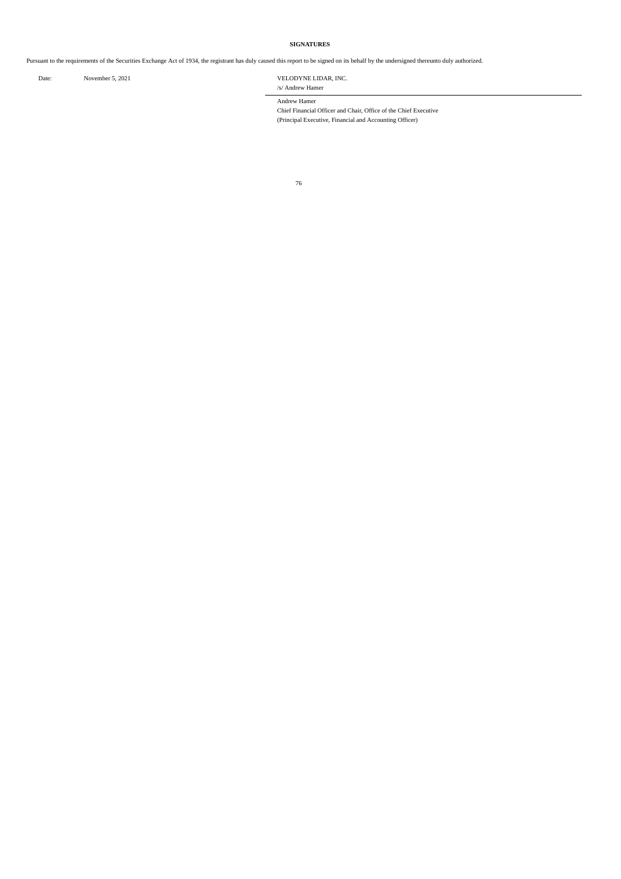**SIGNATURES**

Pursuant to the requirements of the Securities Exchange Act of 1934, the registrant has duly caused this report to be signed on its behalf by the undersigned thereunto duly authorized.

| Date: | November 5, 2021 | VELODYNE LIDAR, INC. |
|---|---|---|
| | | /s/ Andrew Hamer |
| | | Andrew Hamer |
| | | Chief Financial Officer and Chair, Office of the Chief Executive |
| | | (Principal Executive, Financial and Accounting Officer) |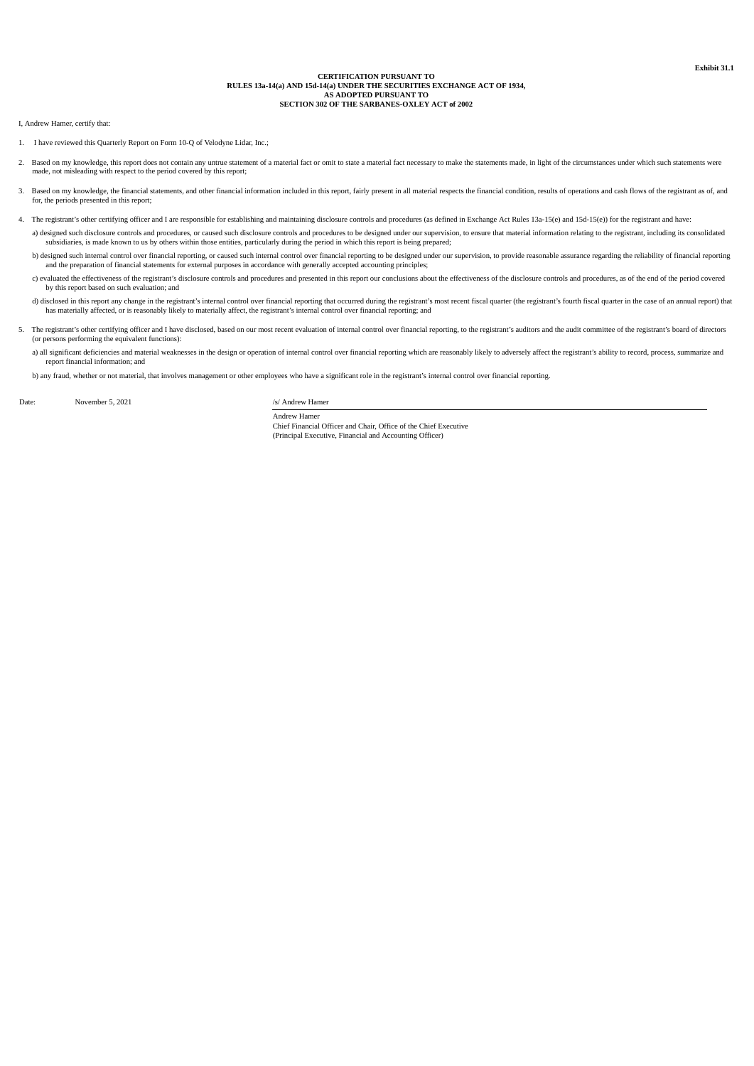**Exhibit 31.1**

**CERTIFICATION PURSUANT TO
RULES 13a-14(a) AND 15d-14(a) UNDER THE SECURITIES EXCHANGE ACT OF 1934,
AS ADOPTED PURSUANT TO
SECTION 302 OF THE SARBANES-OXLEY ACT of 2002**

I, Andrew Hamer, certify that:

1. I have reviewed this Quarterly Report on Form 10-Q of Velodyne Lidar, Inc.;

2. Based on my knowledge, this report does not contain any untrue statement of a material fact or omit to state a material fact necessary to make the statements made, in light of the circumstances under which such statements were made, not misleading with respect to the period covered by this report;

3. Based on my knowledge, the financial statements, and other financial information included in this report, fairly present in all material respects the financial condition, results of operations and cash flows of the registrant as of, and for, the periods presented in this report;

4. The registrant's other certifying officer and I are responsible for establishing and maintaining disclosure controls and procedures (as defined in Exchange Act Rules 13a-15(e) and 15d-15(e)) for the registrant and have:

   a) designed such disclosure controls and procedures, or caused such disclosure controls and procedures to be designed under our supervision, to ensure that material information relating to the registrant, including its consolidated subsidiaries, is made known to us by others within those entities, particularly during the period in which this report is being prepared;

   b) designed such internal control over financial reporting, or caused such internal control over financial reporting to be designed under our supervision, to provide reasonable assurance regarding the reliability of financial reporting and the preparation of financial statements for external purposes in accordance with generally accepted accounting principles;

   c) evaluated the effectiveness of the registrant's disclosure controls and procedures and presented in this report our conclusions about the effectiveness of the disclosure controls and procedures, as of the end of the period covered by this report based on such evaluation; and

   d) disclosed in this report any change in the registrant's internal control over financial reporting that occurred during the registrant's most recent fiscal quarter (the registrant's fourth fiscal quarter in the case of an annual report) that has materially affected, or is reasonably likely to materially affect, the registrant's internal control over financial reporting; and

5. The registrant's other certifying officer and I have disclosed, based on our most recent evaluation of internal control over financial reporting, to the registrant's auditors and the audit committee of the registrant's board of directors (or persons performing the equivalent functions):

   a) all significant deficiencies and material weaknesses in the design or operation of internal control over financial reporting which are reasonably likely to adversely affect the registrant's ability to record, process, summarize and report financial information; and

   b) any fraud, whether or not material, that involves management or other employees who have a significant role in the registrant's internal control over financial reporting.

Date: November 5, 2021

/s/ Andrew Hamer

Andrew Hamer
Chief Financial Officer and Chair, Office of the Chief Executive
(Principal Executive, Financial and Accounting Officer)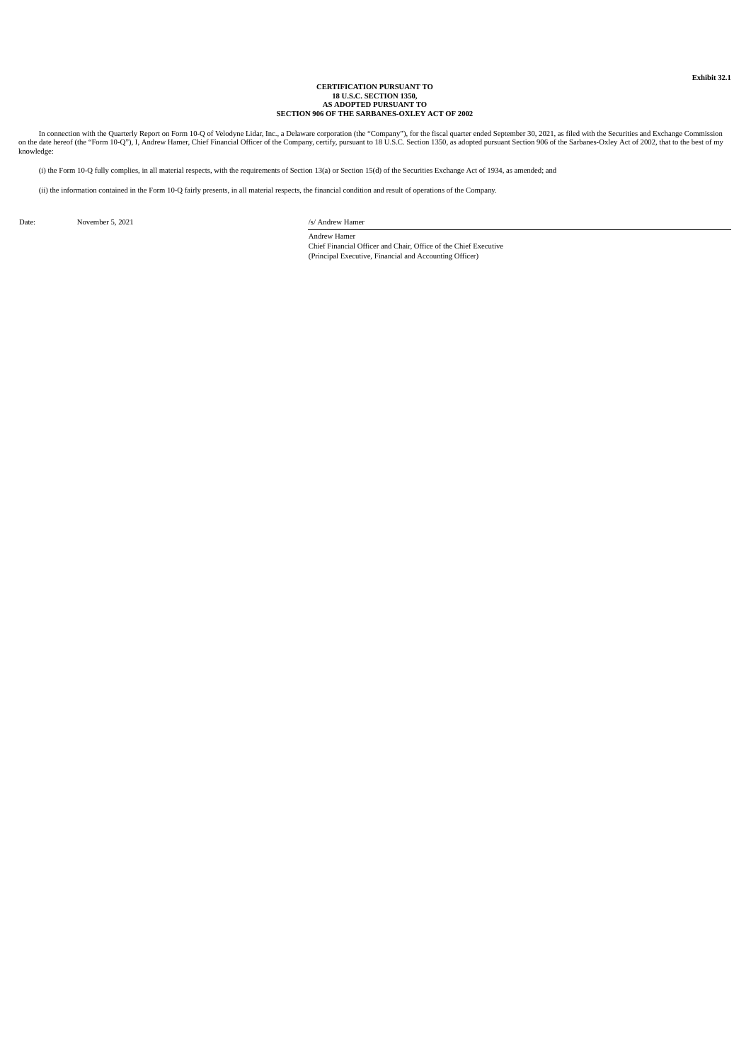**Exhibit 32.1**

**CERTIFICATION PURSUANT TO**
**18 U.S.C. SECTION 1350,**
**AS ADOPTED PURSUANT TO**
**SECTION 906 OF THE SARBANES-OXLEY ACT OF 2002**

In connection with the Quarterly Report on Form 10-Q of Velodyne Lidar, Inc., a Delaware corporation (the "Company"), for the fiscal quarter ended September 30, 2021, as filed with the Securities and Exchange Commission on the date hereof (the "Form 10-Q"), I, Andrew Hamer, Chief Financial Officer of the Company, certify, pursuant to 18 U.S.C. Section 1350, as adopted pursuant Section 906 of the Sarbanes-Oxley Act of 2002, that to the best of my knowledge:

(i) the Form 10-Q fully complies, in all material respects, with the requirements of Section 13(a) or Section 15(d) of the Securities Exchange Act of 1934, as amended; and

(ii) the information contained in the Form 10-Q fairly presents, in all material respects, the financial condition and result of operations of the Company.

Date: November 5, 2021

/s/ Andrew Hamer

Andrew Hamer
Chief Financial Officer and Chair, Office of the Chief Executive
(Principal Executive, Financial and Accounting Officer)